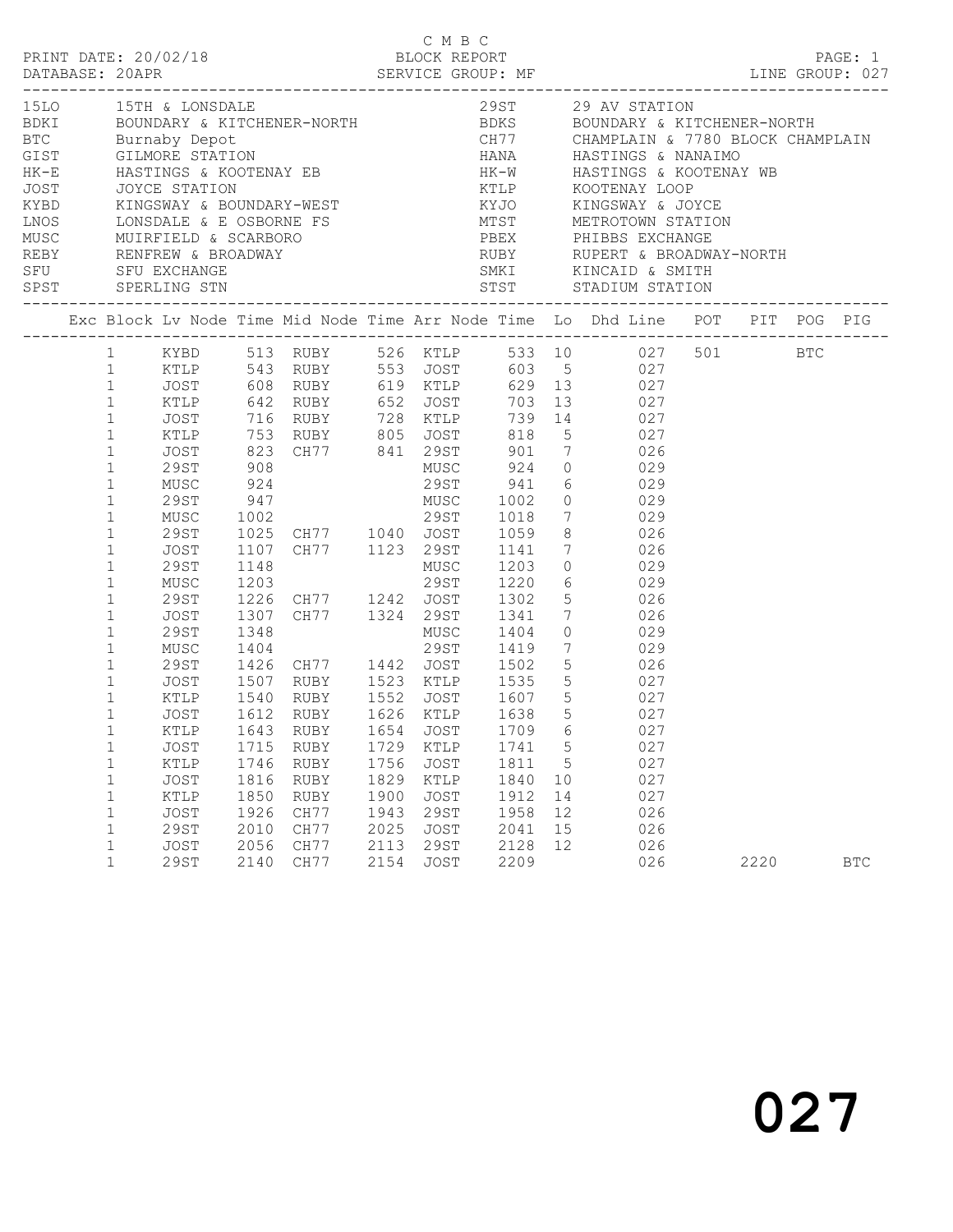C M B C

PRINT DATE: 20/02/18 BLOCK REPORT

DATABASE: 20APR SERVICE GROUP: MF LINE GROUP: 027

| Code | Name | Code | Name |
|---|---|---|---|
| 15LO | 15TH & LONSDALE | 29ST | 29 AV STATION |
| BDKI | BOUNDARY & KITCHENER-NORTH | BDKS | BOUNDARY & KITCHENER-NORTH |
| BTC | Burnaby Depot | CH77 | CHAMPLAIN & 7780 BLOCK CHAMPLAIN |
| GIST | GILMORE STATION | HANA | HASTINGS & NANAIMO |
| HK-E | HASTINGS & KOOTENAY EB | HK-W | HASTINGS & KOOTENAY WB |
| JOST | JOYCE STATION | KTLP | KOOTENAY LOOP |
| KYBD | KINGSWAY & BOUNDARY-WEST | KYJO | KINGSWAY & JOYCE |
| LNOS | LONSDALE & E OSBORNE FS | MTST | METROTOWN STATION |
| MUSC | MUIRFIELD & SCARBORO | PBEX | PHIBBS EXCHANGE |
| REBY | RENFREW & BROADWAY | RUBY | RUPERT & BROADWAY-NORTH |
| SFU | SFU EXCHANGE | SMKI | KINCAID & SMITH |
| SPST | SPERLING STN | STST | STADIUM STATION |

| Exc | Block | Lv Node | Time | Mid Node | Time | Arr Node | Time | Lo | Dhd | Line | POT | PIT | POG | PIG |
|---|---|---|---|---|---|---|---|---|---|---|---|---|---|---|
| | 1 | KYBD | 513 | RUBY | 526 | KTLP | 533 | 10 | | 027 | 501 | | BTC | |
| | 1 | KTLP | 543 | RUBY | 553 | JOST | 603 | 5 | | 027 | | | | |
| | 1 | JOST | 608 | RUBY | 619 | KTLP | 629 | 13 | | 027 | | | | |
| | 1 | KTLP | 642 | RUBY | 652 | JOST | 703 | 13 | | 027 | | | | |
| | 1 | JOST | 716 | RUBY | 728 | KTLP | 739 | 14 | | 027 | | | | |
| | 1 | KTLP | 753 | RUBY | 805 | JOST | 818 | 5 | | 027 | | | | |
| | 1 | JOST | 823 | CH77 | 841 | 29ST | 901 | 7 | | 026 | | | | |
| | 1 | 29ST | 908 | | | MUSC | 924 | 0 | | 029 | | | | |
| | 1 | MUSC | 924 | | | 29ST | 941 | 6 | | 029 | | | | |
| | 1 | 29ST | 947 | | | MUSC | 1002 | 0 | | 029 | | | | |
| | 1 | MUSC | 1002 | | | 29ST | 1018 | 7 | | 029 | | | | |
| | 1 | 29ST | 1025 | CH77 | 1040 | JOST | 1059 | 8 | | 026 | | | | |
| | 1 | JOST | 1107 | CH77 | 1123 | 29ST | 1141 | 7 | | 026 | | | | |
| | 1 | 29ST | 1148 | | | MUSC | 1203 | 0 | | 029 | | | | |
| | 1 | MUSC | 1203 | | | 29ST | 1220 | 6 | | 029 | | | | |
| | 1 | 29ST | 1226 | CH77 | 1242 | JOST | 1302 | 5 | | 026 | | | | |
| | 1 | JOST | 1307 | CH77 | 1324 | 29ST | 1341 | 7 | | 026 | | | | |
| | 1 | 29ST | 1348 | | | MUSC | 1404 | 0 | | 029 | | | | |
| | 1 | MUSC | 1404 | | | 29ST | 1419 | 7 | | 029 | | | | |
| | 1 | 29ST | 1426 | CH77 | 1442 | JOST | 1502 | 5 | | 026 | | | | |
| | 1 | JOST | 1507 | RUBY | 1523 | KTLP | 1535 | 5 | | 027 | | | | |
| | 1 | KTLP | 1540 | RUBY | 1552 | JOST | 1607 | 5 | | 027 | | | | |
| | 1 | JOST | 1612 | RUBY | 1626 | KTLP | 1638 | 5 | | 027 | | | | |
| | 1 | KTLP | 1643 | RUBY | 1654 | JOST | 1709 | 6 | | 027 | | | | |
| | 1 | JOST | 1715 | RUBY | 1729 | KTLP | 1741 | 5 | | 027 | | | | |
| | 1 | KTLP | 1746 | RUBY | 1756 | JOST | 1811 | 5 | | 027 | | | | |
| | 1 | JOST | 1816 | RUBY | 1829 | KTLP | 1840 | 10 | | 027 | | | | |
| | 1 | KTLP | 1850 | RUBY | 1900 | JOST | 1912 | 14 | | 027 | | | | |
| | 1 | JOST | 1926 | CH77 | 1943 | 29ST | 1958 | 12 | | 026 | | | | |
| | 1 | 29ST | 2010 | CH77 | 2025 | JOST | 2041 | 15 | | 026 | | | | |
| | 1 | JOST | 2056 | CH77 | 2113 | 29ST | 2128 | 12 | | 026 | | | | |
| | 1 | 29ST | 2140 | CH77 | 2154 | JOST | 2209 | | | 026 | | 2220 | | BTC |

027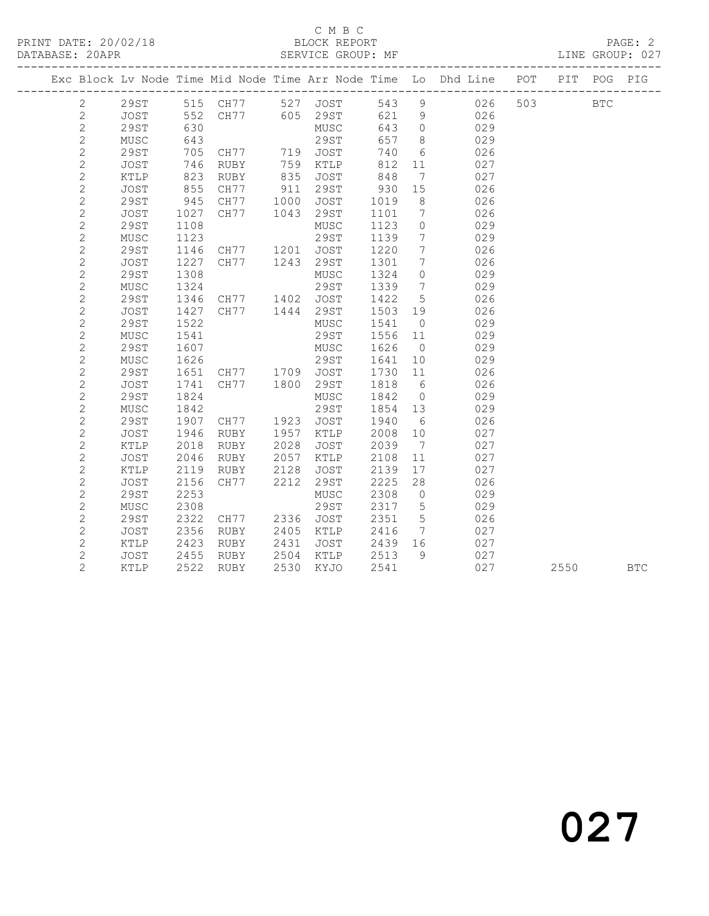C M B C

BLOCK REPORT

SERVICE GROUP: MF

DATABASE: 20APR

LINE GROUP: 027

| Exc | Block | Lv | Node | Time | Mid Node | Time | Arr Node | Time | Lo | Dhd Line | POT | PIT | POG | PIG |
|---|---|---|---|---|---|---|---|---|---|---|---|---|---|---|
| | 2 | | 29ST | 515 | CH77 | 527 | JOST | 543 | 9 | 026 | 503 | | BTC | |
| | 2 | | JOST | 552 | CH77 | 605 | 29ST | 621 | 9 | 026 | | | | |
| | 2 | | 29ST | 630 | | | MUSC | 643 | 0 | 029 | | | | |
| | 2 | | MUSC | 643 | | | 29ST | 657 | 8 | 029 | | | | |
| | 2 | | 29ST | 705 | CH77 | 719 | JOST | 740 | 6 | 026 | | | | |
| | 2 | | JOST | 746 | RUBY | 759 | KTLP | 812 | 11 | 027 | | | | |
| | 2 | | KTLP | 823 | RUBY | 835 | JOST | 848 | 7 | 027 | | | | |
| | 2 | | JOST | 855 | CH77 | 911 | 29ST | 930 | 15 | 026 | | | | |
| | 2 | | 29ST | 945 | CH77 | 1000 | JOST | 1019 | 8 | 026 | | | | |
| | 2 | | JOST | 1027 | CH77 | 1043 | 29ST | 1101 | 7 | 026 | | | | |
| | 2 | | 29ST | 1108 | | | MUSC | 1123 | 0 | 029 | | | | |
| | 2 | | MUSC | 1123 | | | 29ST | 1139 | 7 | 029 | | | | |
| | 2 | | 29ST | 1146 | CH77 | 1201 | JOST | 1220 | 7 | 026 | | | | |
| | 2 | | JOST | 1227 | CH77 | 1243 | 29ST | 1301 | 7 | 026 | | | | |
| | 2 | | 29ST | 1308 | | | MUSC | 1324 | 0 | 029 | | | | |
| | 2 | | MUSC | 1324 | | | 29ST | 1339 | 7 | 029 | | | | |
| | 2 | | 29ST | 1346 | CH77 | 1402 | JOST | 1422 | 5 | 026 | | | | |
| | 2 | | JOST | 1427 | CH77 | 1444 | 29ST | 1503 | 19 | 026 | | | | |
| | 2 | | 29ST | 1522 | | | MUSC | 1541 | 0 | 029 | | | | |
| | 2 | | MUSC | 1541 | | | 29ST | 1556 | 11 | 029 | | | | |
| | 2 | | 29ST | 1607 | | | MUSC | 1626 | 0 | 029 | | | | |
| | 2 | | MUSC | 1626 | | | 29ST | 1641 | 10 | 029 | | | | |
| | 2 | | 29ST | 1651 | CH77 | 1709 | JOST | 1730 | 11 | 026 | | | | |
| | 2 | | JOST | 1741 | CH77 | 1800 | 29ST | 1818 | 6 | 026 | | | | |
| | 2 | | 29ST | 1824 | | | MUSC | 1842 | 0 | 029 | | | | |
| | 2 | | MUSC | 1842 | | | 29ST | 1854 | 13 | 029 | | | | |
| | 2 | | 29ST | 1907 | CH77 | 1923 | JOST | 1940 | 6 | 026 | | | | |
| | 2 | | JOST | 1946 | RUBY | 1957 | KTLP | 2008 | 10 | 027 | | | | |
| | 2 | | KTLP | 2018 | RUBY | 2028 | JOST | 2039 | 7 | 027 | | | | |
| | 2 | | JOST | 2046 | RUBY | 2057 | KTLP | 2108 | 11 | 027 | | | | |
| | 2 | | KTLP | 2119 | RUBY | 2128 | JOST | 2139 | 17 | 027 | | | | |
| | 2 | | JOST | 2156 | CH77 | 2212 | 29ST | 2225 | 28 | 026 | | | | |
| | 2 | | 29ST | 2253 | | | MUSC | 2308 | 0 | 029 | | | | |
| | 2 | | MUSC | 2308 | | | 29ST | 2317 | 5 | 029 | | | | |
| | 2 | | 29ST | 2322 | CH77 | 2336 | JOST | 2351 | 5 | 026 | | | | |
| | 2 | | JOST | 2356 | RUBY | 2405 | KTLP | 2416 | 7 | 027 | | | | |
| | 2 | | KTLP | 2423 | RUBY | 2431 | JOST | 2439 | 16 | 027 | | | | |
| | 2 | | JOST | 2455 | RUBY | 2504 | KTLP | 2513 | 9 | 027 | | | | |
| | 2 | | KTLP | 2522 | RUBY | 2530 | KYJO | 2541 | | 027 | | 2550 | | BTC |

027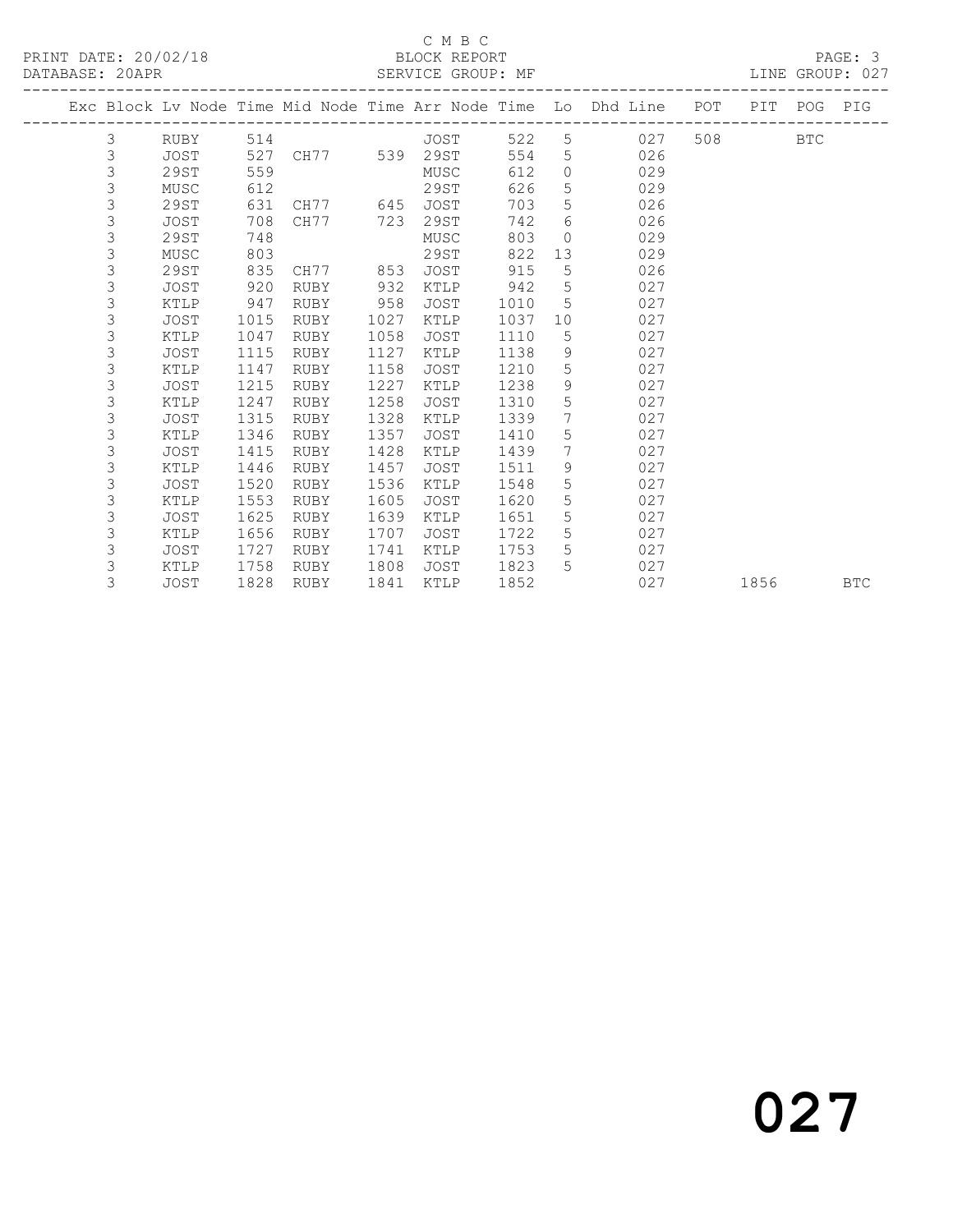C M B C

PRINT DATE: 20/02/18 BLOCK REPORT

DATABASE: 20APR SERVICE GROUP: MF LINE GROUP: 027

| Exc | Block | Lv Node | Time | Mid Node | Time | Arr Node | Time | Lo | Dhd Line | POT | PIT | POG | PIG |
|---|---|---|---|---|---|---|---|---|---|---|---|---|---|
| | 3 | RUBY | 514 | | | JOST | 522 | 5 | 027 | 508 | | BTC | |
| | 3 | JOST | 527 | CH77 | 539 | 29ST | 554 | 5 | 026 | | | | |
| | 3 | 29ST | 559 | | | MUSC | 612 | 0 | 029 | | | | |
| | 3 | MUSC | 612 | | | 29ST | 626 | 5 | 029 | | | | |
| | 3 | 29ST | 631 | CH77 | 645 | JOST | 703 | 5 | 026 | | | | |
| | 3 | JOST | 708 | CH77 | 723 | 29ST | 742 | 6 | 026 | | | | |
| | 3 | 29ST | 748 | | | MUSC | 803 | 0 | 029 | | | | |
| | 3 | MUSC | 803 | | | 29ST | 822 | 13 | 029 | | | | |
| | 3 | 29ST | 835 | CH77 | 853 | JOST | 915 | 5 | 026 | | | | |
| | 3 | JOST | 920 | RUBY | 932 | KTLP | 942 | 5 | 027 | | | | |
| | 3 | KTLP | 947 | RUBY | 958 | JOST | 1010 | 5 | 027 | | | | |
| | 3 | JOST | 1015 | RUBY | 1027 | KTLP | 1037 | 10 | 027 | | | | |
| | 3 | KTLP | 1047 | RUBY | 1058 | JOST | 1110 | 5 | 027 | | | | |
| | 3 | JOST | 1115 | RUBY | 1127 | KTLP | 1138 | 9 | 027 | | | | |
| | 3 | KTLP | 1147 | RUBY | 1158 | JOST | 1210 | 5 | 027 | | | | |
| | 3 | JOST | 1215 | RUBY | 1227 | KTLP | 1238 | 9 | 027 | | | | |
| | 3 | KTLP | 1247 | RUBY | 1258 | JOST | 1310 | 5 | 027 | | | | |
| | 3 | JOST | 1315 | RUBY | 1328 | KTLP | 1339 | 7 | 027 | | | | |
| | 3 | KTLP | 1346 | RUBY | 1357 | JOST | 1410 | 5 | 027 | | | | |
| | 3 | JOST | 1415 | RUBY | 1428 | KTLP | 1439 | 7 | 027 | | | | |
| | 3 | KTLP | 1446 | RUBY | 1457 | JOST | 1511 | 9 | 027 | | | | |
| | 3 | JOST | 1520 | RUBY | 1536 | KTLP | 1548 | 5 | 027 | | | | |
| | 3 | KTLP | 1553 | RUBY | 1605 | JOST | 1620 | 5 | 027 | | | | |
| | 3 | JOST | 1625 | RUBY | 1639 | KTLP | 1651 | 5 | 027 | | | | |
| | 3 | KTLP | 1656 | RUBY | 1707 | JOST | 1722 | 5 | 027 | | | | |
| | 3 | JOST | 1727 | RUBY | 1741 | KTLP | 1753 | 5 | 027 | | | | |
| | 3 | KTLP | 1758 | RUBY | 1808 | JOST | 1823 | 5 | 027 | | | | |
| | 3 | JOST | 1828 | RUBY | 1841 | KTLP | 1852 | | 027 | | 1856 | | BTC |

# 027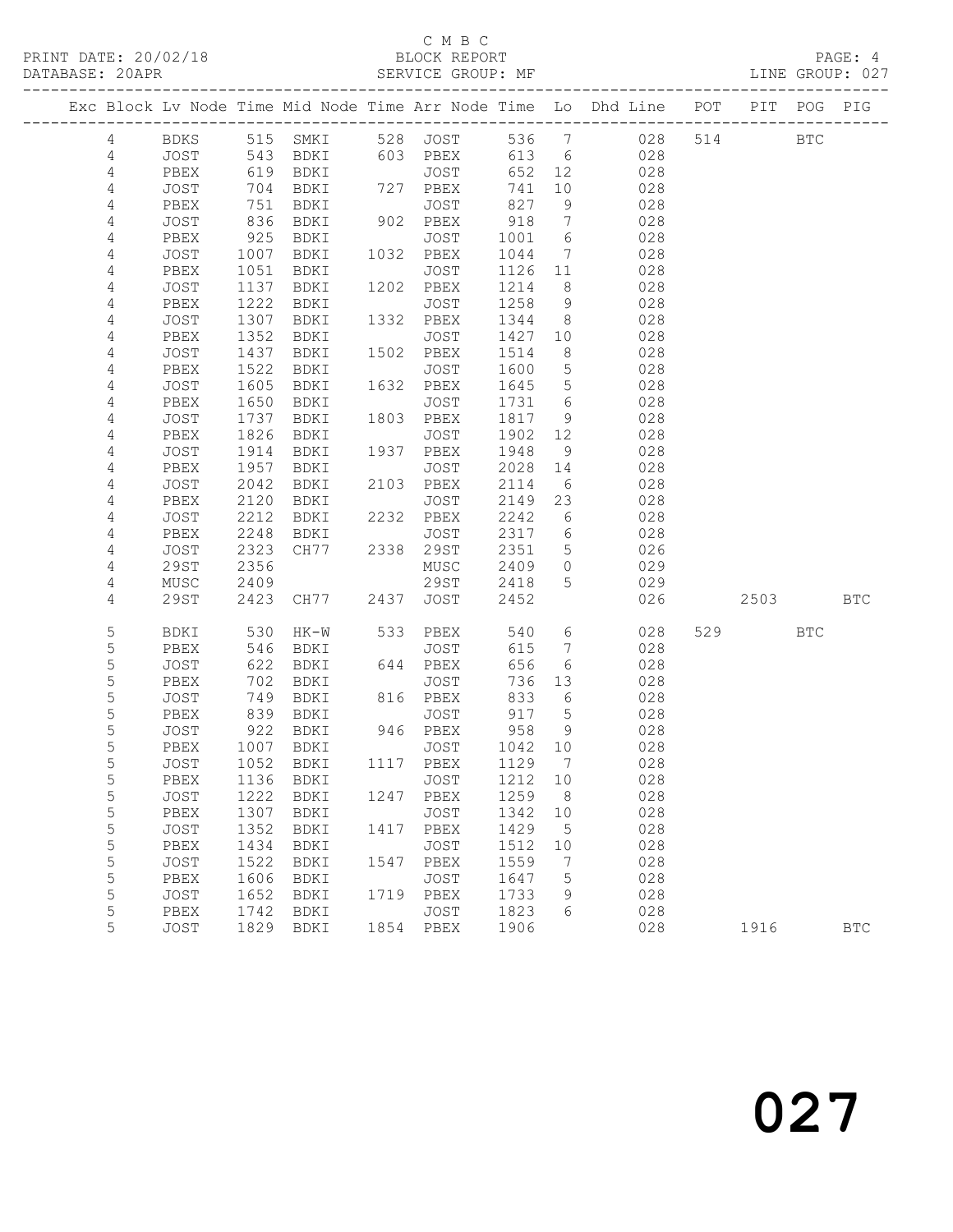C M B C
BLOCK REPORT
SERVICE GROUP: MF

PRINT DATE: 20/02/18
DATABASE: 20APR
LINE GROUP: 027

| Exc | Block | Lv | Node | Time | Mid Node | Time | Arr Node | Time | Lo | Dhd Line | POT | PIT | POG | PIG |
|---|---|---|---|---|---|---|---|---|---|---|---|---|---|---|
| | 4 | | BDKS | 515 | SMKI | 528 | JOST | 536 | 7 | 028 | 514 | | BTC | |
| | 4 | | JOST | 543 | BDKI | 603 | PBEX | 613 | 6 | 028 | | | | |
| | 4 | | PBEX | 619 | BDKI | | JOST | 652 | 12 | 028 | | | | |
| | 4 | | JOST | 704 | BDKI | 727 | PBEX | 741 | 10 | 028 | | | | |
| | 4 | | PBEX | 751 | BDKI | | JOST | 827 | 9 | 028 | | | | |
| | 4 | | JOST | 836 | BDKI | 902 | PBEX | 918 | 7 | 028 | | | | |
| | 4 | | PBEX | 925 | BDKI | | JOST | 1001 | 6 | 028 | | | | |
| | 4 | | JOST | 1007 | BDKI | 1032 | PBEX | 1044 | 7 | 028 | | | | |
| | 4 | | PBEX | 1051 | BDKI | | JOST | 1126 | 11 | 028 | | | | |
| | 4 | | JOST | 1137 | BDKI | 1202 | PBEX | 1214 | 8 | 028 | | | | |
| | 4 | | PBEX | 1222 | BDKI | | JOST | 1258 | 9 | 028 | | | | |
| | 4 | | JOST | 1307 | BDKI | 1332 | PBEX | 1344 | 8 | 028 | | | | |
| | 4 | | PBEX | 1352 | BDKI | | JOST | 1427 | 10 | 028 | | | | |
| | 4 | | JOST | 1437 | BDKI | 1502 | PBEX | 1514 | 8 | 028 | | | | |
| | 4 | | PBEX | 1522 | BDKI | | JOST | 1600 | 5 | 028 | | | | |
| | 4 | | JOST | 1605 | BDKI | 1632 | PBEX | 1645 | 5 | 028 | | | | |
| | 4 | | PBEX | 1650 | BDKI | | JOST | 1731 | 6 | 028 | | | | |
| | 4 | | JOST | 1737 | BDKI | 1803 | PBEX | 1817 | 9 | 028 | | | | |
| | 4 | | PBEX | 1826 | BDKI | | JOST | 1902 | 12 | 028 | | | | |
| | 4 | | JOST | 1914 | BDKI | 1937 | PBEX | 1948 | 9 | 028 | | | | |
| | 4 | | PBEX | 1957 | BDKI | | JOST | 2028 | 14 | 028 | | | | |
| | 4 | | JOST | 2042 | BDKI | 2103 | PBEX | 2114 | 6 | 028 | | | | |
| | 4 | | PBEX | 2120 | BDKI | | JOST | 2149 | 23 | 028 | | | | |
| | 4 | | JOST | 2212 | BDKI | 2232 | PBEX | 2242 | 6 | 028 | | | | |
| | 4 | | PBEX | 2248 | BDKI | | JOST | 2317 | 6 | 028 | | | | |
| | 4 | | JOST | 2323 | CH77 | 2338 | 29ST | 2351 | 5 | 026 | | | | |
| | 4 | | 29ST | 2356 | | | MUSC | 2409 | 0 | 029 | | | | |
| | 4 | | MUSC | 2409 | | | 29ST | 2418 | 5 | 029 | | | | |
| | 4 | | 29ST | 2423 | CH77 | 2437 | JOST | 2452 | | 026 | | 2503 | | BTC |
| | 5 | | BDKI | 530 | HK-W | 533 | PBEX | 540 | 6 | 028 | 529 | | BTC | |
| | 5 | | PBEX | 546 | BDKI | | JOST | 615 | 7 | 028 | | | | |
| | 5 | | JOST | 622 | BDKI | 644 | PBEX | 656 | 6 | 028 | | | | |
| | 5 | | PBEX | 702 | BDKI | | JOST | 736 | 13 | 028 | | | | |
| | 5 | | JOST | 749 | BDKI | 816 | PBEX | 833 | 6 | 028 | | | | |
| | 5 | | PBEX | 839 | BDKI | | JOST | 917 | 5 | 028 | | | | |
| | 5 | | JOST | 922 | BDKI | 946 | PBEX | 958 | 9 | 028 | | | | |
| | 5 | | PBEX | 1007 | BDKI | | JOST | 1042 | 10 | 028 | | | | |
| | 5 | | JOST | 1052 | BDKI | 1117 | PBEX | 1129 | 7 | 028 | | | | |
| | 5 | | PBEX | 1136 | BDKI | | JOST | 1212 | 10 | 028 | | | | |
| | 5 | | JOST | 1222 | BDKI | 1247 | PBEX | 1259 | 8 | 028 | | | | |
| | 5 | | PBEX | 1307 | BDKI | | JOST | 1342 | 10 | 028 | | | | |
| | 5 | | JOST | 1352 | BDKI | 1417 | PBEX | 1429 | 5 | 028 | | | | |
| | 5 | | PBEX | 1434 | BDKI | | JOST | 1512 | 10 | 028 | | | | |
| | 5 | | JOST | 1522 | BDKI | 1547 | PBEX | 1559 | 7 | 028 | | | | |
| | 5 | | PBEX | 1606 | BDKI | | JOST | 1647 | 5 | 028 | | | | |
| | 5 | | JOST | 1652 | BDKI | 1719 | PBEX | 1733 | 9 | 028 | | | | |
| | 5 | | PBEX | 1742 | BDKI | | JOST | 1823 | 6 | 028 | | | | |
| | 5 | | JOST | 1829 | BDKI | 1854 | PBEX | 1906 | | 028 | | 1916 | | BTC |

027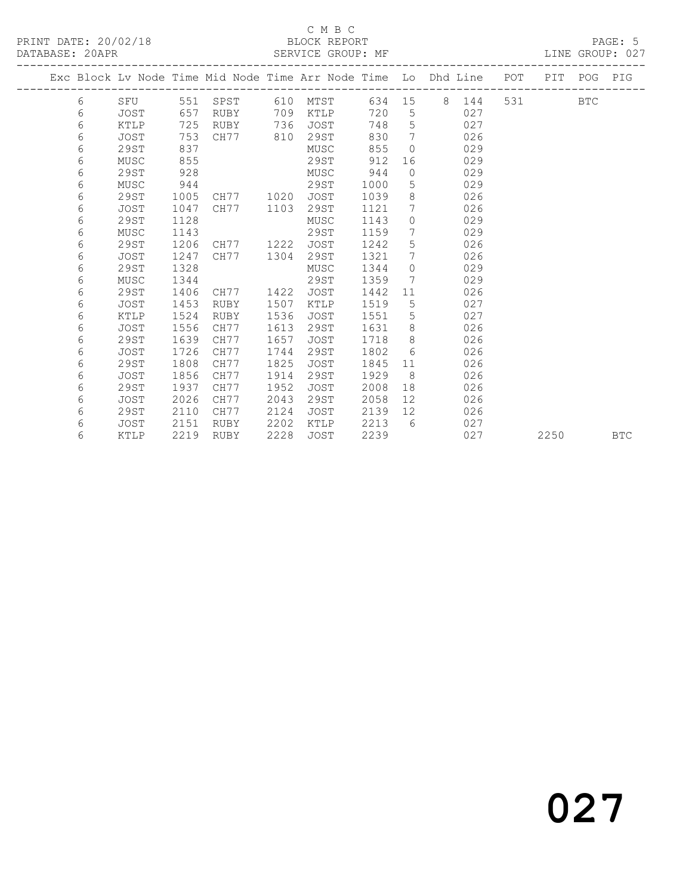C M B C
BLOCK REPORT
SERVICE GROUP: MF

PRINT DATE: 20/02/18
DATABASE: 20APR

LINE GROUP: 027

| Exc | Block | Lv Node | Time | Mid Node | Time | Arr Node | Time | Lo | Dhd | Line | POT | PIT | POG | PIG |
|---|---|---|---|---|---|---|---|---|---|---|---|---|---|---|
| | 6 | SFU | 551 | SPST | 610 | MTST | 634 | 15 | 8 | 144 | 531 | | BTC | |
| | 6 | JOST | 657 | RUBY | 709 | KTLP | 720 | 5 | | 027 | | | | |
| | 6 | KTLP | 725 | RUBY | 736 | JOST | 748 | 5 | | 027 | | | | |
| | 6 | JOST | 753 | CH77 | 810 | 29ST | 830 | 7 | | 026 | | | | |
| | 6 | 29ST | 837 | | | MUSC | 855 | 0 | | 029 | | | | |
| | 6 | MUSC | 855 | | | 29ST | 912 | 16 | | 029 | | | | |
| | 6 | 29ST | 928 | | | MUSC | 944 | 0 | | 029 | | | | |
| | 6 | MUSC | 944 | | | 29ST | 1000 | 5 | | 029 | | | | |
| | 6 | 29ST | 1005 | CH77 | 1020 | JOST | 1039 | 8 | | 026 | | | | |
| | 6 | JOST | 1047 | CH77 | 1103 | 29ST | 1121 | 7 | | 026 | | | | |
| | 6 | 29ST | 1128 | | | MUSC | 1143 | 0 | | 029 | | | | |
| | 6 | MUSC | 1143 | | | 29ST | 1159 | 7 | | 029 | | | | |
| | 6 | 29ST | 1206 | CH77 | 1222 | JOST | 1242 | 5 | | 026 | | | | |
| | 6 | JOST | 1247 | CH77 | 1304 | 29ST | 1321 | 7 | | 026 | | | | |
| | 6 | 29ST | 1328 | | | MUSC | 1344 | 0 | | 029 | | | | |
| | 6 | MUSC | 1344 | | | 29ST | 1359 | 7 | | 029 | | | | |
| | 6 | 29ST | 1406 | CH77 | 1422 | JOST | 1442 | 11 | | 026 | | | | |
| | 6 | JOST | 1453 | RUBY | 1507 | KTLP | 1519 | 5 | | 027 | | | | |
| | 6 | KTLP | 1524 | RUBY | 1536 | JOST | 1551 | 5 | | 027 | | | | |
| | 6 | JOST | 1556 | CH77 | 1613 | 29ST | 1631 | 8 | | 026 | | | | |
| | 6 | 29ST | 1639 | CH77 | 1657 | JOST | 1718 | 8 | | 026 | | | | |
| | 6 | JOST | 1726 | CH77 | 1744 | 29ST | 1802 | 6 | | 026 | | | | |
| | 6 | 29ST | 1808 | CH77 | 1825 | JOST | 1845 | 11 | | 026 | | | | |
| | 6 | JOST | 1856 | CH77 | 1914 | 29ST | 1929 | 8 | | 026 | | | | |
| | 6 | 29ST | 1937 | CH77 | 1952 | JOST | 2008 | 18 | | 026 | | | | |
| | 6 | JOST | 2026 | CH77 | 2043 | 29ST | 2058 | 12 | | 026 | | | | |
| | 6 | 29ST | 2110 | CH77 | 2124 | JOST | 2139 | 12 | | 026 | | | | |
| | 6 | JOST | 2151 | RUBY | 2202 | KTLP | 2213 | 6 | | 027 | | | | |
| | 6 | KTLP | 2219 | RUBY | 2228 | JOST | 2239 | | | 027 | | 2250 | | BTC |

027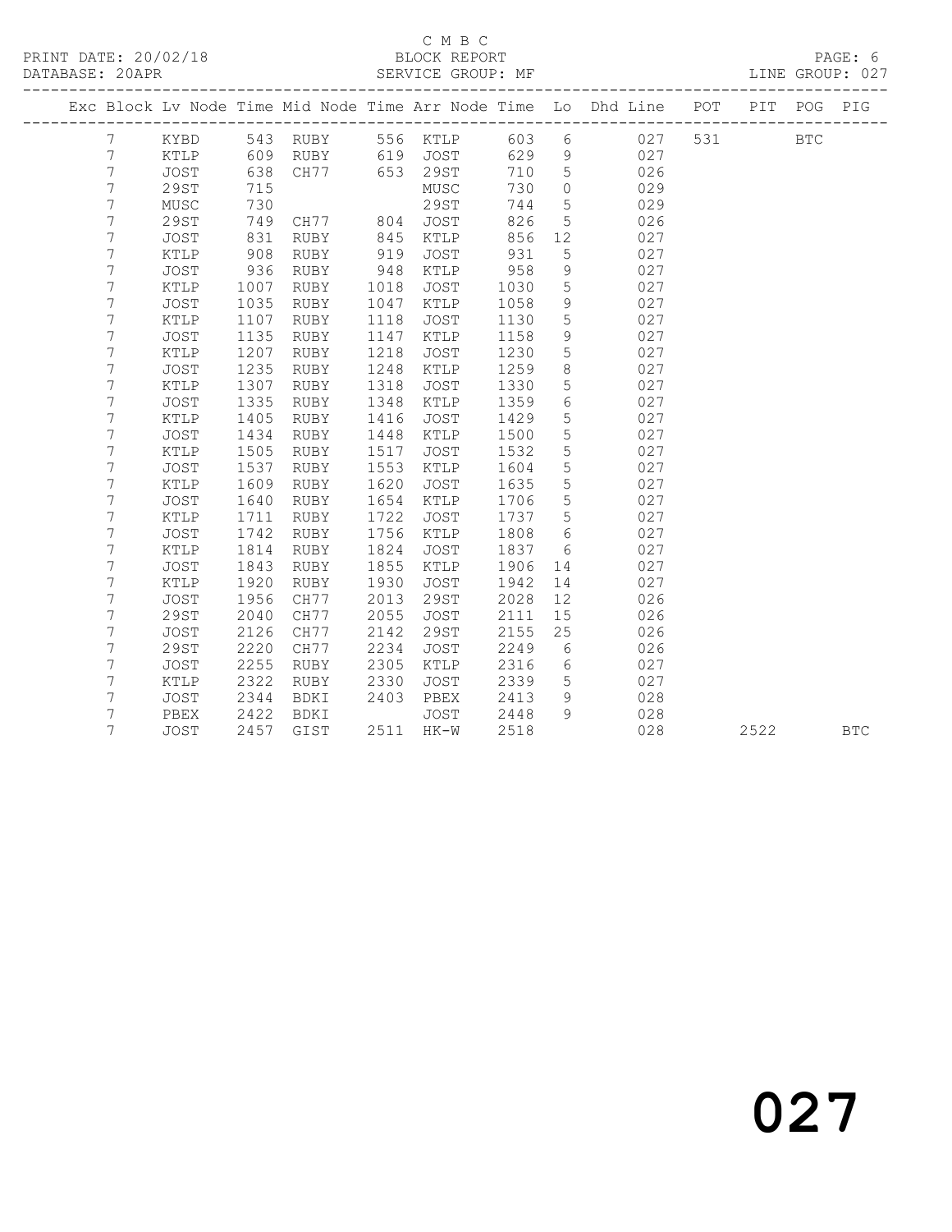C M B C
BLOCK REPORT
SERVICE GROUP: MF

PRINT DATE: 20/02/18
DATABASE: 20APR
LINE GROUP: 027

| Exc | Block | Lv | Node | Time | Mid Node | Time | Arr Node | Time | Lo | Dhd Line | POT | PIT | POG | PIG |
|---|---|---|---|---|---|---|---|---|---|---|---|---|---|---|
| | 7 | | KYBD | 543 | RUBY | 556 | KTLP | 603 | 6 | 027 | 531 | | BTC | |
| | 7 | | KTLP | 609 | RUBY | 619 | JOST | 629 | 9 | 027 | | | | |
| | 7 | | JOST | 638 | CH77 | 653 | 29ST | 710 | 5 | 026 | | | | |
| | 7 | | 29ST | 715 | | | MUSC | 730 | 0 | 029 | | | | |
| | 7 | | MUSC | 730 | | | 29ST | 744 | 5 | 029 | | | | |
| | 7 | | 29ST | 749 | CH77 | 804 | JOST | 826 | 5 | 026 | | | | |
| | 7 | | JOST | 831 | RUBY | 845 | KTLP | 856 | 12 | 027 | | | | |
| | 7 | | KTLP | 908 | RUBY | 919 | JOST | 931 | 5 | 027 | | | | |
| | 7 | | JOST | 936 | RUBY | 948 | KTLP | 958 | 9 | 027 | | | | |
| | 7 | | KTLP | 1007 | RUBY | 1018 | JOST | 1030 | 5 | 027 | | | | |
| | 7 | | JOST | 1035 | RUBY | 1047 | KTLP | 1058 | 9 | 027 | | | | |
| | 7 | | KTLP | 1107 | RUBY | 1118 | JOST | 1130 | 5 | 027 | | | | |
| | 7 | | JOST | 1135 | RUBY | 1147 | KTLP | 1158 | 9 | 027 | | | | |
| | 7 | | KTLP | 1207 | RUBY | 1218 | JOST | 1230 | 5 | 027 | | | | |
| | 7 | | JOST | 1235 | RUBY | 1248 | KTLP | 1259 | 8 | 027 | | | | |
| | 7 | | KTLP | 1307 | RUBY | 1318 | JOST | 1330 | 5 | 027 | | | | |
| | 7 | | JOST | 1335 | RUBY | 1348 | KTLP | 1359 | 6 | 027 | | | | |
| | 7 | | KTLP | 1405 | RUBY | 1416 | JOST | 1429 | 5 | 027 | | | | |
| | 7 | | JOST | 1434 | RUBY | 1448 | KTLP | 1500 | 5 | 027 | | | | |
| | 7 | | KTLP | 1505 | RUBY | 1517 | JOST | 1532 | 5 | 027 | | | | |
| | 7 | | JOST | 1537 | RUBY | 1553 | KTLP | 1604 | 5 | 027 | | | | |
| | 7 | | KTLP | 1609 | RUBY | 1620 | JOST | 1635 | 5 | 027 | | | | |
| | 7 | | JOST | 1640 | RUBY | 1654 | KTLP | 1706 | 5 | 027 | | | | |
| | 7 | | KTLP | 1711 | RUBY | 1722 | JOST | 1737 | 5 | 027 | | | | |
| | 7 | | JOST | 1742 | RUBY | 1756 | KTLP | 1808 | 6 | 027 | | | | |
| | 7 | | KTLP | 1814 | RUBY | 1824 | JOST | 1837 | 6 | 027 | | | | |
| | 7 | | JOST | 1843 | RUBY | 1855 | KTLP | 1906 | 14 | 027 | | | | |
| | 7 | | KTLP | 1920 | RUBY | 1930 | JOST | 1942 | 14 | 027 | | | | |
| | 7 | | JOST | 1956 | CH77 | 2013 | 29ST | 2028 | 12 | 026 | | | | |
| | 7 | | 29ST | 2040 | CH77 | 2055 | JOST | 2111 | 15 | 026 | | | | |
| | 7 | | JOST | 2126 | CH77 | 2142 | 29ST | 2155 | 25 | 026 | | | | |
| | 7 | | 29ST | 2220 | CH77 | 2234 | JOST | 2249 | 6 | 026 | | | | |
| | 7 | | JOST | 2255 | RUBY | 2305 | KTLP | 2316 | 6 | 027 | | | | |
| | 7 | | KTLP | 2322 | RUBY | 2330 | JOST | 2339 | 5 | 027 | | | | |
| | 7 | | JOST | 2344 | BDKI | 2403 | PBEX | 2413 | 9 | 028 | | | | |
| | 7 | | PBEX | 2422 | BDKI | | JOST | 2448 | 9 | 028 | | | | |
| | 7 | | JOST | 2457 | GIST | 2511 | HK-W | 2518 | | 028 | | 2522 | | BTC |

027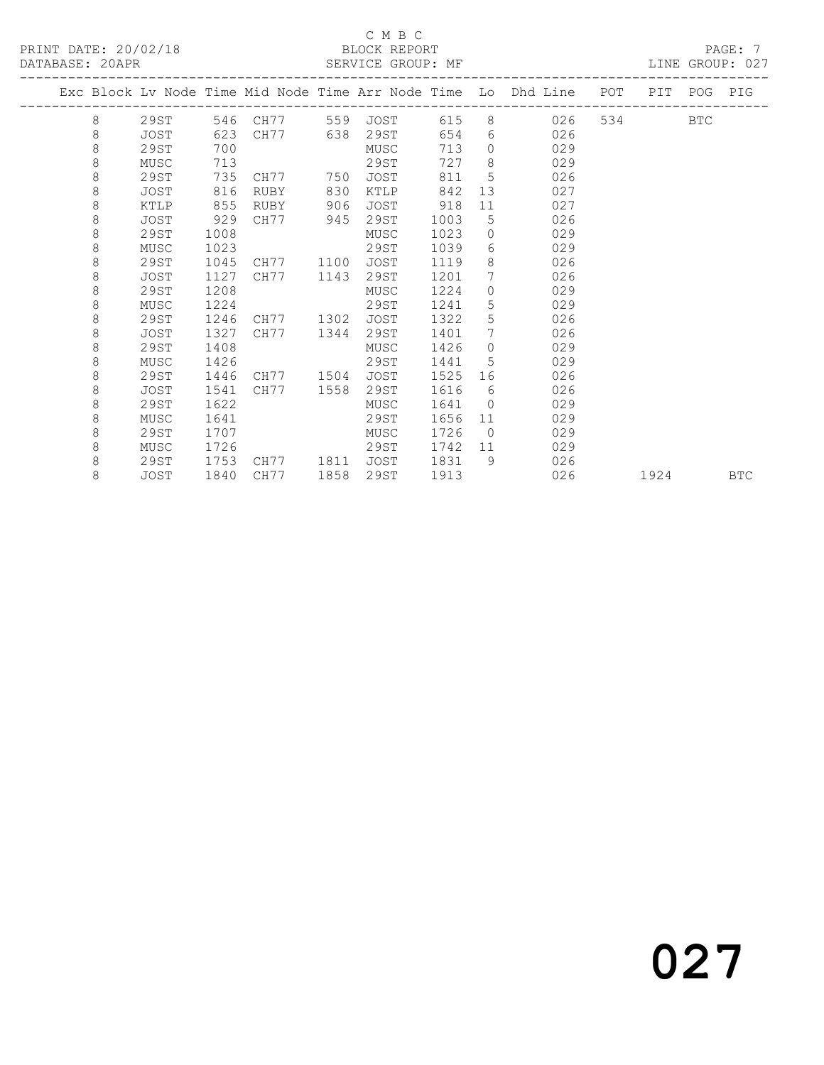C M B C

PRINT DATE: 20/02/18 BLOCK REPORT

DATABASE: 20APR SERVICE GROUP: MF LINE GROUP: 027

| Exc | Block | Lv Node | Time | Mid Node | Time | Arr Node | Time | Lo | Dhd Line | POT | PIT | POG | PIG |
|---|---|---|---|---|---|---|---|---|---|---|---|---|---|
| | 8 | 29ST | 546 | CH77 | 559 | JOST | 615 | 8 | 026 | 534 | | BTC | |
| | 8 | JOST | 623 | CH77 | 638 | 29ST | 654 | 6 | 026 | | | | |
| | 8 | 29ST | 700 | | | MUSC | 713 | 0 | 029 | | | | |
| | 8 | MUSC | 713 | | | 29ST | 727 | 8 | 029 | | | | |
| | 8 | 29ST | 735 | CH77 | 750 | JOST | 811 | 5 | 026 | | | | |
| | 8 | JOST | 816 | RUBY | 830 | KTLP | 842 | 13 | 027 | | | | |
| | 8 | KTLP | 855 | RUBY | 906 | JOST | 918 | 11 | 027 | | | | |
| | 8 | JOST | 929 | CH77 | 945 | 29ST | 1003 | 5 | 026 | | | | |
| | 8 | 29ST | 1008 | | | MUSC | 1023 | 0 | 029 | | | | |
| | 8 | MUSC | 1023 | | | 29ST | 1039 | 6 | 029 | | | | |
| | 8 | 29ST | 1045 | CH77 | 1100 | JOST | 1119 | 8 | 026 | | | | |
| | 8 | JOST | 1127 | CH77 | 1143 | 29ST | 1201 | 7 | 026 | | | | |
| | 8 | 29ST | 1208 | | | MUSC | 1224 | 0 | 029 | | | | |
| | 8 | MUSC | 1224 | | | 29ST | 1241 | 5 | 029 | | | | |
| | 8 | 29ST | 1246 | CH77 | 1302 | JOST | 1322 | 5 | 026 | | | | |
| | 8 | JOST | 1327 | CH77 | 1344 | 29ST | 1401 | 7 | 026 | | | | |
| | 8 | 29ST | 1408 | | | MUSC | 1426 | 0 | 029 | | | | |
| | 8 | MUSC | 1426 | | | 29ST | 1441 | 5 | 029 | | | | |
| | 8 | 29ST | 1446 | CH77 | 1504 | JOST | 1525 | 16 | 026 | | | | |
| | 8 | JOST | 1541 | CH77 | 1558 | 29ST | 1616 | 6 | 026 | | | | |
| | 8 | 29ST | 1622 | | | MUSC | 1641 | 0 | 029 | | | | |
| | 8 | MUSC | 1641 | | | 29ST | 1656 | 11 | 029 | | | | |
| | 8 | 29ST | 1707 | | | MUSC | 1726 | 0 | 029 | | | | |
| | 8 | MUSC | 1726 | | | 29ST | 1742 | 11 | 029 | | | | |
| | 8 | 29ST | 1753 | CH77 | 1811 | JOST | 1831 | 9 | 026 | | | | |
| | 8 | JOST | 1840 | CH77 | 1858 | 29ST | 1913 | | 026 | | 1924 | | BTC |

# 027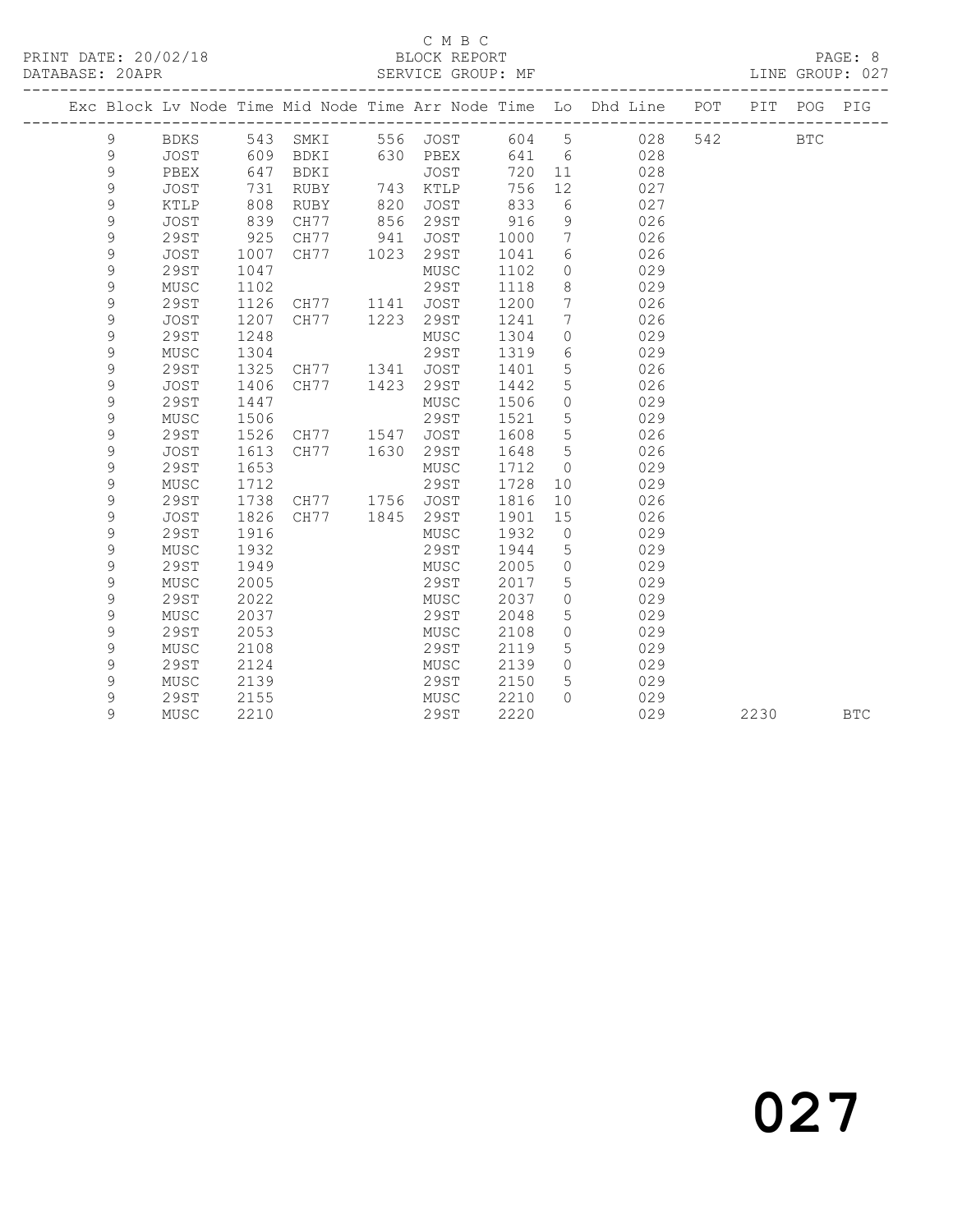C M B C
PRINT DATE: 20/02/18 BLOCK REPORT
DATABASE: 20APR SERVICE GROUP: MF LINE GROUP: 027

| Exc | Block | Lv | Node | Time | Mid Node | Time | Arr Node | Time | Lo | Dhd Line | POT | PIT | POG | PIG |
|---|---|---|---|---|---|---|---|---|---|---|---|---|---|---|
| | 9 | | BDKS | 543 | SMKI | 556 | JOST | 604 | 5 | 028 | 542 | | BTC | |
| | 9 | | JOST | 609 | BDKI | 630 | PBEX | 641 | 6 | 028 | | | | |
| | 9 | | PBEX | 647 | BDKI | | JOST | 720 | 11 | 028 | | | | |
| | 9 | | JOST | 731 | RUBY | 743 | KTLP | 756 | 12 | 027 | | | | |
| | 9 | | KTLP | 808 | RUBY | 820 | JOST | 833 | 6 | 027 | | | | |
| | 9 | | JOST | 839 | CH77 | 856 | 29ST | 916 | 9 | 026 | | | | |
| | 9 | | 29ST | 925 | CH77 | 941 | JOST | 1000 | 7 | 026 | | | | |
| | 9 | | JOST | 1007 | CH77 | 1023 | 29ST | 1041 | 6 | 026 | | | | |
| | 9 | | 29ST | 1047 | | | MUSC | 1102 | 0 | 029 | | | | |
| | 9 | | MUSC | 1102 | | | 29ST | 1118 | 8 | 029 | | | | |
| | 9 | | 29ST | 1126 | CH77 | 1141 | JOST | 1200 | 7 | 026 | | | | |
| | 9 | | JOST | 1207 | CH77 | 1223 | 29ST | 1241 | 7 | 026 | | | | |
| | 9 | | 29ST | 1248 | | | MUSC | 1304 | 0 | 029 | | | | |
| | 9 | | MUSC | 1304 | | | 29ST | 1319 | 6 | 029 | | | | |
| | 9 | | 29ST | 1325 | CH77 | 1341 | JOST | 1401 | 5 | 026 | | | | |
| | 9 | | JOST | 1406 | CH77 | 1423 | 29ST | 1442 | 5 | 026 | | | | |
| | 9 | | 29ST | 1447 | | | MUSC | 1506 | 0 | 029 | | | | |
| | 9 | | MUSC | 1506 | | | 29ST | 1521 | 5 | 029 | | | | |
| | 9 | | 29ST | 1526 | CH77 | 1547 | JOST | 1608 | 5 | 026 | | | | |
| | 9 | | JOST | 1613 | CH77 | 1630 | 29ST | 1648 | 5 | 026 | | | | |
| | 9 | | 29ST | 1653 | | | MUSC | 1712 | 0 | 029 | | | | |
| | 9 | | MUSC | 1712 | | | 29ST | 1728 | 10 | 029 | | | | |
| | 9 | | 29ST | 1738 | CH77 | 1756 | JOST | 1816 | 10 | 026 | | | | |
| | 9 | | JOST | 1826 | CH77 | 1845 | 29ST | 1901 | 15 | 026 | | | | |
| | 9 | | 29ST | 1916 | | | MUSC | 1932 | 0 | 029 | | | | |
| | 9 | | MUSC | 1932 | | | 29ST | 1944 | 5 | 029 | | | | |
| | 9 | | 29ST | 1949 | | | MUSC | 2005 | 0 | 029 | | | | |
| | 9 | | MUSC | 2005 | | | 29ST | 2017 | 5 | 029 | | | | |
| | 9 | | 29ST | 2022 | | | MUSC | 2037 | 0 | 029 | | | | |
| | 9 | | MUSC | 2037 | | | 29ST | 2048 | 5 | 029 | | | | |
| | 9 | | 29ST | 2053 | | | MUSC | 2108 | 0 | 029 | | | | |
| | 9 | | MUSC | 2108 | | | 29ST | 2119 | 5 | 029 | | | | |
| | 9 | | 29ST | 2124 | | | MUSC | 2139 | 0 | 029 | | | | |
| | 9 | | MUSC | 2139 | | | 29ST | 2150 | 5 | 029 | | | | |
| | 9 | | 29ST | 2155 | | | MUSC | 2210 | 0 | 029 | | | | |
| | 9 | | MUSC | 2210 | | | 29ST | 2220 | | 029 | | 2230 | | BTC |

027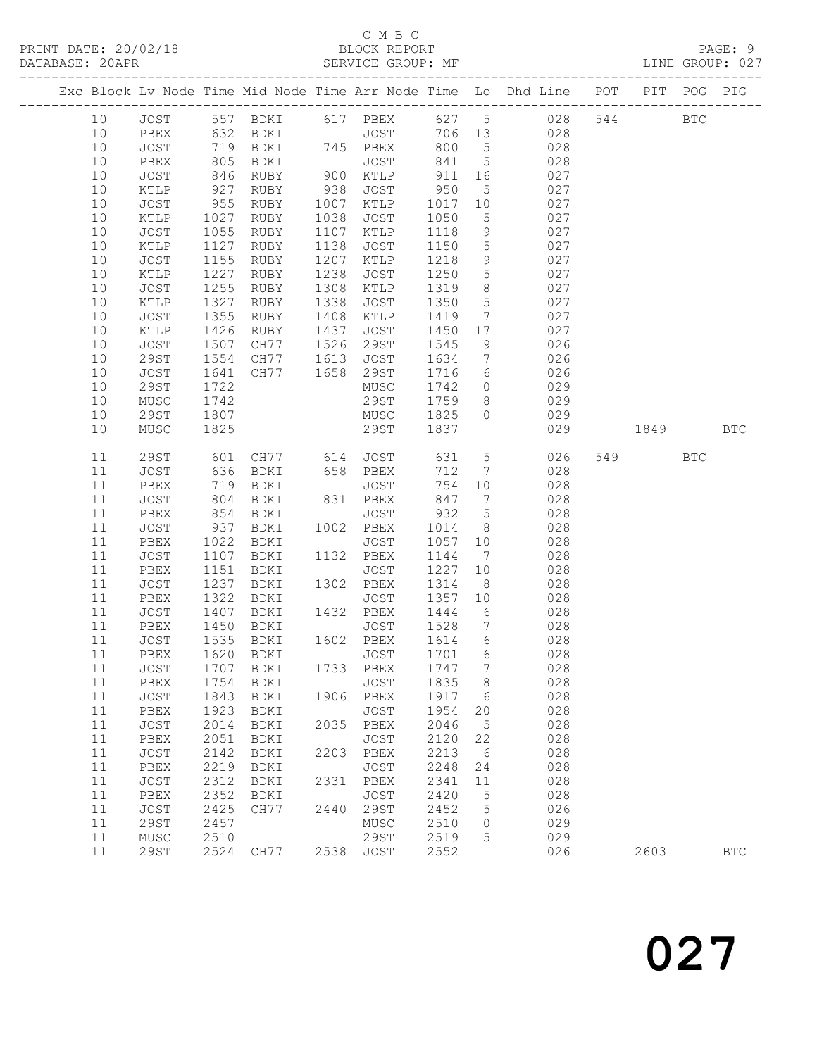C M B C

PRINT DATE: 20/02/18 BLOCK REPORT PAGE: 9
DATABASE: 20APR SERVICE GROUP: MF LINE GROUP: 027

| Exc | Block | Lv Node | Time | Mid Node | Time | Arr Node | Time | Lo | Dhd Line | POT | PIT | POG | PIG |
|---|---|---|---|---|---|---|---|---|---|---|---|---|---|
| | 10 | JOST | 557 | BDKI | 617 | PBEX | 627 | 5 | 028 | 544 | | BTC | |
| | 10 | PBEX | 632 | BDKI | | JOST | 706 | 13 | 028 | | | | |
| | 10 | JOST | 719 | BDKI | 745 | PBEX | 800 | 5 | 028 | | | | |
| | 10 | PBEX | 805 | BDKI | | JOST | 841 | 5 | 028 | | | | |
| | 10 | JOST | 846 | RUBY | 900 | KTLP | 911 | 16 | 027 | | | | |
| | 10 | KTLP | 927 | RUBY | 938 | JOST | 950 | 5 | 027 | | | | |
| | 10 | JOST | 955 | RUBY | 1007 | KTLP | 1017 | 10 | 027 | | | | |
| | 10 | KTLP | 1027 | RUBY | 1038 | JOST | 1050 | 5 | 027 | | | | |
| | 10 | JOST | 1055 | RUBY | 1107 | KTLP | 1118 | 9 | 027 | | | | |
| | 10 | KTLP | 1127 | RUBY | 1138 | JOST | 1150 | 5 | 027 | | | | |
| | 10 | JOST | 1155 | RUBY | 1207 | KTLP | 1218 | 9 | 027 | | | | |
| | 10 | KTLP | 1227 | RUBY | 1238 | JOST | 1250 | 5 | 027 | | | | |
| | 10 | JOST | 1255 | RUBY | 1308 | KTLP | 1319 | 8 | 027 | | | | |
| | 10 | KTLP | 1327 | RUBY | 1338 | JOST | 1350 | 5 | 027 | | | | |
| | 10 | JOST | 1355 | RUBY | 1408 | KTLP | 1419 | 7 | 027 | | | | |
| | 10 | KTLP | 1426 | RUBY | 1437 | JOST | 1450 | 17 | 027 | | | | |
| | 10 | JOST | 1507 | CH77 | 1526 | 29ST | 1545 | 9 | 026 | | | | |
| | 10 | 29ST | 1554 | CH77 | 1613 | JOST | 1634 | 7 | 026 | | | | |
| | 10 | JOST | 1641 | CH77 | 1658 | 29ST | 1716 | 6 | 026 | | | | |
| | 10 | 29ST | 1722 | | | MUSC | 1742 | 0 | 029 | | | | |
| | 10 | MUSC | 1742 | | | 29ST | 1759 | 8 | 029 | | | | |
| | 10 | 29ST | 1807 | | | MUSC | 1825 | 0 | 029 | | | | |
| | 10 | MUSC | 1825 | | | 29ST | 1837 | | 029 | | 1849 | | BTC |
| | 11 | 29ST | 601 | CH77 | 614 | JOST | 631 | 5 | 026 | 549 | | BTC | |
| | 11 | JOST | 636 | BDKI | 658 | PBEX | 712 | 7 | 028 | | | | |
| | 11 | PBEX | 719 | BDKI | | JOST | 754 | 10 | 028 | | | | |
| | 11 | JOST | 804 | BDKI | 831 | PBEX | 847 | 7 | 028 | | | | |
| | 11 | PBEX | 854 | BDKI | | JOST | 932 | 5 | 028 | | | | |
| | 11 | JOST | 937 | BDKI | 1002 | PBEX | 1014 | 8 | 028 | | | | |
| | 11 | PBEX | 1022 | BDKI | | JOST | 1057 | 10 | 028 | | | | |
| | 11 | JOST | 1107 | BDKI | 1132 | PBEX | 1144 | 7 | 028 | | | | |
| | 11 | PBEX | 1151 | BDKI | | JOST | 1227 | 10 | 028 | | | | |
| | 11 | JOST | 1237 | BDKI | 1302 | PBEX | 1314 | 8 | 028 | | | | |
| | 11 | PBEX | 1322 | BDKI | | JOST | 1357 | 10 | 028 | | | | |
| | 11 | JOST | 1407 | BDKI | 1432 | PBEX | 1444 | 6 | 028 | | | | |
| | 11 | PBEX | 1450 | BDKI | | JOST | 1528 | 7 | 028 | | | | |
| | 11 | JOST | 1535 | BDKI | 1602 | PBEX | 1614 | 6 | 028 | | | | |
| | 11 | PBEX | 1620 | BDKI | | JOST | 1701 | 6 | 028 | | | | |
| | 11 | JOST | 1707 | BDKI | 1733 | PBEX | 1747 | 7 | 028 | | | | |
| | 11 | PBEX | 1754 | BDKI | | JOST | 1835 | 8 | 028 | | | | |
| | 11 | JOST | 1843 | BDKI | 1906 | PBEX | 1917 | 6 | 028 | | | | |
| | 11 | PBEX | 1923 | BDKI | | JOST | 1954 | 20 | 028 | | | | |
| | 11 | JOST | 2014 | BDKI | 2035 | PBEX | 2046 | 5 | 028 | | | | |
| | 11 | PBEX | 2051 | BDKI | | JOST | 2120 | 22 | 028 | | | | |
| | 11 | JOST | 2142 | BDKI | 2203 | PBEX | 2213 | 6 | 028 | | | | |
| | 11 | PBEX | 2219 | BDKI | | JOST | 2248 | 24 | 028 | | | | |
| | 11 | JOST | 2312 | BDKI | 2331 | PBEX | 2341 | 11 | 028 | | | | |
| | 11 | PBEX | 2352 | BDKI | | JOST | 2420 | 5 | 028 | | | | |
| | 11 | JOST | 2425 | CH77 | 2440 | 29ST | 2452 | 5 | 026 | | | | |
| | 11 | 29ST | 2457 | | | MUSC | 2510 | 0 | 029 | | | | |
| | 11 | MUSC | 2510 | | | 29ST | 2519 | 5 | 029 | | | | |
| | 11 | 29ST | 2524 | CH77 | 2538 | JOST | 2552 | | 026 | | 2603 | | BTC |

027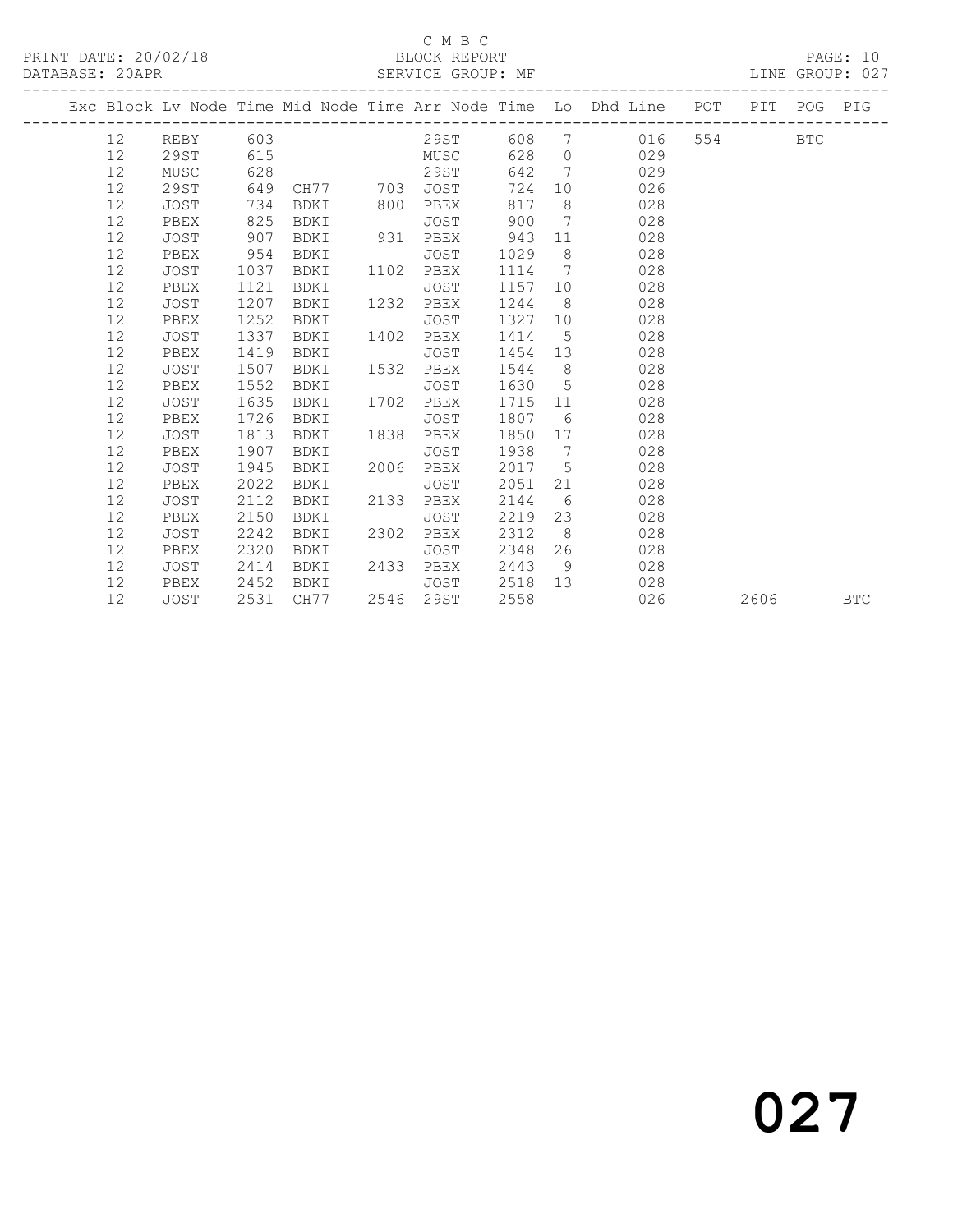C M B C
PRINT DATE: 20/02/18 BLOCK REPORT PAGE: 10
DATABASE: 20APR SERVICE GROUP: MF LINE GROUP: 027

| Exc | Block | Lv Node | Time | Mid Node | Time | Arr Node | Time | Lo | Dhd Line | POT | PIT | POG | PIG |
|---|---|---|---|---|---|---|---|---|---|---|---|---|---|
| | 12 | REBY | 603 | | | 29ST | 608 | 7 | 016 | 554 | | BTC | |
| | 12 | 29ST | 615 | | | MUSC | 628 | 0 | 029 | | | | |
| | 12 | MUSC | 628 | | | 29ST | 642 | 7 | 029 | | | | |
| | 12 | 29ST | 649 | CH77 | 703 | JOST | 724 | 10 | 026 | | | | |
| | 12 | JOST | 734 | BDKI | 800 | PBEX | 817 | 8 | 028 | | | | |
| | 12 | PBEX | 825 | BDKI | | JOST | 900 | 7 | 028 | | | | |
| | 12 | JOST | 907 | BDKI | 931 | PBEX | 943 | 11 | 028 | | | | |
| | 12 | PBEX | 954 | BDKI | | JOST | 1029 | 8 | 028 | | | | |
| | 12 | JOST | 1037 | BDKI | 1102 | PBEX | 1114 | 7 | 028 | | | | |
| | 12 | PBEX | 1121 | BDKI | | JOST | 1157 | 10 | 028 | | | | |
| | 12 | JOST | 1207 | BDKI | 1232 | PBEX | 1244 | 8 | 028 | | | | |
| | 12 | PBEX | 1252 | BDKI | | JOST | 1327 | 10 | 028 | | | | |
| | 12 | JOST | 1337 | BDKI | 1402 | PBEX | 1414 | 5 | 028 | | | | |
| | 12 | PBEX | 1419 | BDKI | | JOST | 1454 | 13 | 028 | | | | |
| | 12 | JOST | 1507 | BDKI | 1532 | PBEX | 1544 | 8 | 028 | | | | |
| | 12 | PBEX | 1552 | BDKI | | JOST | 1630 | 5 | 028 | | | | |
| | 12 | JOST | 1635 | BDKI | 1702 | PBEX | 1715 | 11 | 028 | | | | |
| | 12 | PBEX | 1726 | BDKI | | JOST | 1807 | 6 | 028 | | | | |
| | 12 | JOST | 1813 | BDKI | 1838 | PBEX | 1850 | 17 | 028 | | | | |
| | 12 | PBEX | 1907 | BDKI | | JOST | 1938 | 7 | 028 | | | | |
| | 12 | JOST | 1945 | BDKI | 2006 | PBEX | 2017 | 5 | 028 | | | | |
| | 12 | PBEX | 2022 | BDKI | | JOST | 2051 | 21 | 028 | | | | |
| | 12 | JOST | 2112 | BDKI | 2133 | PBEX | 2144 | 6 | 028 | | | | |
| | 12 | PBEX | 2150 | BDKI | | JOST | 2219 | 23 | 028 | | | | |
| | 12 | JOST | 2242 | BDKI | 2302 | PBEX | 2312 | 8 | 028 | | | | |
| | 12 | PBEX | 2320 | BDKI | | JOST | 2348 | 26 | 028 | | | | |
| | 12 | JOST | 2414 | BDKI | 2433 | PBEX | 2443 | 9 | 028 | | | | |
| | 12 | PBEX | 2452 | BDKI | | JOST | 2518 | 13 | 028 | | | | |
| | 12 | JOST | 2531 | CH77 | 2546 | 29ST | 2558 | | 026 | | 2606 | | BTC |

# 027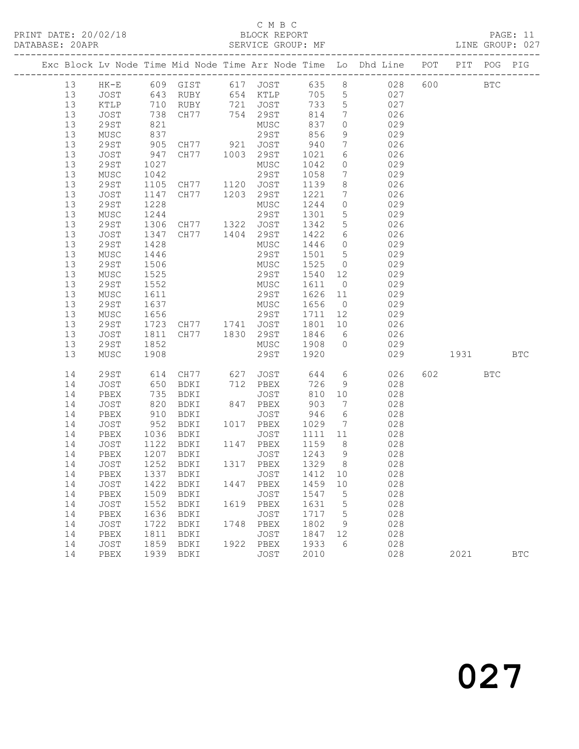C M B C

BLOCK REPORT

SERVICE GROUP: MF

PRINT DATE: 20/02/18
DATABASE: 20APR

LINE GROUP: 027

| Exc | Block | Lv | Node | Time | Mid Node | Time | Arr Node | Time | Lo | Dhd Line | POT | PIT | POG | PIG |
|---|---|---|---|---|---|---|---|---|---|---|---|---|---|---|
| | 13 | | HK-E | 609 | GIST | 617 | JOST | 635 | 8 | 028 | 600 | | BTC | |
| | 13 | | JOST | 643 | RUBY | 654 | KTLP | 705 | 5 | 027 | | | | |
| | 13 | | KTLP | 710 | RUBY | 721 | JOST | 733 | 5 | 027 | | | | |
| | 13 | | JOST | 738 | CH77 | 754 | 29ST | 814 | 7 | 026 | | | | |
| | 13 | | 29ST | 821 | | | MUSC | 837 | 0 | 029 | | | | |
| | 13 | | MUSC | 837 | | | 29ST | 856 | 9 | 029 | | | | |
| | 13 | | 29ST | 905 | CH77 | 921 | JOST | 940 | 7 | 026 | | | | |
| | 13 | | JOST | 947 | CH77 | 1003 | 29ST | 1021 | 6 | 026 | | | | |
| | 13 | | 29ST | 1027 | | | MUSC | 1042 | 0 | 029 | | | | |
| | 13 | | MUSC | 1042 | | | 29ST | 1058 | 7 | 029 | | | | |
| | 13 | | 29ST | 1105 | CH77 | 1120 | JOST | 1139 | 8 | 026 | | | | |
| | 13 | | JOST | 1147 | CH77 | 1203 | 29ST | 1221 | 7 | 026 | | | | |
| | 13 | | 29ST | 1228 | | | MUSC | 1244 | 0 | 029 | | | | |
| | 13 | | MUSC | 1244 | | | 29ST | 1301 | 5 | 029 | | | | |
| | 13 | | 29ST | 1306 | CH77 | 1322 | JOST | 1342 | 5 | 026 | | | | |
| | 13 | | JOST | 1347 | CH77 | 1404 | 29ST | 1422 | 6 | 026 | | | | |
| | 13 | | 29ST | 1428 | | | MUSC | 1446 | 0 | 029 | | | | |
| | 13 | | MUSC | 1446 | | | 29ST | 1501 | 5 | 029 | | | | |
| | 13 | | 29ST | 1506 | | | MUSC | 1525 | 0 | 029 | | | | |
| | 13 | | MUSC | 1525 | | | 29ST | 1540 | 12 | 029 | | | | |
| | 13 | | 29ST | 1552 | | | MUSC | 1611 | 0 | 029 | | | | |
| | 13 | | MUSC | 1611 | | | 29ST | 1626 | 11 | 029 | | | | |
| | 13 | | 29ST | 1637 | | | MUSC | 1656 | 0 | 029 | | | | |
| | 13 | | MUSC | 1656 | | | 29ST | 1711 | 12 | 029 | | | | |
| | 13 | | 29ST | 1723 | CH77 | 1741 | JOST | 1801 | 10 | 026 | | | | |
| | 13 | | JOST | 1811 | CH77 | 1830 | 29ST | 1846 | 6 | 026 | | | | |
| | 13 | | 29ST | 1852 | | | MUSC | 1908 | 0 | 029 | | | | |
| | 13 | | MUSC | 1908 | | | 29ST | 1920 | | 029 | | 1931 | | BTC |
| | 14 | | 29ST | 614 | CH77 | 627 | JOST | 644 | 6 | 026 | 602 | | BTC | |
| | 14 | | JOST | 650 | BDKI | 712 | PBEX | 726 | 9 | 028 | | | | |
| | 14 | | PBEX | 735 | BDKI | | JOST | 810 | 10 | 028 | | | | |
| | 14 | | JOST | 820 | BDKI | 847 | PBEX | 903 | 7 | 028 | | | | |
| | 14 | | PBEX | 910 | BDKI | | JOST | 946 | 6 | 028 | | | | |
| | 14 | | JOST | 952 | BDKI | 1017 | PBEX | 1029 | 7 | 028 | | | | |
| | 14 | | PBEX | 1036 | BDKI | | JOST | 1111 | 11 | 028 | | | | |
| | 14 | | JOST | 1122 | BDKI | 1147 | PBEX | 1159 | 8 | 028 | | | | |
| | 14 | | PBEX | 1207 | BDKI | | JOST | 1243 | 9 | 028 | | | | |
| | 14 | | JOST | 1252 | BDKI | 1317 | PBEX | 1329 | 8 | 028 | | | | |
| | 14 | | PBEX | 1337 | BDKI | | JOST | 1412 | 10 | 028 | | | | |
| | 14 | | JOST | 1422 | BDKI | 1447 | PBEX | 1459 | 10 | 028 | | | | |
| | 14 | | PBEX | 1509 | BDKI | | JOST | 1547 | 5 | 028 | | | | |
| | 14 | | JOST | 1552 | BDKI | 1619 | PBEX | 1631 | 5 | 028 | | | | |
| | 14 | | PBEX | 1636 | BDKI | | JOST | 1717 | 5 | 028 | | | | |
| | 14 | | JOST | 1722 | BDKI | 1748 | PBEX | 1802 | 9 | 028 | | | | |
| | 14 | | PBEX | 1811 | BDKI | | JOST | 1847 | 12 | 028 | | | | |
| | 14 | | JOST | 1859 | BDKI | 1922 | PBEX | 1933 | 6 | 028 | | | | |
| | 14 | | PBEX | 1939 | BDKI | | JOST | 2010 | | 028 | | 2021 | | BTC |

027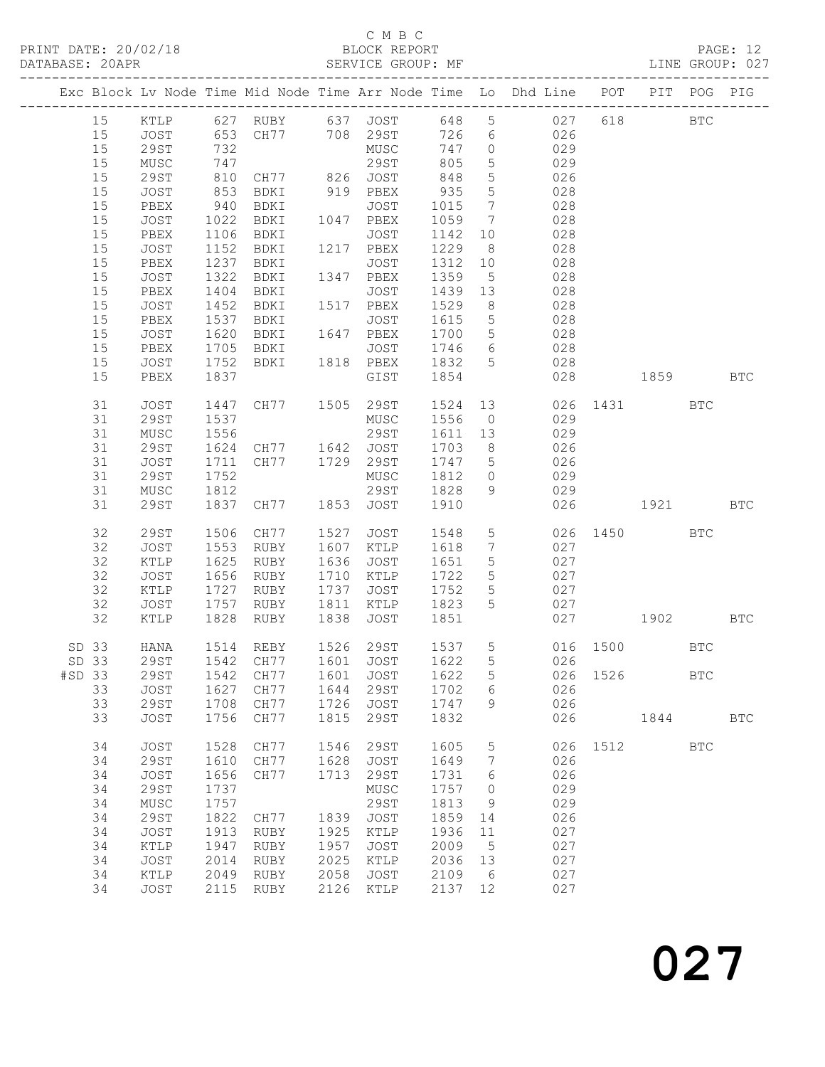C M B C

PRINT DATE: 20/02/18 BLOCK REPORT
DATABASE: 20APR SERVICE GROUP: MF LINE GROUP: 027

| Exc | Block | Lv | Node | Time | Mid Node | Time | Arr Node | Time | Lo | Dhd Line | POT | PIT | POG | PIG |
|---|---|---|---|---|---|---|---|---|---|---|---|---|---|---|
| | 15 | | KTLP | 627 | RUBY | 637 | JOST | 648 | 5 | 027 | 618 | | BTC | |
| | 15 | | JOST | 653 | CH77 | 708 | 29ST | 726 | 6 | 026 | | | | |
| | 15 | | 29ST | 732 | | | MUSC | 747 | 0 | 029 | | | | |
| | 15 | | MUSC | 747 | | | 29ST | 805 | 5 | 029 | | | | |
| | 15 | | 29ST | 810 | CH77 | 826 | JOST | 848 | 5 | 026 | | | | |
| | 15 | | JOST | 853 | BDKI | 919 | PBEX | 935 | 5 | 028 | | | | |
| | 15 | | PBEX | 940 | BDKI | | JOST | 1015 | 7 | 028 | | | | |
| | 15 | | JOST | 1022 | BDKI | 1047 | PBEX | 1059 | 7 | 028 | | | | |
| | 15 | | PBEX | 1106 | BDKI | | JOST | 1142 | 10 | 028 | | | | |
| | 15 | | JOST | 1152 | BDKI | 1217 | PBEX | 1229 | 8 | 028 | | | | |
| | 15 | | PBEX | 1237 | BDKI | | JOST | 1312 | 10 | 028 | | | | |
| | 15 | | JOST | 1322 | BDKI | 1347 | PBEX | 1359 | 5 | 028 | | | | |
| | 15 | | PBEX | 1404 | BDKI | | JOST | 1439 | 13 | 028 | | | | |
| | 15 | | JOST | 1452 | BDKI | 1517 | PBEX | 1529 | 8 | 028 | | | | |
| | 15 | | PBEX | 1537 | BDKI | | JOST | 1615 | 5 | 028 | | | | |
| | 15 | | JOST | 1620 | BDKI | 1647 | PBEX | 1700 | 5 | 028 | | | | |
| | 15 | | PBEX | 1705 | BDKI | | JOST | 1746 | 6 | 028 | | | | |
| | 15 | | JOST | 1752 | BDKI | 1818 | PBEX | 1832 | 5 | 028 | | | | |
| | 15 | | PBEX | 1837 | | | GIST | 1854 | | 028 | | 1859 | | BTC |
| | 31 | | JOST | 1447 | CH77 | 1505 | 29ST | 1524 | 13 | 026 | 1431 | | BTC | |
| | 31 | | 29ST | 1537 | | | MUSC | 1556 | 0 | 029 | | | | |
| | 31 | | MUSC | 1556 | | | 29ST | 1611 | 13 | 029 | | | | |
| | 31 | | 29ST | 1624 | CH77 | 1642 | JOST | 1703 | 8 | 026 | | | | |
| | 31 | | JOST | 1711 | CH77 | 1729 | 29ST | 1747 | 5 | 026 | | | | |
| | 31 | | 29ST | 1752 | | | MUSC | 1812 | 0 | 029 | | | | |
| | 31 | | MUSC | 1812 | | | 29ST | 1828 | 9 | 029 | | | | |
| | 31 | | 29ST | 1837 | CH77 | 1853 | JOST | 1910 | | 026 | | 1921 | | BTC |
| | 32 | | 29ST | 1506 | CH77 | 1527 | JOST | 1548 | 5 | 026 | 1450 | | BTC | |
| | 32 | | JOST | 1553 | RUBY | 1607 | KTLP | 1618 | 7 | 027 | | | | |
| | 32 | | KTLP | 1625 | RUBY | 1636 | JOST | 1651 | 5 | 027 | | | | |
| | 32 | | JOST | 1656 | RUBY | 1710 | KTLP | 1722 | 5 | 027 | | | | |
| | 32 | | KTLP | 1727 | RUBY | 1737 | JOST | 1752 | 5 | 027 | | | | |
| | 32 | | JOST | 1757 | RUBY | 1811 | KTLP | 1823 | 5 | 027 | | | | |
| | 32 | | KTLP | 1828 | RUBY | 1838 | JOST | 1851 | | 027 | | 1902 | | BTC |
| SD | 33 | | HANA | 1514 | REBY | 1526 | 29ST | 1537 | 5 | 016 | 1500 | | BTC | |
| SD | 33 | | 29ST | 1542 | CH77 | 1601 | JOST | 1622 | 5 | 026 | | | | |
| #SD | 33 | | 29ST | 1542 | CH77 | 1601 | JOST | 1622 | 5 | 026 | 1526 | | BTC | |
| | 33 | | JOST | 1627 | CH77 | 1644 | 29ST | 1702 | 6 | 026 | | | | |
| | 33 | | 29ST | 1708 | CH77 | 1726 | JOST | 1747 | 9 | 026 | | | | |
| | 33 | | JOST | 1756 | CH77 | 1815 | 29ST | 1832 | | 026 | | 1844 | | BTC |
| | 34 | | JOST | 1528 | CH77 | 1546 | 29ST | 1605 | 5 | 026 | 1512 | | BTC | |
| | 34 | | 29ST | 1610 | CH77 | 1628 | JOST | 1649 | 7 | 026 | | | | |
| | 34 | | JOST | 1656 | CH77 | 1713 | 29ST | 1731 | 6 | 026 | | | | |
| | 34 | | 29ST | 1737 | | | MUSC | 1757 | 0 | 029 | | | | |
| | 34 | | MUSC | 1757 | | | 29ST | 1813 | 9 | 029 | | | | |
| | 34 | | 29ST | 1822 | CH77 | 1839 | JOST | 1859 | 14 | 026 | | | | |
| | 34 | | JOST | 1913 | RUBY | 1925 | KTLP | 1936 | 11 | 027 | | | | |
| | 34 | | KTLP | 1947 | RUBY | 1957 | JOST | 2009 | 5 | 027 | | | | |
| | 34 | | JOST | 2014 | RUBY | 2025 | KTLP | 2036 | 13 | 027 | | | | |
| | 34 | | KTLP | 2049 | RUBY | 2058 | JOST | 2109 | 6 | 027 | | | | |
| | 34 | | JOST | 2115 | RUBY | 2126 | KTLP | 2137 | 12 | 027 | | | | |

# 027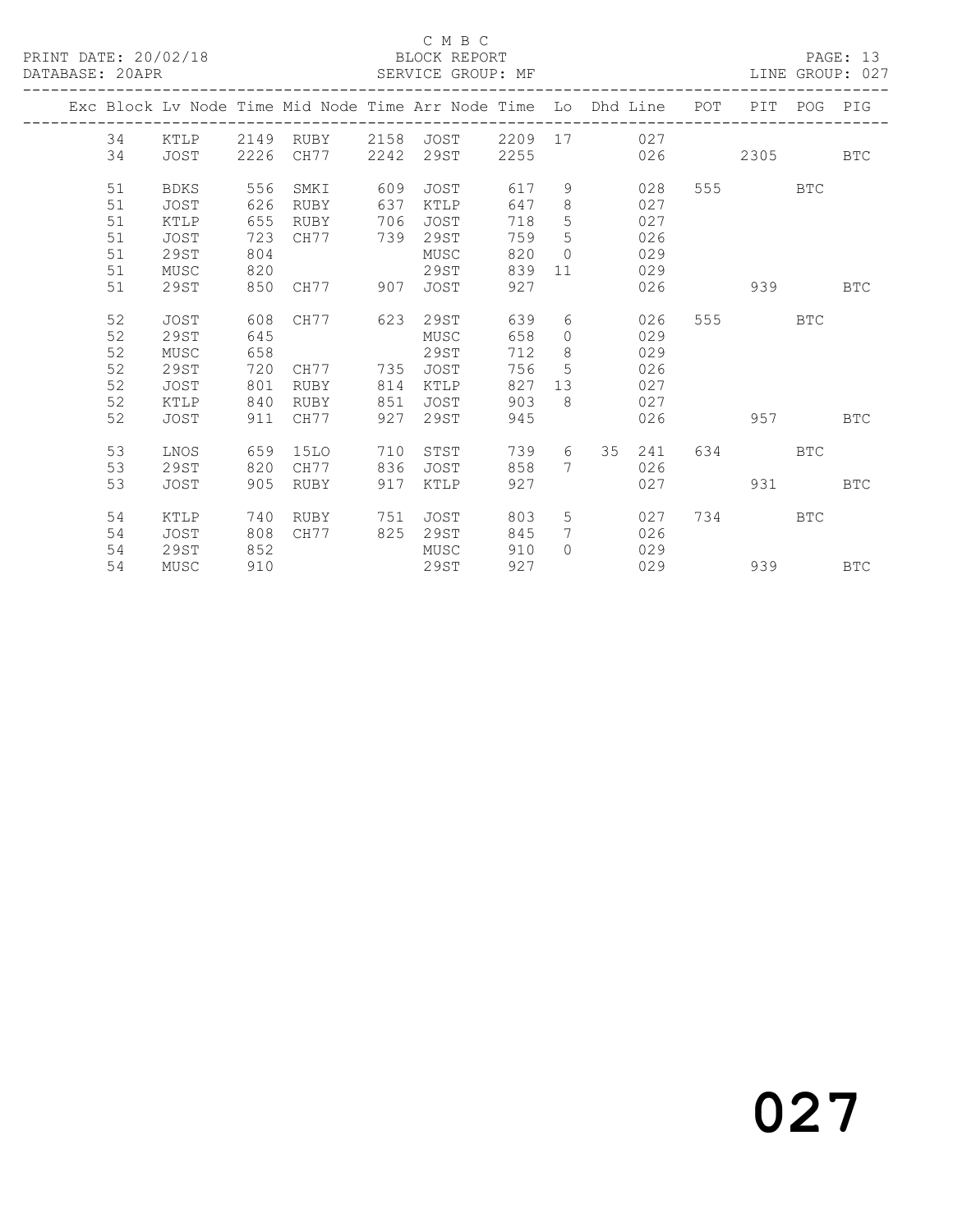C M B C
PRINT DATE: 20/02/18 BLOCK REPORT PAGE: 13
DATABASE: 20APR SERVICE GROUP: MF LINE GROUP: 027

| Exc | Block | Lv | Node | Time | Mid Node | Time | Arr Node | Time | Lo | Dhd | Line | POT | PIT | POG | PIG |
|---|---|---|---|---|---|---|---|---|---|---|---|---|---|---|---|
| | 34 | | KTLP | 2149 | RUBY | 2158 | JOST | 2209 | 17 | | 027 | | | | |
| | 34 | | JOST | 2226 | CH77 | 2242 | 29ST | 2255 | | | 026 | | 2305 | | BTC |
| | 51 | | BDKS | 556 | SMKI | 609 | JOST | 617 | 9 | | 028 | 555 | | BTC | |
| | 51 | | JOST | 626 | RUBY | 637 | KTLP | 647 | 8 | | 027 | | | | |
| | 51 | | KTLP | 655 | RUBY | 706 | JOST | 718 | 5 | | 027 | | | | |
| | 51 | | JOST | 723 | CH77 | 739 | 29ST | 759 | 5 | | 026 | | | | |
| | 51 | | 29ST | 804 | | | MUSC | 820 | 0 | | 029 | | | | |
| | 51 | | MUSC | 820 | | | 29ST | 839 | 11 | | 029 | | | | |
| | 51 | | 29ST | 850 | CH77 | 907 | JOST | 927 | | | 026 | | 939 | | BTC |
| | 52 | | JOST | 608 | CH77 | 623 | 29ST | 639 | 6 | | 026 | 555 | | BTC | |
| | 52 | | 29ST | 645 | | | MUSC | 658 | 0 | | 029 | | | | |
| | 52 | | MUSC | 658 | | | 29ST | 712 | 8 | | 029 | | | | |
| | 52 | | 29ST | 720 | CH77 | 735 | JOST | 756 | 5 | | 026 | | | | |
| | 52 | | JOST | 801 | RUBY | 814 | KTLP | 827 | 13 | | 027 | | | | |
| | 52 | | KTLP | 840 | RUBY | 851 | JOST | 903 | 8 | | 027 | | | | |
| | 52 | | JOST | 911 | CH77 | 927 | 29ST | 945 | | | 026 | | 957 | | BTC |
| | 53 | | LNOS | 659 | 15LO | 710 | STST | 739 | 6 | 35 | 241 | 634 | | BTC | |
| | 53 | | 29ST | 820 | CH77 | 836 | JOST | 858 | 7 | | 026 | | | | |
| | 53 | | JOST | 905 | RUBY | 917 | KTLP | 927 | | | 027 | | 931 | | BTC |
| | 54 | | KTLP | 740 | RUBY | 751 | JOST | 803 | 5 | | 027 | 734 | | BTC | |
| | 54 | | JOST | 808 | CH77 | 825 | 29ST | 845 | 7 | | 026 | | | | |
| | 54 | | 29ST | 852 | | | MUSC | 910 | 0 | | 029 | | | | |
| | 54 | | MUSC | 910 | | | 29ST | 927 | | | 029 | | 939 | | BTC |

027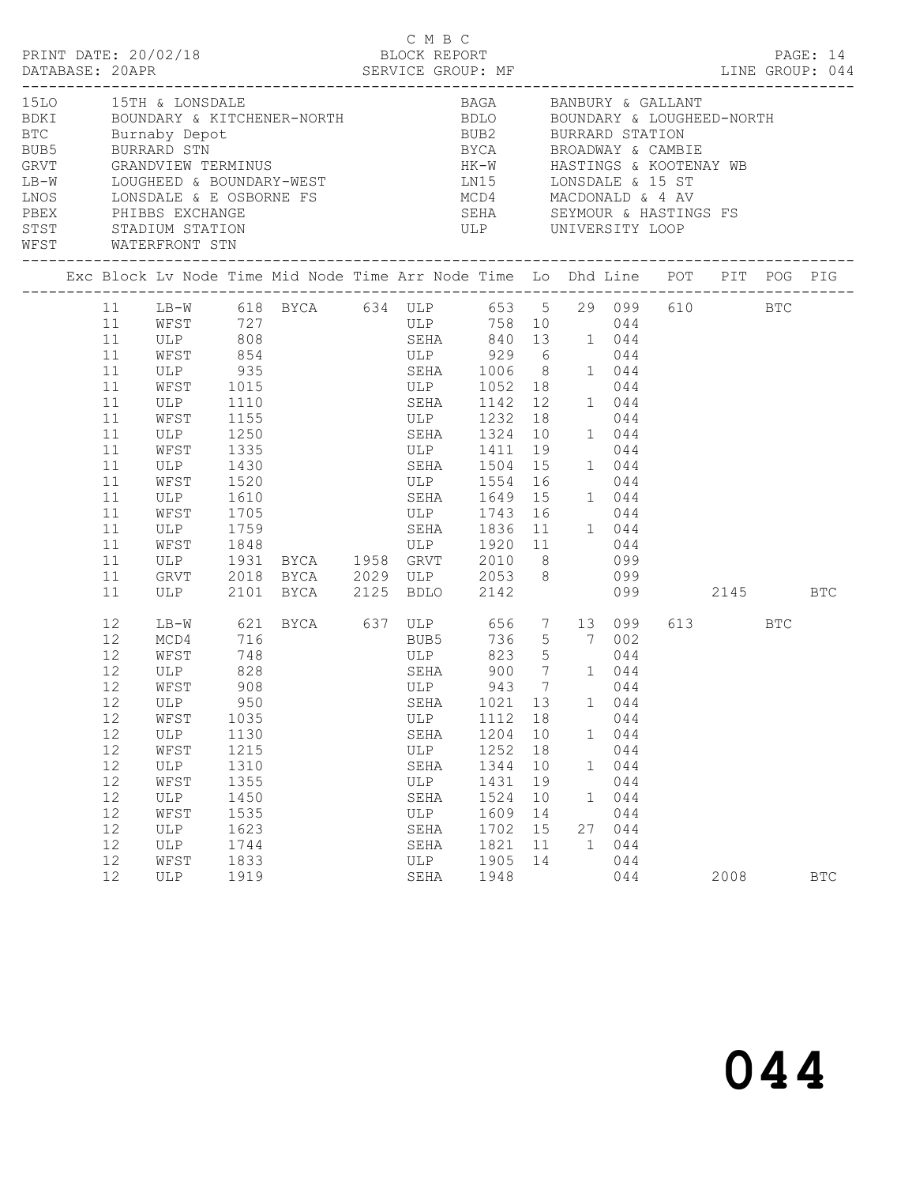C M B C
PRINT DATE: 20/02/18 BLOCK REPORT
DATABASE: 20APR SERVICE GROUP: MF LINE GROUP: 044

| Code | Name | Code | Name |
|---|---|---|---|
| 15LO | 15TH & LONSDALE | BAGA | BANBURY & GALLANT |
| BDKI | BOUNDARY & KITCHENER-NORTH | BDLO | BOUNDARY & LOUGHEED-NORTH |
| BTC | Burnaby Depot | BUB2 | BURRARD STATION |
| BUB5 | BURRARD STN | BYCA | BROADWAY & CAMBIE |
| GRVT | GRANDVIEW TERMINUS | HK-W | HASTINGS & KOOTENAY WB |
| LB-W | LOUGHEED & BOUNDARY-WEST | LN15 | LONSDALE & 15 ST |
| LNOS | LONSDALE & E OSBORNE FS | MCD4 | MACDONALD & 4 AV |
| PBEX | PHIBBS EXCHANGE | SEHA | SEYMOUR & HASTINGS FS |
| STST | STADIUM STATION | ULP | UNIVERSITY LOOP |
| WFST | WATERFRONT STN | | |

| Exc | Block | Lv Node | Time | Mid Node | Time | Arr Node | Time | Lo | Dhd | Line | POT | PIT | POG | PIG |
|---|---|---|---|---|---|---|---|---|---|---|---|---|---|---|
| | 11 | LB-W | 618 | BYCA | 634 | ULP | 653 | 5 | 29 | 099 | 610 | | BTC | |
| | 11 | WFST | 727 | | | ULP | 758 | 10 | | 044 | | | | |
| | 11 | ULP | 808 | | | SEHA | 840 | 13 | 1 | 044 | | | | |
| | 11 | WFST | 854 | | | ULP | 929 | 6 | | 044 | | | | |
| | 11 | ULP | 935 | | | SEHA | 1006 | 8 | 1 | 044 | | | | |
| | 11 | WFST | 1015 | | | ULP | 1052 | 18 | | 044 | | | | |
| | 11 | ULP | 1110 | | | SEHA | 1142 | 12 | 1 | 044 | | | | |
| | 11 | WFST | 1155 | | | ULP | 1232 | 18 | | 044 | | | | |
| | 11 | ULP | 1250 | | | SEHA | 1324 | 10 | 1 | 044 | | | | |
| | 11 | WFST | 1335 | | | ULP | 1411 | 19 | | 044 | | | | |
| | 11 | ULP | 1430 | | | SEHA | 1504 | 15 | 1 | 044 | | | | |
| | 11 | WFST | 1520 | | | ULP | 1554 | 16 | | 044 | | | | |
| | 11 | ULP | 1610 | | | SEHA | 1649 | 15 | 1 | 044 | | | | |
| | 11 | WFST | 1705 | | | ULP | 1743 | 16 | | 044 | | | | |
| | 11 | ULP | 1759 | | | SEHA | 1836 | 11 | 1 | 044 | | | | |
| | 11 | WFST | 1848 | | | ULP | 1920 | 11 | | 044 | | | | |
| | 11 | ULP | 1931 | BYCA | 1958 | GRVT | 2010 | 8 | | 099 | | | | |
| | 11 | GRVT | 2018 | BYCA | 2029 | ULP | 2053 | 8 | | 099 | | | | |
| | 11 | ULP | 2101 | BYCA | 2125 | BDLO | 2142 | | | 099 | | 2145 | | BTC |
| | 12 | LB-W | 621 | BYCA | 637 | ULP | 656 | 7 | 13 | 099 | 613 | | BTC | |
| | 12 | MCD4 | 716 | | | BUB5 | 736 | 5 | 7 | 002 | | | | |
| | 12 | WFST | 748 | | | ULP | 823 | 5 | | 044 | | | | |
| | 12 | ULP | 828 | | | SEHA | 900 | 7 | 1 | 044 | | | | |
| | 12 | WFST | 908 | | | ULP | 943 | 7 | | 044 | | | | |
| | 12 | ULP | 950 | | | SEHA | 1021 | 13 | 1 | 044 | | | | |
| | 12 | WFST | 1035 | | | ULP | 1112 | 18 | | 044 | | | | |
| | 12 | ULP | 1130 | | | SEHA | 1204 | 10 | 1 | 044 | | | | |
| | 12 | WFST | 1215 | | | ULP | 1252 | 18 | | 044 | | | | |
| | 12 | ULP | 1310 | | | SEHA | 1344 | 10 | 1 | 044 | | | | |
| | 12 | WFST | 1355 | | | ULP | 1431 | 19 | | 044 | | | | |
| | 12 | ULP | 1450 | | | SEHA | 1524 | 10 | 1 | 044 | | | | |
| | 12 | WFST | 1535 | | | ULP | 1609 | 14 | | 044 | | | | |
| | 12 | ULP | 1623 | | | SEHA | 1702 | 15 | 27 | 044 | | | | |
| | 12 | ULP | 1744 | | | SEHA | 1821 | 11 | 1 | 044 | | | | |
| | 12 | WFST | 1833 | | | ULP | 1905 | 14 | | 044 | | | | |
| | 12 | ULP | 1919 | | | SEHA | 1948 | | | 044 | | 2008 | | BTC |

# 044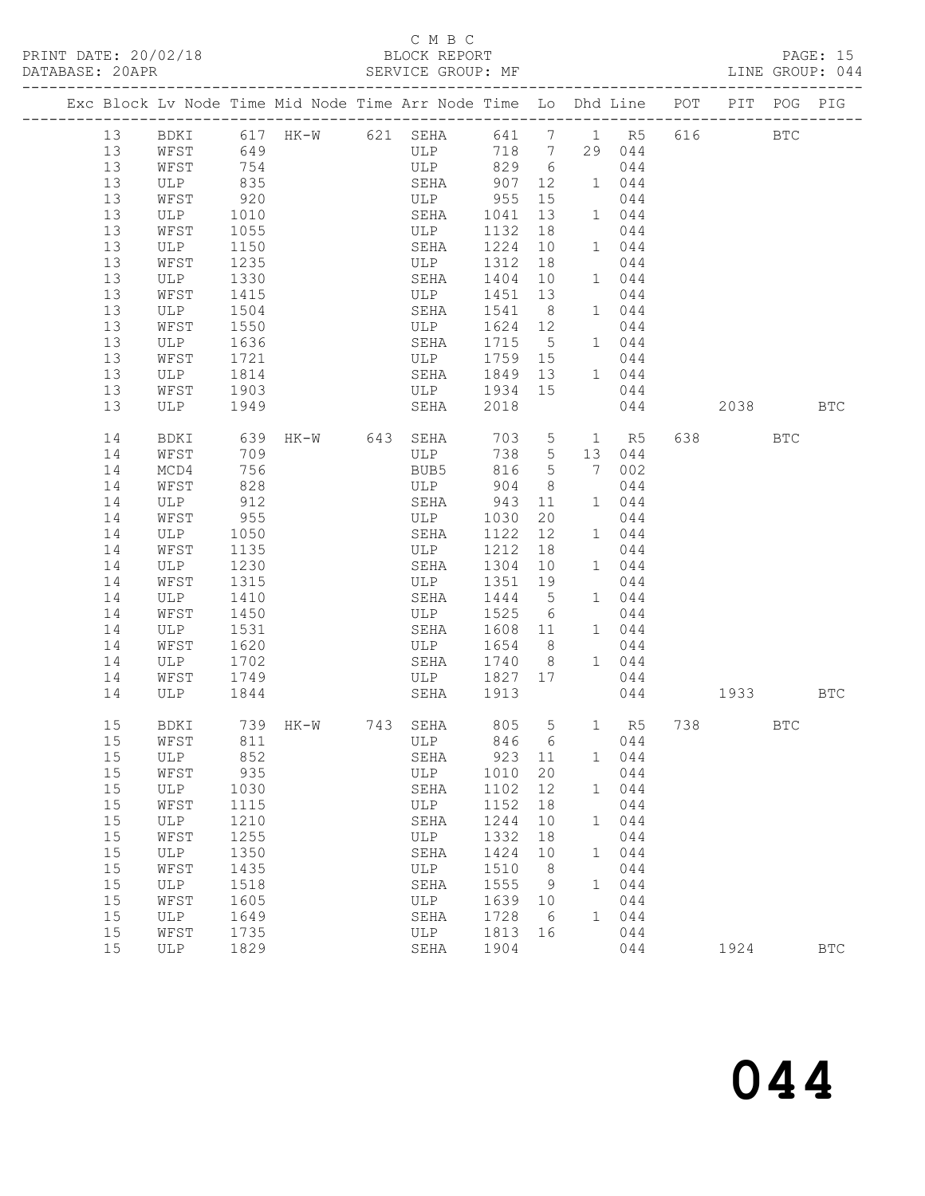C M B C

BLOCK REPORT

SERVICE GROUP: MF

| Exc | Block | Lv | Node | Time | Mid Node | Time | Arr Node | Time | Lo | Dhd | Line | POT | PIT | POG | PIG |
|---|---|---|---|---|---|---|---|---|---|---|---|---|---|---|---|
| | 13 | | BDKI | 617 | HK-W | 621 | SEHA | 641 | 7 | 1 | R5 | 616 | | BTC | |
| | 13 | | WFST | 649 | | | ULP | 718 | 7 | 29 | 044 | | | | |
| | 13 | | WFST | 754 | | | ULP | 829 | 6 | | 044 | | | | |
| | 13 | | ULP | 835 | | | SEHA | 907 | 12 | 1 | 044 | | | | |
| | 13 | | WFST | 920 | | | ULP | 955 | 15 | | 044 | | | | |
| | 13 | | ULP | 1010 | | | SEHA | 1041 | 13 | 1 | 044 | | | | |
| | 13 | | WFST | 1055 | | | ULP | 1132 | 18 | | 044 | | | | |
| | 13 | | ULP | 1150 | | | SEHA | 1224 | 10 | 1 | 044 | | | | |
| | 13 | | WFST | 1235 | | | ULP | 1312 | 18 | | 044 | | | | |
| | 13 | | ULP | 1330 | | | SEHA | 1404 | 10 | 1 | 044 | | | | |
| | 13 | | WFST | 1415 | | | ULP | 1451 | 13 | | 044 | | | | |
| | 13 | | ULP | 1504 | | | SEHA | 1541 | 8 | 1 | 044 | | | | |
| | 13 | | WFST | 1550 | | | ULP | 1624 | 12 | | 044 | | | | |
| | 13 | | ULP | 1636 | | | SEHA | 1715 | 5 | 1 | 044 | | | | |
| | 13 | | WFST | 1721 | | | ULP | 1759 | 15 | | 044 | | | | |
| | 13 | | ULP | 1814 | | | SEHA | 1849 | 13 | 1 | 044 | | | | |
| | 13 | | WFST | 1903 | | | ULP | 1934 | 15 | | 044 | | | | |
| | 13 | | ULP | 1949 | | | SEHA | 2018 | | | 044 | | 2038 | | BTC |
| | 14 | | BDKI | 639 | HK-W | 643 | SEHA | 703 | 5 | 1 | R5 | 638 | | BTC | |
| | 14 | | WFST | 709 | | | ULP | 738 | 5 | 13 | 044 | | | | |
| | 14 | | MCD4 | 756 | | | BUB5 | 816 | 5 | 7 | 002 | | | | |
| | 14 | | WFST | 828 | | | ULP | 904 | 8 | | 044 | | | | |
| | 14 | | ULP | 912 | | | SEHA | 943 | 11 | 1 | 044 | | | | |
| | 14 | | WFST | 955 | | | ULP | 1030 | 20 | | 044 | | | | |
| | 14 | | ULP | 1050 | | | SEHA | 1122 | 12 | 1 | 044 | | | | |
| | 14 | | WFST | 1135 | | | ULP | 1212 | 18 | | 044 | | | | |
| | 14 | | ULP | 1230 | | | SEHA | 1304 | 10 | 1 | 044 | | | | |
| | 14 | | WFST | 1315 | | | ULP | 1351 | 19 | | 044 | | | | |
| | 14 | | ULP | 1410 | | | SEHA | 1444 | 5 | 1 | 044 | | | | |
| | 14 | | WFST | 1450 | | | ULP | 1525 | 6 | | 044 | | | | |
| | 14 | | ULP | 1531 | | | SEHA | 1608 | 11 | 1 | 044 | | | | |
| | 14 | | WFST | 1620 | | | ULP | 1654 | 8 | | 044 | | | | |
| | 14 | | ULP | 1702 | | | SEHA | 1740 | 8 | 1 | 044 | | | | |
| | 14 | | WFST | 1749 | | | ULP | 1827 | 17 | | 044 | | | | |
| | 14 | | ULP | 1844 | | | SEHA | 1913 | | | 044 | | 1933 | | BTC |
| | 15 | | BDKI | 739 | HK-W | 743 | SEHA | 805 | 5 | 1 | R5 | 738 | | BTC | |
| | 15 | | WFST | 811 | | | ULP | 846 | 6 | | 044 | | | | |
| | 15 | | ULP | 852 | | | SEHA | 923 | 11 | 1 | 044 | | | | |
| | 15 | | WFST | 935 | | | ULP | 1010 | 20 | | 044 | | | | |
| | 15 | | ULP | 1030 | | | SEHA | 1102 | 12 | 1 | 044 | | | | |
| | 15 | | WFST | 1115 | | | ULP | 1152 | 18 | | 044 | | | | |
| | 15 | | ULP | 1210 | | | SEHA | 1244 | 10 | 1 | 044 | | | | |
| | 15 | | WFST | 1255 | | | ULP | 1332 | 18 | | 044 | | | | |
| | 15 | | ULP | 1350 | | | SEHA | 1424 | 10 | 1 | 044 | | | | |
| | 15 | | WFST | 1435 | | | ULP | 1510 | 8 | | 044 | | | | |
| | 15 | | ULP | 1518 | | | SEHA | 1555 | 9 | 1 | 044 | | | | |
| | 15 | | WFST | 1605 | | | ULP | 1639 | 10 | | 044 | | | | |
| | 15 | | ULP | 1649 | | | SEHA | 1728 | 6 | 1 | 044 | | | | |
| | 15 | | WFST | 1735 | | | ULP | 1813 | 16 | | 044 | | | | |
| | 15 | | ULP | 1829 | | | SEHA | 1904 | | | 044 | | 1924 | | BTC |

# 044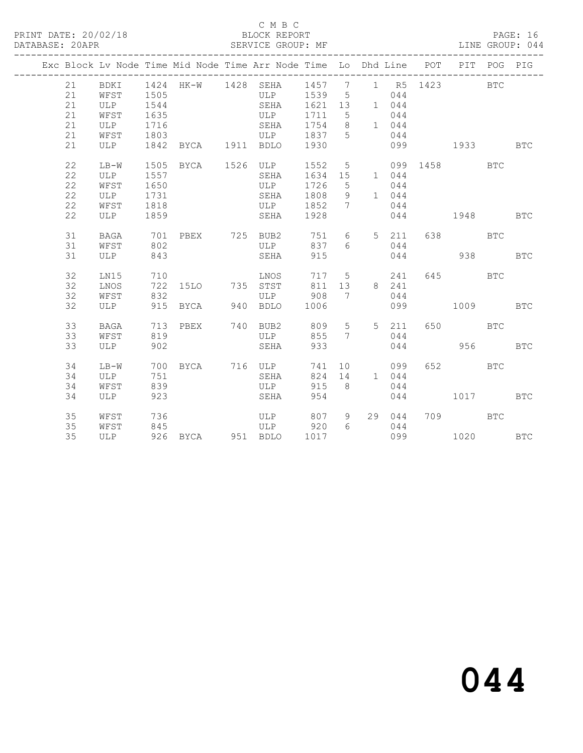C M B C

PRINT DATE: 20/02/18 BLOCK REPORT

DATABASE: 20APR SERVICE GROUP: MF LINE GROUP: 044

| Exc | Block | Lv | Node | Time | Mid Node | Time | Arr Node | Time | Lo | Dhd | Line | POT | PIT | POG | PIG |
|---|---|---|---|---|---|---|---|---|---|---|---|---|---|---|---|
| | 21 | | BDKI | 1424 | HK-W | 1428 | SEHA | 1457 | 7 | 1 | R5 | 1423 | | BTC | |
| | 21 | | WFST | 1505 | | | ULP | 1539 | 5 | | 044 | | | | |
| | 21 | | ULP | 1544 | | | SEHA | 1621 | 13 | 1 | 044 | | | | |
| | 21 | | WFST | 1635 | | | ULP | 1711 | 5 | | 044 | | | | |
| | 21 | | ULP | 1716 | | | SEHA | 1754 | 8 | 1 | 044 | | | | |
| | 21 | | WFST | 1803 | | | ULP | 1837 | 5 | | 044 | | | | |
| | 21 | | ULP | 1842 | BYCA | 1911 | BDLO | 1930 | | | 099 | | 1933 | | BTC |
| | 22 | | LB-W | 1505 | BYCA | 1526 | ULP | 1552 | 5 | | 099 | 1458 | | BTC | |
| | 22 | | ULP | 1557 | | | SEHA | 1634 | 15 | 1 | 044 | | | | |
| | 22 | | WFST | 1650 | | | ULP | 1726 | 5 | | 044 | | | | |
| | 22 | | ULP | 1731 | | | SEHA | 1808 | 9 | 1 | 044 | | | | |
| | 22 | | WFST | 1818 | | | ULP | 1852 | 7 | | 044 | | | | |
| | 22 | | ULP | 1859 | | | SEHA | 1928 | | | 044 | | 1948 | | BTC |
| | 31 | | BAGA | 701 | PBEX | 725 | BUB2 | 751 | 6 | 5 | 211 | 638 | | BTC | |
| | 31 | | WFST | 802 | | | ULP | 837 | 6 | | 044 | | | | |
| | 31 | | ULP | 843 | | | SEHA | 915 | | | 044 | | 938 | | BTC |
| | 32 | | LN15 | 710 | | | LNOS | 717 | 5 | | 241 | 645 | | BTC | |
| | 32 | | LNOS | 722 | 15LO | 735 | STST | 811 | 13 | 8 | 241 | | | | |
| | 32 | | WFST | 832 | | | ULP | 908 | 7 | | 044 | | | | |
| | 32 | | ULP | 915 | BYCA | 940 | BDLO | 1006 | | | 099 | | 1009 | | BTC |
| | 33 | | BAGA | 713 | PBEX | 740 | BUB2 | 809 | 5 | 5 | 211 | 650 | | BTC | |
| | 33 | | WFST | 819 | | | ULP | 855 | 7 | | 044 | | | | |
| | 33 | | ULP | 902 | | | SEHA | 933 | | | 044 | | 956 | | BTC |
| | 34 | | LB-W | 700 | BYCA | 716 | ULP | 741 | 10 | | 099 | 652 | | BTC | |
| | 34 | | ULP | 751 | | | SEHA | 824 | 14 | 1 | 044 | | | | |
| | 34 | | WFST | 839 | | | ULP | 915 | 8 | | 044 | | | | |
| | 34 | | ULP | 923 | | | SEHA | 954 | | | 044 | | 1017 | | BTC |
| | 35 | | WFST | 736 | | | ULP | 807 | 9 | 29 | 044 | 709 | | BTC | |
| | 35 | | WFST | 845 | | | ULP | 920 | 6 | | 044 | | | | |
| | 35 | | ULP | 926 | BYCA | 951 | BDLO | 1017 | | | 099 | | 1020 | | BTC |

044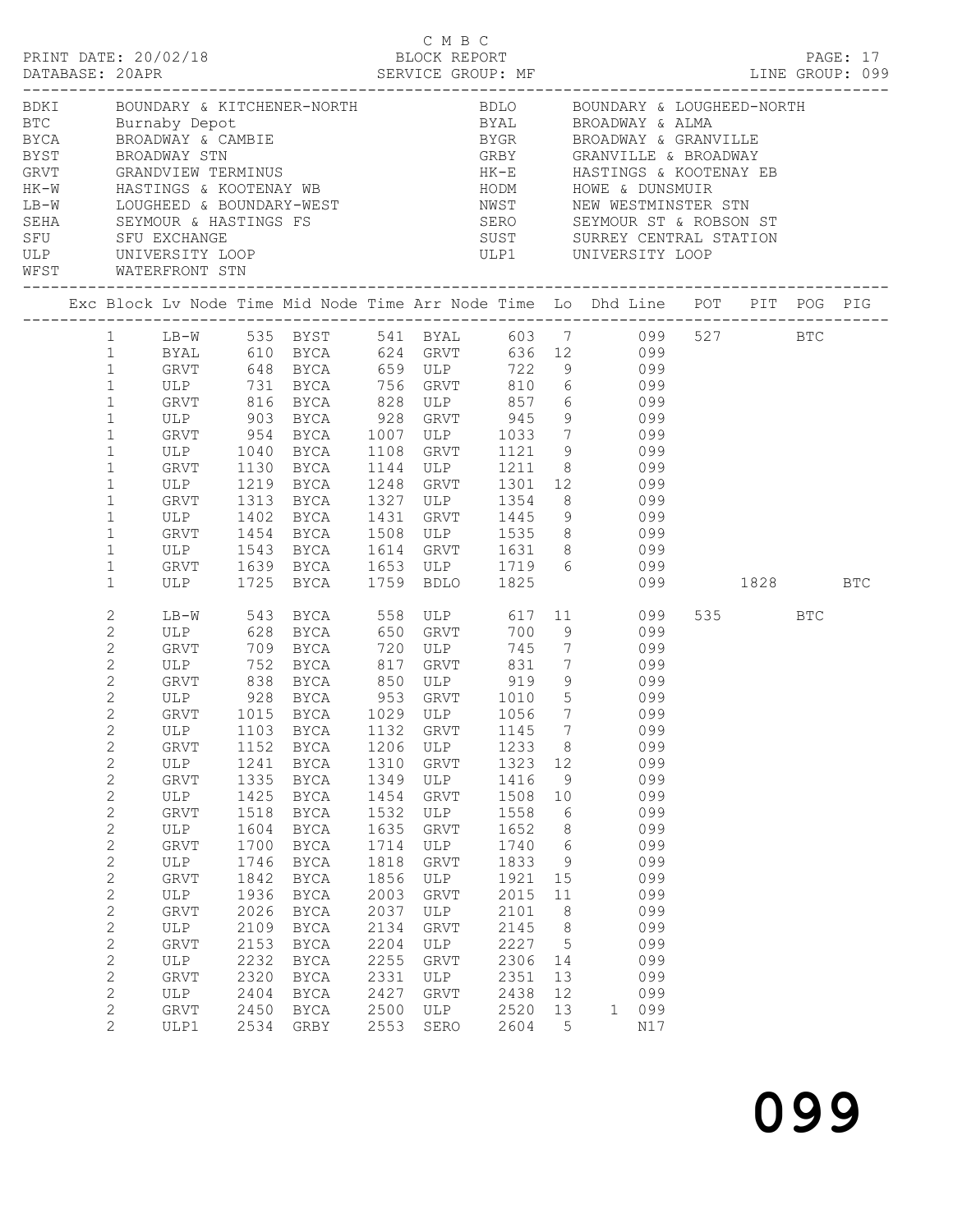C M B C
PRINT DATE: 20/02/18 BLOCK REPORT
DATABASE: 20APR SERVICE GROUP: MF LINE GROUP: 099

| Code | Name | Code | Name |
|---|---|---|---|
| BDKI | BOUNDARY & KITCHENER-NORTH | BDLO | BOUNDARY & LOUGHEED-NORTH |
| BTC | Burnaby Depot | BYAL | BROADWAY & ALMA |
| BYCA | BROADWAY & CAMBIE | BYGR | BROADWAY & GRANVILLE |
| BYST | BROADWAY STN | GRBY | GRANVILLE & BROADWAY |
| GRVT | GRANDVIEW TERMINUS | HK-E | HASTINGS & KOOTENAY EB |
| HK-W | HASTINGS & KOOTENAY WB | HODM | HOWE & DUNSMUIR |
| LB-W | LOUGHEED & BOUNDARY-WEST | NWST | NEW WESTMINSTER STN |
| SEHA | SEYMOUR & HASTINGS FS | SERO | SEYMOUR ST & ROBSON ST |
| SFU | SFU EXCHANGE | SUST | SURREY CENTRAL STATION |
| ULP | UNIVERSITY LOOP | ULP1 | UNIVERSITY LOOP |
| WFST | WATERFRONT STN | | |

| Exc | Block | Lv Node | Time | Mid Node | Time | Arr Node | Time | Lo | Dhd | Line | POT | PIT | POG | PIG |
|---|---|---|---|---|---|---|---|---|---|---|---|---|---|---|
| | 1 | LB-W | 535 | BYST | 541 | BYAL | 603 | 7 | | 099 | 527 | | BTC | |
| | 1 | BYAL | 610 | BYCA | 624 | GRVT | 636 | 12 | | 099 | | | | |
| | 1 | GRVT | 648 | BYCA | 659 | ULP | 722 | 9 | | 099 | | | | |
| | 1 | ULP | 731 | BYCA | 756 | GRVT | 810 | 6 | | 099 | | | | |
| | 1 | GRVT | 816 | BYCA | 828 | ULP | 857 | 6 | | 099 | | | | |
| | 1 | ULP | 903 | BYCA | 928 | GRVT | 945 | 9 | | 099 | | | | |
| | 1 | GRVT | 954 | BYCA | 1007 | ULP | 1033 | 7 | | 099 | | | | |
| | 1 | ULP | 1040 | BYCA | 1108 | GRVT | 1121 | 9 | | 099 | | | | |
| | 1 | GRVT | 1130 | BYCA | 1144 | ULP | 1211 | 8 | | 099 | | | | |
| | 1 | ULP | 1219 | BYCA | 1248 | GRVT | 1301 | 12 | | 099 | | | | |
| | 1 | GRVT | 1313 | BYCA | 1327 | ULP | 1354 | 8 | | 099 | | | | |
| | 1 | ULP | 1402 | BYCA | 1431 | GRVT | 1445 | 9 | | 099 | | | | |
| | 1 | GRVT | 1454 | BYCA | 1508 | ULP | 1535 | 8 | | 099 | | | | |
| | 1 | ULP | 1543 | BYCA | 1614 | GRVT | 1631 | 8 | | 099 | | | | |
| | 1 | GRVT | 1639 | BYCA | 1653 | ULP | 1719 | 6 | | 099 | | | | |
| | 1 | ULP | 1725 | BYCA | 1759 | BDLO | 1825 | | | 099 | | 1828 | | BTC |
| | 2 | LB-W | 543 | BYCA | 558 | ULP | 617 | 11 | | 099 | 535 | | BTC | |
| | 2 | ULP | 628 | BYCA | 650 | GRVT | 700 | 9 | | 099 | | | | |
| | 2 | GRVT | 709 | BYCA | 720 | ULP | 745 | 7 | | 099 | | | | |
| | 2 | ULP | 752 | BYCA | 817 | GRVT | 831 | 7 | | 099 | | | | |
| | 2 | GRVT | 838 | BYCA | 850 | ULP | 919 | 9 | | 099 | | | | |
| | 2 | ULP | 928 | BYCA | 953 | GRVT | 1010 | 5 | | 099 | | | | |
| | 2 | GRVT | 1015 | BYCA | 1029 | ULP | 1056 | 7 | | 099 | | | | |
| | 2 | ULP | 1103 | BYCA | 1132 | GRVT | 1145 | 7 | | 099 | | | | |
| | 2 | GRVT | 1152 | BYCA | 1206 | ULP | 1233 | 8 | | 099 | | | | |
| | 2 | ULP | 1241 | BYCA | 1310 | GRVT | 1323 | 12 | | 099 | | | | |
| | 2 | GRVT | 1335 | BYCA | 1349 | ULP | 1416 | 9 | | 099 | | | | |
| | 2 | ULP | 1425 | BYCA | 1454 | GRVT | 1508 | 10 | | 099 | | | | |
| | 2 | GRVT | 1518 | BYCA | 1532 | ULP | 1558 | 6 | | 099 | | | | |
| | 2 | ULP | 1604 | BYCA | 1635 | GRVT | 1652 | 8 | | 099 | | | | |
| | 2 | GRVT | 1700 | BYCA | 1714 | ULP | 1740 | 6 | | 099 | | | | |
| | 2 | ULP | 1746 | BYCA | 1818 | GRVT | 1833 | 9 | | 099 | | | | |
| | 2 | GRVT | 1842 | BYCA | 1856 | ULP | 1921 | 15 | | 099 | | | | |
| | 2 | ULP | 1936 | BYCA | 2003 | GRVT | 2015 | 11 | | 099 | | | | |
| | 2 | GRVT | 2026 | BYCA | 2037 | ULP | 2101 | 8 | | 099 | | | | |
| | 2 | ULP | 2109 | BYCA | 2134 | GRVT | 2145 | 8 | | 099 | | | | |
| | 2 | GRVT | 2153 | BYCA | 2204 | ULP | 2227 | 5 | | 099 | | | | |
| | 2 | ULP | 2232 | BYCA | 2255 | GRVT | 2306 | 14 | | 099 | | | | |
| | 2 | GRVT | 2320 | BYCA | 2331 | ULP | 2351 | 13 | | 099 | | | | |
| | 2 | ULP | 2404 | BYCA | 2427 | GRVT | 2438 | 12 | | 099 | | | | |
| | 2 | GRVT | 2450 | BYCA | 2500 | ULP | 2520 | 13 | 1 | 099 | | | | |
| | 2 | ULP1 | 2534 | GRBY | 2553 | SERO | 2604 | 5 | | N17 | | | | |

# 099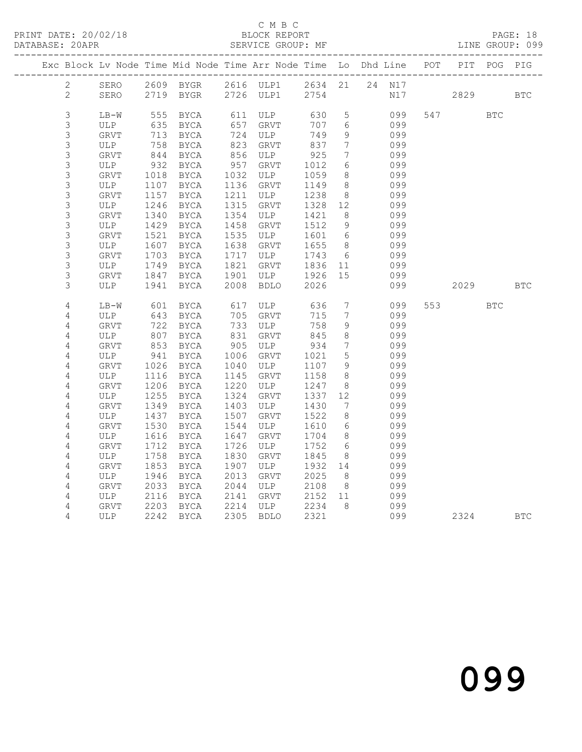C M B C

BLOCK REPORT

SERVICE GROUP: MF

PRINT DATE: 20/02/18
DATABASE: 20APR

LINE GROUP: 099

| Exc | Block | Lv | Node | Time | Mid Node | Time | Arr Node | Time | Lo | Dhd | Line | POT | PIT | POG | PIG |
|---|---|---|---|---|---|---|---|---|---|---|---|---|---|---|---|
| | 2 | | SERO | 2609 | BYGR | 2616 | ULP1 | 2634 | 21 | 24 | N17 | | | | |
| | 2 | | SERO | 2719 | BYGR | 2726 | ULP1 | 2754 | | | N17 | | 2829 | | BTC |
| | 3 | | LB-W | 555 | BYCA | 611 | ULP | 630 | 5 | | 099 | 547 | | BTC | |
| | 3 | | ULP | 635 | BYCA | 657 | GRVT | 707 | 6 | | 099 | | | | |
| | 3 | | GRVT | 713 | BYCA | 724 | ULP | 749 | 9 | | 099 | | | | |
| | 3 | | ULP | 758 | BYCA | 823 | GRVT | 837 | 7 | | 099 | | | | |
| | 3 | | GRVT | 844 | BYCA | 856 | ULP | 925 | 7 | | 099 | | | | |
| | 3 | | ULP | 932 | BYCA | 957 | GRVT | 1012 | 6 | | 099 | | | | |
| | 3 | | GRVT | 1018 | BYCA | 1032 | ULP | 1059 | 8 | | 099 | | | | |
| | 3 | | ULP | 1107 | BYCA | 1136 | GRVT | 1149 | 8 | | 099 | | | | |
| | 3 | | GRVT | 1157 | BYCA | 1211 | ULP | 1238 | 8 | | 099 | | | | |
| | 3 | | ULP | 1246 | BYCA | 1315 | GRVT | 1328 | 12 | | 099 | | | | |
| | 3 | | GRVT | 1340 | BYCA | 1354 | ULP | 1421 | 8 | | 099 | | | | |
| | 3 | | ULP | 1429 | BYCA | 1458 | GRVT | 1512 | 9 | | 099 | | | | |
| | 3 | | GRVT | 1521 | BYCA | 1535 | ULP | 1601 | 6 | | 099 | | | | |
| | 3 | | ULP | 1607 | BYCA | 1638 | GRVT | 1655 | 8 | | 099 | | | | |
| | 3 | | GRVT | 1703 | BYCA | 1717 | ULP | 1743 | 6 | | 099 | | | | |
| | 3 | | ULP | 1749 | BYCA | 1821 | GRVT | 1836 | 11 | | 099 | | | | |
| | 3 | | GRVT | 1847 | BYCA | 1901 | ULP | 1926 | 15 | | 099 | | | | |
| | 3 | | ULP | 1941 | BYCA | 2008 | BDLO | 2026 | | | 099 | | 2029 | | BTC |
| | 4 | | LB-W | 601 | BYCA | 617 | ULP | 636 | 7 | | 099 | 553 | | BTC | |
| | 4 | | ULP | 643 | BYCA | 705 | GRVT | 715 | 7 | | 099 | | | | |
| | 4 | | GRVT | 722 | BYCA | 733 | ULP | 758 | 9 | | 099 | | | | |
| | 4 | | ULP | 807 | BYCA | 831 | GRVT | 845 | 8 | | 099 | | | | |
| | 4 | | GRVT | 853 | BYCA | 905 | ULP | 934 | 7 | | 099 | | | | |
| | 4 | | ULP | 941 | BYCA | 1006 | GRVT | 1021 | 5 | | 099 | | | | |
| | 4 | | GRVT | 1026 | BYCA | 1040 | ULP | 1107 | 9 | | 099 | | | | |
| | 4 | | ULP | 1116 | BYCA | 1145 | GRVT | 1158 | 8 | | 099 | | | | |
| | 4 | | GRVT | 1206 | BYCA | 1220 | ULP | 1247 | 8 | | 099 | | | | |
| | 4 | | ULP | 1255 | BYCA | 1324 | GRVT | 1337 | 12 | | 099 | | | | |
| | 4 | | GRVT | 1349 | BYCA | 1403 | ULP | 1430 | 7 | | 099 | | | | |
| | 4 | | ULP | 1437 | BYCA | 1507 | GRVT | 1522 | 8 | | 099 | | | | |
| | 4 | | GRVT | 1530 | BYCA | 1544 | ULP | 1610 | 6 | | 099 | | | | |
| | 4 | | ULP | 1616 | BYCA | 1647 | GRVT | 1704 | 8 | | 099 | | | | |
| | 4 | | GRVT | 1712 | BYCA | 1726 | ULP | 1752 | 6 | | 099 | | | | |
| | 4 | | ULP | 1758 | BYCA | 1830 | GRVT | 1845 | 8 | | 099 | | | | |
| | 4 | | GRVT | 1853 | BYCA | 1907 | ULP | 1932 | 14 | | 099 | | | | |
| | 4 | | ULP | 1946 | BYCA | 2013 | GRVT | 2025 | 8 | | 099 | | | | |
| | 4 | | GRVT | 2033 | BYCA | 2044 | ULP | 2108 | 8 | | 099 | | | | |
| | 4 | | ULP | 2116 | BYCA | 2141 | GRVT | 2152 | 11 | | 099 | | | | |
| | 4 | | GRVT | 2203 | BYCA | 2214 | ULP | 2234 | 8 | | 099 | | | | |
| | 4 | | ULP | 2242 | BYCA | 2305 | BDLO | 2321 | | | 099 | | 2324 | | BTC |

099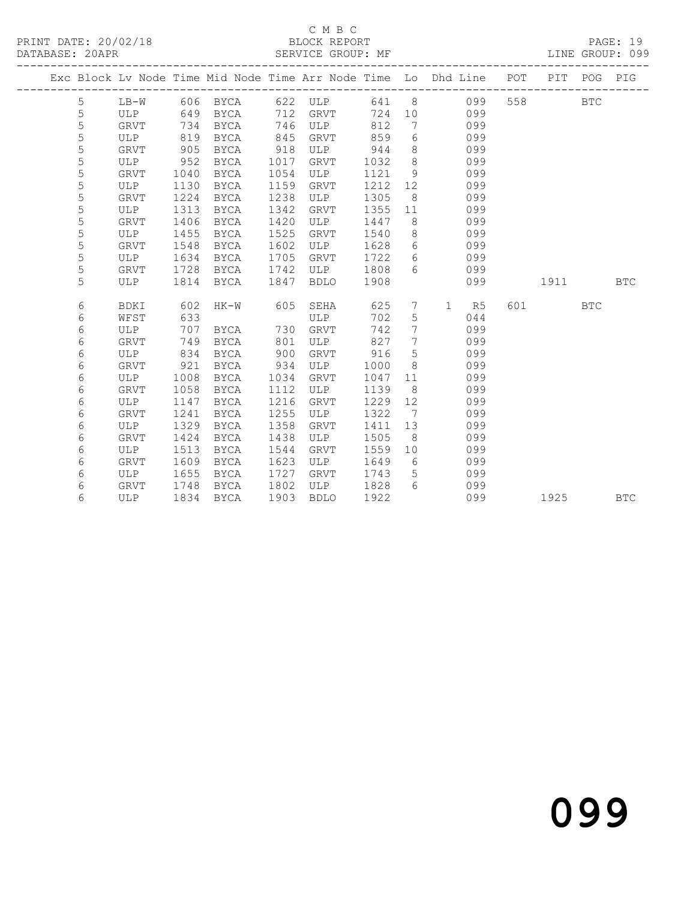C M B C
BLOCK REPORT
SERVICE GROUP: MF

PRINT DATE: 20/02/18
DATABASE: 20APR
LINE GROUP: 099

| Exc | Block | Lv | Node | Time | Mid Node | Time | Arr Node | Time | Lo | Dhd | Line | POT | PIT | POG | PIG |
|---|---|---|---|---|---|---|---|---|---|---|---|---|---|---|---|
| | 5 | | LB-W | 606 | BYCA | 622 | ULP | 641 | 8 | | 099 | 558 | | BTC | |
| | 5 | | ULP | 649 | BYCA | 712 | GRVT | 724 | 10 | | 099 | | | | |
| | 5 | | GRVT | 734 | BYCA | 746 | ULP | 812 | 7 | | 099 | | | | |
| | 5 | | ULP | 819 | BYCA | 845 | GRVT | 859 | 6 | | 099 | | | | |
| | 5 | | GRVT | 905 | BYCA | 918 | ULP | 944 | 8 | | 099 | | | | |
| | 5 | | ULP | 952 | BYCA | 1017 | GRVT | 1032 | 8 | | 099 | | | | |
| | 5 | | GRVT | 1040 | BYCA | 1054 | ULP | 1121 | 9 | | 099 | | | | |
| | 5 | | ULP | 1130 | BYCA | 1159 | GRVT | 1212 | 12 | | 099 | | | | |
| | 5 | | GRVT | 1224 | BYCA | 1238 | ULP | 1305 | 8 | | 099 | | | | |
| | 5 | | ULP | 1313 | BYCA | 1342 | GRVT | 1355 | 11 | | 099 | | | | |
| | 5 | | GRVT | 1406 | BYCA | 1420 | ULP | 1447 | 8 | | 099 | | | | |
| | 5 | | ULP | 1455 | BYCA | 1525 | GRVT | 1540 | 8 | | 099 | | | | |
| | 5 | | GRVT | 1548 | BYCA | 1602 | ULP | 1628 | 6 | | 099 | | | | |
| | 5 | | ULP | 1634 | BYCA | 1705 | GRVT | 1722 | 6 | | 099 | | | | |
| | 5 | | GRVT | 1728 | BYCA | 1742 | ULP | 1808 | 6 | | 099 | | | | |
| | 5 | | ULP | 1814 | BYCA | 1847 | BDLO | 1908 | | | 099 | | 1911 | | BTC |
| | 6 | | BDKI | 602 | HK-W | 605 | SEHA | 625 | 7 | 1 | R5 | 601 | | BTC | |
| | 6 | | WFST | 633 | | | ULP | 702 | 5 | | 044 | | | | |
| | 6 | | ULP | 707 | BYCA | 730 | GRVT | 742 | 7 | | 099 | | | | |
| | 6 | | GRVT | 749 | BYCA | 801 | ULP | 827 | 7 | | 099 | | | | |
| | 6 | | ULP | 834 | BYCA | 900 | GRVT | 916 | 5 | | 099 | | | | |
| | 6 | | GRVT | 921 | BYCA | 934 | ULP | 1000 | 8 | | 099 | | | | |
| | 6 | | ULP | 1008 | BYCA | 1034 | GRVT | 1047 | 11 | | 099 | | | | |
| | 6 | | GRVT | 1058 | BYCA | 1112 | ULP | 1139 | 8 | | 099 | | | | |
| | 6 | | ULP | 1147 | BYCA | 1216 | GRVT | 1229 | 12 | | 099 | | | | |
| | 6 | | GRVT | 1241 | BYCA | 1255 | ULP | 1322 | 7 | | 099 | | | | |
| | 6 | | ULP | 1329 | BYCA | 1358 | GRVT | 1411 | 13 | | 099 | | | | |
| | 6 | | GRVT | 1424 | BYCA | 1438 | ULP | 1505 | 8 | | 099 | | | | |
| | 6 | | ULP | 1513 | BYCA | 1544 | GRVT | 1559 | 10 | | 099 | | | | |
| | 6 | | GRVT | 1609 | BYCA | 1623 | ULP | 1649 | 6 | | 099 | | | | |
| | 6 | | ULP | 1655 | BYCA | 1727 | GRVT | 1743 | 5 | | 099 | | | | |
| | 6 | | GRVT | 1748 | BYCA | 1802 | ULP | 1828 | 6 | | 099 | | | | |
| | 6 | | ULP | 1834 | BYCA | 1903 | BDLO | 1922 | | | 099 | | 1925 | | BTC |

099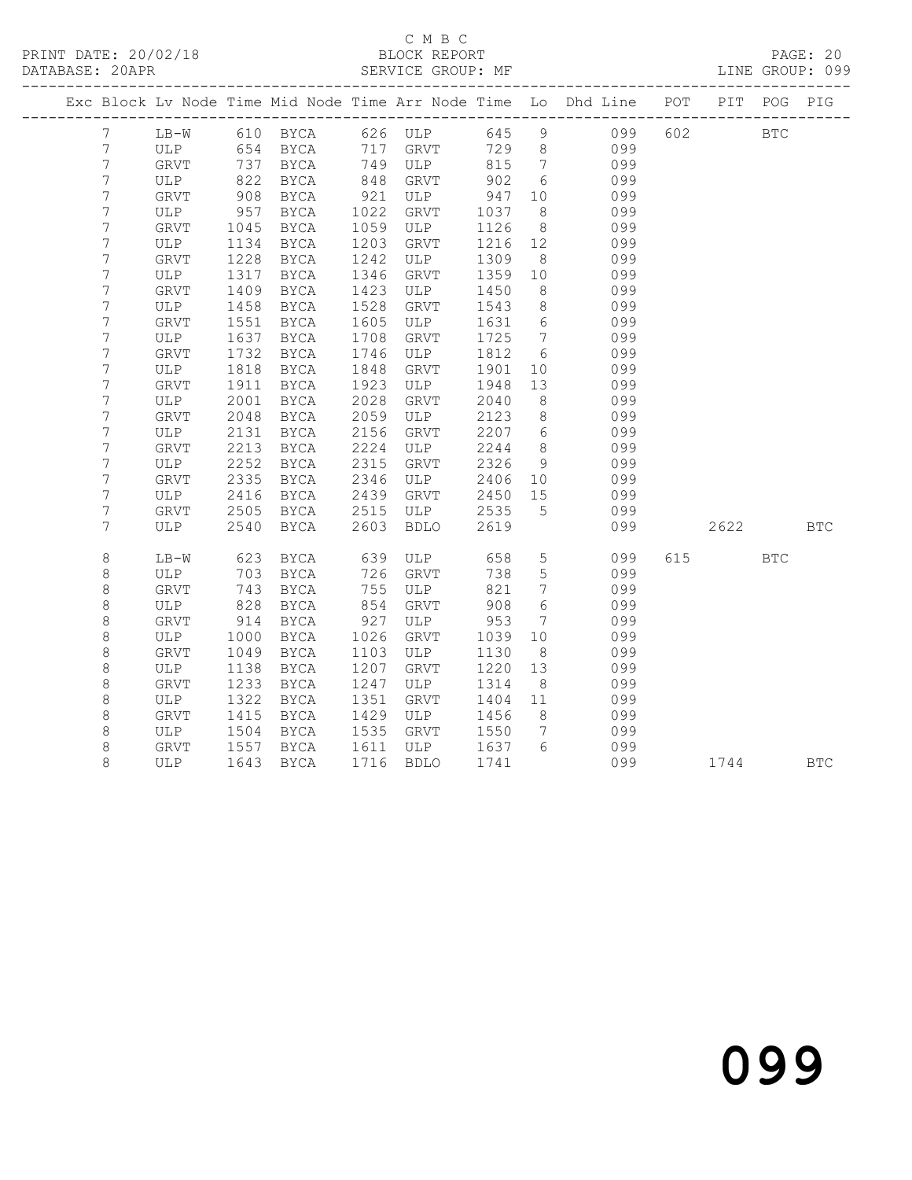C M B C
BLOCK REPORT
SERVICE GROUP: MF

PRINT DATE: 20/02/18
DATABASE: 20APR
LINE GROUP: 099

| Exc | Block | Lv | Node | Time | Mid Node | Time | Arr Node | Time | Lo | Dhd Line | POT | PIT | POG | PIG |
|---|---|---|---|---|---|---|---|---|---|---|---|---|---|---|
| | 7 | | LB-W | 610 | BYCA | 626 | ULP | 645 | 9 | 099 | 602 | | BTC | |
| | 7 | | ULP | 654 | BYCA | 717 | GRVT | 729 | 8 | 099 | | | | |
| | 7 | | GRVT | 737 | BYCA | 749 | ULP | 815 | 7 | 099 | | | | |
| | 7 | | ULP | 822 | BYCA | 848 | GRVT | 902 | 6 | 099 | | | | |
| | 7 | | GRVT | 908 | BYCA | 921 | ULP | 947 | 10 | 099 | | | | |
| | 7 | | ULP | 957 | BYCA | 1022 | GRVT | 1037 | 8 | 099 | | | | |
| | 7 | | GRVT | 1045 | BYCA | 1059 | ULP | 1126 | 8 | 099 | | | | |
| | 7 | | ULP | 1134 | BYCA | 1203 | GRVT | 1216 | 12 | 099 | | | | |
| | 7 | | GRVT | 1228 | BYCA | 1242 | ULP | 1309 | 8 | 099 | | | | |
| | 7 | | ULP | 1317 | BYCA | 1346 | GRVT | 1359 | 10 | 099 | | | | |
| | 7 | | GRVT | 1409 | BYCA | 1423 | ULP | 1450 | 8 | 099 | | | | |
| | 7 | | ULP | 1458 | BYCA | 1528 | GRVT | 1543 | 8 | 099 | | | | |
| | 7 | | GRVT | 1551 | BYCA | 1605 | ULP | 1631 | 6 | 099 | | | | |
| | 7 | | ULP | 1637 | BYCA | 1708 | GRVT | 1725 | 7 | 099 | | | | |
| | 7 | | GRVT | 1732 | BYCA | 1746 | ULP | 1812 | 6 | 099 | | | | |
| | 7 | | ULP | 1818 | BYCA | 1848 | GRVT | 1901 | 10 | 099 | | | | |
| | 7 | | GRVT | 1911 | BYCA | 1923 | ULP | 1948 | 13 | 099 | | | | |
| | 7 | | ULP | 2001 | BYCA | 2028 | GRVT | 2040 | 8 | 099 | | | | |
| | 7 | | GRVT | 2048 | BYCA | 2059 | ULP | 2123 | 8 | 099 | | | | |
| | 7 | | ULP | 2131 | BYCA | 2156 | GRVT | 2207 | 6 | 099 | | | | |
| | 7 | | GRVT | 2213 | BYCA | 2224 | ULP | 2244 | 8 | 099 | | | | |
| | 7 | | ULP | 2252 | BYCA | 2315 | GRVT | 2326 | 9 | 099 | | | | |
| | 7 | | GRVT | 2335 | BYCA | 2346 | ULP | 2406 | 10 | 099 | | | | |
| | 7 | | ULP | 2416 | BYCA | 2439 | GRVT | 2450 | 15 | 099 | | | | |
| | 7 | | GRVT | 2505 | BYCA | 2515 | ULP | 2535 | 5 | 099 | | | | |
| | 7 | | ULP | 2540 | BYCA | 2603 | BDLO | 2619 | | 099 | | 2622 | | BTC |
| | 8 | | LB-W | 623 | BYCA | 639 | ULP | 658 | 5 | 099 | 615 | | BTC | |
| | 8 | | ULP | 703 | BYCA | 726 | GRVT | 738 | 5 | 099 | | | | |
| | 8 | | GRVT | 743 | BYCA | 755 | ULP | 821 | 7 | 099 | | | | |
| | 8 | | ULP | 828 | BYCA | 854 | GRVT | 908 | 6 | 099 | | | | |
| | 8 | | GRVT | 914 | BYCA | 927 | ULP | 953 | 7 | 099 | | | | |
| | 8 | | ULP | 1000 | BYCA | 1026 | GRVT | 1039 | 10 | 099 | | | | |
| | 8 | | GRVT | 1049 | BYCA | 1103 | ULP | 1130 | 8 | 099 | | | | |
| | 8 | | ULP | 1138 | BYCA | 1207 | GRVT | 1220 | 13 | 099 | | | | |
| | 8 | | GRVT | 1233 | BYCA | 1247 | ULP | 1314 | 8 | 099 | | | | |
| | 8 | | ULP | 1322 | BYCA | 1351 | GRVT | 1404 | 11 | 099 | | | | |
| | 8 | | GRVT | 1415 | BYCA | 1429 | ULP | 1456 | 8 | 099 | | | | |
| | 8 | | ULP | 1504 | BYCA | 1535 | GRVT | 1550 | 7 | 099 | | | | |
| | 8 | | GRVT | 1557 | BYCA | 1611 | ULP | 1637 | 6 | 099 | | | | |
| | 8 | | ULP | 1643 | BYCA | 1716 | BDLO | 1741 | | 099 | | 1744 | | BTC |

099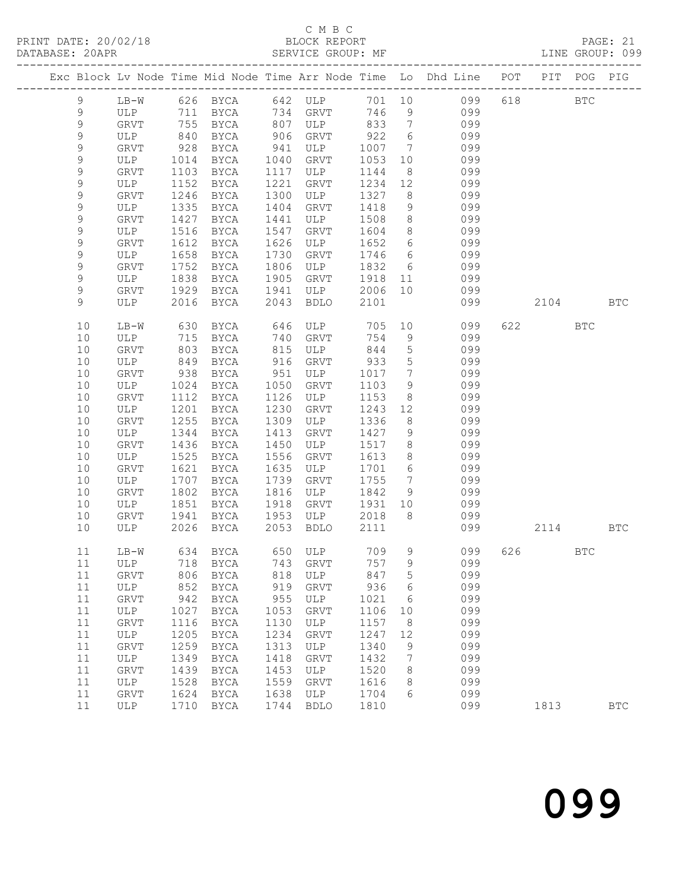C M B C

PRINT DATE: 20/02/18 BLOCK REPORT

DATABASE: 20APR SERVICE GROUP: MF LINE GROUP: 099

| Exc | Block | Lv | Node | Time | Mid Node | Time | Arr Node | Time | Lo | Dhd Line | POT | PIT | POG | PIG |
|---|---|---|---|---|---|---|---|---|---|---|---|---|---|---|
| | 9 | | LB-W | 626 | BYCA | 642 | ULP | 701 | 10 | 099 | 618 | | BTC | |
| | 9 | | ULP | 711 | BYCA | 734 | GRVT | 746 | 9 | 099 | | | | |
| | 9 | | GRVT | 755 | BYCA | 807 | ULP | 833 | 7 | 099 | | | | |
| | 9 | | ULP | 840 | BYCA | 906 | GRVT | 922 | 6 | 099 | | | | |
| | 9 | | GRVT | 928 | BYCA | 941 | ULP | 1007 | 7 | 099 | | | | |
| | 9 | | ULP | 1014 | BYCA | 1040 | GRVT | 1053 | 10 | 099 | | | | |
| | 9 | | GRVT | 1103 | BYCA | 1117 | ULP | 1144 | 8 | 099 | | | | |
| | 9 | | ULP | 1152 | BYCA | 1221 | GRVT | 1234 | 12 | 099 | | | | |
| | 9 | | GRVT | 1246 | BYCA | 1300 | ULP | 1327 | 8 | 099 | | | | |
| | 9 | | ULP | 1335 | BYCA | 1404 | GRVT | 1418 | 9 | 099 | | | | |
| | 9 | | GRVT | 1427 | BYCA | 1441 | ULP | 1508 | 8 | 099 | | | | |
| | 9 | | ULP | 1516 | BYCA | 1547 | GRVT | 1604 | 8 | 099 | | | | |
| | 9 | | GRVT | 1612 | BYCA | 1626 | ULP | 1652 | 6 | 099 | | | | |
| | 9 | | ULP | 1658 | BYCA | 1730 | GRVT | 1746 | 6 | 099 | | | | |
| | 9 | | GRVT | 1752 | BYCA | 1806 | ULP | 1832 | 6 | 099 | | | | |
| | 9 | | ULP | 1838 | BYCA | 1905 | GRVT | 1918 | 11 | 099 | | | | |
| | 9 | | GRVT | 1929 | BYCA | 1941 | ULP | 2006 | 10 | 099 | | | | |
| | 9 | | ULP | 2016 | BYCA | 2043 | BDLO | 2101 | | 099 | | 2104 | | BTC |
| | 10 | | LB-W | 630 | BYCA | 646 | ULP | 705 | 10 | 099 | 622 | | BTC | |
| | 10 | | ULP | 715 | BYCA | 740 | GRVT | 754 | 9 | 099 | | | | |
| | 10 | | GRVT | 803 | BYCA | 815 | ULP | 844 | 5 | 099 | | | | |
| | 10 | | ULP | 849 | BYCA | 916 | GRVT | 933 | 5 | 099 | | | | |
| | 10 | | GRVT | 938 | BYCA | 951 | ULP | 1017 | 7 | 099 | | | | |
| | 10 | | ULP | 1024 | BYCA | 1050 | GRVT | 1103 | 9 | 099 | | | | |
| | 10 | | GRVT | 1112 | BYCA | 1126 | ULP | 1153 | 8 | 099 | | | | |
| | 10 | | ULP | 1201 | BYCA | 1230 | GRVT | 1243 | 12 | 099 | | | | |
| | 10 | | GRVT | 1255 | BYCA | 1309 | ULP | 1336 | 8 | 099 | | | | |
| | 10 | | ULP | 1344 | BYCA | 1413 | GRVT | 1427 | 9 | 099 | | | | |
| | 10 | | GRVT | 1436 | BYCA | 1450 | ULP | 1517 | 8 | 099 | | | | |
| | 10 | | ULP | 1525 | BYCA | 1556 | GRVT | 1613 | 8 | 099 | | | | |
| | 10 | | GRVT | 1621 | BYCA | 1635 | ULP | 1701 | 6 | 099 | | | | |
| | 10 | | ULP | 1707 | BYCA | 1739 | GRVT | 1755 | 7 | 099 | | | | |
| | 10 | | GRVT | 1802 | BYCA | 1816 | ULP | 1842 | 9 | 099 | | | | |
| | 10 | | ULP | 1851 | BYCA | 1918 | GRVT | 1931 | 10 | 099 | | | | |
| | 10 | | GRVT | 1941 | BYCA | 1953 | ULP | 2018 | 8 | 099 | | | | |
| | 10 | | ULP | 2026 | BYCA | 2053 | BDLO | 2111 | | 099 | | 2114 | | BTC |
| | 11 | | LB-W | 634 | BYCA | 650 | ULP | 709 | 9 | 099 | 626 | | BTC | |
| | 11 | | ULP | 718 | BYCA | 743 | GRVT | 757 | 9 | 099 | | | | |
| | 11 | | GRVT | 806 | BYCA | 818 | ULP | 847 | 5 | 099 | | | | |
| | 11 | | ULP | 852 | BYCA | 919 | GRVT | 936 | 6 | 099 | | | | |
| | 11 | | GRVT | 942 | BYCA | 955 | ULP | 1021 | 6 | 099 | | | | |
| | 11 | | ULP | 1027 | BYCA | 1053 | GRVT | 1106 | 10 | 099 | | | | |
| | 11 | | GRVT | 1116 | BYCA | 1130 | ULP | 1157 | 8 | 099 | | | | |
| | 11 | | ULP | 1205 | BYCA | 1234 | GRVT | 1247 | 12 | 099 | | | | |
| | 11 | | GRVT | 1259 | BYCA | 1313 | ULP | 1340 | 9 | 099 | | | | |
| | 11 | | ULP | 1349 | BYCA | 1418 | GRVT | 1432 | 7 | 099 | | | | |
| | 11 | | GRVT | 1439 | BYCA | 1453 | ULP | 1520 | 8 | 099 | | | | |
| | 11 | | ULP | 1528 | BYCA | 1559 | GRVT | 1616 | 8 | 099 | | | | |
| | 11 | | GRVT | 1624 | BYCA | 1638 | ULP | 1704 | 6 | 099 | | | | |
| | 11 | | ULP | 1710 | BYCA | 1744 | BDLO | 1810 | | 099 | | 1813 | | BTC |

099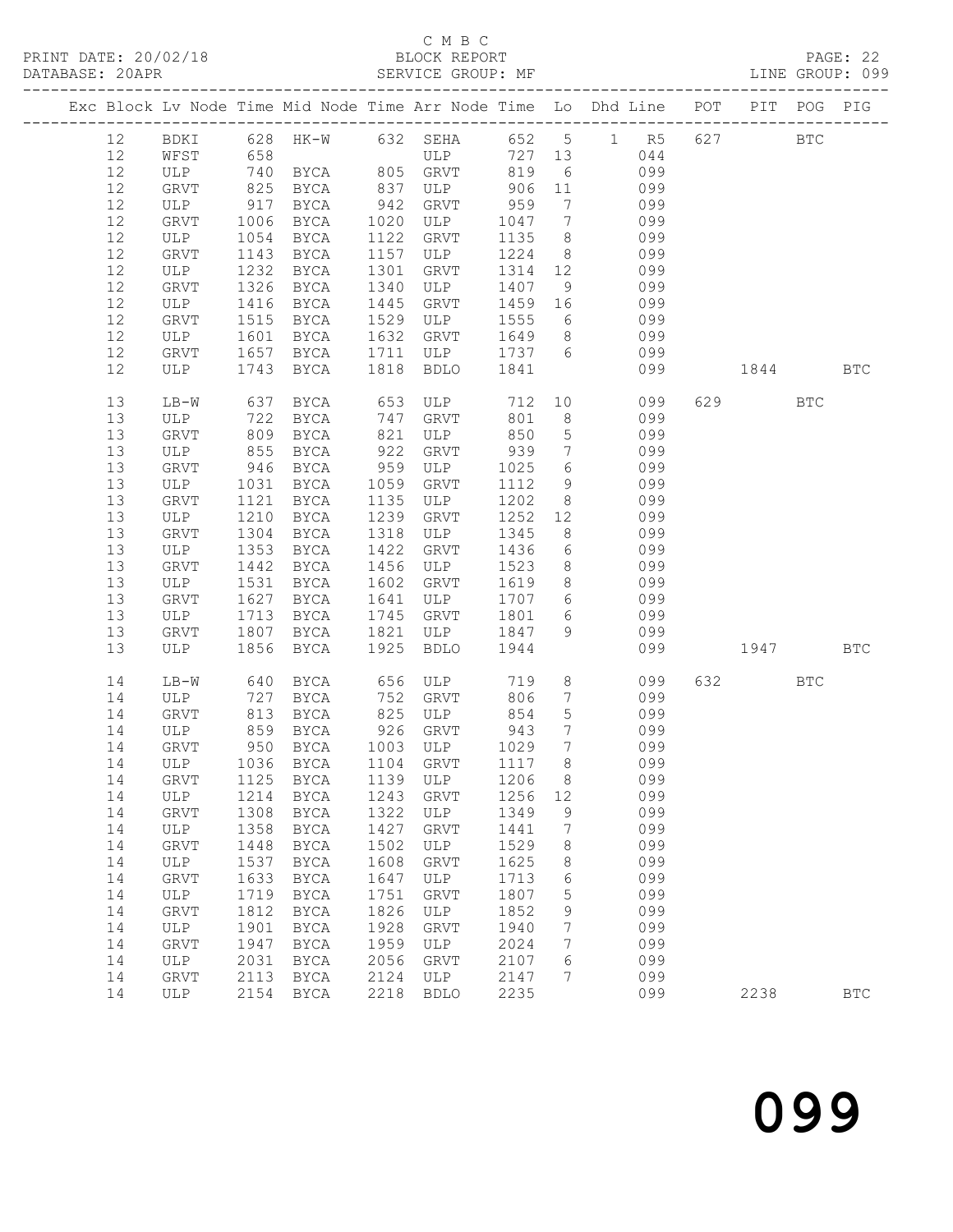C M B C

BLOCK REPORT

SERVICE GROUP: MF

LINE GROUP: 099

PRINT DATE: 20/02/18

DATABASE: 20APR

| Exc | Block | Lv | Node | Time | Mid Node | Time | Arr Node | Time | Lo | Dhd | Line | POT | PIT | POG | PIG |
|---|---|---|---|---|---|---|---|---|---|---|---|---|---|---|---|
| | 12 | | BDKI | 628 | HK-W | 632 | SEHA | 652 | 5 | 1 | R5 | 627 | | BTC | |
| | 12 | | WFST | 658 | | | ULP | 727 | 13 | | 044 | | | | |
| | 12 | | ULP | 740 | BYCA | 805 | GRVT | 819 | 6 | | 099 | | | | |
| | 12 | | GRVT | 825 | BYCA | 837 | ULP | 906 | 11 | | 099 | | | | |
| | 12 | | ULP | 917 | BYCA | 942 | GRVT | 959 | 7 | | 099 | | | | |
| | 12 | | GRVT | 1006 | BYCA | 1020 | ULP | 1047 | 7 | | 099 | | | | |
| | 12 | | ULP | 1054 | BYCA | 1122 | GRVT | 1135 | 8 | | 099 | | | | |
| | 12 | | GRVT | 1143 | BYCA | 1157 | ULP | 1224 | 8 | | 099 | | | | |
| | 12 | | ULP | 1232 | BYCA | 1301 | GRVT | 1314 | 12 | | 099 | | | | |
| | 12 | | GRVT | 1326 | BYCA | 1340 | ULP | 1407 | 9 | | 099 | | | | |
| | 12 | | ULP | 1416 | BYCA | 1445 | GRVT | 1459 | 16 | | 099 | | | | |
| | 12 | | GRVT | 1515 | BYCA | 1529 | ULP | 1555 | 6 | | 099 | | | | |
| | 12 | | ULP | 1601 | BYCA | 1632 | GRVT | 1649 | 8 | | 099 | | | | |
| | 12 | | GRVT | 1657 | BYCA | 1711 | ULP | 1737 | 6 | | 099 | | | | |
| | 12 | | ULP | 1743 | BYCA | 1818 | BDLO | 1841 | | | 099 | | 1844 | | BTC |
| | 13 | | LB-W | 637 | BYCA | 653 | ULP | 712 | 10 | | 099 | 629 | | BTC | |
| | 13 | | ULP | 722 | BYCA | 747 | GRVT | 801 | 8 | | 099 | | | | |
| | 13 | | GRVT | 809 | BYCA | 821 | ULP | 850 | 5 | | 099 | | | | |
| | 13 | | ULP | 855 | BYCA | 922 | GRVT | 939 | 7 | | 099 | | | | |
| | 13 | | GRVT | 946 | BYCA | 959 | ULP | 1025 | 6 | | 099 | | | | |
| | 13 | | ULP | 1031 | BYCA | 1059 | GRVT | 1112 | 9 | | 099 | | | | |
| | 13 | | GRVT | 1121 | BYCA | 1135 | ULP | 1202 | 8 | | 099 | | | | |
| | 13 | | ULP | 1210 | BYCA | 1239 | GRVT | 1252 | 12 | | 099 | | | | |
| | 13 | | GRVT | 1304 | BYCA | 1318 | ULP | 1345 | 8 | | 099 | | | | |
| | 13 | | ULP | 1353 | BYCA | 1422 | GRVT | 1436 | 6 | | 099 | | | | |
| | 13 | | GRVT | 1442 | BYCA | 1456 | ULP | 1523 | 8 | | 099 | | | | |
| | 13 | | ULP | 1531 | BYCA | 1602 | GRVT | 1619 | 8 | | 099 | | | | |
| | 13 | | GRVT | 1627 | BYCA | 1641 | ULP | 1707 | 6 | | 099 | | | | |
| | 13 | | ULP | 1713 | BYCA | 1745 | GRVT | 1801 | 6 | | 099 | | | | |
| | 13 | | GRVT | 1807 | BYCA | 1821 | ULP | 1847 | 9 | | 099 | | | | |
| | 13 | | ULP | 1856 | BYCA | 1925 | BDLO | 1944 | | | 099 | | 1947 | | BTC |
| | 14 | | LB-W | 640 | BYCA | 656 | ULP | 719 | 8 | | 099 | 632 | | BTC | |
| | 14 | | ULP | 727 | BYCA | 752 | GRVT | 806 | 7 | | 099 | | | | |
| | 14 | | GRVT | 813 | BYCA | 825 | ULP | 854 | 5 | | 099 | | | | |
| | 14 | | ULP | 859 | BYCA | 926 | GRVT | 943 | 7 | | 099 | | | | |
| | 14 | | GRVT | 950 | BYCA | 1003 | ULP | 1029 | 7 | | 099 | | | | |
| | 14 | | ULP | 1036 | BYCA | 1104 | GRVT | 1117 | 8 | | 099 | | | | |
| | 14 | | GRVT | 1125 | BYCA | 1139 | ULP | 1206 | 8 | | 099 | | | | |
| | 14 | | ULP | 1214 | BYCA | 1243 | GRVT | 1256 | 12 | | 099 | | | | |
| | 14 | | GRVT | 1308 | BYCA | 1322 | ULP | 1349 | 9 | | 099 | | | | |
| | 14 | | ULP | 1358 | BYCA | 1427 | GRVT | 1441 | 7 | | 099 | | | | |
| | 14 | | GRVT | 1448 | BYCA | 1502 | ULP | 1529 | 8 | | 099 | | | | |
| | 14 | | ULP | 1537 | BYCA | 1608 | GRVT | 1625 | 8 | | 099 | | | | |
| | 14 | | GRVT | 1633 | BYCA | 1647 | ULP | 1713 | 6 | | 099 | | | | |
| | 14 | | ULP | 1719 | BYCA | 1751 | GRVT | 1807 | 5 | | 099 | | | | |
| | 14 | | GRVT | 1812 | BYCA | 1826 | ULP | 1852 | 9 | | 099 | | | | |
| | 14 | | ULP | 1901 | BYCA | 1928 | GRVT | 1940 | 7 | | 099 | | | | |
| | 14 | | GRVT | 1947 | BYCA | 1959 | ULP | 2024 | 7 | | 099 | | | | |
| | 14 | | ULP | 2031 | BYCA | 2056 | GRVT | 2107 | 6 | | 099 | | | | |
| | 14 | | GRVT | 2113 | BYCA | 2124 | ULP | 2147 | 7 | | 099 | | | | |
| | 14 | | ULP | 2154 | BYCA | 2218 | BDLO | 2235 | | | 099 | | 2238 | | BTC |

# 099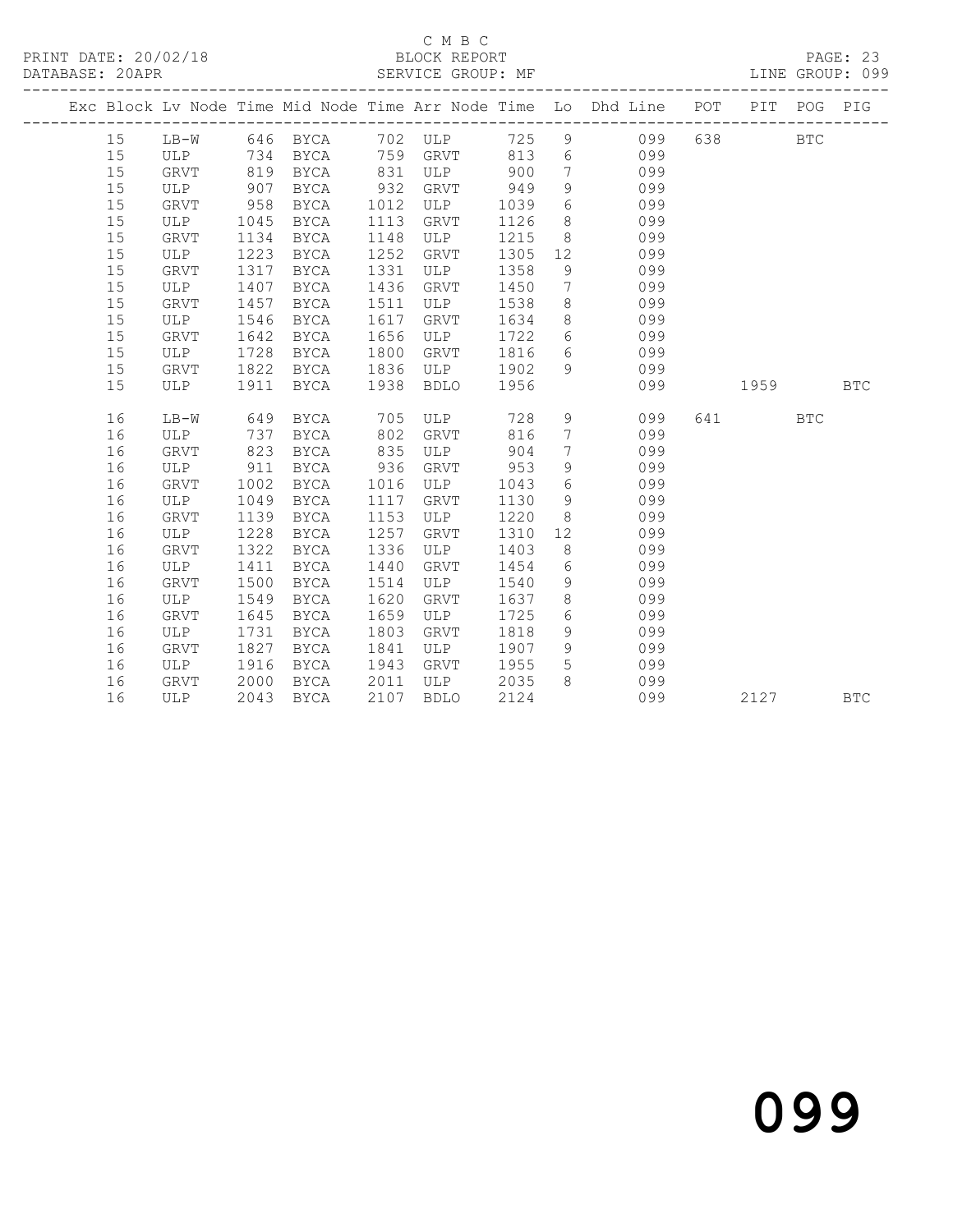C M B C

PRINT DATE: 20/02/18 BLOCK REPORT PAGE: 23

DATABASE: 20APR SERVICE GROUP: MF LINE GROUP: 099

| Exc | Block | Lv | Node | Time | Mid Node | Time | Arr Node | Time | Lo | Dhd Line | POT | PIT | POG | PIG |
|---|---|---|---|---|---|---|---|---|---|---|---|---|---|---|
| | 15 | | LB-W | 646 | BYCA | 702 | ULP | 725 | 9 | 099 | 638 | | BTC | |
| | 15 | | ULP | 734 | BYCA | 759 | GRVT | 813 | 6 | 099 | | | | |
| | 15 | | GRVT | 819 | BYCA | 831 | ULP | 900 | 7 | 099 | | | | |
| | 15 | | ULP | 907 | BYCA | 932 | GRVT | 949 | 9 | 099 | | | | |
| | 15 | | GRVT | 958 | BYCA | 1012 | ULP | 1039 | 6 | 099 | | | | |
| | 15 | | ULP | 1045 | BYCA | 1113 | GRVT | 1126 | 8 | 099 | | | | |
| | 15 | | GRVT | 1134 | BYCA | 1148 | ULP | 1215 | 8 | 099 | | | | |
| | 15 | | ULP | 1223 | BYCA | 1252 | GRVT | 1305 | 12 | 099 | | | | |
| | 15 | | GRVT | 1317 | BYCA | 1331 | ULP | 1358 | 9 | 099 | | | | |
| | 15 | | ULP | 1407 | BYCA | 1436 | GRVT | 1450 | 7 | 099 | | | | |
| | 15 | | GRVT | 1457 | BYCA | 1511 | ULP | 1538 | 8 | 099 | | | | |
| | 15 | | ULP | 1546 | BYCA | 1617 | GRVT | 1634 | 8 | 099 | | | | |
| | 15 | | GRVT | 1642 | BYCA | 1656 | ULP | 1722 | 6 | 099 | | | | |
| | 15 | | ULP | 1728 | BYCA | 1800 | GRVT | 1816 | 6 | 099 | | | | |
| | 15 | | GRVT | 1822 | BYCA | 1836 | ULP | 1902 | 9 | 099 | | | | |
| | 15 | | ULP | 1911 | BYCA | 1938 | BDLO | 1956 | | 099 | | 1959 | | BTC |
| | 16 | | LB-W | 649 | BYCA | 705 | ULP | 728 | 9 | 099 | 641 | | BTC | |
| | 16 | | ULP | 737 | BYCA | 802 | GRVT | 816 | 7 | 099 | | | | |
| | 16 | | GRVT | 823 | BYCA | 835 | ULP | 904 | 7 | 099 | | | | |
| | 16 | | ULP | 911 | BYCA | 936 | GRVT | 953 | 9 | 099 | | | | |
| | 16 | | GRVT | 1002 | BYCA | 1016 | ULP | 1043 | 6 | 099 | | | | |
| | 16 | | ULP | 1049 | BYCA | 1117 | GRVT | 1130 | 9 | 099 | | | | |
| | 16 | | GRVT | 1139 | BYCA | 1153 | ULP | 1220 | 8 | 099 | | | | |
| | 16 | | ULP | 1228 | BYCA | 1257 | GRVT | 1310 | 12 | 099 | | | | |
| | 16 | | GRVT | 1322 | BYCA | 1336 | ULP | 1403 | 8 | 099 | | | | |
| | 16 | | ULP | 1411 | BYCA | 1440 | GRVT | 1454 | 6 | 099 | | | | |
| | 16 | | GRVT | 1500 | BYCA | 1514 | ULP | 1540 | 9 | 099 | | | | |
| | 16 | | ULP | 1549 | BYCA | 1620 | GRVT | 1637 | 8 | 099 | | | | |
| | 16 | | GRVT | 1645 | BYCA | 1659 | ULP | 1725 | 6 | 099 | | | | |
| | 16 | | ULP | 1731 | BYCA | 1803 | GRVT | 1818 | 9 | 099 | | | | |
| | 16 | | GRVT | 1827 | BYCA | 1841 | ULP | 1907 | 9 | 099 | | | | |
| | 16 | | ULP | 1916 | BYCA | 1943 | GRVT | 1955 | 5 | 099 | | | | |
| | 16 | | GRVT | 2000 | BYCA | 2011 | ULP | 2035 | 8 | 099 | | | | |
| | 16 | | ULP | 2043 | BYCA | 2107 | BDLO | 2124 | | 099 | | 2127 | | BTC |

099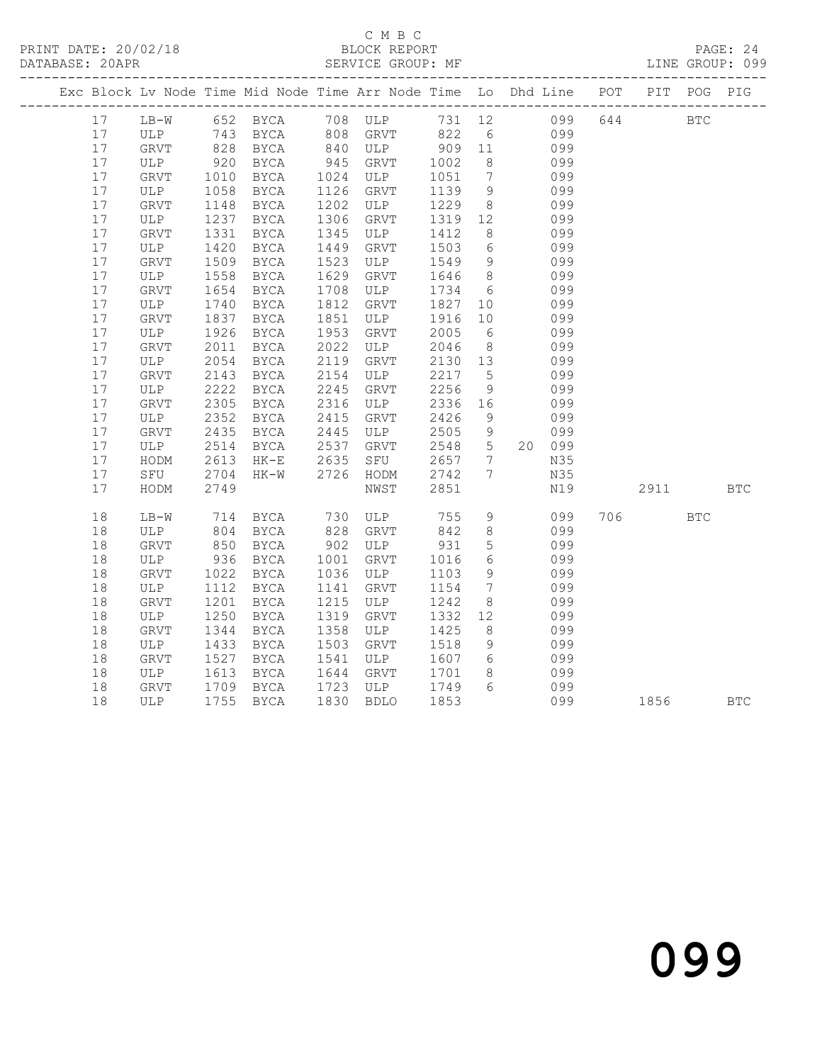C M B C

PRINT DATE: 20/02/18 BLOCK REPORT
DATABASE: 20APR SERVICE GROUP: MF LINE GROUP: 099

| Exc | Block | Lv | Node | Time | Mid Node | Time | Arr Node | Time | Lo | Dhd Line | POT | PIT | POG | PIG |
|---|---|---|---|---|---|---|---|---|---|---|---|---|---|---|
| | 17 | | LB-W | 652 | BYCA | 708 | ULP | 731 | 12 | 099 | 644 | | BTC | |
| | 17 | | ULP | 743 | BYCA | 808 | GRVT | 822 | 6 | 099 | | | | |
| | 17 | | GRVT | 828 | BYCA | 840 | ULP | 909 | 11 | 099 | | | | |
| | 17 | | ULP | 920 | BYCA | 945 | GRVT | 1002 | 8 | 099 | | | | |
| | 17 | | GRVT | 1010 | BYCA | 1024 | ULP | 1051 | 7 | 099 | | | | |
| | 17 | | ULP | 1058 | BYCA | 1126 | GRVT | 1139 | 9 | 099 | | | | |
| | 17 | | GRVT | 1148 | BYCA | 1202 | ULP | 1229 | 8 | 099 | | | | |
| | 17 | | ULP | 1237 | BYCA | 1306 | GRVT | 1319 | 12 | 099 | | | | |
| | 17 | | GRVT | 1331 | BYCA | 1345 | ULP | 1412 | 8 | 099 | | | | |
| | 17 | | ULP | 1420 | BYCA | 1449 | GRVT | 1503 | 6 | 099 | | | | |
| | 17 | | GRVT | 1509 | BYCA | 1523 | ULP | 1549 | 9 | 099 | | | | |
| | 17 | | ULP | 1558 | BYCA | 1629 | GRVT | 1646 | 8 | 099 | | | | |
| | 17 | | GRVT | 1654 | BYCA | 1708 | ULP | 1734 | 6 | 099 | | | | |
| | 17 | | ULP | 1740 | BYCA | 1812 | GRVT | 1827 | 10 | 099 | | | | |
| | 17 | | GRVT | 1837 | BYCA | 1851 | ULP | 1916 | 10 | 099 | | | | |
| | 17 | | ULP | 1926 | BYCA | 1953 | GRVT | 2005 | 6 | 099 | | | | |
| | 17 | | GRVT | 2011 | BYCA | 2022 | ULP | 2046 | 8 | 099 | | | | |
| | 17 | | ULP | 2054 | BYCA | 2119 | GRVT | 2130 | 13 | 099 | | | | |
| | 17 | | GRVT | 2143 | BYCA | 2154 | ULP | 2217 | 5 | 099 | | | | |
| | 17 | | ULP | 2222 | BYCA | 2245 | GRVT | 2256 | 9 | 099 | | | | |
| | 17 | | GRVT | 2305 | BYCA | 2316 | ULP | 2336 | 16 | 099 | | | | |
| | 17 | | ULP | 2352 | BYCA | 2415 | GRVT | 2426 | 9 | 099 | | | | |
| | 17 | | GRVT | 2435 | BYCA | 2445 | ULP | 2505 | 9 | 099 | | | | |
| | 17 | | ULP | 2514 | BYCA | 2537 | GRVT | 2548 | 5 | 20 099 | | | | |
| | 17 | | HODM | 2613 | HK-E | 2635 | SFU | 2657 | 7 | N35 | | | | |
| | 17 | | SFU | 2704 | HK-W | 2726 | HODM | 2742 | 7 | N35 | | | | |
| | 17 | | HODM | 2749 | | | NWST | 2851 | | N19 | | 2911 | | BTC |
| | 18 | | LB-W | 714 | BYCA | 730 | ULP | 755 | 9 | 099 | 706 | | BTC | |
| | 18 | | ULP | 804 | BYCA | 828 | GRVT | 842 | 8 | 099 | | | | |
| | 18 | | GRVT | 850 | BYCA | 902 | ULP | 931 | 5 | 099 | | | | |
| | 18 | | ULP | 936 | BYCA | 1001 | GRVT | 1016 | 6 | 099 | | | | |
| | 18 | | GRVT | 1022 | BYCA | 1036 | ULP | 1103 | 9 | 099 | | | | |
| | 18 | | ULP | 1112 | BYCA | 1141 | GRVT | 1154 | 7 | 099 | | | | |
| | 18 | | GRVT | 1201 | BYCA | 1215 | ULP | 1242 | 8 | 099 | | | | |
| | 18 | | ULP | 1250 | BYCA | 1319 | GRVT | 1332 | 12 | 099 | | | | |
| | 18 | | GRVT | 1344 | BYCA | 1358 | ULP | 1425 | 8 | 099 | | | | |
| | 18 | | ULP | 1433 | BYCA | 1503 | GRVT | 1518 | 9 | 099 | | | | |
| | 18 | | GRVT | 1527 | BYCA | 1541 | ULP | 1607 | 6 | 099 | | | | |
| | 18 | | ULP | 1613 | BYCA | 1644 | GRVT | 1701 | 8 | 099 | | | | |
| | 18 | | GRVT | 1709 | BYCA | 1723 | ULP | 1749 | 6 | 099 | | | | |
| | 18 | | ULP | 1755 | BYCA | 1830 | BDLO | 1853 | | 099 | | 1856 | | BTC |

# 099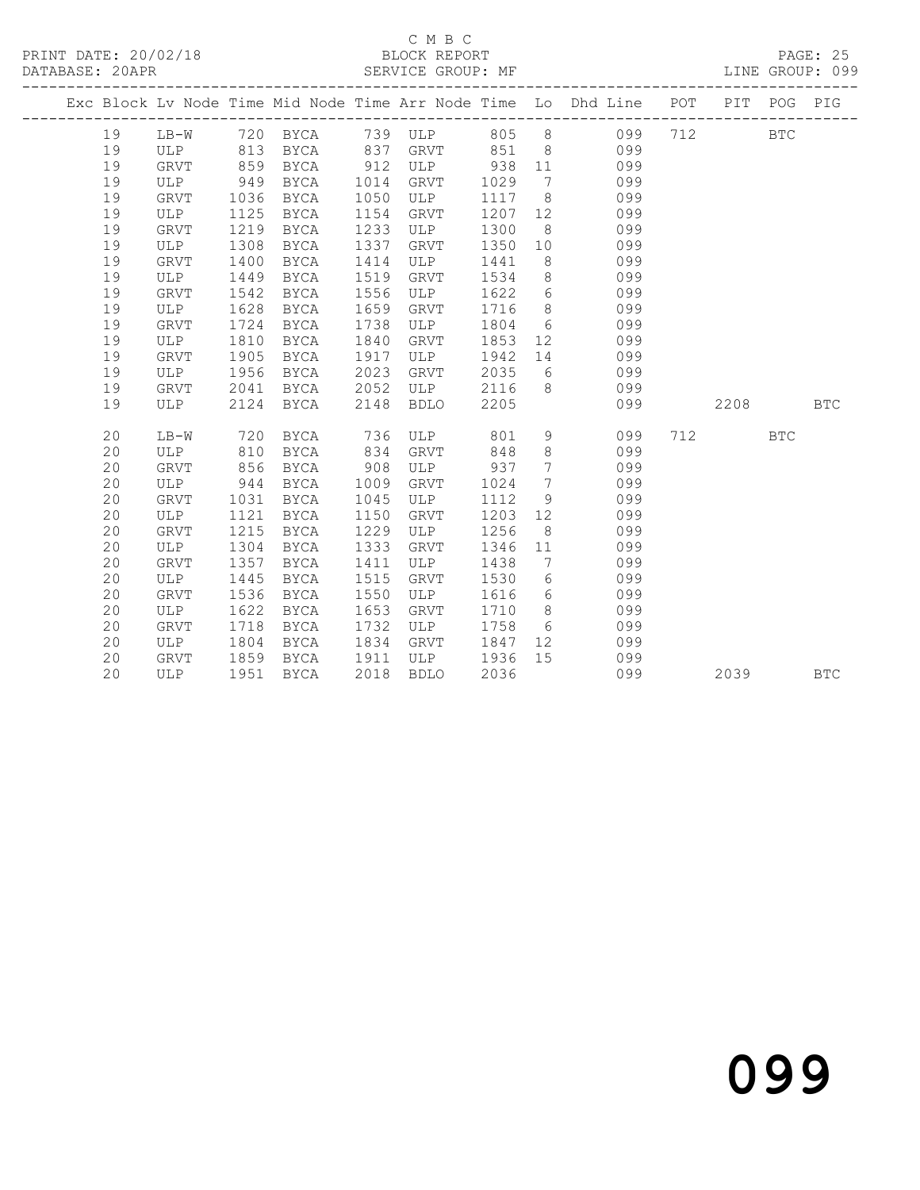C M B C
PRINT DATE: 20/02/18 BLOCK REPORT
DATABASE: 20APR SERVICE GROUP: MF LINE GROUP: 099

| Exc | Block | Lv | Node | Time | Mid Node | Time | Arr Node | Time | Lo | Dhd Line | POT | PIT | POG | PIG |
|---|---|---|---|---|---|---|---|---|---|---|---|---|---|---|
| | 19 | | LB-W | 720 | BYCA | 739 | ULP | 805 | 8 | 099 | 712 | | BTC | |
| | 19 | | ULP | 813 | BYCA | 837 | GRVT | 851 | 8 | 099 | | | | |
| | 19 | | GRVT | 859 | BYCA | 912 | ULP | 938 | 11 | 099 | | | | |
| | 19 | | ULP | 949 | BYCA | 1014 | GRVT | 1029 | 7 | 099 | | | | |
| | 19 | | GRVT | 1036 | BYCA | 1050 | ULP | 1117 | 8 | 099 | | | | |
| | 19 | | ULP | 1125 | BYCA | 1154 | GRVT | 1207 | 12 | 099 | | | | |
| | 19 | | GRVT | 1219 | BYCA | 1233 | ULP | 1300 | 8 | 099 | | | | |
| | 19 | | ULP | 1308 | BYCA | 1337 | GRVT | 1350 | 10 | 099 | | | | |
| | 19 | | GRVT | 1400 | BYCA | 1414 | ULP | 1441 | 8 | 099 | | | | |
| | 19 | | ULP | 1449 | BYCA | 1519 | GRVT | 1534 | 8 | 099 | | | | |
| | 19 | | GRVT | 1542 | BYCA | 1556 | ULP | 1622 | 6 | 099 | | | | |
| | 19 | | ULP | 1628 | BYCA | 1659 | GRVT | 1716 | 8 | 099 | | | | |
| | 19 | | GRVT | 1724 | BYCA | 1738 | ULP | 1804 | 6 | 099 | | | | |
| | 19 | | ULP | 1810 | BYCA | 1840 | GRVT | 1853 | 12 | 099 | | | | |
| | 19 | | GRVT | 1905 | BYCA | 1917 | ULP | 1942 | 14 | 099 | | | | |
| | 19 | | ULP | 1956 | BYCA | 2023 | GRVT | 2035 | 6 | 099 | | | | |
| | 19 | | GRVT | 2041 | BYCA | 2052 | ULP | 2116 | 8 | 099 | | | | |
| | 19 | | ULP | 2124 | BYCA | 2148 | BDLO | 2205 | | 099 | | 2208 | | BTC |
| | 20 | | LB-W | 720 | BYCA | 736 | ULP | 801 | 9 | 099 | 712 | | BTC | |
| | 20 | | ULP | 810 | BYCA | 834 | GRVT | 848 | 8 | 099 | | | | |
| | 20 | | GRVT | 856 | BYCA | 908 | ULP | 937 | 7 | 099 | | | | |
| | 20 | | ULP | 944 | BYCA | 1009 | GRVT | 1024 | 7 | 099 | | | | |
| | 20 | | GRVT | 1031 | BYCA | 1045 | ULP | 1112 | 9 | 099 | | | | |
| | 20 | | ULP | 1121 | BYCA | 1150 | GRVT | 1203 | 12 | 099 | | | | |
| | 20 | | GRVT | 1215 | BYCA | 1229 | ULP | 1256 | 8 | 099 | | | | |
| | 20 | | ULP | 1304 | BYCA | 1333 | GRVT | 1346 | 11 | 099 | | | | |
| | 20 | | GRVT | 1357 | BYCA | 1411 | ULP | 1438 | 7 | 099 | | | | |
| | 20 | | ULP | 1445 | BYCA | 1515 | GRVT | 1530 | 6 | 099 | | | | |
| | 20 | | GRVT | 1536 | BYCA | 1550 | ULP | 1616 | 6 | 099 | | | | |
| | 20 | | ULP | 1622 | BYCA | 1653 | GRVT | 1710 | 8 | 099 | | | | |
| | 20 | | GRVT | 1718 | BYCA | 1732 | ULP | 1758 | 6 | 099 | | | | |
| | 20 | | ULP | 1804 | BYCA | 1834 | GRVT | 1847 | 12 | 099 | | | | |
| | 20 | | GRVT | 1859 | BYCA | 1911 | ULP | 1936 | 15 | 099 | | | | |
| | 20 | | ULP | 1951 | BYCA | 2018 | BDLO | 2036 | | 099 | | 2039 | | BTC |

099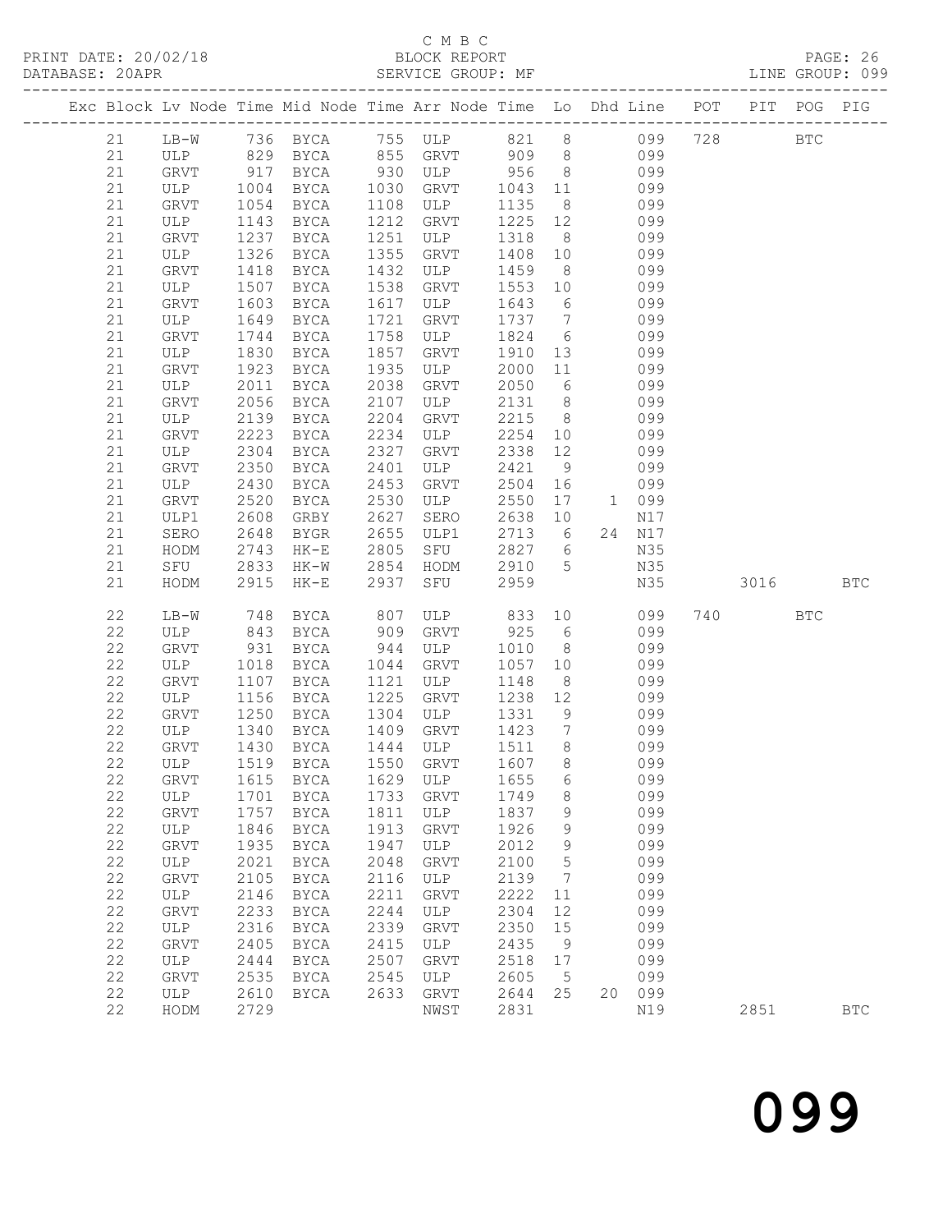C M B C
PRINT DATE: 20/02/18 BLOCK REPORT PAGE: 26
DATABASE: 20APR SERVICE GROUP: MF LINE GROUP: 099

| Exc | Block | Lv Node | Time | Mid Node | Time | Arr Node | Time | Lo | Dhd | Line | POT | PIT | POG | PIG |
|---|---|---|---|---|---|---|---|---|---|---|---|---|---|---|
| | 21 | LB-W | 736 | BYCA | 755 | ULP | 821 | 8 | | 099 | 728 | | BTC | |
| | 21 | ULP | 829 | BYCA | 855 | GRVT | 909 | 8 | | 099 | | | | |
| | 21 | GRVT | 917 | BYCA | 930 | ULP | 956 | 8 | | 099 | | | | |
| | 21 | ULP | 1004 | BYCA | 1030 | GRVT | 1043 | 11 | | 099 | | | | |
| | 21 | GRVT | 1054 | BYCA | 1108 | ULP | 1135 | 8 | | 099 | | | | |
| | 21 | ULP | 1143 | BYCA | 1212 | GRVT | 1225 | 12 | | 099 | | | | |
| | 21 | GRVT | 1237 | BYCA | 1251 | ULP | 1318 | 8 | | 099 | | | | |
| | 21 | ULP | 1326 | BYCA | 1355 | GRVT | 1408 | 10 | | 099 | | | | |
| | 21 | GRVT | 1418 | BYCA | 1432 | ULP | 1459 | 8 | | 099 | | | | |
| | 21 | ULP | 1507 | BYCA | 1538 | GRVT | 1553 | 10 | | 099 | | | | |
| | 21 | GRVT | 1603 | BYCA | 1617 | ULP | 1643 | 6 | | 099 | | | | |
| | 21 | ULP | 1649 | BYCA | 1721 | GRVT | 1737 | 7 | | 099 | | | | |
| | 21 | GRVT | 1744 | BYCA | 1758 | ULP | 1824 | 6 | | 099 | | | | |
| | 21 | ULP | 1830 | BYCA | 1857 | GRVT | 1910 | 13 | | 099 | | | | |
| | 21 | GRVT | 1923 | BYCA | 1935 | ULP | 2000 | 11 | | 099 | | | | |
| | 21 | ULP | 2011 | BYCA | 2038 | GRVT | 2050 | 6 | | 099 | | | | |
| | 21 | GRVT | 2056 | BYCA | 2107 | ULP | 2131 | 8 | | 099 | | | | |
| | 21 | ULP | 2139 | BYCA | 2204 | GRVT | 2215 | 8 | | 099 | | | | |
| | 21 | GRVT | 2223 | BYCA | 2234 | ULP | 2254 | 10 | | 099 | | | | |
| | 21 | ULP | 2304 | BYCA | 2327 | GRVT | 2338 | 12 | | 099 | | | | |
| | 21 | GRVT | 2350 | BYCA | 2401 | ULP | 2421 | 9 | | 099 | | | | |
| | 21 | ULP | 2430 | BYCA | 2453 | GRVT | 2504 | 16 | | 099 | | | | |
| | 21 | GRVT | 2520 | BYCA | 2530 | ULP | 2550 | 17 | 1 | 099 | | | | |
| | 21 | ULP1 | 2608 | GRBY | 2627 | SERO | 2638 | 10 | | N17 | | | | |
| | 21 | SERO | 2648 | BYGR | 2655 | ULP1 | 2713 | 6 | 24 | N17 | | | | |
| | 21 | HODM | 2743 | HK-E | 2805 | SFU | 2827 | 6 | | N35 | | | | |
| | 21 | SFU | 2833 | HK-W | 2854 | HODM | 2910 | 5 | | N35 | | | | |
| | 21 | HODM | 2915 | HK-E | 2937 | SFU | 2959 | | | N35 | | 3016 | | BTC |
| | 22 | LB-W | 748 | BYCA | 807 | ULP | 833 | 10 | | 099 | 740 | | BTC | |
| | 22 | ULP | 843 | BYCA | 909 | GRVT | 925 | 6 | | 099 | | | | |
| | 22 | GRVT | 931 | BYCA | 944 | ULP | 1010 | 8 | | 099 | | | | |
| | 22 | ULP | 1018 | BYCA | 1044 | GRVT | 1057 | 10 | | 099 | | | | |
| | 22 | GRVT | 1107 | BYCA | 1121 | ULP | 1148 | 8 | | 099 | | | | |
| | 22 | ULP | 1156 | BYCA | 1225 | GRVT | 1238 | 12 | | 099 | | | | |
| | 22 | GRVT | 1250 | BYCA | 1304 | ULP | 1331 | 9 | | 099 | | | | |
| | 22 | ULP | 1340 | BYCA | 1409 | GRVT | 1423 | 7 | | 099 | | | | |
| | 22 | GRVT | 1430 | BYCA | 1444 | ULP | 1511 | 8 | | 099 | | | | |
| | 22 | ULP | 1519 | BYCA | 1550 | GRVT | 1607 | 8 | | 099 | | | | |
| | 22 | GRVT | 1615 | BYCA | 1629 | ULP | 1655 | 6 | | 099 | | | | |
| | 22 | ULP | 1701 | BYCA | 1733 | GRVT | 1749 | 8 | | 099 | | | | |
| | 22 | GRVT | 1757 | BYCA | 1811 | ULP | 1837 | 9 | | 099 | | | | |
| | 22 | ULP | 1846 | BYCA | 1913 | GRVT | 1926 | 9 | | 099 | | | | |
| | 22 | GRVT | 1935 | BYCA | 1947 | ULP | 2012 | 9 | | 099 | | | | |
| | 22 | ULP | 2021 | BYCA | 2048 | GRVT | 2100 | 5 | | 099 | | | | |
| | 22 | GRVT | 2105 | BYCA | 2116 | ULP | 2139 | 7 | | 099 | | | | |
| | 22 | ULP | 2146 | BYCA | 2211 | GRVT | 2222 | 11 | | 099 | | | | |
| | 22 | GRVT | 2233 | BYCA | 2244 | ULP | 2304 | 12 | | 099 | | | | |
| | 22 | ULP | 2316 | BYCA | 2339 | GRVT | 2350 | 15 | | 099 | | | | |
| | 22 | GRVT | 2405 | BYCA | 2415 | ULP | 2435 | 9 | | 099 | | | | |
| | 22 | ULP | 2444 | BYCA | 2507 | GRVT | 2518 | 17 | | 099 | | | | |
| | 22 | GRVT | 2535 | BYCA | 2545 | ULP | 2605 | 5 | | 099 | | | | |
| | 22 | ULP | 2610 | BYCA | 2633 | GRVT | 2644 | 25 | 20 | 099 | | | | |
| | 22 | HODM | 2729 | | | NWST | 2831 | | | N19 | | 2851 | | BTC |

099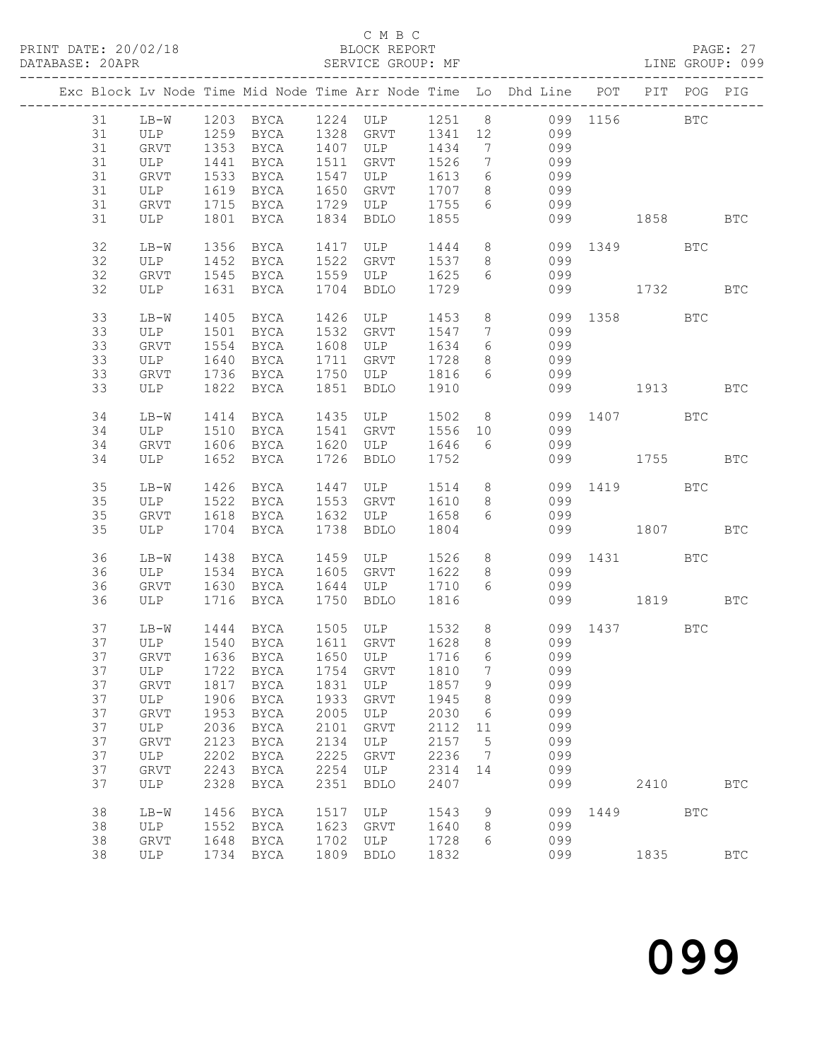C M B C

PRINT DATE: 20/02/18 BLOCK REPORT

DATABASE: 20APR SERVICE GROUP: MF LINE GROUP: 099

| Exc | Block | Lv | Node | Time | Mid Node | Time | Arr Node | Time | Lo | Dhd Line | POT | PIT | POG | PIG |
|---|---|---|---|---|---|---|---|---|---|---|---|---|---|---|
| | 31 | | LB-W | 1203 | BYCA | 1224 | ULP | 1251 | 8 | 099 | 1156 | | BTC | |
| | 31 | | ULP | 1259 | BYCA | 1328 | GRVT | 1341 | 12 | 099 | | | | |
| | 31 | | GRVT | 1353 | BYCA | 1407 | ULP | 1434 | 7 | 099 | | | | |
| | 31 | | ULP | 1441 | BYCA | 1511 | GRVT | 1526 | 7 | 099 | | | | |
| | 31 | | GRVT | 1533 | BYCA | 1547 | ULP | 1613 | 6 | 099 | | | | |
| | 31 | | ULP | 1619 | BYCA | 1650 | GRVT | 1707 | 8 | 099 | | | | |
| | 31 | | GRVT | 1715 | BYCA | 1729 | ULP | 1755 | 6 | 099 | | | | |
| | 31 | | ULP | 1801 | BYCA | 1834 | BDLO | 1855 | | 099 | | 1858 | | BTC |
| | 32 | | LB-W | 1356 | BYCA | 1417 | ULP | 1444 | 8 | 099 | 1349 | | BTC | |
| | 32 | | ULP | 1452 | BYCA | 1522 | GRVT | 1537 | 8 | 099 | | | | |
| | 32 | | GRVT | 1545 | BYCA | 1559 | ULP | 1625 | 6 | 099 | | | | |
| | 32 | | ULP | 1631 | BYCA | 1704 | BDLO | 1729 | | 099 | | 1732 | | BTC |
| | 33 | | LB-W | 1405 | BYCA | 1426 | ULP | 1453 | 8 | 099 | 1358 | | BTC | |
| | 33 | | ULP | 1501 | BYCA | 1532 | GRVT | 1547 | 7 | 099 | | | | |
| | 33 | | GRVT | 1554 | BYCA | 1608 | ULP | 1634 | 6 | 099 | | | | |
| | 33 | | ULP | 1640 | BYCA | 1711 | GRVT | 1728 | 8 | 099 | | | | |
| | 33 | | GRVT | 1736 | BYCA | 1750 | ULP | 1816 | 6 | 099 | | | | |
| | 33 | | ULP | 1822 | BYCA | 1851 | BDLO | 1910 | | 099 | | 1913 | | BTC |
| | 34 | | LB-W | 1414 | BYCA | 1435 | ULP | 1502 | 8 | 099 | 1407 | | BTC | |
| | 34 | | ULP | 1510 | BYCA | 1541 | GRVT | 1556 | 10 | 099 | | | | |
| | 34 | | GRVT | 1606 | BYCA | 1620 | ULP | 1646 | 6 | 099 | | | | |
| | 34 | | ULP | 1652 | BYCA | 1726 | BDLO | 1752 | | 099 | | 1755 | | BTC |
| | 35 | | LB-W | 1426 | BYCA | 1447 | ULP | 1514 | 8 | 099 | 1419 | | BTC | |
| | 35 | | ULP | 1522 | BYCA | 1553 | GRVT | 1610 | 8 | 099 | | | | |
| | 35 | | GRVT | 1618 | BYCA | 1632 | ULP | 1658 | 6 | 099 | | | | |
| | 35 | | ULP | 1704 | BYCA | 1738 | BDLO | 1804 | | 099 | | 1807 | | BTC |
| | 36 | | LB-W | 1438 | BYCA | 1459 | ULP | 1526 | 8 | 099 | 1431 | | BTC | |
| | 36 | | ULP | 1534 | BYCA | 1605 | GRVT | 1622 | 8 | 099 | | | | |
| | 36 | | GRVT | 1630 | BYCA | 1644 | ULP | 1710 | 6 | 099 | | | | |
| | 36 | | ULP | 1716 | BYCA | 1750 | BDLO | 1816 | | 099 | | 1819 | | BTC |
| | 37 | | LB-W | 1444 | BYCA | 1505 | ULP | 1532 | 8 | 099 | 1437 | | BTC | |
| | 37 | | ULP | 1540 | BYCA | 1611 | GRVT | 1628 | 8 | 099 | | | | |
| | 37 | | GRVT | 1636 | BYCA | 1650 | ULP | 1716 | 6 | 099 | | | | |
| | 37 | | ULP | 1722 | BYCA | 1754 | GRVT | 1810 | 7 | 099 | | | | |
| | 37 | | GRVT | 1817 | BYCA | 1831 | ULP | 1857 | 9 | 099 | | | | |
| | 37 | | ULP | 1906 | BYCA | 1933 | GRVT | 1945 | 8 | 099 | | | | |
| | 37 | | GRVT | 1953 | BYCA | 2005 | ULP | 2030 | 6 | 099 | | | | |
| | 37 | | ULP | 2036 | BYCA | 2101 | GRVT | 2112 | 11 | 099 | | | | |
| | 37 | | GRVT | 2123 | BYCA | 2134 | ULP | 2157 | 5 | 099 | | | | |
| | 37 | | ULP | 2202 | BYCA | 2225 | GRVT | 2236 | 7 | 099 | | | | |
| | 37 | | GRVT | 2243 | BYCA | 2254 | ULP | 2314 | 14 | 099 | | | | |
| | 37 | | ULP | 2328 | BYCA | 2351 | BDLO | 2407 | | 099 | | 2410 | | BTC |
| | 38 | | LB-W | 1456 | BYCA | 1517 | ULP | 1543 | 9 | 099 | 1449 | | BTC | |
| | 38 | | ULP | 1552 | BYCA | 1623 | GRVT | 1640 | 8 | 099 | | | | |
| | 38 | | GRVT | 1648 | BYCA | 1702 | ULP | 1728 | 6 | 099 | | | | |
| | 38 | | ULP | 1734 | BYCA | 1809 | BDLO | 1832 | | 099 | | 1835 | | BTC |

099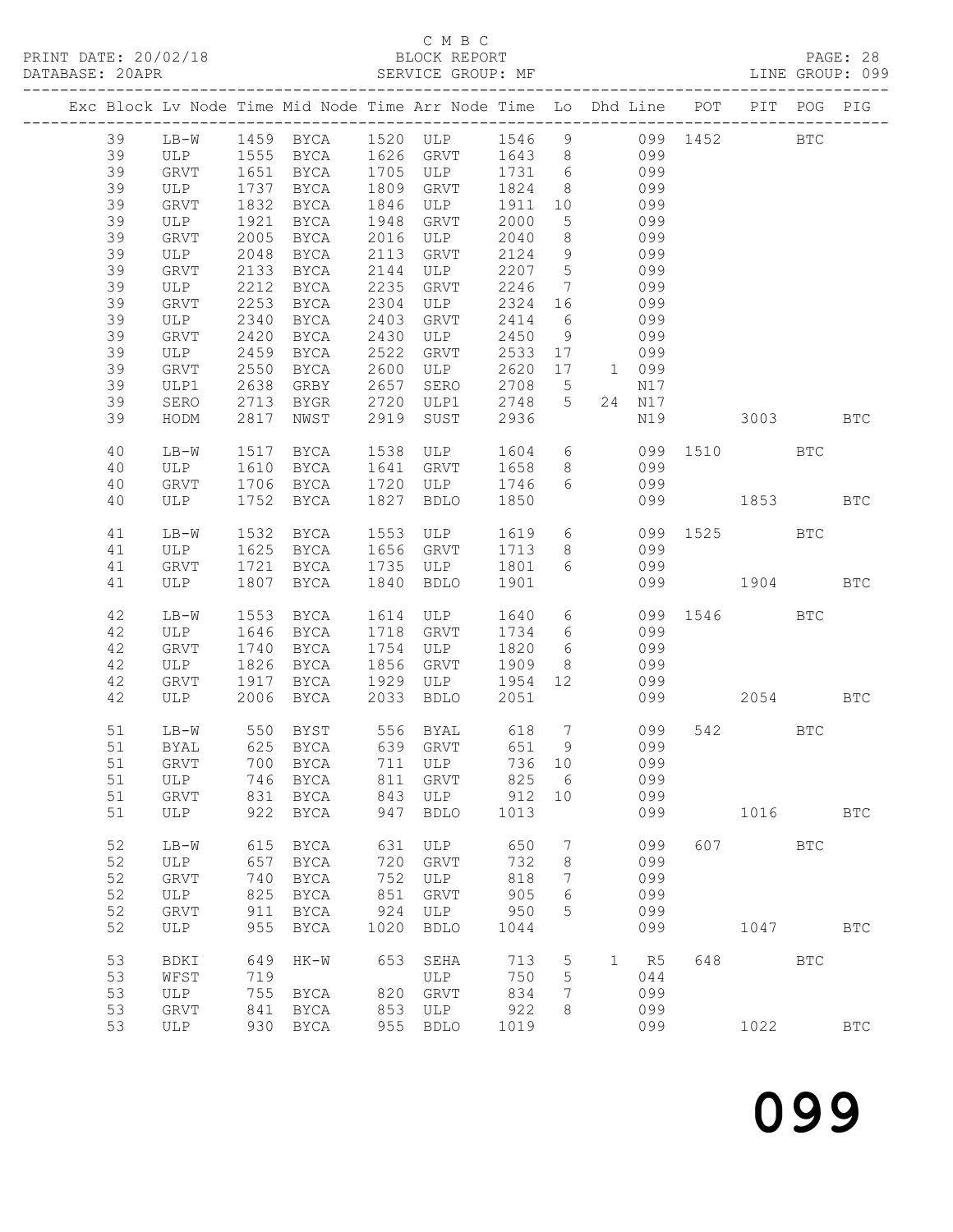C M B C

PRINT DATE: 20/02/18 BLOCK REPORT PAGE: 28
DATABASE: 20APR SERVICE GROUP: MF LINE GROUP: 099

| Exc | Block | Lv | Node | Time | Mid Node | Time | Arr Node | Time | Lo | Dhd | Line | POT | PIT | POG | PIG |
|---|---|---|---|---|---|---|---|---|---|---|---|---|---|---|---|
| | 39 | | LB-W | 1459 | BYCA | 1520 | ULP | 1546 | 9 | | 099 | 1452 | | BTC | |
| | 39 | | ULP | 1555 | BYCA | 1626 | GRVT | 1643 | 8 | | 099 | | | | |
| | 39 | | GRVT | 1651 | BYCA | 1705 | ULP | 1731 | 6 | | 099 | | | | |
| | 39 | | ULP | 1737 | BYCA | 1809 | GRVT | 1824 | 8 | | 099 | | | | |
| | 39 | | GRVT | 1832 | BYCA | 1846 | ULP | 1911 | 10 | | 099 | | | | |
| | 39 | | ULP | 1921 | BYCA | 1948 | GRVT | 2000 | 5 | | 099 | | | | |
| | 39 | | GRVT | 2005 | BYCA | 2016 | ULP | 2040 | 8 | | 099 | | | | |
| | 39 | | ULP | 2048 | BYCA | 2113 | GRVT | 2124 | 9 | | 099 | | | | |
| | 39 | | GRVT | 2133 | BYCA | 2144 | ULP | 2207 | 5 | | 099 | | | | |
| | 39 | | ULP | 2212 | BYCA | 2235 | GRVT | 2246 | 7 | | 099 | | | | |
| | 39 | | GRVT | 2253 | BYCA | 2304 | ULP | 2324 | 16 | | 099 | | | | |
| | 39 | | ULP | 2340 | BYCA | 2403 | GRVT | 2414 | 6 | | 099 | | | | |
| | 39 | | GRVT | 2420 | BYCA | 2430 | ULP | 2450 | 9 | | 099 | | | | |
| | 39 | | ULP | 2459 | BYCA | 2522 | GRVT | 2533 | 17 | | 099 | | | | |
| | 39 | | GRVT | 2550 | BYCA | 2600 | ULP | 2620 | 17 | 1 | 099 | | | | |
| | 39 | | ULP1 | 2638 | GRBY | 2657 | SERO | 2708 | 5 | | N17 | | | | |
| | 39 | | SERO | 2713 | BYGR | 2720 | ULP1 | 2748 | 5 | 24 | N17 | | | | |
| | 39 | | HODM | 2817 | NWST | 2919 | SUST | 2936 | | | N19 | | 3003 | | BTC |
| | 40 | | LB-W | 1517 | BYCA | 1538 | ULP | 1604 | 6 | | 099 | 1510 | | BTC | |
| | 40 | | ULP | 1610 | BYCA | 1641 | GRVT | 1658 | 8 | | 099 | | | | |
| | 40 | | GRVT | 1706 | BYCA | 1720 | ULP | 1746 | 6 | | 099 | | | | |
| | 40 | | ULP | 1752 | BYCA | 1827 | BDLO | 1850 | | | 099 | | 1853 | | BTC |
| | 41 | | LB-W | 1532 | BYCA | 1553 | ULP | 1619 | 6 | | 099 | 1525 | | BTC | |
| | 41 | | ULP | 1625 | BYCA | 1656 | GRVT | 1713 | 8 | | 099 | | | | |
| | 41 | | GRVT | 1721 | BYCA | 1735 | ULP | 1801 | 6 | | 099 | | | | |
| | 41 | | ULP | 1807 | BYCA | 1840 | BDLO | 1901 | | | 099 | | 1904 | | BTC |
| | 42 | | LB-W | 1553 | BYCA | 1614 | ULP | 1640 | 6 | | 099 | 1546 | | BTC | |
| | 42 | | ULP | 1646 | BYCA | 1718 | GRVT | 1734 | 6 | | 099 | | | | |
| | 42 | | GRVT | 1740 | BYCA | 1754 | ULP | 1820 | 6 | | 099 | | | | |
| | 42 | | ULP | 1826 | BYCA | 1856 | GRVT | 1909 | 8 | | 099 | | | | |
| | 42 | | GRVT | 1917 | BYCA | 1929 | ULP | 1954 | 12 | | 099 | | | | |
| | 42 | | ULP | 2006 | BYCA | 2033 | BDLO | 2051 | | | 099 | | 2054 | | BTC |
| | 51 | | LB-W | 550 | BYST | 556 | BYAL | 618 | 7 | | 099 | 542 | | BTC | |
| | 51 | | BYAL | 625 | BYCA | 639 | GRVT | 651 | 9 | | 099 | | | | |
| | 51 | | GRVT | 700 | BYCA | 711 | ULP | 736 | 10 | | 099 | | | | |
| | 51 | | ULP | 746 | BYCA | 811 | GRVT | 825 | 6 | | 099 | | | | |
| | 51 | | GRVT | 831 | BYCA | 843 | ULP | 912 | 10 | | 099 | | | | |
| | 51 | | ULP | 922 | BYCA | 947 | BDLO | 1013 | | | 099 | | 1016 | | BTC |
| | 52 | | LB-W | 615 | BYCA | 631 | ULP | 650 | 7 | | 099 | 607 | | BTC | |
| | 52 | | ULP | 657 | BYCA | 720 | GRVT | 732 | 8 | | 099 | | | | |
| | 52 | | GRVT | 740 | BYCA | 752 | ULP | 818 | 7 | | 099 | | | | |
| | 52 | | ULP | 825 | BYCA | 851 | GRVT | 905 | 6 | | 099 | | | | |
| | 52 | | GRVT | 911 | BYCA | 924 | ULP | 950 | 5 | | 099 | | | | |
| | 52 | | ULP | 955 | BYCA | 1020 | BDLO | 1044 | | | 099 | | 1047 | | BTC |
| | 53 | | BDKI | 649 | HK-W | 653 | SEHA | 713 | 5 | 1 | R5 | 648 | | BTC | |
| | 53 | | WFST | 719 | | | ULP | 750 | 5 | | 044 | | | | |
| | 53 | | ULP | 755 | BYCA | 820 | GRVT | 834 | 7 | | 099 | | | | |
| | 53 | | GRVT | 841 | BYCA | 853 | ULP | 922 | 8 | | 099 | | | | |
| | 53 | | ULP | 930 | BYCA | 955 | BDLO | 1019 | | | 099 | | 1022 | | BTC |

# 099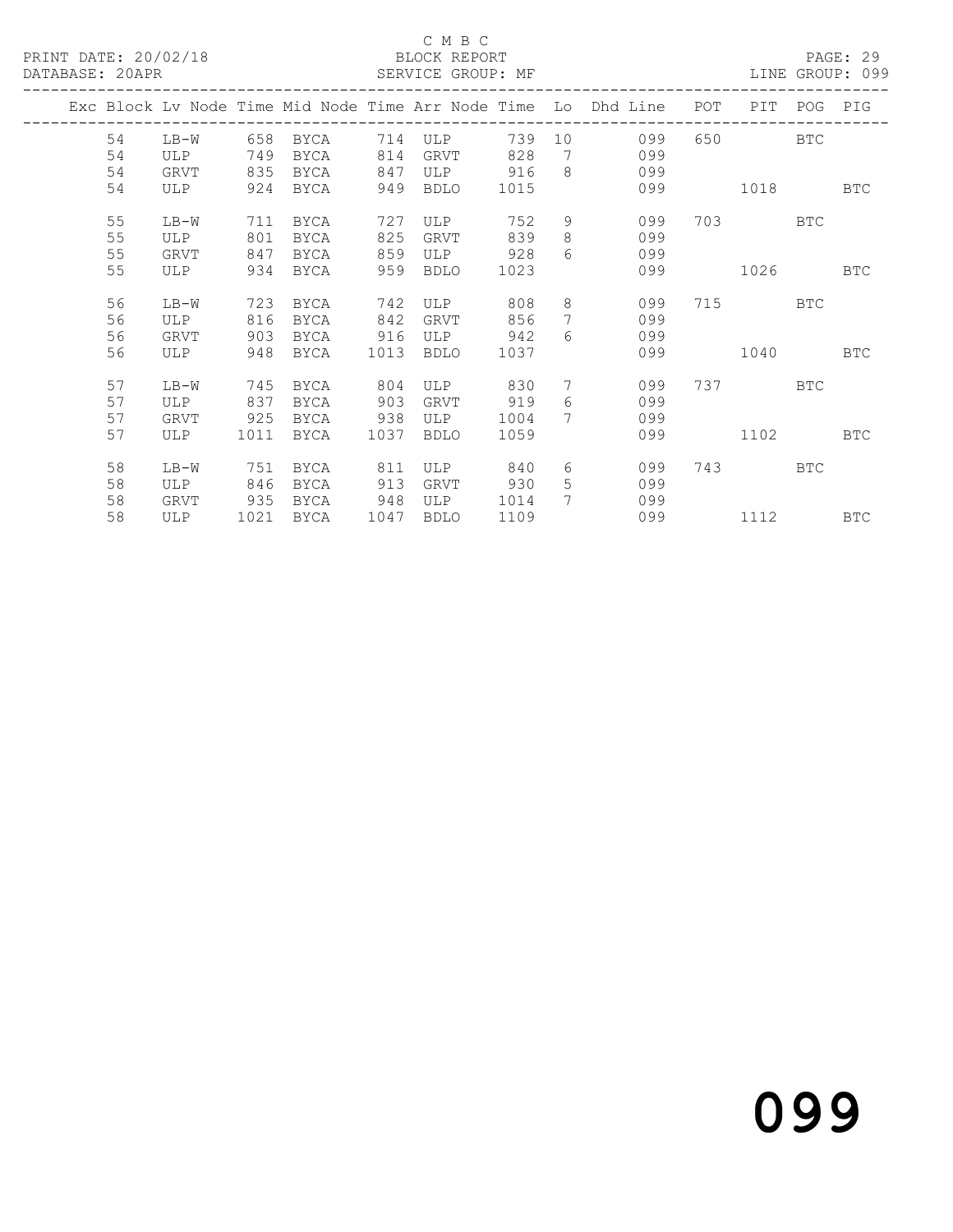C M B C

BLOCK REPORT

SERVICE GROUP: MF

LINE GROUP: 099

| Exc | Block | Lv Node | Time | Mid Node | Time | Arr Node | Time | Lo | Dhd Line | POT | PIT | POG | PIG |
|---|---|---|---|---|---|---|---|---|---|---|---|---|---|
| | 54 | LB-W | 658 | BYCA | 714 | ULP | 739 | 10 | 099 | 650 | | BTC | |
| | 54 | ULP | 749 | BYCA | 814 | GRVT | 828 | 7 | 099 | | | | |
| | 54 | GRVT | 835 | BYCA | 847 | ULP | 916 | 8 | 099 | | | | |
| | 54 | ULP | 924 | BYCA | 949 | BDLO | 1015 | | 099 | | 1018 | | BTC |
| | 55 | LB-W | 711 | BYCA | 727 | ULP | 752 | 9 | 099 | 703 | | BTC | |
| | 55 | ULP | 801 | BYCA | 825 | GRVT | 839 | 8 | 099 | | | | |
| | 55 | GRVT | 847 | BYCA | 859 | ULP | 928 | 6 | 099 | | | | |
| | 55 | ULP | 934 | BYCA | 959 | BDLO | 1023 | | 099 | | 1026 | | BTC |
| | 56 | LB-W | 723 | BYCA | 742 | ULP | 808 | 8 | 099 | 715 | | BTC | |
| | 56 | ULP | 816 | BYCA | 842 | GRVT | 856 | 7 | 099 | | | | |
| | 56 | GRVT | 903 | BYCA | 916 | ULP | 942 | 6 | 099 | | | | |
| | 56 | ULP | 948 | BYCA | 1013 | BDLO | 1037 | | 099 | | 1040 | | BTC |
| | 57 | LB-W | 745 | BYCA | 804 | ULP | 830 | 7 | 099 | 737 | | BTC | |
| | 57 | ULP | 837 | BYCA | 903 | GRVT | 919 | 6 | 099 | | | | |
| | 57 | GRVT | 925 | BYCA | 938 | ULP | 1004 | 7 | 099 | | | | |
| | 57 | ULP | 1011 | BYCA | 1037 | BDLO | 1059 | | 099 | | 1102 | | BTC |
| | 58 | LB-W | 751 | BYCA | 811 | ULP | 840 | 6 | 099 | 743 | | BTC | |
| | 58 | ULP | 846 | BYCA | 913 | GRVT | 930 | 5 | 099 | | | | |
| | 58 | GRVT | 935 | BYCA | 948 | ULP | 1014 | 7 | 099 | | | | |
| | 58 | ULP | 1021 | BYCA | 1047 | BDLO | 1109 | | 099 | | 1112 | | BTC |

# 099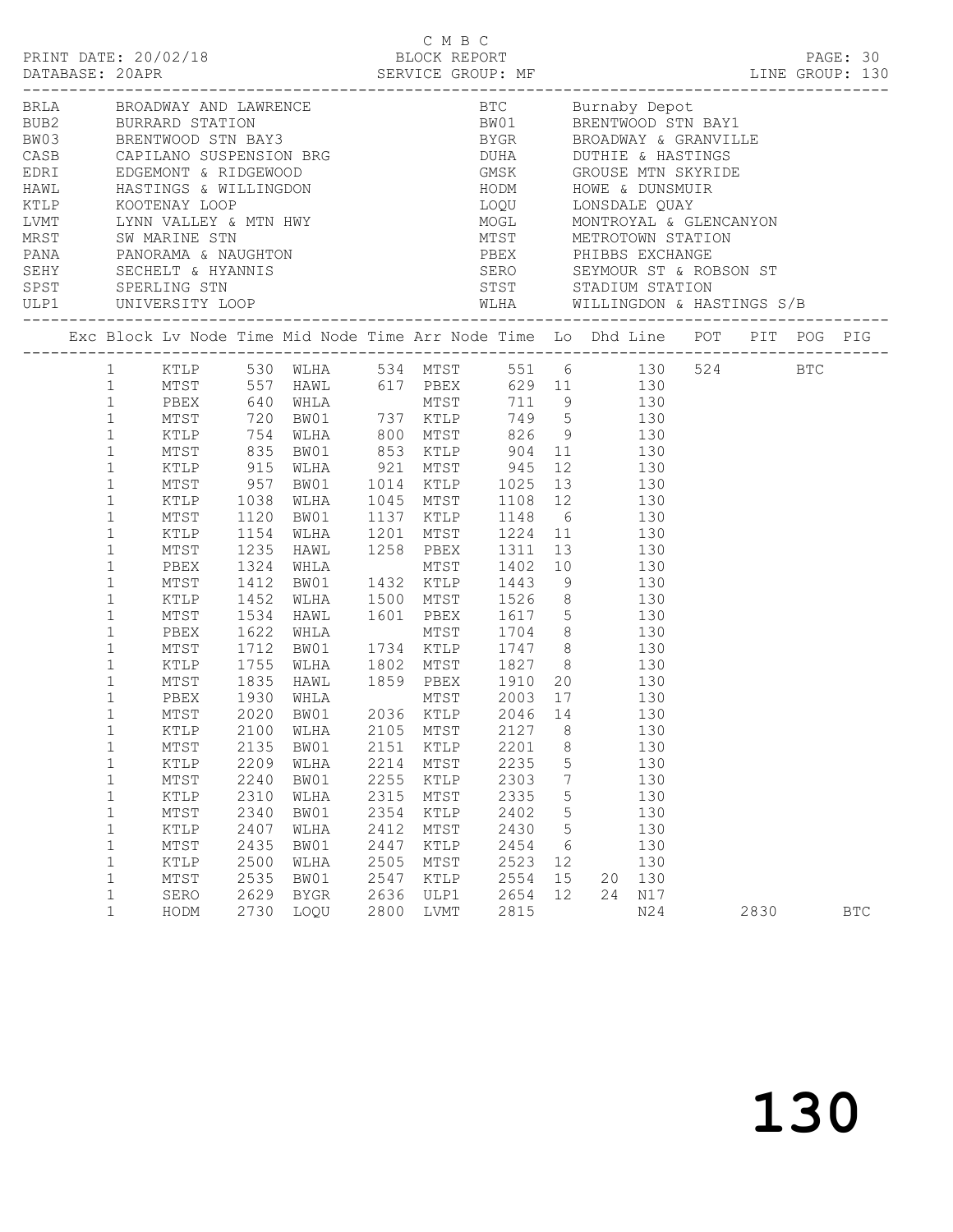C M B C
PRINT DATE: 20/02/18 BLOCK REPORT
DATABASE: 20APR SERVICE GROUP: MF LINE GROUP: 130

| Code | Name | Code | Name |
|---|---|---|---|
| BRLA | BROADWAY AND LAWRENCE | BTC | Burnaby Depot |
| BUB2 | BURRARD STATION | BW01 | BRENTWOOD STN BAY1 |
| BW03 | BRENTWOOD STN BAY3 | BYGR | BROADWAY & GRANVILLE |
| CASB | CAPILANO SUSPENSION BRG | DUHA | DUTHIE & HASTINGS |
| EDRI | EDGEMONT & RIDGEWOOD | GMSK | GROUSE MTN SKYRIDE |
| HAWL | HASTINGS & WILLINGDON | HODM | HOWE & DUNSMUIR |
| KTLP | KOOTENAY LOOP | LOQU | LONSDALE QUAY |
| LVMT | LYNN VALLEY & MTN HWY | MOGL | MONTROYAL & GLENCANYON |
| MRST | SW MARINE STN | MTST | METROTOWN STATION |
| PANA | PANORAMA & NAUGHTON | PBEX | PHIBBS EXCHANGE |
| SEHY | SECHELT & HYANNIS | SERO | SEYMOUR ST & ROBSON ST |
| SPST | SPERLING STN | STST | STADIUM STATION |
| ULP1 | UNIVERSITY LOOP | WLHA | WILLINGDON & HASTINGS S/B |

| Exc | Block | Lv Node | Time | Mid Node | Time | Arr Node | Time | Lo | Dhd | Line | POT | PIT | POG | PIG |
|---|---|---|---|---|---|---|---|---|---|---|---|---|---|---|
| | 1 | KTLP | 530 | WLHA | 534 | MTST | 551 | 6 | | 130 | 524 | | BTC | |
| | 1 | MTST | 557 | HAWL | 617 | PBEX | 629 | 11 | | 130 | | | | |
| | 1 | PBEX | 640 | WHLA | | MTST | 711 | 9 | | 130 | | | | |
| | 1 | MTST | 720 | BW01 | 737 | KTLP | 749 | 5 | | 130 | | | | |
| | 1 | KTLP | 754 | WLHA | 800 | MTST | 826 | 9 | | 130 | | | | |
| | 1 | MTST | 835 | BW01 | 853 | KTLP | 904 | 11 | | 130 | | | | |
| | 1 | KTLP | 915 | WLHA | 921 | MTST | 945 | 12 | | 130 | | | | |
| | 1 | MTST | 957 | BW01 | 1014 | KTLP | 1025 | 13 | | 130 | | | | |
| | 1 | KTLP | 1038 | WLHA | 1045 | MTST | 1108 | 12 | | 130 | | | | |
| | 1 | MTST | 1120 | BW01 | 1137 | KTLP | 1148 | 6 | | 130 | | | | |
| | 1 | KTLP | 1154 | WLHA | 1201 | MTST | 1224 | 11 | | 130 | | | | |
| | 1 | MTST | 1235 | HAWL | 1258 | PBEX | 1311 | 13 | | 130 | | | | |
| | 1 | PBEX | 1324 | WHLA | | MTST | 1402 | 10 | | 130 | | | | |
| | 1 | MTST | 1412 | BW01 | 1432 | KTLP | 1443 | 9 | | 130 | | | | |
| | 1 | KTLP | 1452 | WLHA | 1500 | MTST | 1526 | 8 | | 130 | | | | |
| | 1 | MTST | 1534 | HAWL | 1601 | PBEX | 1617 | 5 | | 130 | | | | |
| | 1 | PBEX | 1622 | WHLA | | MTST | 1704 | 8 | | 130 | | | | |
| | 1 | MTST | 1712 | BW01 | 1734 | KTLP | 1747 | 8 | | 130 | | | | |
| | 1 | KTLP | 1755 | WLHA | 1802 | MTST | 1827 | 8 | | 130 | | | | |
| | 1 | MTST | 1835 | HAWL | 1859 | PBEX | 1910 | 20 | | 130 | | | | |
| | 1 | PBEX | 1930 | WHLA | | MTST | 2003 | 17 | | 130 | | | | |
| | 1 | MTST | 2020 | BW01 | 2036 | KTLP | 2046 | 14 | | 130 | | | | |
| | 1 | KTLP | 2100 | WLHA | 2105 | MTST | 2127 | 8 | | 130 | | | | |
| | 1 | MTST | 2135 | BW01 | 2151 | KTLP | 2201 | 8 | | 130 | | | | |
| | 1 | KTLP | 2209 | WLHA | 2214 | MTST | 2235 | 5 | | 130 | | | | |
| | 1 | MTST | 2240 | BW01 | 2255 | KTLP | 2303 | 7 | | 130 | | | | |
| | 1 | KTLP | 2310 | WLHA | 2315 | MTST | 2335 | 5 | | 130 | | | | |
| | 1 | MTST | 2340 | BW01 | 2354 | KTLP | 2402 | 5 | | 130 | | | | |
| | 1 | KTLP | 2407 | WLHA | 2412 | MTST | 2430 | 5 | | 130 | | | | |
| | 1 | MTST | 2435 | BW01 | 2447 | KTLP | 2454 | 6 | | 130 | | | | |
| | 1 | KTLP | 2500 | WLHA | 2505 | MTST | 2523 | 12 | | 130 | | | | |
| | 1 | MTST | 2535 | BW01 | 2547 | KTLP | 2554 | 15 | 20 | 130 | | | | |
| | 1 | SERO | 2629 | BYGR | 2636 | ULP1 | 2654 | 12 | 24 | N17 | | | | |
| | 1 | HODM | 2730 | LOQU | 2800 | LVMT | 2815 | | | N24 | | 2830 | | BTC |

130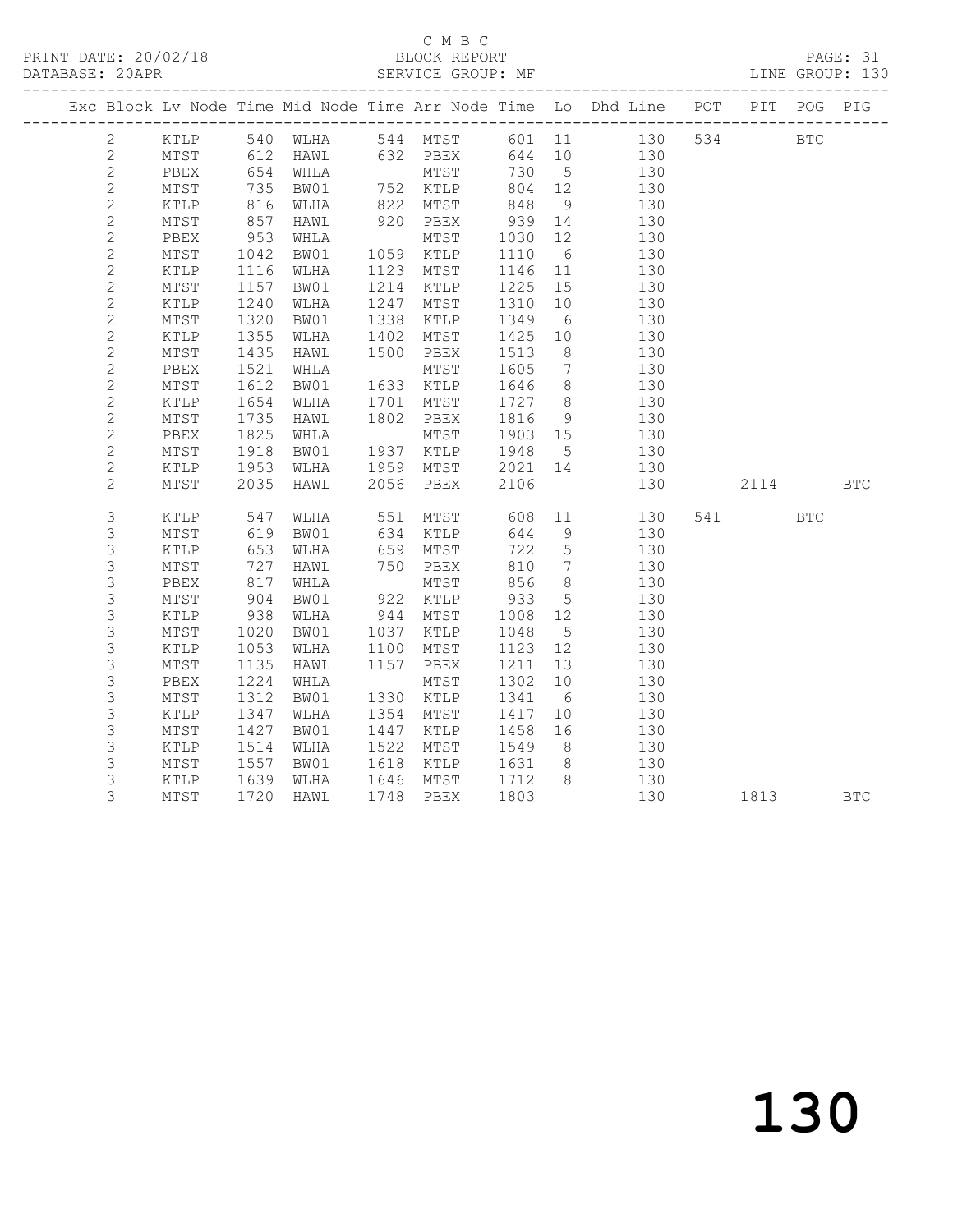C M B C

PRINT DATE: 20/02/18 BLOCK REPORT

DATABASE: 20APR SERVICE GROUP: MF LINE GROUP: 130

| Exc | Block | Lv | Node | Time | Mid Node | Time | Arr Node | Time | Lo | Dhd Line | POT | PIT | POG | PIG |
|---|---|---|---|---|---|---|---|---|---|---|---|---|---|---|
| | 2 | | KTLP | 540 | WLHA | 544 | MTST | 601 | 11 | 130 | 534 | | BTC | |
| | 2 | | MTST | 612 | HAWL | 632 | PBEX | 644 | 10 | 130 | | | | |
| | 2 | | PBEX | 654 | WHLA | | MTST | 730 | 5 | 130 | | | | |
| | 2 | | MTST | 735 | BW01 | 752 | KTLP | 804 | 12 | 130 | | | | |
| | 2 | | KTLP | 816 | WLHA | 822 | MTST | 848 | 9 | 130 | | | | |
| | 2 | | MTST | 857 | HAWL | 920 | PBEX | 939 | 14 | 130 | | | | |
| | 2 | | PBEX | 953 | WHLA | | MTST | 1030 | 12 | 130 | | | | |
| | 2 | | MTST | 1042 | BW01 | 1059 | KTLP | 1110 | 6 | 130 | | | | |
| | 2 | | KTLP | 1116 | WLHA | 1123 | MTST | 1146 | 11 | 130 | | | | |
| | 2 | | MTST | 1157 | BW01 | 1214 | KTLP | 1225 | 15 | 130 | | | | |
| | 2 | | KTLP | 1240 | WLHA | 1247 | MTST | 1310 | 10 | 130 | | | | |
| | 2 | | MTST | 1320 | BW01 | 1338 | KTLP | 1349 | 6 | 130 | | | | |
| | 2 | | KTLP | 1355 | WLHA | 1402 | MTST | 1425 | 10 | 130 | | | | |
| | 2 | | MTST | 1435 | HAWL | 1500 | PBEX | 1513 | 8 | 130 | | | | |
| | 2 | | PBEX | 1521 | WHLA | | MTST | 1605 | 7 | 130 | | | | |
| | 2 | | MTST | 1612 | BW01 | 1633 | KTLP | 1646 | 8 | 130 | | | | |
| | 2 | | KTLP | 1654 | WLHA | 1701 | MTST | 1727 | 8 | 130 | | | | |
| | 2 | | MTST | 1735 | HAWL | 1802 | PBEX | 1816 | 9 | 130 | | | | |
| | 2 | | PBEX | 1825 | WHLA | | MTST | 1903 | 15 | 130 | | | | |
| | 2 | | MTST | 1918 | BW01 | 1937 | KTLP | 1948 | 5 | 130 | | | | |
| | 2 | | KTLP | 1953 | WLHA | 1959 | MTST | 2021 | 14 | 130 | | | | |
| | 2 | | MTST | 2035 | HAWL | 2056 | PBEX | 2106 | | 130 | | 2114 | | BTC |
| | 3 | | KTLP | 547 | WLHA | 551 | MTST | 608 | 11 | 130 | 541 | | BTC | |
| | 3 | | MTST | 619 | BW01 | 634 | KTLP | 644 | 9 | 130 | | | | |
| | 3 | | KTLP | 653 | WLHA | 659 | MTST | 722 | 5 | 130 | | | | |
| | 3 | | MTST | 727 | HAWL | 750 | PBEX | 810 | 7 | 130 | | | | |
| | 3 | | PBEX | 817 | WHLA | | MTST | 856 | 8 | 130 | | | | |
| | 3 | | MTST | 904 | BW01 | 922 | KTLP | 933 | 5 | 130 | | | | |
| | 3 | | KTLP | 938 | WLHA | 944 | MTST | 1008 | 12 | 130 | | | | |
| | 3 | | MTST | 1020 | BW01 | 1037 | KTLP | 1048 | 5 | 130 | | | | |
| | 3 | | KTLP | 1053 | WLHA | 1100 | MTST | 1123 | 12 | 130 | | | | |
| | 3 | | MTST | 1135 | HAWL | 1157 | PBEX | 1211 | 13 | 130 | | | | |
| | 3 | | PBEX | 1224 | WHLA | | MTST | 1302 | 10 | 130 | | | | |
| | 3 | | MTST | 1312 | BW01 | 1330 | KTLP | 1341 | 6 | 130 | | | | |
| | 3 | | KTLP | 1347 | WLHA | 1354 | MTST | 1417 | 10 | 130 | | | | |
| | 3 | | MTST | 1427 | BW01 | 1447 | KTLP | 1458 | 16 | 130 | | | | |
| | 3 | | KTLP | 1514 | WLHA | 1522 | MTST | 1549 | 8 | 130 | | | | |
| | 3 | | MTST | 1557 | BW01 | 1618 | KTLP | 1631 | 8 | 130 | | | | |
| | 3 | | KTLP | 1639 | WLHA | 1646 | MTST | 1712 | 8 | 130 | | | | |
| | 3 | | MTST | 1720 | HAWL | 1748 | PBEX | 1803 | | 130 | | 1813 | | BTC |

130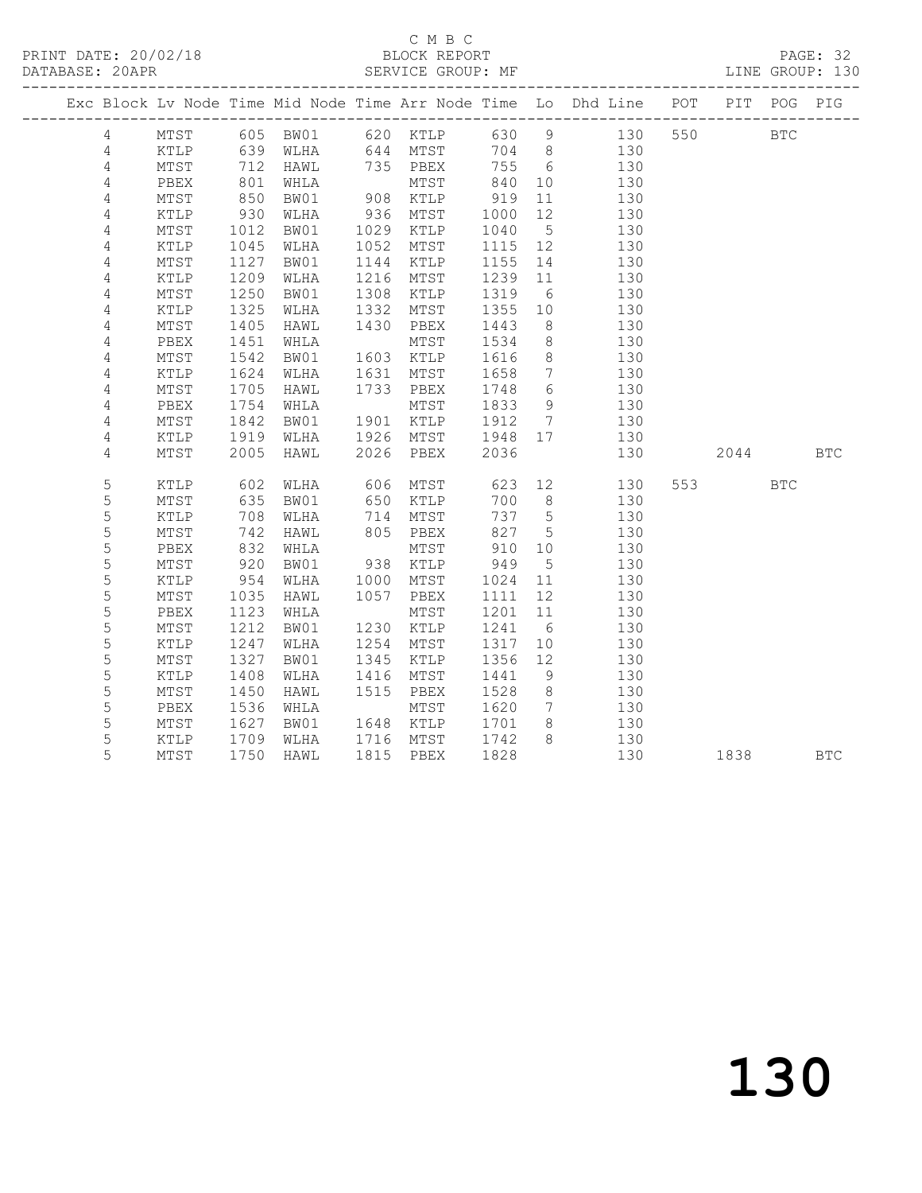C M B C

PRINT DATE: 20/02/18 BLOCK REPORT PAGE: 32
DATABASE: 20APR SERVICE GROUP: MF LINE GROUP: 130

| Exc | Block | Lv | Node | Time | Mid Node | Time | Arr Node | Time | Lo | Dhd Line | POT | PIT | POG | PIG |
|---|---|---|---|---|---|---|---|---|---|---|---|---|---|---|
| | 4 | | MTST | 605 | BW01 | 620 | KTLP | 630 | 9 | 130 | 550 | | BTC | |
| | 4 | | KTLP | 639 | WLHA | 644 | MTST | 704 | 8 | 130 | | | | |
| | 4 | | MTST | 712 | HAWL | 735 | PBEX | 755 | 6 | 130 | | | | |
| | 4 | | PBEX | 801 | WHLA | | MTST | 840 | 10 | 130 | | | | |
| | 4 | | MTST | 850 | BW01 | 908 | KTLP | 919 | 11 | 130 | | | | |
| | 4 | | KTLP | 930 | WLHA | 936 | MTST | 1000 | 12 | 130 | | | | |
| | 4 | | MTST | 1012 | BW01 | 1029 | KTLP | 1040 | 5 | 130 | | | | |
| | 4 | | KTLP | 1045 | WLHA | 1052 | MTST | 1115 | 12 | 130 | | | | |
| | 4 | | MTST | 1127 | BW01 | 1144 | KTLP | 1155 | 14 | 130 | | | | |
| | 4 | | KTLP | 1209 | WLHA | 1216 | MTST | 1239 | 11 | 130 | | | | |
| | 4 | | MTST | 1250 | BW01 | 1308 | KTLP | 1319 | 6 | 130 | | | | |
| | 4 | | KTLP | 1325 | WLHA | 1332 | MTST | 1355 | 10 | 130 | | | | |
| | 4 | | MTST | 1405 | HAWL | 1430 | PBEX | 1443 | 8 | 130 | | | | |
| | 4 | | PBEX | 1451 | WHLA | | MTST | 1534 | 8 | 130 | | | | |
| | 4 | | MTST | 1542 | BW01 | 1603 | KTLP | 1616 | 8 | 130 | | | | |
| | 4 | | KTLP | 1624 | WLHA | 1631 | MTST | 1658 | 7 | 130 | | | | |
| | 4 | | MTST | 1705 | HAWL | 1733 | PBEX | 1748 | 6 | 130 | | | | |
| | 4 | | PBEX | 1754 | WHLA | | MTST | 1833 | 9 | 130 | | | | |
| | 4 | | MTST | 1842 | BW01 | 1901 | KTLP | 1912 | 7 | 130 | | | | |
| | 4 | | KTLP | 1919 | WLHA | 1926 | MTST | 1948 | 17 | 130 | | | | |
| | 4 | | MTST | 2005 | HAWL | 2026 | PBEX | 2036 | | 130 | | 2044 | | BTC |
| | 5 | | KTLP | 602 | WLHA | 606 | MTST | 623 | 12 | 130 | 553 | | BTC | |
| | 5 | | MTST | 635 | BW01 | 650 | KTLP | 700 | 8 | 130 | | | | |
| | 5 | | KTLP | 708 | WLHA | 714 | MTST | 737 | 5 | 130 | | | | |
| | 5 | | MTST | 742 | HAWL | 805 | PBEX | 827 | 5 | 130 | | | | |
| | 5 | | PBEX | 832 | WHLA | | MTST | 910 | 10 | 130 | | | | |
| | 5 | | MTST | 920 | BW01 | 938 | KTLP | 949 | 5 | 130 | | | | |
| | 5 | | KTLP | 954 | WLHA | 1000 | MTST | 1024 | 11 | 130 | | | | |
| | 5 | | MTST | 1035 | HAWL | 1057 | PBEX | 1111 | 12 | 130 | | | | |
| | 5 | | PBEX | 1123 | WHLA | | MTST | 1201 | 11 | 130 | | | | |
| | 5 | | MTST | 1212 | BW01 | 1230 | KTLP | 1241 | 6 | 130 | | | | |
| | 5 | | KTLP | 1247 | WLHA | 1254 | MTST | 1317 | 10 | 130 | | | | |
| | 5 | | MTST | 1327 | BW01 | 1345 | KTLP | 1356 | 12 | 130 | | | | |
| | 5 | | KTLP | 1408 | WLHA | 1416 | MTST | 1441 | 9 | 130 | | | | |
| | 5 | | MTST | 1450 | HAWL | 1515 | PBEX | 1528 | 8 | 130 | | | | |
| | 5 | | PBEX | 1536 | WHLA | | MTST | 1620 | 7 | 130 | | | | |
| | 5 | | MTST | 1627 | BW01 | 1648 | KTLP | 1701 | 8 | 130 | | | | |
| | 5 | | KTLP | 1709 | WLHA | 1716 | MTST | 1742 | 8 | 130 | | | | |
| | 5 | | MTST | 1750 | HAWL | 1815 | PBEX | 1828 | | 130 | | 1838 | | BTC |

# 130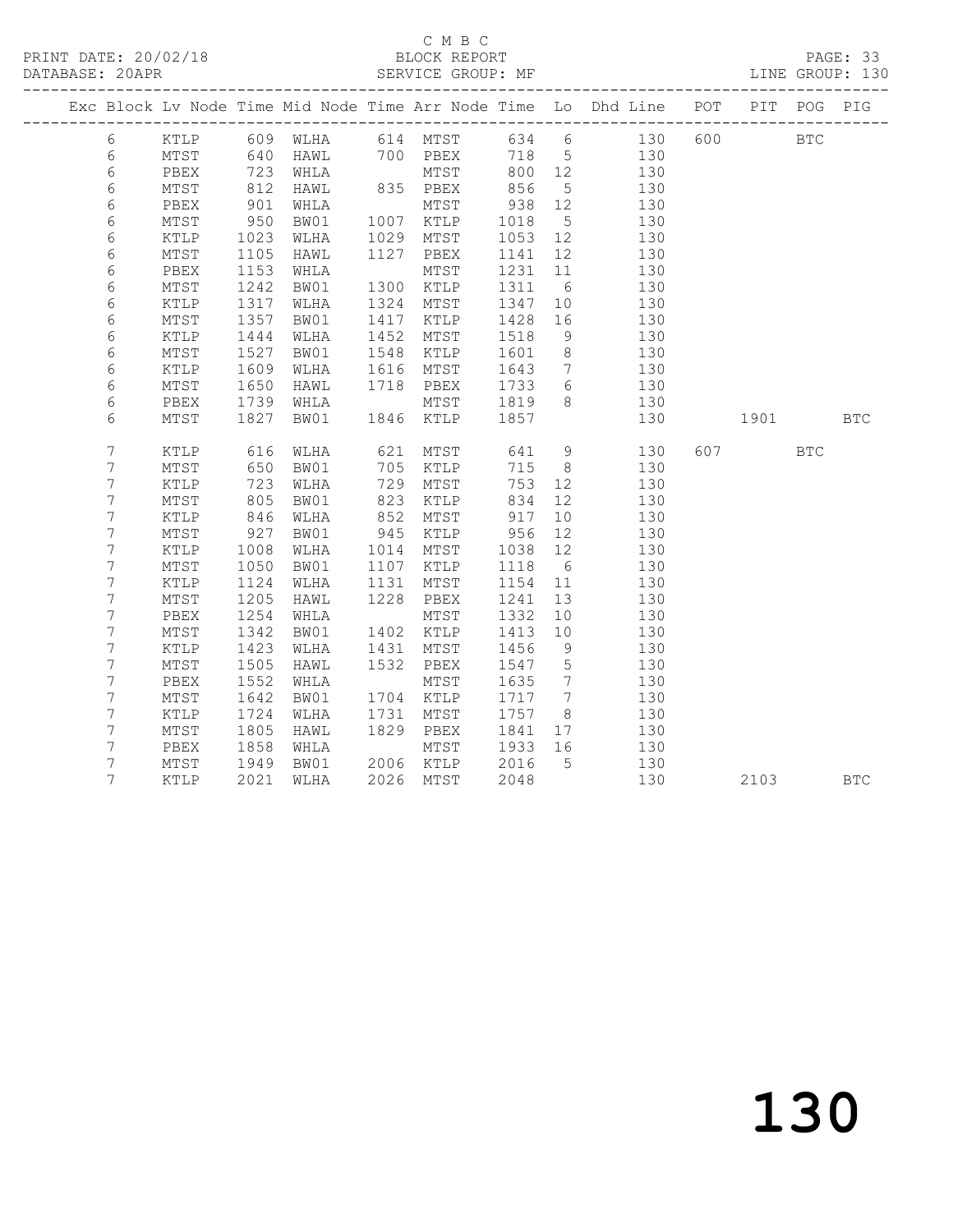C M B C

PRINT DATE: 20/02/18 BLOCK REPORT

DATABASE: 20APR SERVICE GROUP: MF LINE GROUP: 130

| Exc | Block | Lv | Node | Time | Mid Node | Time | Arr Node | Time | Lo | Dhd Line | POT | PIT | POG | PIG |
|---|---|---|---|---|---|---|---|---|---|---|---|---|---|---|
| | 6 | | KTLP | 609 | WLHA | 614 | MTST | 634 | 6 | 130 | 600 | | BTC | |
| | 6 | | MTST | 640 | HAWL | 700 | PBEX | 718 | 5 | 130 | | | | |
| | 6 | | PBEX | 723 | WHLA | | MTST | 800 | 12 | 130 | | | | |
| | 6 | | MTST | 812 | HAWL | 835 | PBEX | 856 | 5 | 130 | | | | |
| | 6 | | PBEX | 901 | WHLA | | MTST | 938 | 12 | 130 | | | | |
| | 6 | | MTST | 950 | BW01 | 1007 | KTLP | 1018 | 5 | 130 | | | | |
| | 6 | | KTLP | 1023 | WLHA | 1029 | MTST | 1053 | 12 | 130 | | | | |
| | 6 | | MTST | 1105 | HAWL | 1127 | PBEX | 1141 | 12 | 130 | | | | |
| | 6 | | PBEX | 1153 | WHLA | | MTST | 1231 | 11 | 130 | | | | |
| | 6 | | MTST | 1242 | BW01 | 1300 | KTLP | 1311 | 6 | 130 | | | | |
| | 6 | | KTLP | 1317 | WLHA | 1324 | MTST | 1347 | 10 | 130 | | | | |
| | 6 | | MTST | 1357 | BW01 | 1417 | KTLP | 1428 | 16 | 130 | | | | |
| | 6 | | KTLP | 1444 | WLHA | 1452 | MTST | 1518 | 9 | 130 | | | | |
| | 6 | | MTST | 1527 | BW01 | 1548 | KTLP | 1601 | 8 | 130 | | | | |
| | 6 | | KTLP | 1609 | WLHA | 1616 | MTST | 1643 | 7 | 130 | | | | |
| | 6 | | MTST | 1650 | HAWL | 1718 | PBEX | 1733 | 6 | 130 | | | | |
| | 6 | | PBEX | 1739 | WHLA | | MTST | 1819 | 8 | 130 | | | | |
| | 6 | | MTST | 1827 | BW01 | 1846 | KTLP | 1857 | | 130 | | 1901 | | BTC |
| | 7 | | KTLP | 616 | WLHA | 621 | MTST | 641 | 9 | 130 | 607 | | BTC | |
| | 7 | | MTST | 650 | BW01 | 705 | KTLP | 715 | 8 | 130 | | | | |
| | 7 | | KTLP | 723 | WLHA | 729 | MTST | 753 | 12 | 130 | | | | |
| | 7 | | MTST | 805 | BW01 | 823 | KTLP | 834 | 12 | 130 | | | | |
| | 7 | | KTLP | 846 | WLHA | 852 | MTST | 917 | 10 | 130 | | | | |
| | 7 | | MTST | 927 | BW01 | 945 | KTLP | 956 | 12 | 130 | | | | |
| | 7 | | KTLP | 1008 | WLHA | 1014 | MTST | 1038 | 12 | 130 | | | | |
| | 7 | | MTST | 1050 | BW01 | 1107 | KTLP | 1118 | 6 | 130 | | | | |
| | 7 | | KTLP | 1124 | WLHA | 1131 | MTST | 1154 | 11 | 130 | | | | |
| | 7 | | MTST | 1205 | HAWL | 1228 | PBEX | 1241 | 13 | 130 | | | | |
| | 7 | | PBEX | 1254 | WHLA | | MTST | 1332 | 10 | 130 | | | | |
| | 7 | | MTST | 1342 | BW01 | 1402 | KTLP | 1413 | 10 | 130 | | | | |
| | 7 | | KTLP | 1423 | WLHA | 1431 | MTST | 1456 | 9 | 130 | | | | |
| | 7 | | MTST | 1505 | HAWL | 1532 | PBEX | 1547 | 5 | 130 | | | | |
| | 7 | | PBEX | 1552 | WHLA | | MTST | 1635 | 7 | 130 | | | | |
| | 7 | | MTST | 1642 | BW01 | 1704 | KTLP | 1717 | 7 | 130 | | | | |
| | 7 | | KTLP | 1724 | WLHA | 1731 | MTST | 1757 | 8 | 130 | | | | |
| | 7 | | MTST | 1805 | HAWL | 1829 | PBEX | 1841 | 17 | 130 | | | | |
| | 7 | | PBEX | 1858 | WHLA | | MTST | 1933 | 16 | 130 | | | | |
| | 7 | | MTST | 1949 | BW01 | 2006 | KTLP | 2016 | 5 | 130 | | | | |
| | 7 | | KTLP | 2021 | WLHA | 2026 | MTST | 2048 | | 130 | | 2103 | | BTC |

130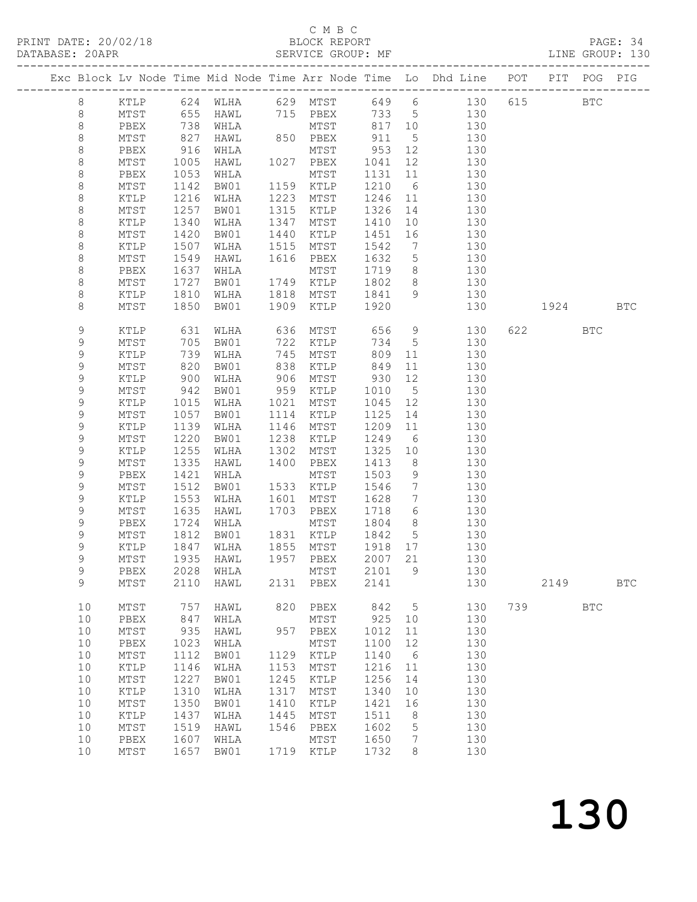C M B C

PRINT DATE: 20/02/18 BLOCK REPORT PAGE: 34
DATABASE: 20APR SERVICE GROUP: MF LINE GROUP: 130

| Exc | Block | Lv | Node | Time | Mid Node | Time | Arr Node | Time | Lo | Dhd Line | POT | PIT | POG | PIG |
|---|---|---|---|---|---|---|---|---|---|---|---|---|---|---|
| | 8 | | KTLP | 624 | WLHA | 629 | MTST | 649 | 6 | 130 | 615 | | BTC | |
| | 8 | | MTST | 655 | HAWL | 715 | PBEX | 733 | 5 | 130 | | | | |
| | 8 | | PBEX | 738 | WHLA | | MTST | 817 | 10 | 130 | | | | |
| | 8 | | MTST | 827 | HAWL | 850 | PBEX | 911 | 5 | 130 | | | | |
| | 8 | | PBEX | 916 | WHLA | | MTST | 953 | 12 | 130 | | | | |
| | 8 | | MTST | 1005 | HAWL | 1027 | PBEX | 1041 | 12 | 130 | | | | |
| | 8 | | PBEX | 1053 | WHLA | | MTST | 1131 | 11 | 130 | | | | |
| | 8 | | MTST | 1142 | BW01 | 1159 | KTLP | 1210 | 6 | 130 | | | | |
| | 8 | | KTLP | 1216 | WLHA | 1223 | MTST | 1246 | 11 | 130 | | | | |
| | 8 | | MTST | 1257 | BW01 | 1315 | KTLP | 1326 | 14 | 130 | | | | |
| | 8 | | KTLP | 1340 | WLHA | 1347 | MTST | 1410 | 10 | 130 | | | | |
| | 8 | | MTST | 1420 | BW01 | 1440 | KTLP | 1451 | 16 | 130 | | | | |
| | 8 | | KTLP | 1507 | WLHA | 1515 | MTST | 1542 | 7 | 130 | | | | |
| | 8 | | MTST | 1549 | HAWL | 1616 | PBEX | 1632 | 5 | 130 | | | | |
| | 8 | | PBEX | 1637 | WHLA | | MTST | 1719 | 8 | 130 | | | | |
| | 8 | | MTST | 1727 | BW01 | 1749 | KTLP | 1802 | 8 | 130 | | | | |
| | 8 | | KTLP | 1810 | WLHA | 1818 | MTST | 1841 | 9 | 130 | | | | |
| | 8 | | MTST | 1850 | BW01 | 1909 | KTLP | 1920 | | 130 | | 1924 | | BTC |
| | 9 | | KTLP | 631 | WLHA | 636 | MTST | 656 | 9 | 130 | 622 | | BTC | |
| | 9 | | MTST | 705 | BW01 | 722 | KTLP | 734 | 5 | 130 | | | | |
| | 9 | | KTLP | 739 | WLHA | 745 | MTST | 809 | 11 | 130 | | | | |
| | 9 | | MTST | 820 | BW01 | 838 | KTLP | 849 | 11 | 130 | | | | |
| | 9 | | KTLP | 900 | WLHA | 906 | MTST | 930 | 12 | 130 | | | | |
| | 9 | | MTST | 942 | BW01 | 959 | KTLP | 1010 | 5 | 130 | | | | |
| | 9 | | KTLP | 1015 | WLHA | 1021 | MTST | 1045 | 12 | 130 | | | | |
| | 9 | | MTST | 1057 | BW01 | 1114 | KTLP | 1125 | 14 | 130 | | | | |
| | 9 | | KTLP | 1139 | WLHA | 1146 | MTST | 1209 | 11 | 130 | | | | |
| | 9 | | MTST | 1220 | BW01 | 1238 | KTLP | 1249 | 6 | 130 | | | | |
| | 9 | | KTLP | 1255 | WLHA | 1302 | MTST | 1325 | 10 | 130 | | | | |
| | 9 | | MTST | 1335 | HAWL | 1400 | PBEX | 1413 | 8 | 130 | | | | |
| | 9 | | PBEX | 1421 | WHLA | | MTST | 1503 | 9 | 130 | | | | |
| | 9 | | MTST | 1512 | BW01 | 1533 | KTLP | 1546 | 7 | 130 | | | | |
| | 9 | | KTLP | 1553 | WLHA | 1601 | MTST | 1628 | 7 | 130 | | | | |
| | 9 | | MTST | 1635 | HAWL | 1703 | PBEX | 1718 | 6 | 130 | | | | |
| | 9 | | PBEX | 1724 | WHLA | | MTST | 1804 | 8 | 130 | | | | |
| | 9 | | MTST | 1812 | BW01 | 1831 | KTLP | 1842 | 5 | 130 | | | | |
| | 9 | | KTLP | 1847 | WLHA | 1855 | MTST | 1918 | 17 | 130 | | | | |
| | 9 | | MTST | 1935 | HAWL | 1957 | PBEX | 2007 | 21 | 130 | | | | |
| | 9 | | PBEX | 2028 | WHLA | | MTST | 2101 | 9 | 130 | | | | |
| | 9 | | MTST | 2110 | HAWL | 2131 | PBEX | 2141 | | 130 | | 2149 | | BTC |
| | 10 | | MTST | 757 | HAWL | 820 | PBEX | 842 | 5 | 130 | 739 | | BTC | |
| | 10 | | PBEX | 847 | WHLA | | MTST | 925 | 10 | 130 | | | | |
| | 10 | | MTST | 935 | HAWL | 957 | PBEX | 1012 | 11 | 130 | | | | |
| | 10 | | PBEX | 1023 | WHLA | | MTST | 1100 | 12 | 130 | | | | |
| | 10 | | MTST | 1112 | BW01 | 1129 | KTLP | 1140 | 6 | 130 | | | | |
| | 10 | | KTLP | 1146 | WLHA | 1153 | MTST | 1216 | 11 | 130 | | | | |
| | 10 | | MTST | 1227 | BW01 | 1245 | KTLP | 1256 | 14 | 130 | | | | |
| | 10 | | KTLP | 1310 | WLHA | 1317 | MTST | 1340 | 10 | 130 | | | | |
| | 10 | | MTST | 1350 | BW01 | 1410 | KTLP | 1421 | 16 | 130 | | | | |
| | 10 | | KTLP | 1437 | WLHA | 1445 | MTST | 1511 | 8 | 130 | | | | |
| | 10 | | MTST | 1519 | HAWL | 1546 | PBEX | 1602 | 5 | 130 | | | | |
| | 10 | | PBEX | 1607 | WHLA | | MTST | 1650 | 7 | 130 | | | | |
| | 10 | | MTST | 1657 | BW01 | 1719 | KTLP | 1732 | 8 | 130 | | | | |

# 130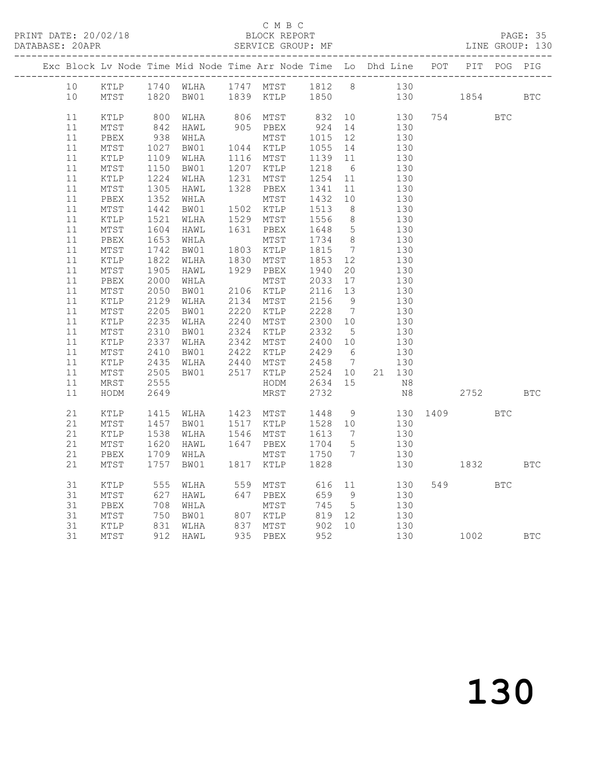C M B C
PRINT DATE: 20/02/18 BLOCK REPORT PAGE: 35
DATABASE: 20APR SERVICE GROUP: MF LINE GROUP: 130

| Exc | Block | Lv | Node | Time | Mid Node | Time | Arr Node | Time | Lo | Dhd | Line | POT | PIT | POG | PIG |
|---|---|---|---|---|---|---|---|---|---|---|---|---|---|---|---|
| | 10 | | KTLP | 1740 | WLHA | 1747 | MTST | 1812 | 8 | | 130 | | | | |
| | 10 | | MTST | 1820 | BW01 | 1839 | KTLP | 1850 | | | 130 | | 1854 | | BTC |
| | 11 | | KTLP | 800 | WLHA | 806 | MTST | 832 | 10 | | 130 | 754 | | BTC | |
| | 11 | | MTST | 842 | HAWL | 905 | PBEX | 924 | 14 | | 130 | | | | |
| | 11 | | PBEX | 938 | WHLA | | MTST | 1015 | 12 | | 130 | | | | |
| | 11 | | MTST | 1027 | BW01 | 1044 | KTLP | 1055 | 14 | | 130 | | | | |
| | 11 | | KTLP | 1109 | WLHA | 1116 | MTST | 1139 | 11 | | 130 | | | | |
| | 11 | | MTST | 1150 | BW01 | 1207 | KTLP | 1218 | 6 | | 130 | | | | |
| | 11 | | KTLP | 1224 | WLHA | 1231 | MTST | 1254 | 11 | | 130 | | | | |
| | 11 | | MTST | 1305 | HAWL | 1328 | PBEX | 1341 | 11 | | 130 | | | | |
| | 11 | | PBEX | 1352 | WHLA | | MTST | 1432 | 10 | | 130 | | | | |
| | 11 | | MTST | 1442 | BW01 | 1502 | KTLP | 1513 | 8 | | 130 | | | | |
| | 11 | | KTLP | 1521 | WLHA | 1529 | MTST | 1556 | 8 | | 130 | | | | |
| | 11 | | MTST | 1604 | HAWL | 1631 | PBEX | 1648 | 5 | | 130 | | | | |
| | 11 | | PBEX | 1653 | WHLA | | MTST | 1734 | 8 | | 130 | | | | |
| | 11 | | MTST | 1742 | BW01 | 1803 | KTLP | 1815 | 7 | | 130 | | | | |
| | 11 | | KTLP | 1822 | WLHA | 1830 | MTST | 1853 | 12 | | 130 | | | | |
| | 11 | | MTST | 1905 | HAWL | 1929 | PBEX | 1940 | 20 | | 130 | | | | |
| | 11 | | PBEX | 2000 | WHLA | | MTST | 2033 | 17 | | 130 | | | | |
| | 11 | | MTST | 2050 | BW01 | 2106 | KTLP | 2116 | 13 | | 130 | | | | |
| | 11 | | KTLP | 2129 | WLHA | 2134 | MTST | 2156 | 9 | | 130 | | | | |
| | 11 | | MTST | 2205 | BW01 | 2220 | KTLP | 2228 | 7 | | 130 | | | | |
| | 11 | | KTLP | 2235 | WLHA | 2240 | MTST | 2300 | 10 | | 130 | | | | |
| | 11 | | MTST | 2310 | BW01 | 2324 | KTLP | 2332 | 5 | | 130 | | | | |
| | 11 | | KTLP | 2337 | WLHA | 2342 | MTST | 2400 | 10 | | 130 | | | | |
| | 11 | | MTST | 2410 | BW01 | 2422 | KTLP | 2429 | 6 | | 130 | | | | |
| | 11 | | KTLP | 2435 | WLHA | 2440 | MTST | 2458 | 7 | | 130 | | | | |
| | 11 | | MTST | 2505 | BW01 | 2517 | KTLP | 2524 | 10 | 21 | 130 | | | | |
| | 11 | | MRST | 2555 | | | HODM | 2634 | 15 | | N8 | | | | |
| | 11 | | HODM | 2649 | | | MRST | 2732 | | | N8 | | 2752 | | BTC |
| | 21 | | KTLP | 1415 | WLHA | 1423 | MTST | 1448 | 9 | | 130 | 1409 | | BTC | |
| | 21 | | MTST | 1457 | BW01 | 1517 | KTLP | 1528 | 10 | | 130 | | | | |
| | 21 | | KTLP | 1538 | WLHA | 1546 | MTST | 1613 | 7 | | 130 | | | | |
| | 21 | | MTST | 1620 | HAWL | 1647 | PBEX | 1704 | 5 | | 130 | | | | |
| | 21 | | PBEX | 1709 | WHLA | | MTST | 1750 | 7 | | 130 | | | | |
| | 21 | | MTST | 1757 | BW01 | 1817 | KTLP | 1828 | | | 130 | | 1832 | | BTC |
| | 31 | | KTLP | 555 | WLHA | 559 | MTST | 616 | 11 | | 130 | 549 | | BTC | |
| | 31 | | MTST | 627 | HAWL | 647 | PBEX | 659 | 9 | | 130 | | | | |
| | 31 | | PBEX | 708 | WHLA | | MTST | 745 | 5 | | 130 | | | | |
| | 31 | | MTST | 750 | BW01 | 807 | KTLP | 819 | 12 | | 130 | | | | |
| | 31 | | KTLP | 831 | WLHA | 837 | MTST | 902 | 10 | | 130 | | | | |
| | 31 | | MTST | 912 | HAWL | 935 | PBEX | 952 | | | 130 | | 1002 | | BTC |

# 130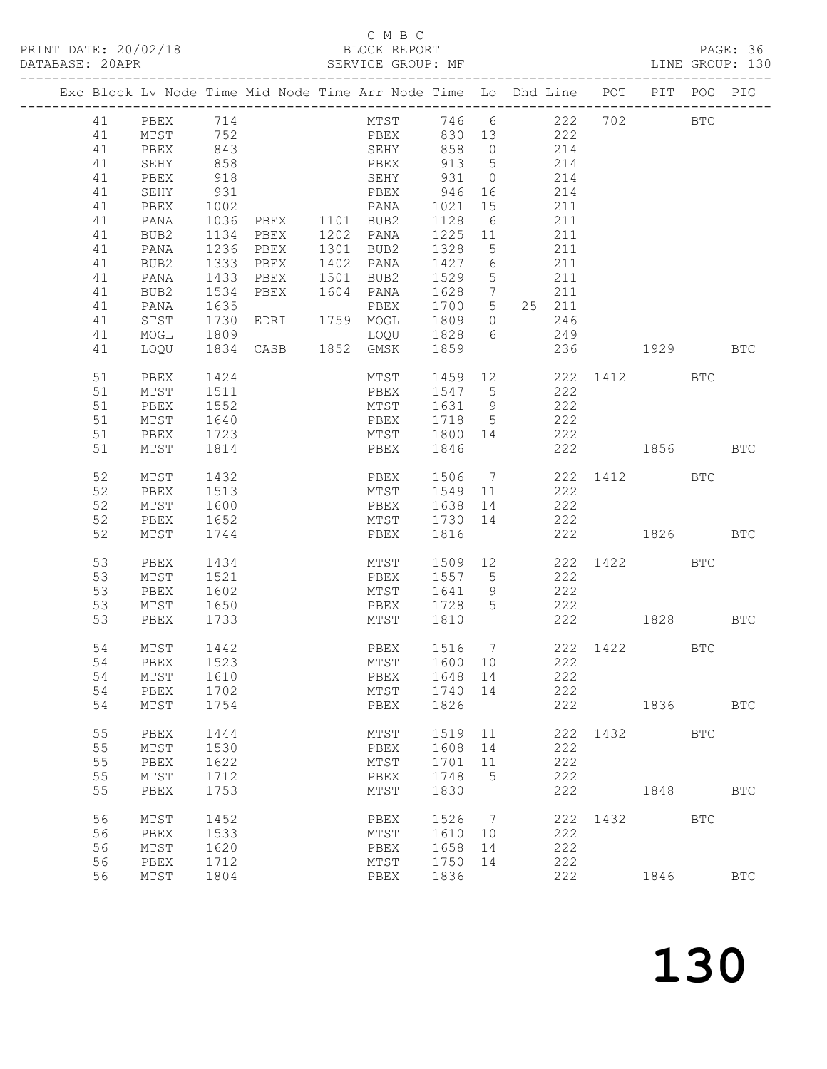C M B C

BLOCK REPORT

SERVICE GROUP: MF

PRINT DATE: 20/02/18 DATABASE: 20APR

PAGE: 36 LINE GROUP: 130

| Exc | Block | Lv | Node | Time | Mid Node | Time | Arr Node | Time | Lo | Dhd | Line | POT | PIT | POG | PIG |
|---|---|---|---|---|---|---|---|---|---|---|---|---|---|---|---|
| | 41 | | PBEX | 714 | | | MTST | 746 | 6 | | 222 | 702 | | BTC | |
| | 41 | | MTST | 752 | | | PBEX | 830 | 13 | | 222 | | | | |
| | 41 | | PBEX | 843 | | | SEHY | 858 | 0 | | 214 | | | | |
| | 41 | | SEHY | 858 | | | PBEX | 913 | 5 | | 214 | | | | |
| | 41 | | PBEX | 918 | | | SEHY | 931 | 0 | | 214 | | | | |
| | 41 | | SEHY | 931 | | | PBEX | 946 | 16 | | 214 | | | | |
| | 41 | | PBEX | 1002 | | | PANA | 1021 | 15 | | 211 | | | | |
| | 41 | | PANA | 1036 | PBEX | 1101 | BUB2 | 1128 | 6 | | 211 | | | | |
| | 41 | | BUB2 | 1134 | PBEX | 1202 | PANA | 1225 | 11 | | 211 | | | | |
| | 41 | | PANA | 1236 | PBEX | 1301 | BUB2 | 1328 | 5 | | 211 | | | | |
| | 41 | | BUB2 | 1333 | PBEX | 1402 | PANA | 1427 | 6 | | 211 | | | | |
| | 41 | | PANA | 1433 | PBEX | 1501 | BUB2 | 1529 | 5 | | 211 | | | | |
| | 41 | | BUB2 | 1534 | PBEX | 1604 | PANA | 1628 | 7 | | 211 | | | | |
| | 41 | | PANA | 1635 | | | PBEX | 1700 | 5 | 25 | 211 | | | | |
| | 41 | | STST | 1730 | EDRI | 1759 | MOGL | 1809 | 0 | | 246 | | | | |
| | 41 | | MOGL | 1809 | | | LOQU | 1828 | 6 | | 249 | | | | |
| | 41 | | LOQU | 1834 | CASB | 1852 | GMSK | 1859 | | | 236 | | 1929 | | BTC |
| | 51 | | PBEX | 1424 | | | MTST | 1459 | 12 | | 222 | 1412 | | BTC | |
| | 51 | | MTST | 1511 | | | PBEX | 1547 | 5 | | 222 | | | | |
| | 51 | | PBEX | 1552 | | | MTST | 1631 | 9 | | 222 | | | | |
| | 51 | | MTST | 1640 | | | PBEX | 1718 | 5 | | 222 | | | | |
| | 51 | | PBEX | 1723 | | | MTST | 1800 | 14 | | 222 | | | | |
| | 51 | | MTST | 1814 | | | PBEX | 1846 | | | 222 | | 1856 | | BTC |
| | 52 | | MTST | 1432 | | | PBEX | 1506 | 7 | | 222 | 1412 | | BTC | |
| | 52 | | PBEX | 1513 | | | MTST | 1549 | 11 | | 222 | | | | |
| | 52 | | MTST | 1600 | | | PBEX | 1638 | 14 | | 222 | | | | |
| | 52 | | PBEX | 1652 | | | MTST | 1730 | 14 | | 222 | | | | |
| | 52 | | MTST | 1744 | | | PBEX | 1816 | | | 222 | | 1826 | | BTC |
| | 53 | | PBEX | 1434 | | | MTST | 1509 | 12 | | 222 | 1422 | | BTC | |
| | 53 | | MTST | 1521 | | | PBEX | 1557 | 5 | | 222 | | | | |
| | 53 | | PBEX | 1602 | | | MTST | 1641 | 9 | | 222 | | | | |
| | 53 | | MTST | 1650 | | | PBEX | 1728 | 5 | | 222 | | | | |
| | 53 | | PBEX | 1733 | | | MTST | 1810 | | | 222 | | 1828 | | BTC |
| | 54 | | MTST | 1442 | | | PBEX | 1516 | 7 | | 222 | 1422 | | BTC | |
| | 54 | | PBEX | 1523 | | | MTST | 1600 | 10 | | 222 | | | | |
| | 54 | | MTST | 1610 | | | PBEX | 1648 | 14 | | 222 | | | | |
| | 54 | | PBEX | 1702 | | | MTST | 1740 | 14 | | 222 | | | | |
| | 54 | | MTST | 1754 | | | PBEX | 1826 | | | 222 | | 1836 | | BTC |
| | 55 | | PBEX | 1444 | | | MTST | 1519 | 11 | | 222 | 1432 | | BTC | |
| | 55 | | MTST | 1530 | | | PBEX | 1608 | 14 | | 222 | | | | |
| | 55 | | PBEX | 1622 | | | MTST | 1701 | 11 | | 222 | | | | |
| | 55 | | MTST | 1712 | | | PBEX | 1748 | 5 | | 222 | | | | |
| | 55 | | PBEX | 1753 | | | MTST | 1830 | | | 222 | | 1848 | | BTC |
| | 56 | | MTST | 1452 | | | PBEX | 1526 | 7 | | 222 | 1432 | | BTC | |
| | 56 | | PBEX | 1533 | | | MTST | 1610 | 10 | | 222 | | | | |
| | 56 | | MTST | 1620 | | | PBEX | 1658 | 14 | | 222 | | | | |
| | 56 | | PBEX | 1712 | | | MTST | 1750 | 14 | | 222 | | | | |
| | 56 | | MTST | 1804 | | | PBEX | 1836 | | | 222 | | 1846 | | BTC |

130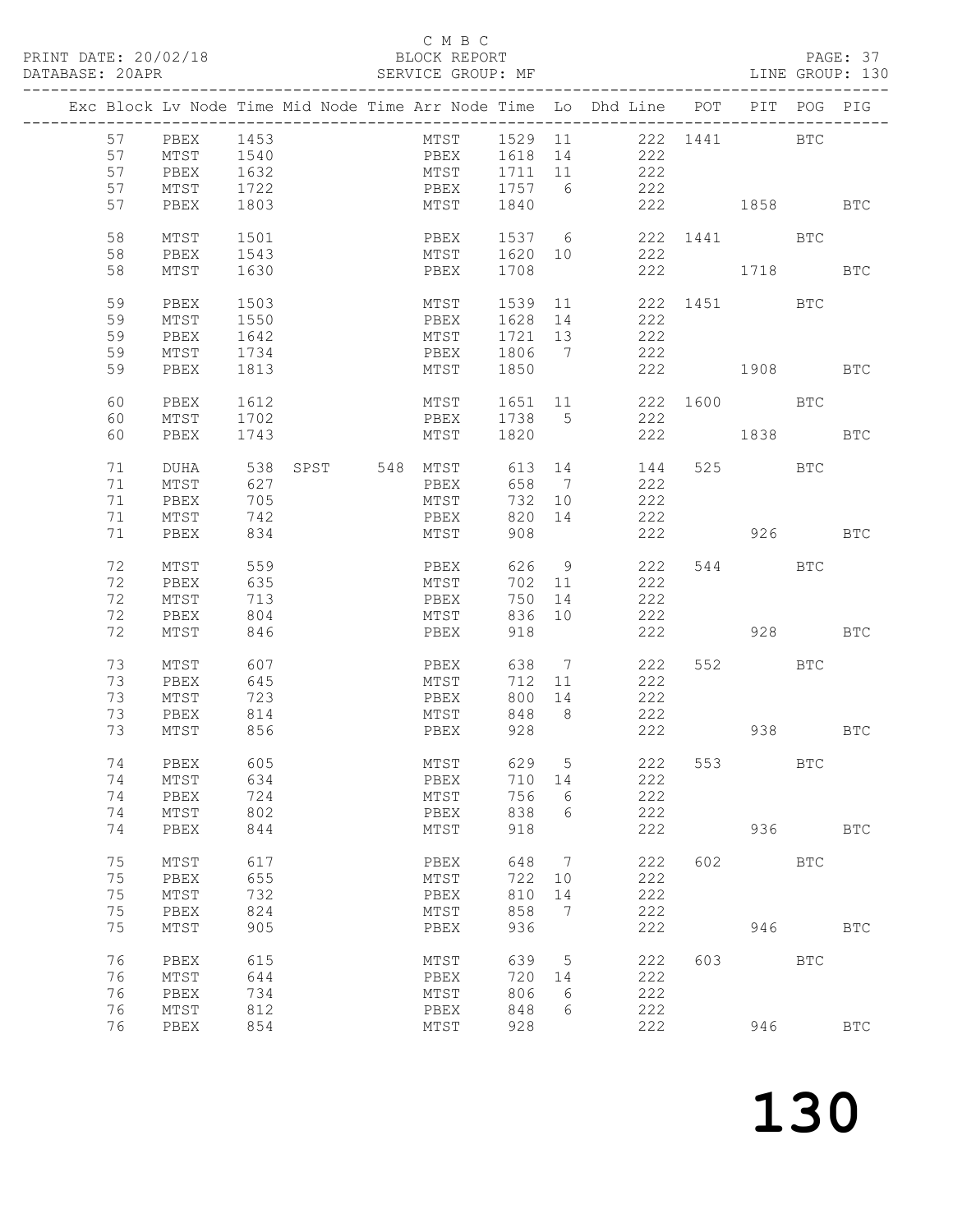C M B C
PRINT DATE: 20/02/18 BLOCK REPORT
DATABASE: 20APR SERVICE GROUP: MF LINE GROUP: 130

| Exc | Block | Lv | Node | Time | Mid Node | Time | Arr Node | Time | Lo | Dhd Line | POT | PIT | POG | PIG |
|---|---|---|---|---|---|---|---|---|---|---|---|---|---|---|
| | 57 | | PBEX | 1453 | | | MTST | 1529 | 11 | 222 | 1441 | | BTC | |
| | 57 | | MTST | 1540 | | | PBEX | 1618 | 14 | 222 | | | | |
| | 57 | | PBEX | 1632 | | | MTST | 1711 | 11 | 222 | | | | |
| | 57 | | MTST | 1722 | | | PBEX | 1757 | 6 | 222 | | | | |
| | 57 | | PBEX | 1803 | | | MTST | 1840 | | 222 | | 1858 | | BTC |
| | 58 | | MTST | 1501 | | | PBEX | 1537 | 6 | 222 | 1441 | | BTC | |
| | 58 | | PBEX | 1543 | | | MTST | 1620 | 10 | 222 | | | | |
| | 58 | | MTST | 1630 | | | PBEX | 1708 | | 222 | | 1718 | | BTC |
| | 59 | | PBEX | 1503 | | | MTST | 1539 | 11 | 222 | 1451 | | BTC | |
| | 59 | | MTST | 1550 | | | PBEX | 1628 | 14 | 222 | | | | |
| | 59 | | PBEX | 1642 | | | MTST | 1721 | 13 | 222 | | | | |
| | 59 | | MTST | 1734 | | | PBEX | 1806 | 7 | 222 | | | | |
| | 59 | | PBEX | 1813 | | | MTST | 1850 | | 222 | | 1908 | | BTC |
| | 60 | | PBEX | 1612 | | | MTST | 1651 | 11 | 222 | 1600 | | BTC | |
| | 60 | | MTST | 1702 | | | PBEX | 1738 | 5 | 222 | | | | |
| | 60 | | PBEX | 1743 | | | MTST | 1820 | | 222 | | 1838 | | BTC |
| | 71 | | DUHA | 538 | SPST | 548 | MTST | 613 | 14 | 144 | 525 | | BTC | |
| | 71 | | MTST | 627 | | | PBEX | 658 | 7 | 222 | | | | |
| | 71 | | PBEX | 705 | | | MTST | 732 | 10 | 222 | | | | |
| | 71 | | MTST | 742 | | | PBEX | 820 | 14 | 222 | | | | |
| | 71 | | PBEX | 834 | | | MTST | 908 | | 222 | | 926 | | BTC |
| | 72 | | MTST | 559 | | | PBEX | 626 | 9 | 222 | 544 | | BTC | |
| | 72 | | PBEX | 635 | | | MTST | 702 | 11 | 222 | | | | |
| | 72 | | MTST | 713 | | | PBEX | 750 | 14 | 222 | | | | |
| | 72 | | PBEX | 804 | | | MTST | 836 | 10 | 222 | | | | |
| | 72 | | MTST | 846 | | | PBEX | 918 | | 222 | | 928 | | BTC |
| | 73 | | MTST | 607 | | | PBEX | 638 | 7 | 222 | 552 | | BTC | |
| | 73 | | PBEX | 645 | | | MTST | 712 | 11 | 222 | | | | |
| | 73 | | MTST | 723 | | | PBEX | 800 | 14 | 222 | | | | |
| | 73 | | PBEX | 814 | | | MTST | 848 | 8 | 222 | | | | |
| | 73 | | MTST | 856 | | | PBEX | 928 | | 222 | | 938 | | BTC |
| | 74 | | PBEX | 605 | | | MTST | 629 | 5 | 222 | 553 | | BTC | |
| | 74 | | MTST | 634 | | | PBEX | 710 | 14 | 222 | | | | |
| | 74 | | PBEX | 724 | | | MTST | 756 | 6 | 222 | | | | |
| | 74 | | MTST | 802 | | | PBEX | 838 | 6 | 222 | | | | |
| | 74 | | PBEX | 844 | | | MTST | 918 | | 222 | | 936 | | BTC |
| | 75 | | MTST | 617 | | | PBEX | 648 | 7 | 222 | 602 | | BTC | |
| | 75 | | PBEX | 655 | | | MTST | 722 | 10 | 222 | | | | |
| | 75 | | MTST | 732 | | | PBEX | 810 | 14 | 222 | | | | |
| | 75 | | PBEX | 824 | | | MTST | 858 | 7 | 222 | | | | |
| | 75 | | MTST | 905 | | | PBEX | 936 | | 222 | | 946 | | BTC |
| | 76 | | PBEX | 615 | | | MTST | 639 | 5 | 222 | 603 | | BTC | |
| | 76 | | MTST | 644 | | | PBEX | 720 | 14 | 222 | | | | |
| | 76 | | PBEX | 734 | | | MTST | 806 | 6 | 222 | | | | |
| | 76 | | MTST | 812 | | | PBEX | 848 | 6 | 222 | | | | |
| | 76 | | PBEX | 854 | | | MTST | 928 | | 222 | | 946 | | BTC |

# 130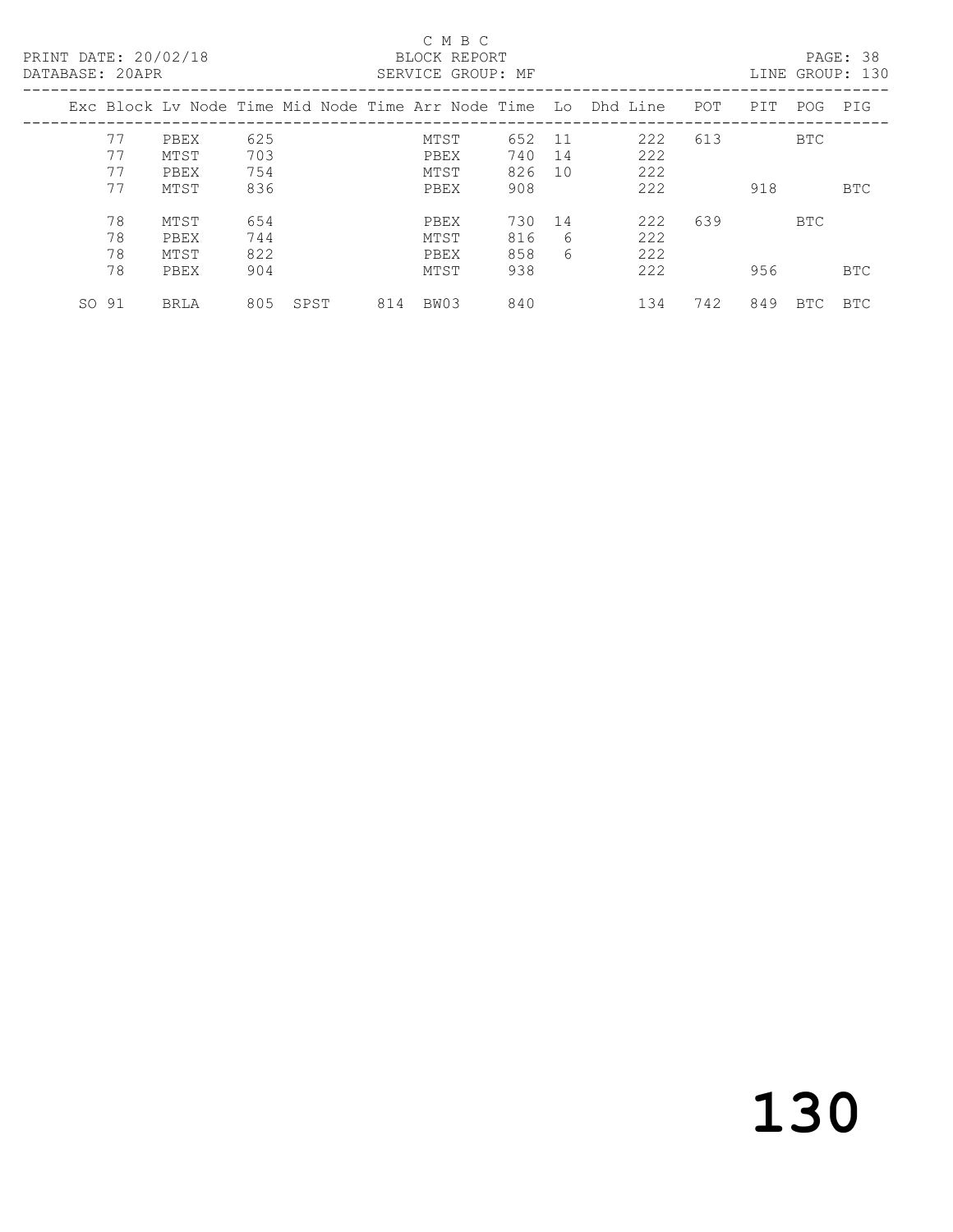C M B C
BLOCK REPORT
SERVICE GROUP: MF

PRINT DATE: 20/02/18
DATABASE: 20APR

LINE GROUP: 130

| Exc | Block | Lv Node | Time | Mid Node | Time | Arr Node | Time | Lo | Dhd Line | POT | PIT | POG | PIG |
|---|---|---|---|---|---|---|---|---|---|---|---|---|---|
| | 77 | PBEX | 625 | | | MTST | 652 | 11 | 222 | 613 | | BTC | |
| | 77 | MTST | 703 | | | PBEX | 740 | 14 | 222 | | | | |
| | 77 | PBEX | 754 | | | MTST | 826 | 10 | 222 | | | | |
| | 77 | MTST | 836 | | | PBEX | 908 | | 222 | | 918 | | BTC |
| | 78 | MTST | 654 | | | PBEX | 730 | 14 | 222 | 639 | | BTC | |
| | 78 | PBEX | 744 | | | MTST | 816 | 6 | 222 | | | | |
| | 78 | MTST | 822 | | | PBEX | 858 | 6 | 222 | | | | |
| | 78 | PBEX | 904 | | | MTST | 938 | | 222 | | 956 | | BTC |
| SO | 91 | BRLA | 805 | SPST | 814 | BW03 | 840 | | 134 | 742 | 849 | BTC | BTC |

130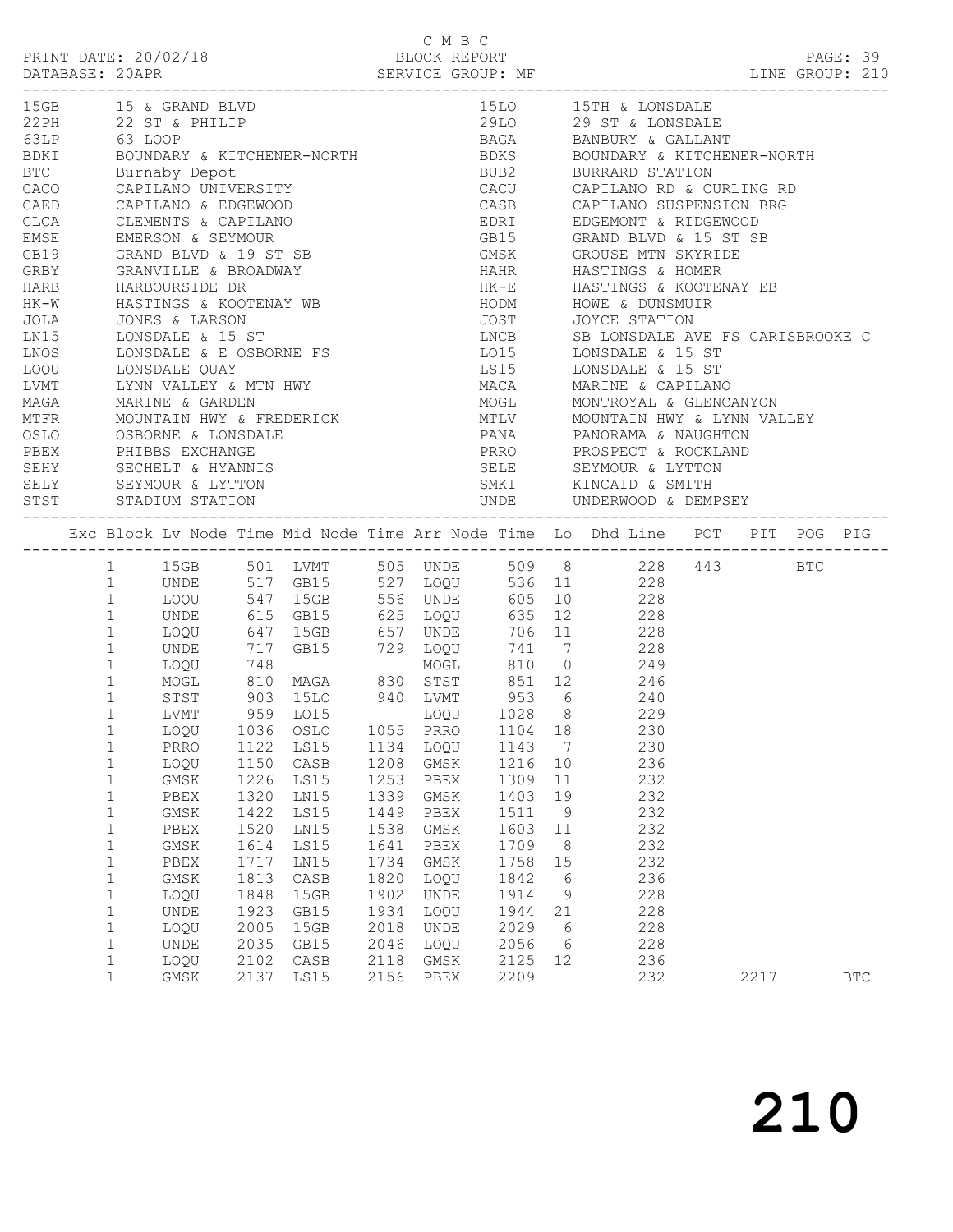C M B C

PRINT DATE: 20/02/18 BLOCK REPORT

DATABASE: 20APR SERVICE GROUP: MF LINE GROUP: 210

| Code | Description | Code | Description |
|---|---|---|---|
| 15GB | 15 & GRAND BLVD | 15LO | 15TH & LONSDALE |
| 22PH | 22 ST & PHILIP | 29LO | 29 ST & LONSDALE |
| 63LP | 63 LOOP | BAGA | BANBURY & GALLANT |
| BDKI | BOUNDARY & KITCHENER-NORTH | BDKS | BOUNDARY & KITCHENER-NORTH |
| BTC | Burnaby Depot | BUB2 | BURRARD STATION |
| CACO | CAPILANO UNIVERSITY | CACU | CAPILANO RD & CURLING RD |
| CAED | CAPILANO & EDGEWOOD | CASB | CAPILANO SUSPENSION BRG |
| CLCA | CLEMENTS & CAPILANO | EDRI | EDGEMONT & RIDGEWOOD |
| EMSE | EMERSON & SEYMOUR | GB15 | GRAND BLVD & 15 ST SB |
| GB19 | GRAND BLVD & 19 ST SB | GMSK | GROUSE MTN SKYRIDE |
| GRBY | GRANVILLE & BROADWAY | HAHR | HASTINGS & HOMER |
| HARB | HARBOURSIDE DR | HK-E | HASTINGS & KOOTENAY EB |
| HK-W | HASTINGS & KOOTENAY WB | HODM | HOWE & DUNSMUIR |
| JOLA | JONES & LARSON | JOST | JOYCE STATION |
| LN15 | LONSDALE & 15 ST | LNCB | SB LONSDALE AVE FS CARISBROOKE C |
| LNOS | LONSDALE & E OSBORNE FS | LO15 | LONSDALE & 15 ST |
| LOQU | LONSDALE QUAY | LS15 | LONSDALE & 15 ST |
| LVMT | LYNN VALLEY & MTN HWY | MACA | MARINE & CAPILANO |
| MAGA | MARINE & GARDEN | MOGL | MONTROYAL & GLENCANYON |
| MTFR | MOUNTAIN HWY & FREDERICK | MTLV | MOUNTAIN HWY & LYNN VALLEY |
| OSLO | OSBORNE & LONSDALE | PANA | PANORAMA & NAUGHTON |
| PBEX | PHIBBS EXCHANGE | PRRO | PROSPECT & ROCKLAND |
| SEHY | SECHELT & HYANNIS | SELE | SEYMOUR & LYTTON |
| SELY | SEYMOUR & LYTTON | SMKI | KINCAID & SMITH |
| STST | STADIUM STATION | UNDE | UNDERWOOD & DEMPSEY |

| Exc | Block | Lv Node | Time | Mid Node | Time | Arr Node | Time | Lo | Dhd | Line | POT | PIT | POG | PIG |
|---|---|---|---|---|---|---|---|---|---|---|---|---|---|---|
| | 1 | 15GB | 501 | LVMT | 505 | UNDE | 509 | 8 | | 228 | 443 | | BTC | |
| | 1 | UNDE | 517 | GB15 | 527 | LOQU | 536 | 11 | | 228 | | | | |
| | 1 | LOQU | 547 | 15GB | 556 | UNDE | 605 | 10 | | 228 | | | | |
| | 1 | UNDE | 615 | GB15 | 625 | LOQU | 635 | 12 | | 228 | | | | |
| | 1 | LOQU | 647 | 15GB | 657 | UNDE | 706 | 11 | | 228 | | | | |
| | 1 | UNDE | 717 | GB15 | 729 | LOQU | 741 | 7 | | 228 | | | | |
| | 1 | LOQU | 748 | | | MOGL | 810 | 0 | | 249 | | | | |
| | 1 | MOGL | 810 | MAGA | 830 | STST | 851 | 12 | | 246 | | | | |
| | 1 | STST | 903 | 15LO | 940 | LVMT | 953 | 6 | | 240 | | | | |
| | 1 | LVMT | 959 | LO15 | | LOQU | 1028 | 8 | | 229 | | | | |
| | 1 | LOQU | 1036 | OSLO | 1055 | PRRO | 1104 | 18 | | 230 | | | | |
| | 1 | PRRO | 1122 | LS15 | 1134 | LOQU | 1143 | 7 | | 230 | | | | |
| | 1 | LOQU | 1150 | CASB | 1208 | GMSK | 1216 | 10 | | 236 | | | | |
| | 1 | GMSK | 1226 | LS15 | 1253 | PBEX | 1309 | 11 | | 232 | | | | |
| | 1 | PBEX | 1320 | LN15 | 1339 | GMSK | 1403 | 19 | | 232 | | | | |
| | 1 | GMSK | 1422 | LS15 | 1449 | PBEX | 1511 | 9 | | 232 | | | | |
| | 1 | PBEX | 1520 | LN15 | 1538 | GMSK | 1603 | 11 | | 232 | | | | |
| | 1 | GMSK | 1614 | LS15 | 1641 | PBEX | 1709 | 8 | | 232 | | | | |
| | 1 | PBEX | 1717 | LN15 | 1734 | GMSK | 1758 | 15 | | 232 | | | | |
| | 1 | GMSK | 1813 | CASB | 1820 | LOQU | 1842 | 6 | | 236 | | | | |
| | 1 | LOQU | 1848 | 15GB | 1902 | UNDE | 1914 | 9 | | 228 | | | | |
| | 1 | UNDE | 1923 | GB15 | 1934 | LOQU | 1944 | 21 | | 228 | | | | |
| | 1 | LOQU | 2005 | 15GB | 2018 | UNDE | 2029 | 6 | | 228 | | | | |
| | 1 | UNDE | 2035 | GB15 | 2046 | LOQU | 2056 | 6 | | 228 | | | | |
| | 1 | LOQU | 2102 | CASB | 2118 | GMSK | 2125 | 12 | | 236 | | | | |
| | 1 | GMSK | 2137 | LS15 | 2156 | PBEX | 2209 | | | 232 | | 2217 | | BTC |

210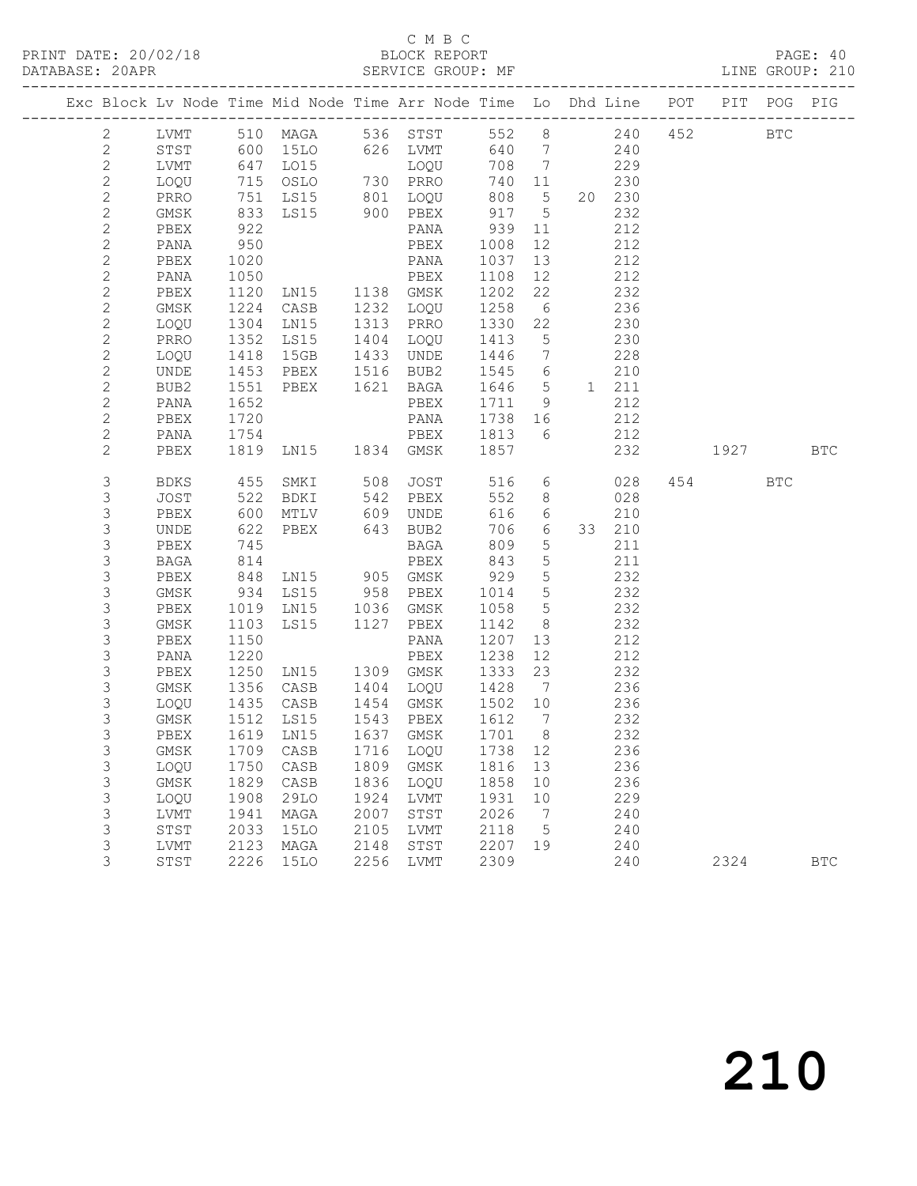C M B C

PRINT DATE: 20/02/18 BLOCK REPORT PAGE: 40
DATABASE: 20APR SERVICE GROUP: MF LINE GROUP: 210

| Exc | Block | Lv | Node | Time | Mid Node | Time | Arr Node | Time | Lo | Dhd | Line | POT | PIT | POG | PIG |
|---|---|---|---|---|---|---|---|---|---|---|---|---|---|---|---|
| | 2 | | LVMT | 510 | MAGA | 536 | STST | 552 | 8 | | 240 | 452 | | BTC | |
| | 2 | | STST | 600 | 15LO | 626 | LVMT | 640 | 7 | | 240 | | | | |
| | 2 | | LVMT | 647 | LO15 | | LOQU | 708 | 7 | | 229 | | | | |
| | 2 | | LOQU | 715 | OSLO | 730 | PRRO | 740 | 11 | | 230 | | | | |
| | 2 | | PRRO | 751 | LS15 | 801 | LOQU | 808 | 5 | 20 | 230 | | | | |
| | 2 | | GMSK | 833 | LS15 | 900 | PBEX | 917 | 5 | | 232 | | | | |
| | 2 | | PBEX | 922 | | | PANA | 939 | 11 | | 212 | | | | |
| | 2 | | PANA | 950 | | | PBEX | 1008 | 12 | | 212 | | | | |
| | 2 | | PBEX | 1020 | | | PANA | 1037 | 13 | | 212 | | | | |
| | 2 | | PANA | 1050 | | | PBEX | 1108 | 12 | | 212 | | | | |
| | 2 | | PBEX | 1120 | LN15 | 1138 | GMSK | 1202 | 22 | | 232 | | | | |
| | 2 | | GMSK | 1224 | CASB | 1232 | LOQU | 1258 | 6 | | 236 | | | | |
| | 2 | | LOQU | 1304 | LN15 | 1313 | PRRO | 1330 | 22 | | 230 | | | | |
| | 2 | | PRRO | 1352 | LS15 | 1404 | LOQU | 1413 | 5 | | 230 | | | | |
| | 2 | | LOQU | 1418 | 15GB | 1433 | UNDE | 1446 | 7 | | 228 | | | | |
| | 2 | | UNDE | 1453 | PBEX | 1516 | BUB2 | 1545 | 6 | | 210 | | | | |
| | 2 | | BUB2 | 1551 | PBEX | 1621 | BAGA | 1646 | 5 | 1 | 211 | | | | |
| | 2 | | PANA | 1652 | | | PBEX | 1711 | 9 | | 212 | | | | |
| | 2 | | PBEX | 1720 | | | PANA | 1738 | 16 | | 212 | | | | |
| | 2 | | PANA | 1754 | | | PBEX | 1813 | 6 | | 212 | | | | |
| | 2 | | PBEX | 1819 | LN15 | 1834 | GMSK | 1857 | | | 232 | | 1927 | | BTC |
| | 3 | | BDKS | 455 | SMKI | 508 | JOST | 516 | 6 | | 028 | 454 | | BTC | |
| | 3 | | JOST | 522 | BDKI | 542 | PBEX | 552 | 8 | | 028 | | | | |
| | 3 | | PBEX | 600 | MTLV | 609 | UNDE | 616 | 6 | | 210 | | | | |
| | 3 | | UNDE | 622 | PBEX | 643 | BUB2 | 706 | 6 | 33 | 210 | | | | |
| | 3 | | PBEX | 745 | | | BAGA | 809 | 5 | | 211 | | | | |
| | 3 | | BAGA | 814 | | | PBEX | 843 | 5 | | 211 | | | | |
| | 3 | | PBEX | 848 | LN15 | 905 | GMSK | 929 | 5 | | 232 | | | | |
| | 3 | | GMSK | 934 | LS15 | 958 | PBEX | 1014 | 5 | | 232 | | | | |
| | 3 | | PBEX | 1019 | LN15 | 1036 | GMSK | 1058 | 5 | | 232 | | | | |
| | 3 | | GMSK | 1103 | LS15 | 1127 | PBEX | 1142 | 8 | | 232 | | | | |
| | 3 | | PBEX | 1150 | | | PANA | 1207 | 13 | | 212 | | | | |
| | 3 | | PANA | 1220 | | | PBEX | 1238 | 12 | | 212 | | | | |
| | 3 | | PBEX | 1250 | LN15 | 1309 | GMSK | 1333 | 23 | | 232 | | | | |
| | 3 | | GMSK | 1356 | CASB | 1404 | LOQU | 1428 | 7 | | 236 | | | | |
| | 3 | | LOQU | 1435 | CASB | 1454 | GMSK | 1502 | 10 | | 236 | | | | |
| | 3 | | GMSK | 1512 | LS15 | 1543 | PBEX | 1612 | 7 | | 232 | | | | |
| | 3 | | PBEX | 1619 | LN15 | 1637 | GMSK | 1701 | 8 | | 232 | | | | |
| | 3 | | GMSK | 1709 | CASB | 1716 | LOQU | 1738 | 12 | | 236 | | | | |
| | 3 | | LOQU | 1750 | CASB | 1809 | GMSK | 1816 | 13 | | 236 | | | | |
| | 3 | | GMSK | 1829 | CASB | 1836 | LOQU | 1858 | 10 | | 236 | | | | |
| | 3 | | LOQU | 1908 | 29LO | 1924 | LVMT | 1931 | 10 | | 229 | | | | |
| | 3 | | LVMT | 1941 | MAGA | 2007 | STST | 2026 | 7 | | 240 | | | | |
| | 3 | | STST | 2033 | 15LO | 2105 | LVMT | 2118 | 5 | | 240 | | | | |
| | 3 | | LVMT | 2123 | MAGA | 2148 | STST | 2207 | 19 | | 240 | | | | |
| | 3 | | STST | 2226 | 15LO | 2256 | LVMT | 2309 | | | 240 | | 2324 | | BTC |

210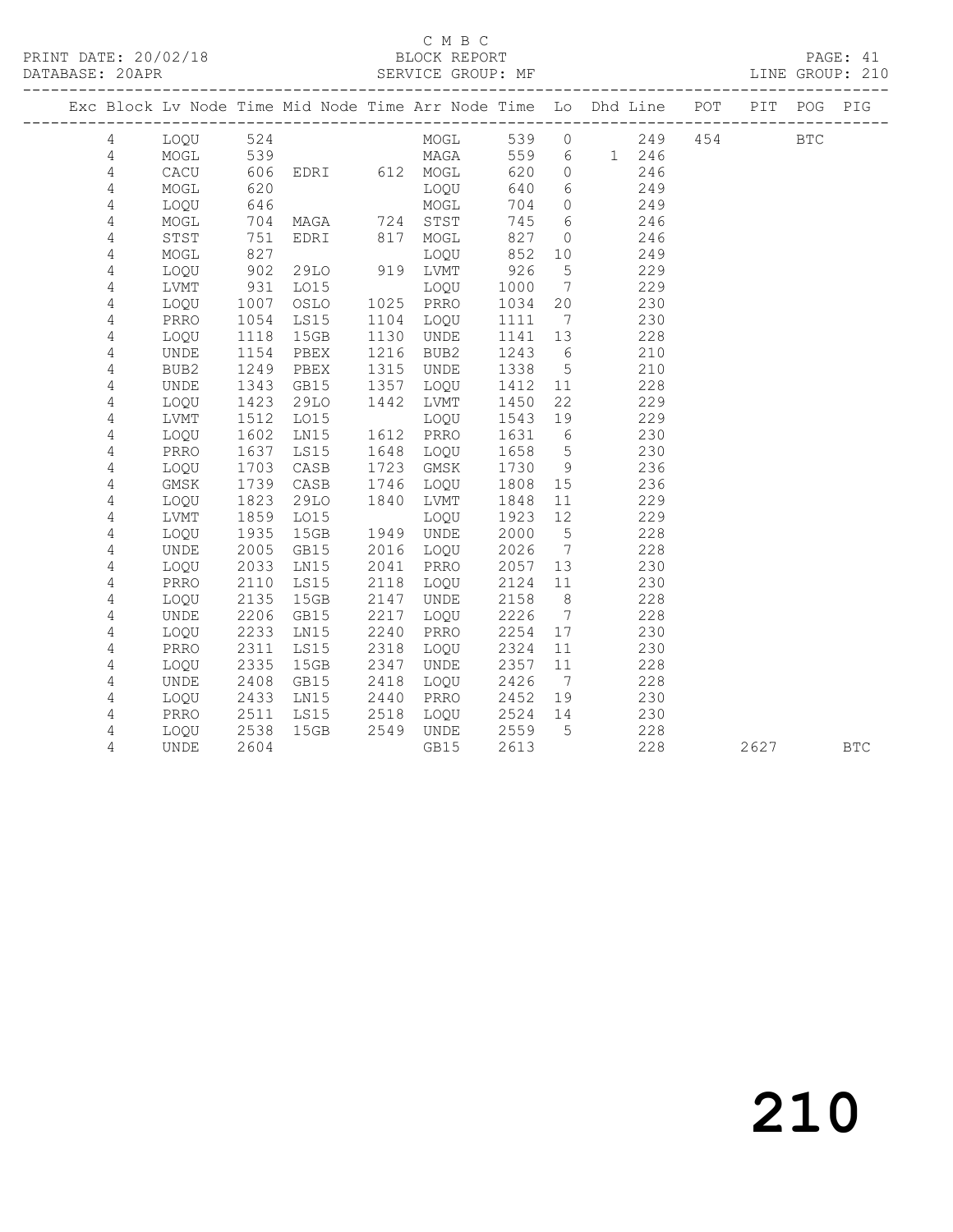C M B C

PRINT DATE: 20/02/18 BLOCK REPORT

DATABASE: 20APR SERVICE GROUP: MF LINE GROUP: 210

| Exc | Block | Lv | Node | Time | Mid Node | Time | Arr Node | Time | Lo | Dhd Line | POT | PIT | POG | PIG |
|---|---|---|---|---|---|---|---|---|---|---|---|---|---|---|
| | 4 | | LOQU | 524 | | | MOGL | 539 | 0 | 249 | 454 | | BTC | |
| | 4 | | MOGL | 539 | | | MAGA | 559 | 6 | 1 246 | | | | |
| | 4 | | CACU | 606 | EDRI | 612 | MOGL | 620 | 0 | 246 | | | | |
| | 4 | | MOGL | 620 | | | LOQU | 640 | 6 | 249 | | | | |
| | 4 | | LOQU | 646 | | | MOGL | 704 | 0 | 249 | | | | |
| | 4 | | MOGL | 704 | MAGA | 724 | STST | 745 | 6 | 246 | | | | |
| | 4 | | STST | 751 | EDRI | 817 | MOGL | 827 | 0 | 246 | | | | |
| | 4 | | MOGL | 827 | | | LOQU | 852 | 10 | 249 | | | | |
| | 4 | | LOQU | 902 | 29LO | 919 | LVMT | 926 | 5 | 229 | | | | |
| | 4 | | LVMT | 931 | LO15 | | LOQU | 1000 | 7 | 229 | | | | |
| | 4 | | LOQU | 1007 | OSLO | 1025 | PRRO | 1034 | 20 | 230 | | | | |
| | 4 | | PRRO | 1054 | LS15 | 1104 | LOQU | 1111 | 7 | 230 | | | | |
| | 4 | | LOQU | 1118 | 15GB | 1130 | UNDE | 1141 | 13 | 228 | | | | |
| | 4 | | UNDE | 1154 | PBEX | 1216 | BUB2 | 1243 | 6 | 210 | | | | |
| | 4 | | BUB2 | 1249 | PBEX | 1315 | UNDE | 1338 | 5 | 210 | | | | |
| | 4 | | UNDE | 1343 | GB15 | 1357 | LOQU | 1412 | 11 | 228 | | | | |
| | 4 | | LOQU | 1423 | 29LO | 1442 | LVMT | 1450 | 22 | 229 | | | | |
| | 4 | | LVMT | 1512 | LO15 | | LOQU | 1543 | 19 | 229 | | | | |
| | 4 | | LOQU | 1602 | LN15 | 1612 | PRRO | 1631 | 6 | 230 | | | | |
| | 4 | | PRRO | 1637 | LS15 | 1648 | LOQU | 1658 | 5 | 230 | | | | |
| | 4 | | LOQU | 1703 | CASB | 1723 | GMSK | 1730 | 9 | 236 | | | | |
| | 4 | | GMSK | 1739 | CASB | 1746 | LOQU | 1808 | 15 | 236 | | | | |
| | 4 | | LOQU | 1823 | 29LO | 1840 | LVMT | 1848 | 11 | 229 | | | | |
| | 4 | | LVMT | 1859 | LO15 | | LOQU | 1923 | 12 | 229 | | | | |
| | 4 | | LOQU | 1935 | 15GB | 1949 | UNDE | 2000 | 5 | 228 | | | | |
| | 4 | | UNDE | 2005 | GB15 | 2016 | LOQU | 2026 | 7 | 228 | | | | |
| | 4 | | LOQU | 2033 | LN15 | 2041 | PRRO | 2057 | 13 | 230 | | | | |
| | 4 | | PRRO | 2110 | LS15 | 2118 | LOQU | 2124 | 11 | 230 | | | | |
| | 4 | | LOQU | 2135 | 15GB | 2147 | UNDE | 2158 | 8 | 228 | | | | |
| | 4 | | UNDE | 2206 | GB15 | 2217 | LOQU | 2226 | 7 | 228 | | | | |
| | 4 | | LOQU | 2233 | LN15 | 2240 | PRRO | 2254 | 17 | 230 | | | | |
| | 4 | | PRRO | 2311 | LS15 | 2318 | LOQU | 2324 | 11 | 230 | | | | |
| | 4 | | LOQU | 2335 | 15GB | 2347 | UNDE | 2357 | 11 | 228 | | | | |
| | 4 | | UNDE | 2408 | GB15 | 2418 | LOQU | 2426 | 7 | 228 | | | | |
| | 4 | | LOQU | 2433 | LN15 | 2440 | PRRO | 2452 | 19 | 230 | | | | |
| | 4 | | PRRO | 2511 | LS15 | 2518 | LOQU | 2524 | 14 | 230 | | | | |
| | 4 | | LOQU | 2538 | 15GB | 2549 | UNDE | 2559 | 5 | 228 | | | | |
| | 4 | | UNDE | 2604 | | | GB15 | 2613 | | 228 | | 2627 | | BTC |

# 210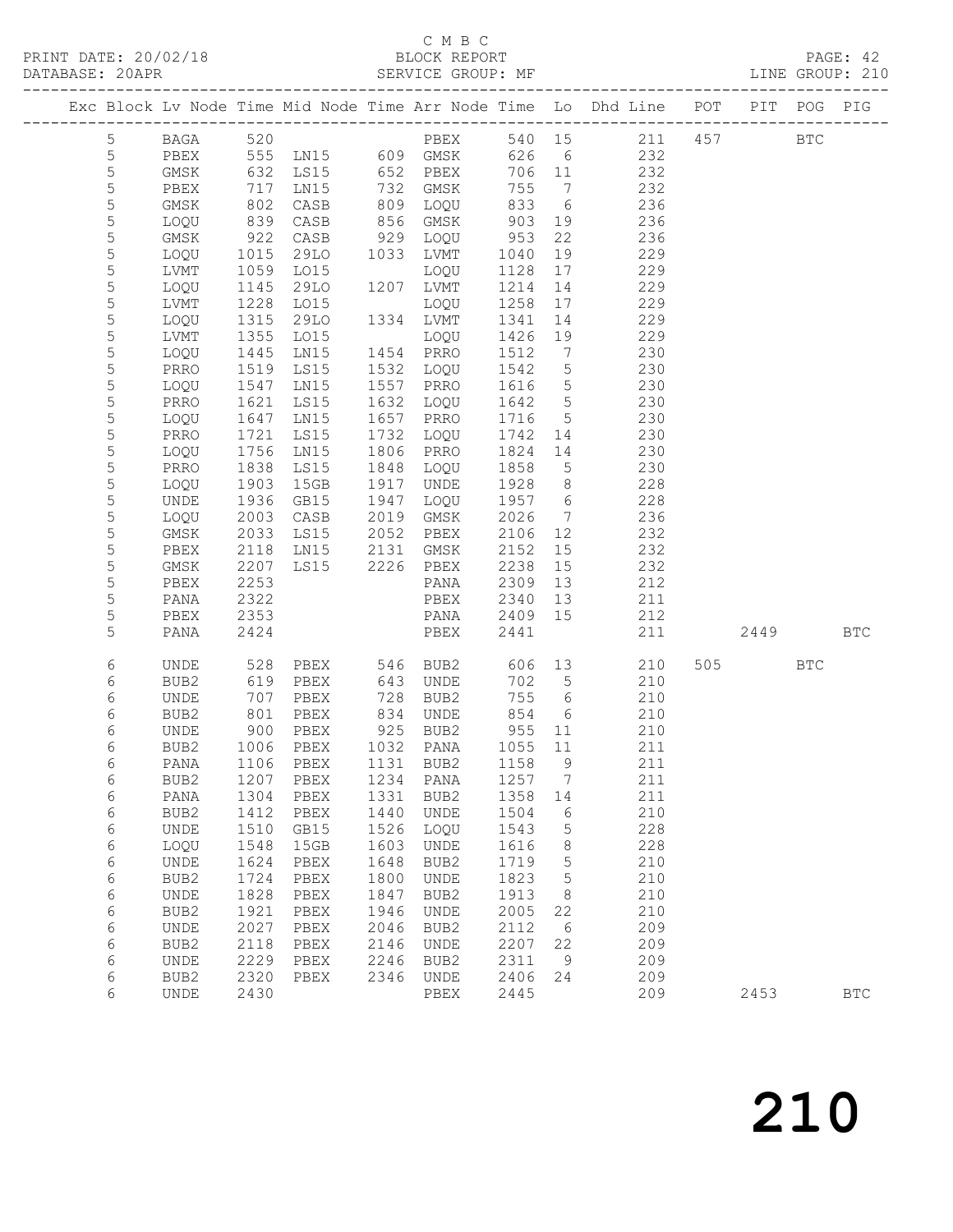C M B C

PRINT DATE: 20/02/18 BLOCK REPORT

DATABASE: 20APR SERVICE GROUP: MF LINE GROUP: 210

| Exc | Block | Lv | Node | Time | Mid Node | Time | Arr Node | Time | Lo | Dhd Line | POT | PIT | POG | PIG |
|---|---|---|---|---|---|---|---|---|---|---|---|---|---|---|
| | 5 | | BAGA | 520 | | | PBEX | 540 | 15 | 211 | 457 | | BTC | |
| | 5 | | PBEX | 555 | LN15 | 609 | GMSK | 626 | 6 | 232 | | | | |
| | 5 | | GMSK | 632 | LS15 | 652 | PBEX | 706 | 11 | 232 | | | | |
| | 5 | | PBEX | 717 | LN15 | 732 | GMSK | 755 | 7 | 232 | | | | |
| | 5 | | GMSK | 802 | CASB | 809 | LOQU | 833 | 6 | 236 | | | | |
| | 5 | | LOQU | 839 | CASB | 856 | GMSK | 903 | 19 | 236 | | | | |
| | 5 | | GMSK | 922 | CASB | 929 | LOQU | 953 | 22 | 236 | | | | |
| | 5 | | LOQU | 1015 | 29LO | 1033 | LVMT | 1040 | 19 | 229 | | | | |
| | 5 | | LVMT | 1059 | LO15 | | LOQU | 1128 | 17 | 229 | | | | |
| | 5 | | LOQU | 1145 | 29LO | 1207 | LVMT | 1214 | 14 | 229 | | | | |
| | 5 | | LVMT | 1228 | LO15 | | LOQU | 1258 | 17 | 229 | | | | |
| | 5 | | LOQU | 1315 | 29LO | 1334 | LVMT | 1341 | 14 | 229 | | | | |
| | 5 | | LVMT | 1355 | LO15 | | LOQU | 1426 | 19 | 229 | | | | |
| | 5 | | LOQU | 1445 | LN15 | 1454 | PRRO | 1512 | 7 | 230 | | | | |
| | 5 | | PRRO | 1519 | LS15 | 1532 | LOQU | 1542 | 5 | 230 | | | | |
| | 5 | | LOQU | 1547 | LN15 | 1557 | PRRO | 1616 | 5 | 230 | | | | |
| | 5 | | PRRO | 1621 | LS15 | 1632 | LOQU | 1642 | 5 | 230 | | | | |
| | 5 | | LOQU | 1647 | LN15 | 1657 | PRRO | 1716 | 5 | 230 | | | | |
| | 5 | | PRRO | 1721 | LS15 | 1732 | LOQU | 1742 | 14 | 230 | | | | |
| | 5 | | LOQU | 1756 | LN15 | 1806 | PRRO | 1824 | 14 | 230 | | | | |
| | 5 | | PRRO | 1838 | LS15 | 1848 | LOQU | 1858 | 5 | 230 | | | | |
| | 5 | | LOQU | 1903 | 15GB | 1917 | UNDE | 1928 | 8 | 228 | | | | |
| | 5 | | UNDE | 1936 | GB15 | 1947 | LOQU | 1957 | 6 | 228 | | | | |
| | 5 | | LOQU | 2003 | CASB | 2019 | GMSK | 2026 | 7 | 236 | | | | |
| | 5 | | GMSK | 2033 | LS15 | 2052 | PBEX | 2106 | 12 | 232 | | | | |
| | 5 | | PBEX | 2118 | LN15 | 2131 | GMSK | 2152 | 15 | 232 | | | | |
| | 5 | | GMSK | 2207 | LS15 | 2226 | PBEX | 2238 | 15 | 232 | | | | |
| | 5 | | PBEX | 2253 | | | PANA | 2309 | 13 | 212 | | | | |
| | 5 | | PANA | 2322 | | | PBEX | 2340 | 13 | 211 | | | | |
| | 5 | | PBEX | 2353 | | | PANA | 2409 | 15 | 212 | | | | |
| | 5 | | PANA | 2424 | | | PBEX | 2441 | | 211 | | 2449 | | BTC |
| | 6 | | UNDE | 528 | PBEX | 546 | BUB2 | 606 | 13 | 210 | 505 | | BTC | |
| | 6 | | BUB2 | 619 | PBEX | 643 | UNDE | 702 | 5 | 210 | | | | |
| | 6 | | UNDE | 707 | PBEX | 728 | BUB2 | 755 | 6 | 210 | | | | |
| | 6 | | BUB2 | 801 | PBEX | 834 | UNDE | 854 | 6 | 210 | | | | |
| | 6 | | UNDE | 900 | PBEX | 925 | BUB2 | 955 | 11 | 210 | | | | |
| | 6 | | BUB2 | 1006 | PBEX | 1032 | PANA | 1055 | 11 | 211 | | | | |
| | 6 | | PANA | 1106 | PBEX | 1131 | BUB2 | 1158 | 9 | 211 | | | | |
| | 6 | | BUB2 | 1207 | PBEX | 1234 | PANA | 1257 | 7 | 211 | | | | |
| | 6 | | PANA | 1304 | PBEX | 1331 | BUB2 | 1358 | 14 | 211 | | | | |
| | 6 | | BUB2 | 1412 | PBEX | 1440 | UNDE | 1504 | 6 | 210 | | | | |
| | 6 | | UNDE | 1510 | GB15 | 1526 | LOQU | 1543 | 5 | 228 | | | | |
| | 6 | | LOQU | 1548 | 15GB | 1603 | UNDE | 1616 | 8 | 228 | | | | |
| | 6 | | UNDE | 1624 | PBEX | 1648 | BUB2 | 1719 | 5 | 210 | | | | |
| | 6 | | BUB2 | 1724 | PBEX | 1800 | UNDE | 1823 | 5 | 210 | | | | |
| | 6 | | UNDE | 1828 | PBEX | 1847 | BUB2 | 1913 | 8 | 210 | | | | |
| | 6 | | BUB2 | 1921 | PBEX | 1946 | UNDE | 2005 | 22 | 210 | | | | |
| | 6 | | UNDE | 2027 | PBEX | 2046 | BUB2 | 2112 | 6 | 209 | | | | |
| | 6 | | BUB2 | 2118 | PBEX | 2146 | UNDE | 2207 | 22 | 209 | | | | |
| | 6 | | UNDE | 2229 | PBEX | 2246 | BUB2 | 2311 | 9 | 209 | | | | |
| | 6 | | BUB2 | 2320 | PBEX | 2346 | UNDE | 2406 | 24 | 209 | | | | |
| | 6 | | UNDE | 2430 | | | PBEX | 2445 | | 209 | | 2453 | | BTC |

210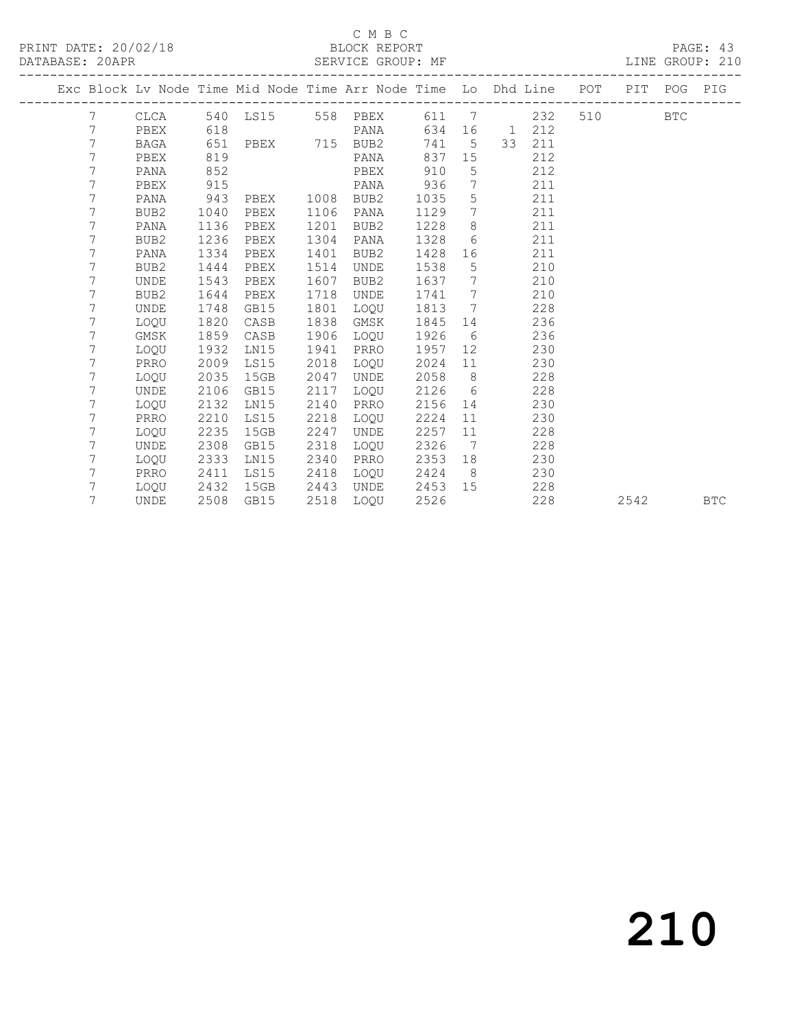C M B C
BLOCK REPORT
SERVICE GROUP: MF

PRINT DATE: 20/02/18
DATABASE: 20APR
LINE GROUP: 210

| Exc | Block | Lv Node | Time | Mid Node | Time | Arr Node | Time | Lo | Dhd | Line | POT | PIT | POG | PIG |
|---|---|---|---|---|---|---|---|---|---|---|---|---|---|---|
| | 7 | CLCA | 540 | LS15 | 558 | PBEX | 611 | 7 | | 232 | 510 | | BTC | |
| | 7 | PBEX | 618 | | | PANA | 634 | 16 | 1 | 212 | | | | |
| | 7 | BAGA | 651 | PBEX | 715 | BUB2 | 741 | 5 | 33 | 211 | | | | |
| | 7 | PBEX | 819 | | | PANA | 837 | 15 | | 212 | | | | |
| | 7 | PANA | 852 | | | PBEX | 910 | 5 | | 212 | | | | |
| | 7 | PBEX | 915 | | | PANA | 936 | 7 | | 211 | | | | |
| | 7 | PANA | 943 | PBEX | 1008 | BUB2 | 1035 | 5 | | 211 | | | | |
| | 7 | BUB2 | 1040 | PBEX | 1106 | PANA | 1129 | 7 | | 211 | | | | |
| | 7 | PANA | 1136 | PBEX | 1201 | BUB2 | 1228 | 8 | | 211 | | | | |
| | 7 | BUB2 | 1236 | PBEX | 1304 | PANA | 1328 | 6 | | 211 | | | | |
| | 7 | PANA | 1334 | PBEX | 1401 | BUB2 | 1428 | 16 | | 211 | | | | |
| | 7 | BUB2 | 1444 | PBEX | 1514 | UNDE | 1538 | 5 | | 210 | | | | |
| | 7 | UNDE | 1543 | PBEX | 1607 | BUB2 | 1637 | 7 | | 210 | | | | |
| | 7 | BUB2 | 1644 | PBEX | 1718 | UNDE | 1741 | 7 | | 210 | | | | |
| | 7 | UNDE | 1748 | GB15 | 1801 | LOQU | 1813 | 7 | | 228 | | | | |
| | 7 | LOQU | 1820 | CASB | 1838 | GMSK | 1845 | 14 | | 236 | | | | |
| | 7 | GMSK | 1859 | CASB | 1906 | LOQU | 1926 | 6 | | 236 | | | | |
| | 7 | LOQU | 1932 | LN15 | 1941 | PRRO | 1957 | 12 | | 230 | | | | |
| | 7 | PRRO | 2009 | LS15 | 2018 | LOQU | 2024 | 11 | | 230 | | | | |
| | 7 | LOQU | 2035 | 15GB | 2047 | UNDE | 2058 | 8 | | 228 | | | | |
| | 7 | UNDE | 2106 | GB15 | 2117 | LOQU | 2126 | 6 | | 228 | | | | |
| | 7 | LOQU | 2132 | LN15 | 2140 | PRRO | 2156 | 14 | | 230 | | | | |
| | 7 | PRRO | 2210 | LS15 | 2218 | LOQU | 2224 | 11 | | 230 | | | | |
| | 7 | LOQU | 2235 | 15GB | 2247 | UNDE | 2257 | 11 | | 228 | | | | |
| | 7 | UNDE | 2308 | GB15 | 2318 | LOQU | 2326 | 7 | | 228 | | | | |
| | 7 | LOQU | 2333 | LN15 | 2340 | PRRO | 2353 | 18 | | 230 | | | | |
| | 7 | PRRO | 2411 | LS15 | 2418 | LOQU | 2424 | 8 | | 230 | | | | |
| | 7 | LOQU | 2432 | 15GB | 2443 | UNDE | 2453 | 15 | | 228 | | | | |
| | 7 | UNDE | 2508 | GB15 | 2518 | LOQU | 2526 | | | 228 | | 2542 | | BTC |

# 210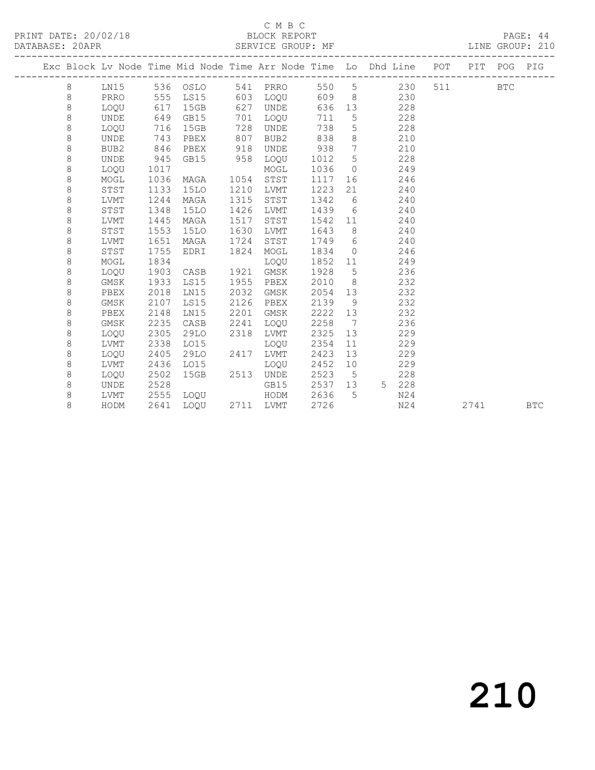C M B C

PRINT DATE: 20/02/18 BLOCK REPORT

DATABASE: 20APR SERVICE GROUP: MF LINE GROUP: 210

| Exc | Block | Lv | Node | Time | Mid Node | Time | Arr Node | Time | Lo | Dhd | Line | POT | PIT | POG | PIG |
|---|---|---|---|---|---|---|---|---|---|---|---|---|---|---|---|
| | 8 | | LN15 | 536 | OSLO | 541 | PRRO | 550 | 5 | | 230 | 511 | | BTC | |
| | 8 | | PRRO | 555 | LS15 | 603 | LOQU | 609 | 8 | | 230 | | | | |
| | 8 | | LOQU | 617 | 15GB | 627 | UNDE | 636 | 13 | | 228 | | | | |
| | 8 | | UNDE | 649 | GB15 | 701 | LOQU | 711 | 5 | | 228 | | | | |
| | 8 | | LOQU | 716 | 15GB | 728 | UNDE | 738 | 5 | | 228 | | | | |
| | 8 | | UNDE | 743 | PBEX | 807 | BUB2 | 838 | 8 | | 210 | | | | |
| | 8 | | BUB2 | 846 | PBEX | 918 | UNDE | 938 | 7 | | 210 | | | | |
| | 8 | | UNDE | 945 | GB15 | 958 | LOQU | 1012 | 5 | | 228 | | | | |
| | 8 | | LOQU | 1017 | | | MOGL | 1036 | 0 | | 249 | | | | |
| | 8 | | MOGL | 1036 | MAGA | 1054 | STST | 1117 | 16 | | 246 | | | | |
| | 8 | | STST | 1133 | 15LO | 1210 | LVMT | 1223 | 21 | | 240 | | | | |
| | 8 | | LVMT | 1244 | MAGA | 1315 | STST | 1342 | 6 | | 240 | | | | |
| | 8 | | STST | 1348 | 15LO | 1426 | LVMT | 1439 | 6 | | 240 | | | | |
| | 8 | | LVMT | 1445 | MAGA | 1517 | STST | 1542 | 11 | | 240 | | | | |
| | 8 | | STST | 1553 | 15LO | 1630 | LVMT | 1643 | 8 | | 240 | | | | |
| | 8 | | LVMT | 1651 | MAGA | 1724 | STST | 1749 | 6 | | 240 | | | | |
| | 8 | | STST | 1755 | EDRI | 1824 | MOGL | 1834 | 0 | | 246 | | | | |
| | 8 | | MOGL | 1834 | | | LOQU | 1852 | 11 | | 249 | | | | |
| | 8 | | LOQU | 1903 | CASB | 1921 | GMSK | 1928 | 5 | | 236 | | | | |
| | 8 | | GMSK | 1933 | LS15 | 1955 | PBEX | 2010 | 8 | | 232 | | | | |
| | 8 | | PBEX | 2018 | LN15 | 2032 | GMSK | 2054 | 13 | | 232 | | | | |
| | 8 | | GMSK | 2107 | LS15 | 2126 | PBEX | 2139 | 9 | | 232 | | | | |
| | 8 | | PBEX | 2148 | LN15 | 2201 | GMSK | 2222 | 13 | | 232 | | | | |
| | 8 | | GMSK | 2235 | CASB | 2241 | LOQU | 2258 | 7 | | 236 | | | | |
| | 8 | | LOQU | 2305 | 29LO | 2318 | LVMT | 2325 | 13 | | 229 | | | | |
| | 8 | | LVMT | 2338 | LO15 | | LOQU | 2354 | 11 | | 229 | | | | |
| | 8 | | LOQU | 2405 | 29LO | 2417 | LVMT | 2423 | 13 | | 229 | | | | |
| | 8 | | LVMT | 2436 | LO15 | | LOQU | 2452 | 10 | | 229 | | | | |
| | 8 | | LOQU | 2502 | 15GB | 2513 | UNDE | 2523 | 5 | | 228 | | | | |
| | 8 | | UNDE | 2528 | | | GB15 | 2537 | 13 | 5 | 228 | | | | |
| | 8 | | LVMT | 2555 | LOQU | | HODM | 2636 | 5 | | N24 | | | | |
| | 8 | | HODM | 2641 | LOQU | 2711 | LVMT | 2726 | | | N24 | | 2741 | | BTC |

210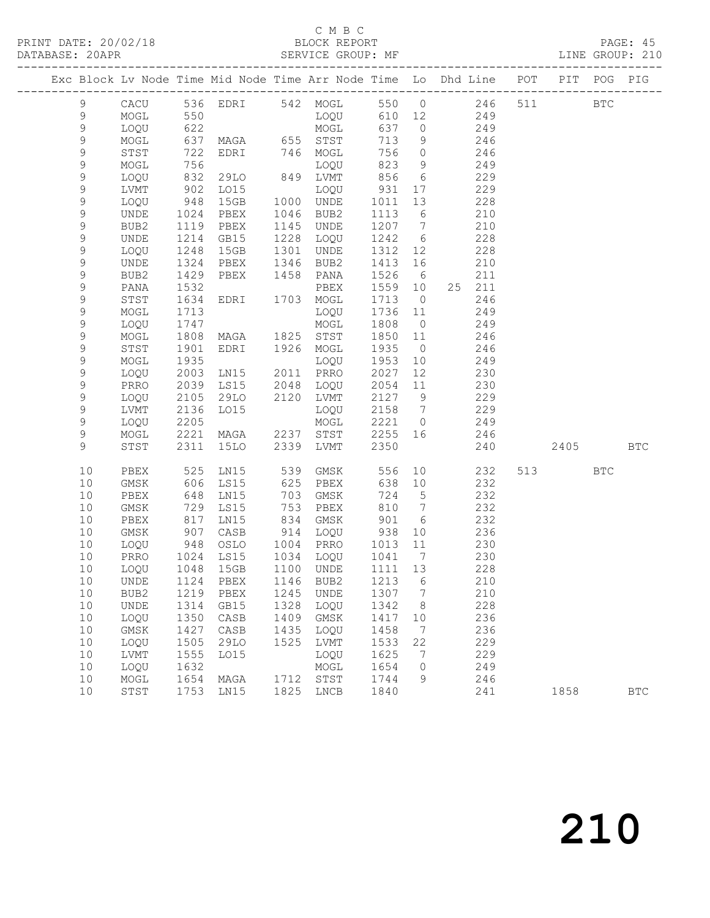C M B C
PRINT DATE: 20/02/18 BLOCK REPORT
DATABASE: 20APR SERVICE GROUP: MF LINE GROUP: 210

| Exc | Block | Lv | Node | Time | Mid Node | Time | Arr Node | Time | Lo | Dhd | Line | POT | PIT | POG | PIG |
|---|---|---|---|---|---|---|---|---|---|---|---|---|---|---|---|
| | 9 | | CACU | 536 | EDRI | 542 | MOGL | 550 | 0 | | 246 | 511 | | BTC | |
| | 9 | | MOGL | 550 | | | LOQU | 610 | 12 | | 249 | | | | |
| | 9 | | LOQU | 622 | | | MOGL | 637 | 0 | | 249 | | | | |
| | 9 | | MOGL | 637 | MAGA | 655 | STST | 713 | 9 | | 246 | | | | |
| | 9 | | STST | 722 | EDRI | 746 | MOGL | 756 | 0 | | 246 | | | | |
| | 9 | | MOGL | 756 | | | LOQU | 823 | 9 | | 249 | | | | |
| | 9 | | LOQU | 832 | 29LO | 849 | LVMT | 856 | 6 | | 229 | | | | |
| | 9 | | LVMT | 902 | LO15 | | LOQU | 931 | 17 | | 229 | | | | |
| | 9 | | LOQU | 948 | 15GB | 1000 | UNDE | 1011 | 13 | | 228 | | | | |
| | 9 | | UNDE | 1024 | PBEX | 1046 | BUB2 | 1113 | 6 | | 210 | | | | |
| | 9 | | BUB2 | 1119 | PBEX | 1145 | UNDE | 1207 | 7 | | 210 | | | | |
| | 9 | | UNDE | 1214 | GB15 | 1228 | LOQU | 1242 | 6 | | 228 | | | | |
| | 9 | | LOQU | 1248 | 15GB | 1301 | UNDE | 1312 | 12 | | 228 | | | | |
| | 9 | | UNDE | 1324 | PBEX | 1346 | BUB2 | 1413 | 16 | | 210 | | | | |
| | 9 | | BUB2 | 1429 | PBEX | 1458 | PANA | 1526 | 6 | | 211 | | | | |
| | 9 | | PANA | 1532 | | | PBEX | 1559 | 10 | 25 | 211 | | | | |
| | 9 | | STST | 1634 | EDRI | 1703 | MOGL | 1713 | 0 | | 246 | | | | |
| | 9 | | MOGL | 1713 | | | LOQU | 1736 | 11 | | 249 | | | | |
| | 9 | | LOQU | 1747 | | | MOGL | 1808 | 0 | | 249 | | | | |
| | 9 | | MOGL | 1808 | MAGA | 1825 | STST | 1850 | 11 | | 246 | | | | |
| | 9 | | STST | 1901 | EDRI | 1926 | MOGL | 1935 | 0 | | 246 | | | | |
| | 9 | | MOGL | 1935 | | | LOQU | 1953 | 10 | | 249 | | | | |
| | 9 | | LOQU | 2003 | LN15 | 2011 | PRRO | 2027 | 12 | | 230 | | | | |
| | 9 | | PRRO | 2039 | LS15 | 2048 | LOQU | 2054 | 11 | | 230 | | | | |
| | 9 | | LOQU | 2105 | 29LO | 2120 | LVMT | 2127 | 9 | | 229 | | | | |
| | 9 | | LVMT | 2136 | LO15 | | LOQU | 2158 | 7 | | 229 | | | | |
| | 9 | | LOQU | 2205 | | | MOGL | 2221 | 0 | | 249 | | | | |
| | 9 | | MOGL | 2221 | MAGA | 2237 | STST | 2255 | 16 | | 246 | | | | |
| | 9 | | STST | 2311 | 15LO | 2339 | LVMT | 2350 | | | 240 | | 2405 | | BTC |
| | 10 | | PBEX | 525 | LN15 | 539 | GMSK | 556 | 10 | | 232 | 513 | | BTC | |
| | 10 | | GMSK | 606 | LS15 | 625 | PBEX | 638 | 10 | | 232 | | | | |
| | 10 | | PBEX | 648 | LN15 | 703 | GMSK | 724 | 5 | | 232 | | | | |
| | 10 | | GMSK | 729 | LS15 | 753 | PBEX | 810 | 7 | | 232 | | | | |
| | 10 | | PBEX | 817 | LN15 | 834 | GMSK | 901 | 6 | | 232 | | | | |
| | 10 | | GMSK | 907 | CASB | 914 | LOQU | 938 | 10 | | 236 | | | | |
| | 10 | | LOQU | 948 | OSLO | 1004 | PRRO | 1013 | 11 | | 230 | | | | |
| | 10 | | PRRO | 1024 | LS15 | 1034 | LOQU | 1041 | 7 | | 230 | | | | |
| | 10 | | LOQU | 1048 | 15GB | 1100 | UNDE | 1111 | 13 | | 228 | | | | |
| | 10 | | UNDE | 1124 | PBEX | 1146 | BUB2 | 1213 | 6 | | 210 | | | | |
| | 10 | | BUB2 | 1219 | PBEX | 1245 | UNDE | 1307 | 7 | | 210 | | | | |
| | 10 | | UNDE | 1314 | GB15 | 1328 | LOQU | 1342 | 8 | | 228 | | | | |
| | 10 | | LOQU | 1350 | CASB | 1409 | GMSK | 1417 | 10 | | 236 | | | | |
| | 10 | | GMSK | 1427 | CASB | 1435 | LOQU | 1458 | 7 | | 236 | | | | |
| | 10 | | LOQU | 1505 | 29LO | 1525 | LVMT | 1533 | 22 | | 229 | | | | |
| | 10 | | LVMT | 1555 | LO15 | | LOQU | 1625 | 7 | | 229 | | | | |
| | 10 | | LOQU | 1632 | | | MOGL | 1654 | 0 | | 249 | | | | |
| | 10 | | MOGL | 1654 | MAGA | 1712 | STST | 1744 | 9 | | 246 | | | | |
| | 10 | | STST | 1753 | LN15 | 1825 | LNCB | 1840 | | | 241 | | 1858 | | BTC |

# 210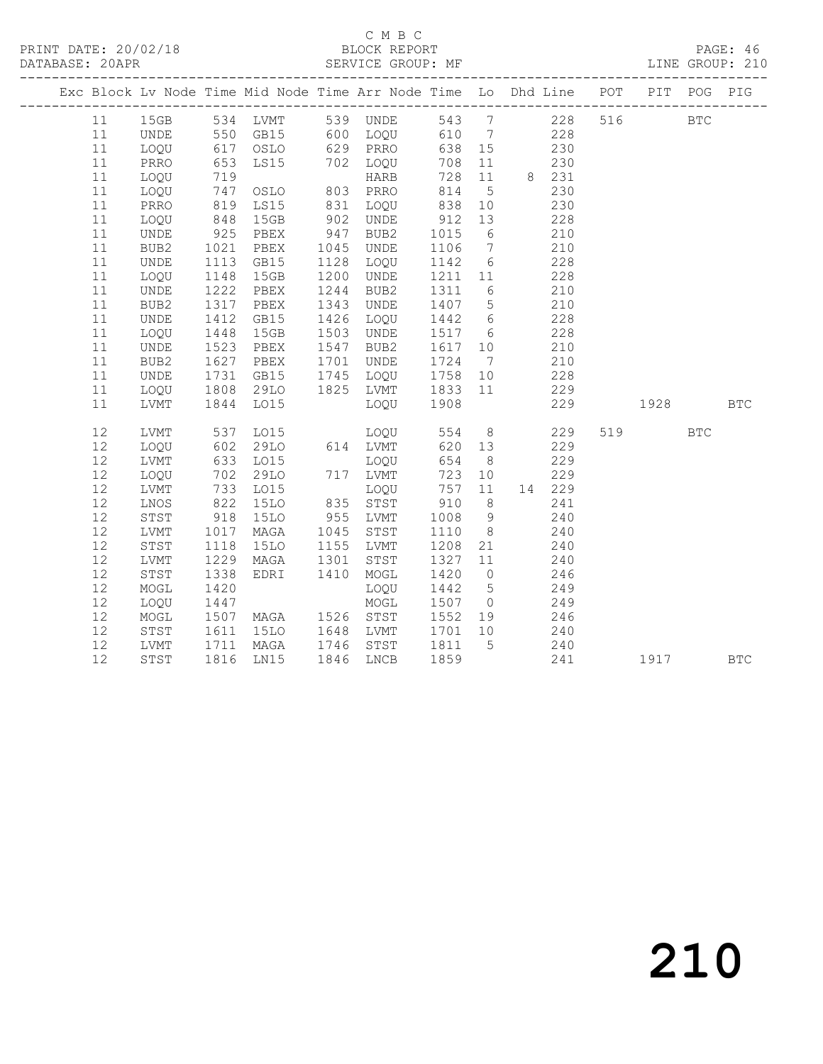C M B C

PRINT DATE: 20/02/18 BLOCK REPORT

DATABASE: 20APR SERVICE GROUP: MF LINE GROUP: 210

| Exc | Block | Lv | Node | Time | Mid Node | Time | Arr Node | Time | Lo | Dhd | Line | POT | PIT | POG | PIG |
|---|---|---|---|---|---|---|---|---|---|---|---|---|---|---|---|
| | 11 | | 15GB | 534 | LVMT | 539 | UNDE | 543 | 7 | | 228 | 516 | | BTC | |
| | 11 | | UNDE | 550 | GB15 | 600 | LOQU | 610 | 7 | | 228 | | | | |
| | 11 | | LOQU | 617 | OSLO | 629 | PRRO | 638 | 15 | | 230 | | | | |
| | 11 | | PRRO | 653 | LS15 | 702 | LOQU | 708 | 11 | | 230 | | | | |
| | 11 | | LOQU | 719 | | | HARB | 728 | 11 | 8 | 231 | | | | |
| | 11 | | LOQU | 747 | OSLO | 803 | PRRO | 814 | 5 | | 230 | | | | |
| | 11 | | PRRO | 819 | LS15 | 831 | LOQU | 838 | 10 | | 230 | | | | |
| | 11 | | LOQU | 848 | 15GB | 902 | UNDE | 912 | 13 | | 228 | | | | |
| | 11 | | UNDE | 925 | PBEX | 947 | BUB2 | 1015 | 6 | | 210 | | | | |
| | 11 | | BUB2 | 1021 | PBEX | 1045 | UNDE | 1106 | 7 | | 210 | | | | |
| | 11 | | UNDE | 1113 | GB15 | 1128 | LOQU | 1142 | 6 | | 228 | | | | |
| | 11 | | LOQU | 1148 | 15GB | 1200 | UNDE | 1211 | 11 | | 228 | | | | |
| | 11 | | UNDE | 1222 | PBEX | 1244 | BUB2 | 1311 | 6 | | 210 | | | | |
| | 11 | | BUB2 | 1317 | PBEX | 1343 | UNDE | 1407 | 5 | | 210 | | | | |
| | 11 | | UNDE | 1412 | GB15 | 1426 | LOQU | 1442 | 6 | | 228 | | | | |
| | 11 | | LOQU | 1448 | 15GB | 1503 | UNDE | 1517 | 6 | | 228 | | | | |
| | 11 | | UNDE | 1523 | PBEX | 1547 | BUB2 | 1617 | 10 | | 210 | | | | |
| | 11 | | BUB2 | 1627 | PBEX | 1701 | UNDE | 1724 | 7 | | 210 | | | | |
| | 11 | | UNDE | 1731 | GB15 | 1745 | LOQU | 1758 | 10 | | 228 | | | | |
| | 11 | | LOQU | 1808 | 29LO | 1825 | LVMT | 1833 | 11 | | 229 | | | | |
| | 11 | | LVMT | 1844 | LO15 | | LOQU | 1908 | | | 229 | | 1928 | | BTC |
| | 12 | | LVMT | 537 | LO15 | | LOQU | 554 | 8 | | 229 | 519 | | BTC | |
| | 12 | | LOQU | 602 | 29LO | 614 | LVMT | 620 | 13 | | 229 | | | | |
| | 12 | | LVMT | 633 | LO15 | | LOQU | 654 | 8 | | 229 | | | | |
| | 12 | | LOQU | 702 | 29LO | 717 | LVMT | 723 | 10 | | 229 | | | | |
| | 12 | | LVMT | 733 | LO15 | | LOQU | 757 | 11 | 14 | 229 | | | | |
| | 12 | | LNOS | 822 | 15LO | 835 | STST | 910 | 8 | | 241 | | | | |
| | 12 | | STST | 918 | 15LO | 955 | LVMT | 1008 | 9 | | 240 | | | | |
| | 12 | | LVMT | 1017 | MAGA | 1045 | STST | 1110 | 8 | | 240 | | | | |
| | 12 | | STST | 1118 | 15LO | 1155 | LVMT | 1208 | 21 | | 240 | | | | |
| | 12 | | LVMT | 1229 | MAGA | 1301 | STST | 1327 | 11 | | 240 | | | | |
| | 12 | | STST | 1338 | EDRI | 1410 | MOGL | 1420 | 0 | | 246 | | | | |
| | 12 | | MOGL | 1420 | | | LOQU | 1442 | 5 | | 249 | | | | |
| | 12 | | LOQU | 1447 | | | MOGL | 1507 | 0 | | 249 | | | | |
| | 12 | | MOGL | 1507 | MAGA | 1526 | STST | 1552 | 19 | | 246 | | | | |
| | 12 | | STST | 1611 | 15LO | 1648 | LVMT | 1701 | 10 | | 240 | | | | |
| | 12 | | LVMT | 1711 | MAGA | 1746 | STST | 1811 | 5 | | 240 | | | | |
| | 12 | | STST | 1816 | LN15 | 1846 | LNCB | 1859 | | | 241 | | 1917 | | BTC |

210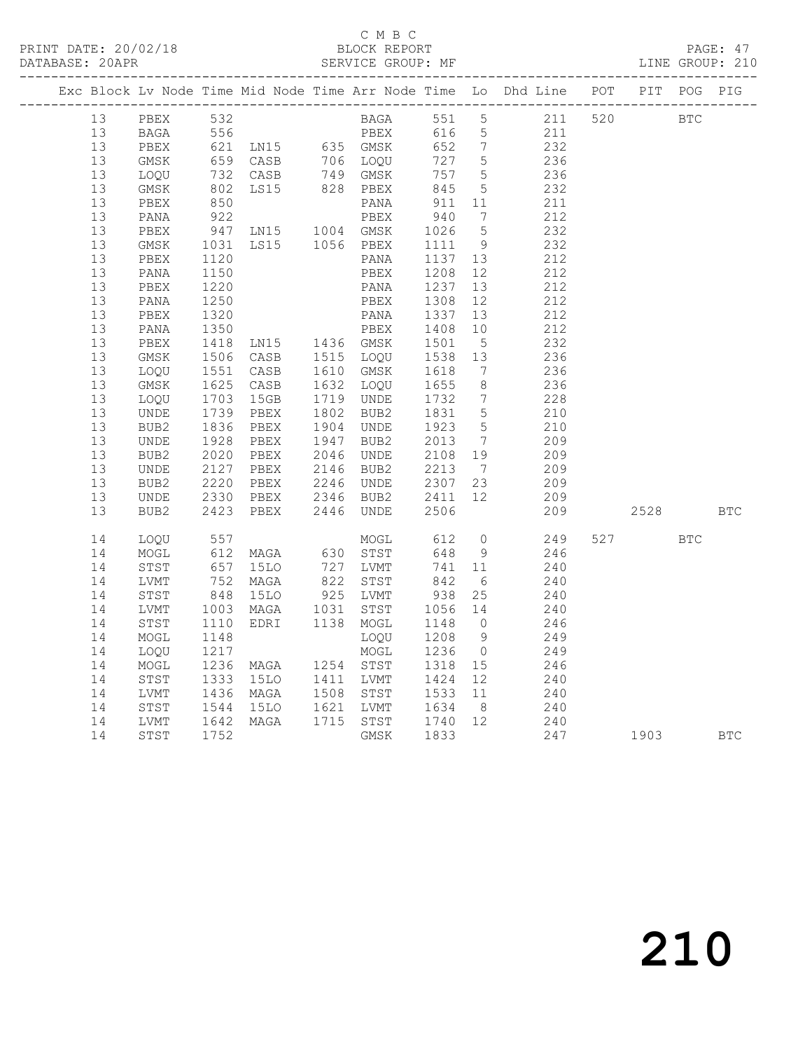C M B C
PRINT DATE: 20/02/18 BLOCK REPORT PAGE: 47
DATABASE: 20APR SERVICE GROUP: MF LINE GROUP: 210

| Exc | Block | Lv | Node | Time | Mid Node | Time | Arr Node | Time | Lo | Dhd Line | POT | PIT | POG | PIG |
|---|---|---|---|---|---|---|---|---|---|---|---|---|---|---|
| | 13 | | PBEX | 532 | | | BAGA | 551 | 5 | 211 | 520 | | BTC | |
| | 13 | | BAGA | 556 | | | PBEX | 616 | 5 | 211 | | | | |
| | 13 | | PBEX | 621 | LN15 | 635 | GMSK | 652 | 7 | 232 | | | | |
| | 13 | | GMSK | 659 | CASB | 706 | LOQU | 727 | 5 | 236 | | | | |
| | 13 | | LOQU | 732 | CASB | 749 | GMSK | 757 | 5 | 236 | | | | |
| | 13 | | GMSK | 802 | LS15 | 828 | PBEX | 845 | 5 | 232 | | | | |
| | 13 | | PBEX | 850 | | | PANA | 911 | 11 | 211 | | | | |
| | 13 | | PANA | 922 | | | PBEX | 940 | 7 | 212 | | | | |
| | 13 | | PBEX | 947 | LN15 | 1004 | GMSK | 1026 | 5 | 232 | | | | |
| | 13 | | GMSK | 1031 | LS15 | 1056 | PBEX | 1111 | 9 | 232 | | | | |
| | 13 | | PBEX | 1120 | | | PANA | 1137 | 13 | 212 | | | | |
| | 13 | | PANA | 1150 | | | PBEX | 1208 | 12 | 212 | | | | |
| | 13 | | PBEX | 1220 | | | PANA | 1237 | 13 | 212 | | | | |
| | 13 | | PANA | 1250 | | | PBEX | 1308 | 12 | 212 | | | | |
| | 13 | | PBEX | 1320 | | | PANA | 1337 | 13 | 212 | | | | |
| | 13 | | PANA | 1350 | | | PBEX | 1408 | 10 | 212 | | | | |
| | 13 | | PBEX | 1418 | LN15 | 1436 | GMSK | 1501 | 5 | 232 | | | | |
| | 13 | | GMSK | 1506 | CASB | 1515 | LOQU | 1538 | 13 | 236 | | | | |
| | 13 | | LOQU | 1551 | CASB | 1610 | GMSK | 1618 | 7 | 236 | | | | |
| | 13 | | GMSK | 1625 | CASB | 1632 | LOQU | 1655 | 8 | 236 | | | | |
| | 13 | | LOQU | 1703 | 15GB | 1719 | UNDE | 1732 | 7 | 228 | | | | |
| | 13 | | UNDE | 1739 | PBEX | 1802 | BUB2 | 1831 | 5 | 210 | | | | |
| | 13 | | BUB2 | 1836 | PBEX | 1904 | UNDE | 1923 | 5 | 210 | | | | |
| | 13 | | UNDE | 1928 | PBEX | 1947 | BUB2 | 2013 | 7 | 209 | | | | |
| | 13 | | BUB2 | 2020 | PBEX | 2046 | UNDE | 2108 | 19 | 209 | | | | |
| | 13 | | UNDE | 2127 | PBEX | 2146 | BUB2 | 2213 | 7 | 209 | | | | |
| | 13 | | BUB2 | 2220 | PBEX | 2246 | UNDE | 2307 | 23 | 209 | | | | |
| | 13 | | UNDE | 2330 | PBEX | 2346 | BUB2 | 2411 | 12 | 209 | | | | |
| | 13 | | BUB2 | 2423 | PBEX | 2446 | UNDE | 2506 | | 209 | | 2528 | | BTC |
| | 14 | | LOQU | 557 | | | MOGL | 612 | 0 | 249 | 527 | | BTC | |
| | 14 | | MOGL | 612 | MAGA | 630 | STST | 648 | 9 | 246 | | | | |
| | 14 | | STST | 657 | 15LO | 727 | LVMT | 741 | 11 | 240 | | | | |
| | 14 | | LVMT | 752 | MAGA | 822 | STST | 842 | 6 | 240 | | | | |
| | 14 | | STST | 848 | 15LO | 925 | LVMT | 938 | 25 | 240 | | | | |
| | 14 | | LVMT | 1003 | MAGA | 1031 | STST | 1056 | 14 | 240 | | | | |
| | 14 | | STST | 1110 | EDRI | 1138 | MOGL | 1148 | 0 | 246 | | | | |
| | 14 | | MOGL | 1148 | | | LOQU | 1208 | 9 | 249 | | | | |
| | 14 | | LOQU | 1217 | | | MOGL | 1236 | 0 | 249 | | | | |
| | 14 | | MOGL | 1236 | MAGA | 1254 | STST | 1318 | 15 | 246 | | | | |
| | 14 | | STST | 1333 | 15LO | 1411 | LVMT | 1424 | 12 | 240 | | | | |
| | 14 | | LVMT | 1436 | MAGA | 1508 | STST | 1533 | 11 | 240 | | | | |
| | 14 | | STST | 1544 | 15LO | 1621 | LVMT | 1634 | 8 | 240 | | | | |
| | 14 | | LVMT | 1642 | MAGA | 1715 | STST | 1740 | 12 | 240 | | | | |
| | 14 | | STST | 1752 | | | GMSK | 1833 | | 247 | | 1903 | | BTC |

210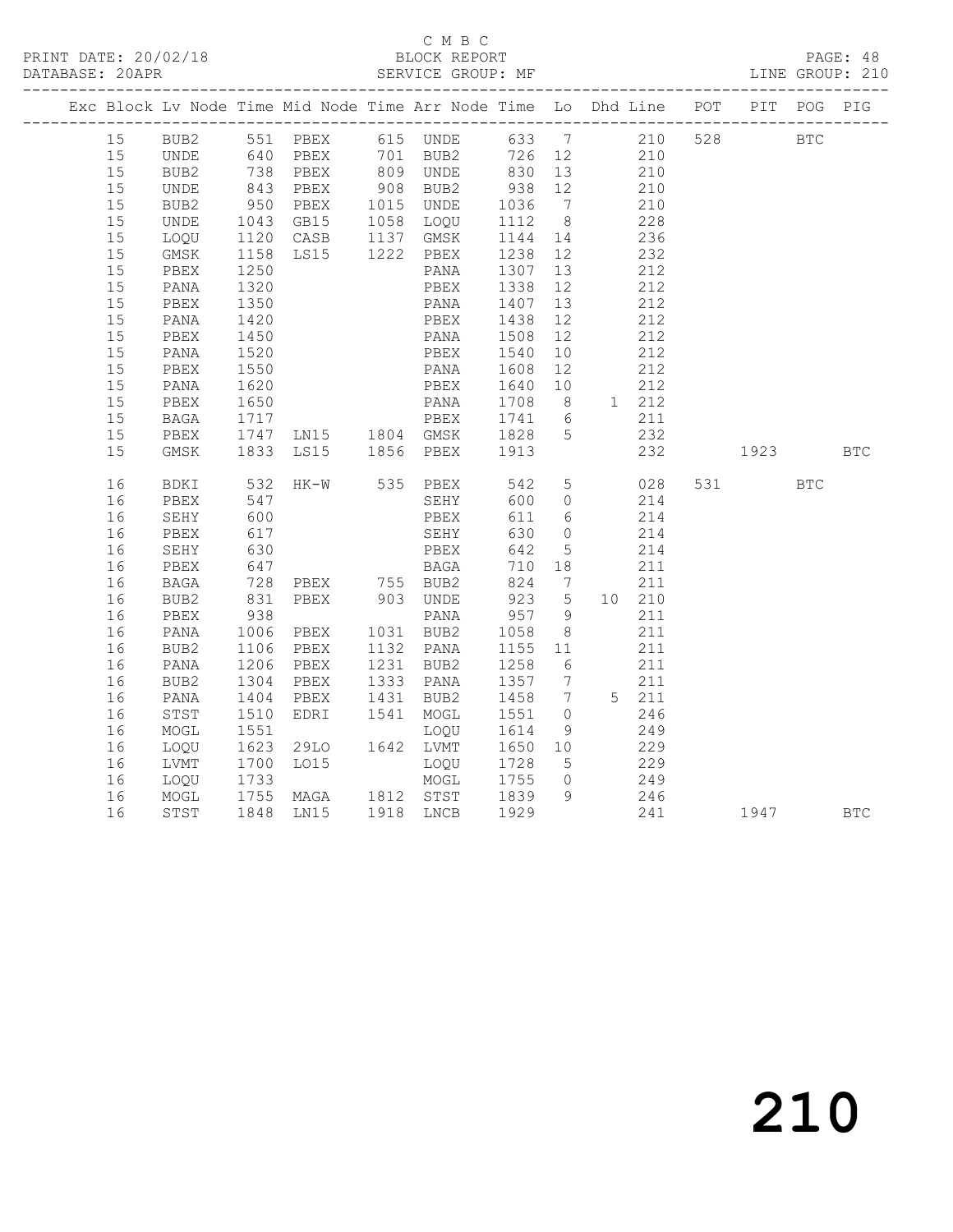C M B C

PRINT DATE: 20/02/18 BLOCK REPORT

DATABASE: 20APR SERVICE GROUP: MF LINE GROUP: 210

| Exc | Block | Lv | Node | Time | Mid Node | Time | Arr Node | Time | Lo | Dhd | Line | POT | PIT | POG | PIG |
|---|---|---|---|---|---|---|---|---|---|---|---|---|---|---|---|
| | 15 | | BUB2 | 551 | PBEX | 615 | UNDE | 633 | 7 | | 210 | 528 | | BTC | |
| | 15 | | UNDE | 640 | PBEX | 701 | BUB2 | 726 | 12 | | 210 | | | | |
| | 15 | | BUB2 | 738 | PBEX | 809 | UNDE | 830 | 13 | | 210 | | | | |
| | 15 | | UNDE | 843 | PBEX | 908 | BUB2 | 938 | 12 | | 210 | | | | |
| | 15 | | BUB2 | 950 | PBEX | 1015 | UNDE | 1036 | 7 | | 210 | | | | |
| | 15 | | UNDE | 1043 | GB15 | 1058 | LOQU | 1112 | 8 | | 228 | | | | |
| | 15 | | LOQU | 1120 | CASB | 1137 | GMSK | 1144 | 14 | | 236 | | | | |
| | 15 | | GMSK | 1158 | LS15 | 1222 | PBEX | 1238 | 12 | | 232 | | | | |
| | 15 | | PBEX | 1250 | | | PANA | 1307 | 13 | | 212 | | | | |
| | 15 | | PANA | 1320 | | | PBEX | 1338 | 12 | | 212 | | | | |
| | 15 | | PBEX | 1350 | | | PANA | 1407 | 13 | | 212 | | | | |
| | 15 | | PANA | 1420 | | | PBEX | 1438 | 12 | | 212 | | | | |
| | 15 | | PBEX | 1450 | | | PANA | 1508 | 12 | | 212 | | | | |
| | 15 | | PANA | 1520 | | | PBEX | 1540 | 10 | | 212 | | | | |
| | 15 | | PBEX | 1550 | | | PANA | 1608 | 12 | | 212 | | | | |
| | 15 | | PANA | 1620 | | | PBEX | 1640 | 10 | | 212 | | | | |
| | 15 | | PBEX | 1650 | | | PANA | 1708 | 8 | 1 | 212 | | | | |
| | 15 | | BAGA | 1717 | | | PBEX | 1741 | 6 | | 211 | | | | |
| | 15 | | PBEX | 1747 | LN15 | 1804 | GMSK | 1828 | 5 | | 232 | | | | |
| | 15 | | GMSK | 1833 | LS15 | 1856 | PBEX | 1913 | | | 232 | | 1923 | | BTC |
| | 16 | | BDKI | 532 | HK-W | 535 | PBEX | 542 | 5 | | 028 | 531 | | BTC | |
| | 16 | | PBEX | 547 | | | SEHY | 600 | 0 | | 214 | | | | |
| | 16 | | SEHY | 600 | | | PBEX | 611 | 6 | | 214 | | | | |
| | 16 | | PBEX | 617 | | | SEHY | 630 | 0 | | 214 | | | | |
| | 16 | | SEHY | 630 | | | PBEX | 642 | 5 | | 214 | | | | |
| | 16 | | PBEX | 647 | | | BAGA | 710 | 18 | | 211 | | | | |
| | 16 | | BAGA | 728 | PBEX | 755 | BUB2 | 824 | 7 | | 211 | | | | |
| | 16 | | BUB2 | 831 | PBEX | 903 | UNDE | 923 | 5 | 10 | 210 | | | | |
| | 16 | | PBEX | 938 | | | PANA | 957 | 9 | | 211 | | | | |
| | 16 | | PANA | 1006 | PBEX | 1031 | BUB2 | 1058 | 8 | | 211 | | | | |
| | 16 | | BUB2 | 1106 | PBEX | 1132 | PANA | 1155 | 11 | | 211 | | | | |
| | 16 | | PANA | 1206 | PBEX | 1231 | BUB2 | 1258 | 6 | | 211 | | | | |
| | 16 | | BUB2 | 1304 | PBEX | 1333 | PANA | 1357 | 7 | | 211 | | | | |
| | 16 | | PANA | 1404 | PBEX | 1431 | BUB2 | 1458 | 7 | 5 | 211 | | | | |
| | 16 | | STST | 1510 | EDRI | 1541 | MOGL | 1551 | 0 | | 246 | | | | |
| | 16 | | MOGL | 1551 | | | LOQU | 1614 | 9 | | 249 | | | | |
| | 16 | | LOQU | 1623 | 29LO | 1642 | LVMT | 1650 | 10 | | 229 | | | | |
| | 16 | | LVMT | 1700 | LO15 | | LOQU | 1728 | 5 | | 229 | | | | |
| | 16 | | LOQU | 1733 | | | MOGL | 1755 | 0 | | 249 | | | | |
| | 16 | | MOGL | 1755 | MAGA | 1812 | STST | 1839 | 9 | | 246 | | | | |
| | 16 | | STST | 1848 | LN15 | 1918 | LNCB | 1929 | | | 241 | | 1947 | | BTC |

# 210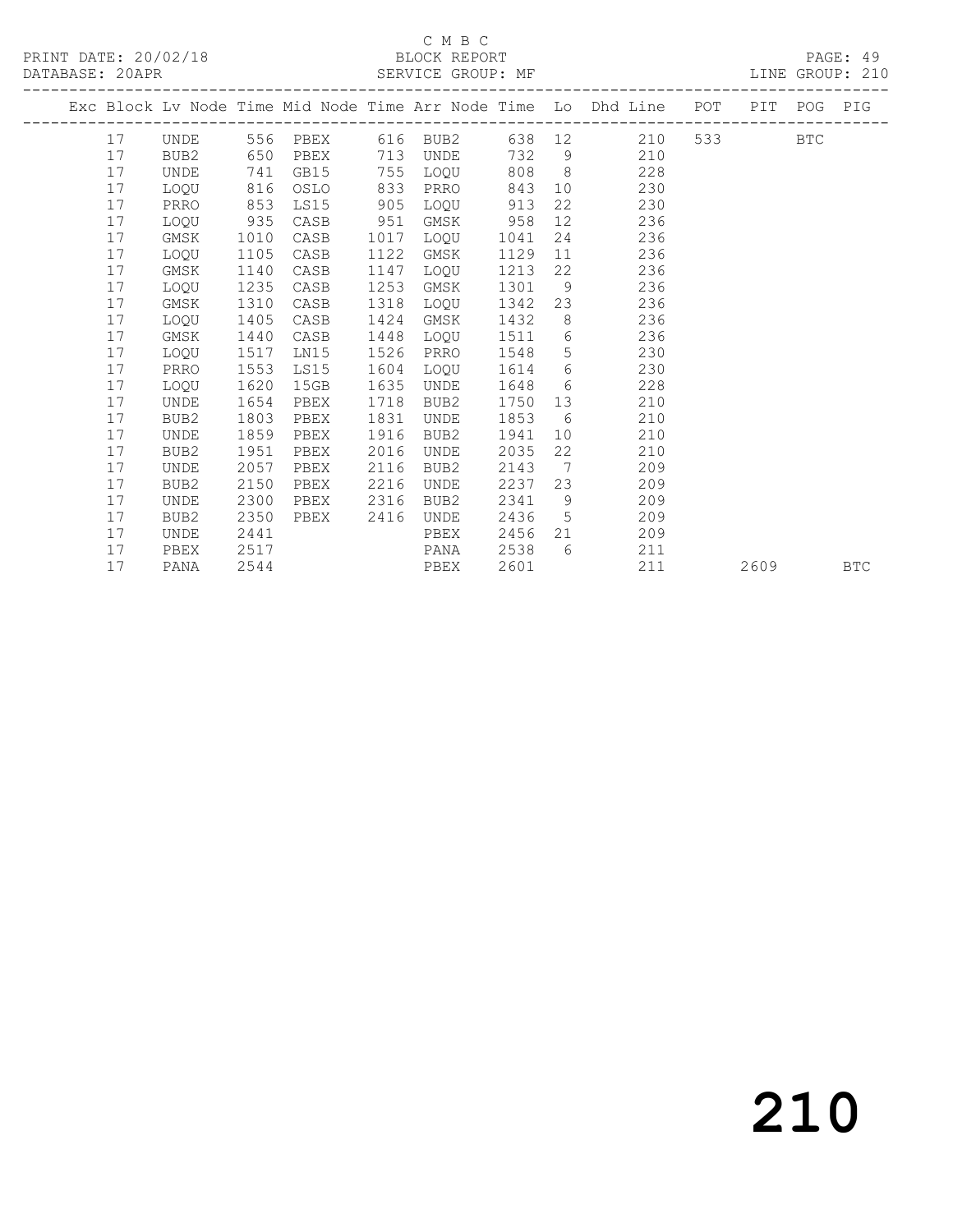C M B C

PRINT DATE: 20/02/18 BLOCK REPORT

DATABASE: 20APR SERVICE GROUP: MF LINE GROUP: 210

| Exc | Block | Lv | Node | Time | Mid Node | Time | Arr Node | Time | Lo | Dhd Line | POT | PIT | POG | PIG |
|---|---|---|---|---|---|---|---|---|---|---|---|---|---|---|
| | 17 | | UNDE | 556 | PBEX | 616 | BUB2 | 638 | 12 | 210 | 533 | | BTC | |
| | 17 | | BUB2 | 650 | PBEX | 713 | UNDE | 732 | 9 | 210 | | | | |
| | 17 | | UNDE | 741 | GB15 | 755 | LOQU | 808 | 8 | 228 | | | | |
| | 17 | | LOQU | 816 | OSLO | 833 | PRRO | 843 | 10 | 230 | | | | |
| | 17 | | PRRO | 853 | LS15 | 905 | LOQU | 913 | 22 | 230 | | | | |
| | 17 | | LOQU | 935 | CASB | 951 | GMSK | 958 | 12 | 236 | | | | |
| | 17 | | GMSK | 1010 | CASB | 1017 | LOQU | 1041 | 24 | 236 | | | | |
| | 17 | | LOQU | 1105 | CASB | 1122 | GMSK | 1129 | 11 | 236 | | | | |
| | 17 | | GMSK | 1140 | CASB | 1147 | LOQU | 1213 | 22 | 236 | | | | |
| | 17 | | LOQU | 1235 | CASB | 1253 | GMSK | 1301 | 9 | 236 | | | | |
| | 17 | | GMSK | 1310 | CASB | 1318 | LOQU | 1342 | 23 | 236 | | | | |
| | 17 | | LOQU | 1405 | CASB | 1424 | GMSK | 1432 | 8 | 236 | | | | |
| | 17 | | GMSK | 1440 | CASB | 1448 | LOQU | 1511 | 6 | 236 | | | | |
| | 17 | | LOQU | 1517 | LN15 | 1526 | PRRO | 1548 | 5 | 230 | | | | |
| | 17 | | PRRO | 1553 | LS15 | 1604 | LOQU | 1614 | 6 | 230 | | | | |
| | 17 | | LOQU | 1620 | 15GB | 1635 | UNDE | 1648 | 6 | 228 | | | | |
| | 17 | | UNDE | 1654 | PBEX | 1718 | BUB2 | 1750 | 13 | 210 | | | | |
| | 17 | | BUB2 | 1803 | PBEX | 1831 | UNDE | 1853 | 6 | 210 | | | | |
| | 17 | | UNDE | 1859 | PBEX | 1916 | BUB2 | 1941 | 10 | 210 | | | | |
| | 17 | | BUB2 | 1951 | PBEX | 2016 | UNDE | 2035 | 22 | 210 | | | | |
| | 17 | | UNDE | 2057 | PBEX | 2116 | BUB2 | 2143 | 7 | 209 | | | | |
| | 17 | | BUB2 | 2150 | PBEX | 2216 | UNDE | 2237 | 23 | 209 | | | | |
| | 17 | | UNDE | 2300 | PBEX | 2316 | BUB2 | 2341 | 9 | 209 | | | | |
| | 17 | | BUB2 | 2350 | PBEX | 2416 | UNDE | 2436 | 5 | 209 | | | | |
| | 17 | | UNDE | 2441 | | | PBEX | 2456 | 21 | 209 | | | | |
| | 17 | | PBEX | 2517 | | | PANA | 2538 | 6 | 211 | | | | |
| | 17 | | PANA | 2544 | | | PBEX | 2601 | | 211 | | 2609 | | BTC |

210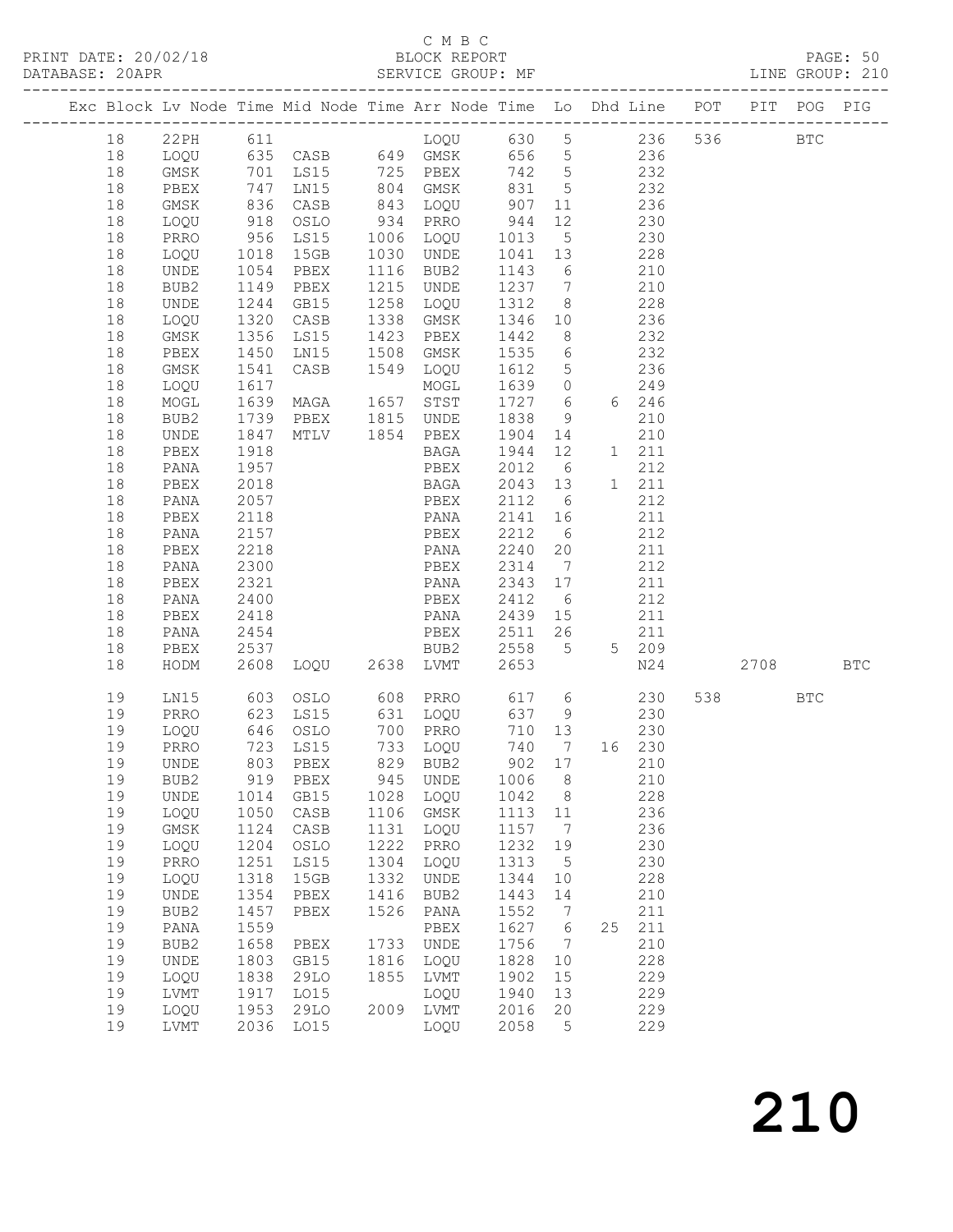C M B C

PRINT DATE: 20/02/18 BLOCK REPORT PAGE: 50
DATABASE: 20APR SERVICE GROUP: MF LINE GROUP: 210

| Exc | Block | Lv | Node | Time | Mid Node | Time | Arr Node | Time | Lo | Dhd | Line | POT | PIT | POG | PIG |
|---|---|---|---|---|---|---|---|---|---|---|---|---|---|---|---|
| | 18 | | 22PH | 611 | | | LOQU | 630 | 5 | | 236 | 536 | | BTC | |
| | 18 | | LOQU | 635 | CASB | 649 | GMSK | 656 | 5 | | 236 | | | | |
| | 18 | | GMSK | 701 | LS15 | 725 | PBEX | 742 | 5 | | 232 | | | | |
| | 18 | | PBEX | 747 | LN15 | 804 | GMSK | 831 | 5 | | 232 | | | | |
| | 18 | | GMSK | 836 | CASB | 843 | LOQU | 907 | 11 | | 236 | | | | |
| | 18 | | LOQU | 918 | OSLO | 934 | PRRO | 944 | 12 | | 230 | | | | |
| | 18 | | PRRO | 956 | LS15 | 1006 | LOQU | 1013 | 5 | | 230 | | | | |
| | 18 | | LOQU | 1018 | 15GB | 1030 | UNDE | 1041 | 13 | | 228 | | | | |
| | 18 | | UNDE | 1054 | PBEX | 1116 | BUB2 | 1143 | 6 | | 210 | | | | |
| | 18 | | BUB2 | 1149 | PBEX | 1215 | UNDE | 1237 | 7 | | 210 | | | | |
| | 18 | | UNDE | 1244 | GB15 | 1258 | LOQU | 1312 | 8 | | 228 | | | | |
| | 18 | | LOQU | 1320 | CASB | 1338 | GMSK | 1346 | 10 | | 236 | | | | |
| | 18 | | GMSK | 1356 | LS15 | 1423 | PBEX | 1442 | 8 | | 232 | | | | |
| | 18 | | PBEX | 1450 | LN15 | 1508 | GMSK | 1535 | 6 | | 232 | | | | |
| | 18 | | GMSK | 1541 | CASB | 1549 | LOQU | 1612 | 5 | | 236 | | | | |
| | 18 | | LOQU | 1617 | | | MOGL | 1639 | 0 | | 249 | | | | |
| | 18 | | MOGL | 1639 | MAGA | 1657 | STST | 1727 | 6 | 6 | 246 | | | | |
| | 18 | | BUB2 | 1739 | PBEX | 1815 | UNDE | 1838 | 9 | | 210 | | | | |
| | 18 | | UNDE | 1847 | MTLV | 1854 | PBEX | 1904 | 14 | | 210 | | | | |
| | 18 | | PBEX | 1918 | | | BAGA | 1944 | 12 | 1 | 211 | | | | |
| | 18 | | PANA | 1957 | | | PBEX | 2012 | 6 | | 212 | | | | |
| | 18 | | PBEX | 2018 | | | BAGA | 2043 | 13 | 1 | 211 | | | | |
| | 18 | | PANA | 2057 | | | PBEX | 2112 | 6 | | 212 | | | | |
| | 18 | | PBEX | 2118 | | | PANA | 2141 | 16 | | 211 | | | | |
| | 18 | | PANA | 2157 | | | PBEX | 2212 | 6 | | 212 | | | | |
| | 18 | | PBEX | 2218 | | | PANA | 2240 | 20 | | 211 | | | | |
| | 18 | | PANA | 2300 | | | PBEX | 2314 | 7 | | 212 | | | | |
| | 18 | | PBEX | 2321 | | | PANA | 2343 | 17 | | 211 | | | | |
| | 18 | | PANA | 2400 | | | PBEX | 2412 | 6 | | 212 | | | | |
| | 18 | | PBEX | 2418 | | | PANA | 2439 | 15 | | 211 | | | | |
| | 18 | | PANA | 2454 | | | PBEX | 2511 | 26 | | 211 | | | | |
| | 18 | | PBEX | 2537 | | | BUB2 | 2558 | 5 | 5 | 209 | | | | |
| | 18 | | HODM | 2608 | LOQU | 2638 | LVMT | 2653 | | | N24 | | 2708 | | BTC |
| | 19 | | LN15 | 603 | OSLO | 608 | PRRO | 617 | 6 | | 230 | 538 | | BTC | |
| | 19 | | PRRO | 623 | LS15 | 631 | LOQU | 637 | 9 | | 230 | | | | |
| | 19 | | LOQU | 646 | OSLO | 700 | PRRO | 710 | 13 | | 230 | | | | |
| | 19 | | PRRO | 723 | LS15 | 733 | LOQU | 740 | 7 | 16 | 230 | | | | |
| | 19 | | UNDE | 803 | PBEX | 829 | BUB2 | 902 | 17 | | 210 | | | | |
| | 19 | | BUB2 | 919 | PBEX | 945 | UNDE | 1006 | 8 | | 210 | | | | |
| | 19 | | UNDE | 1014 | GB15 | 1028 | LOQU | 1042 | 8 | | 228 | | | | |
| | 19 | | LOQU | 1050 | CASB | 1106 | GMSK | 1113 | 11 | | 236 | | | | |
| | 19 | | GMSK | 1124 | CASB | 1131 | LOQU | 1157 | 7 | | 236 | | | | |
| | 19 | | LOQU | 1204 | OSLO | 1222 | PRRO | 1232 | 19 | | 230 | | | | |
| | 19 | | PRRO | 1251 | LS15 | 1304 | LOQU | 1313 | 5 | | 230 | | | | |
| | 19 | | LOQU | 1318 | 15GB | 1332 | UNDE | 1344 | 10 | | 228 | | | | |
| | 19 | | UNDE | 1354 | PBEX | 1416 | BUB2 | 1443 | 14 | | 210 | | | | |
| | 19 | | BUB2 | 1457 | PBEX | 1526 | PANA | 1552 | 7 | | 211 | | | | |
| | 19 | | PANA | 1559 | | | PBEX | 1627 | 6 | 25 | 211 | | | | |
| | 19 | | BUB2 | 1658 | PBEX | 1733 | UNDE | 1756 | 7 | | 210 | | | | |
| | 19 | | UNDE | 1803 | GB15 | 1816 | LOQU | 1828 | 10 | | 228 | | | | |
| | 19 | | LOQU | 1838 | 29LO | 1855 | LVMT | 1902 | 15 | | 229 | | | | |
| | 19 | | LVMT | 1917 | LO15 | | LOQU | 1940 | 13 | | 229 | | | | |
| | 19 | | LOQU | 1953 | 29LO | 2009 | LVMT | 2016 | 20 | | 229 | | | | |
| | 19 | | LVMT | 2036 | LO15 | | LOQU | 2058 | 5 | | 229 | | | | |

# 210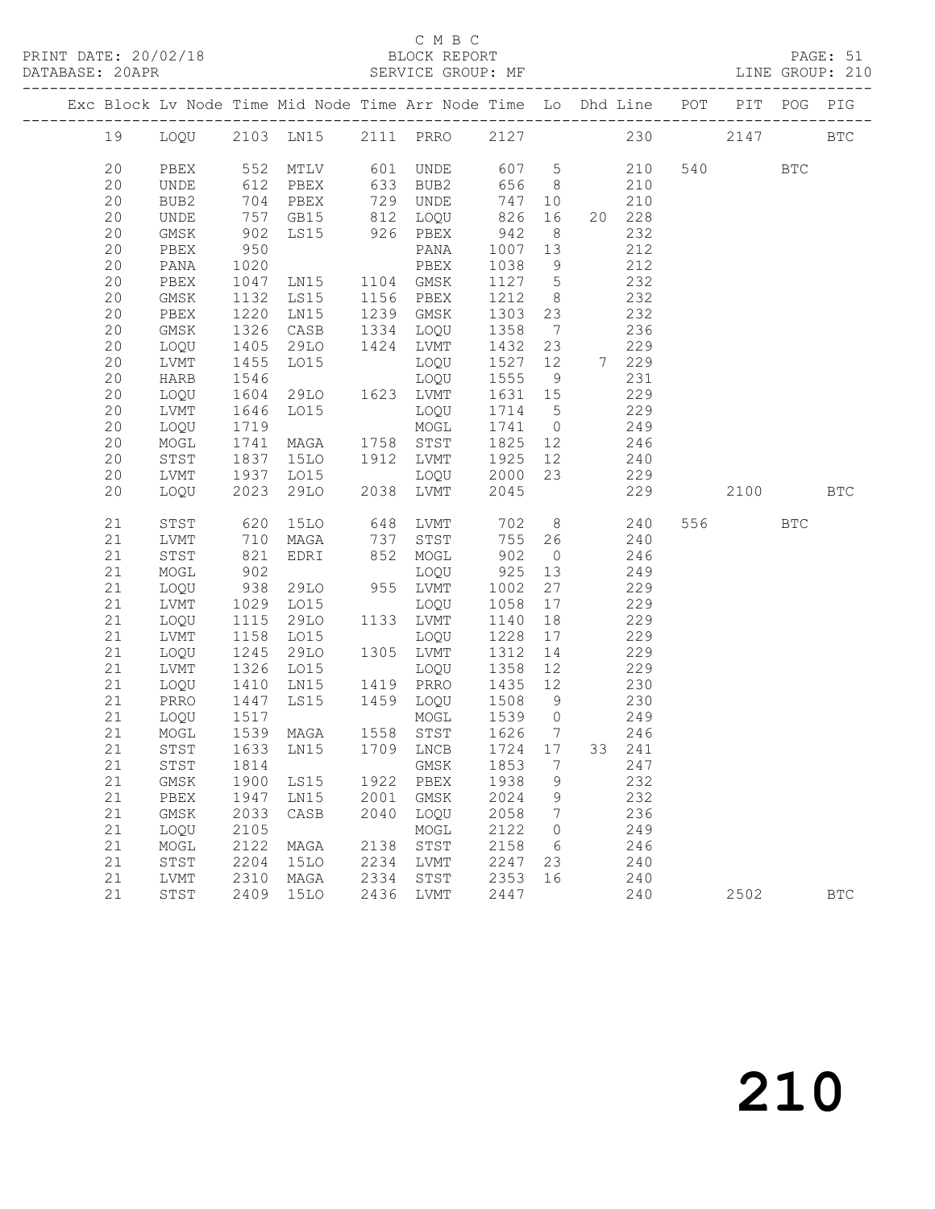C M B C

PRINT DATE: 20/02/18 BLOCK REPORT
DATABASE: 20APR SERVICE GROUP: MF LINE GROUP: 210

| Exc | Block | Lv | Node | Time | Mid Node | Time | Arr Node | Time | Lo | Dhd | Line | POT | PIT | POG | PIG |
|---|---|---|---|---|---|---|---|---|---|---|---|---|---|---|---|
| | 19 | | LOQU | 2103 | LN15 | 2111 | PRRO | 2127 | | | 230 | | 2147 | | BTC |
| | 20 | | PBEX | 552 | MTLV | 601 | UNDE | 607 | 5 | | 210 | 540 | | BTC | |
| | 20 | | UNDE | 612 | PBEX | 633 | BUB2 | 656 | 8 | | 210 | | | | |
| | 20 | | BUB2 | 704 | PBEX | 729 | UNDE | 747 | 10 | | 210 | | | | |
| | 20 | | UNDE | 757 | GB15 | 812 | LOQU | 826 | 16 | 20 | 228 | | | | |
| | 20 | | GMSK | 902 | LS15 | 926 | PBEX | 942 | 8 | | 232 | | | | |
| | 20 | | PBEX | 950 | | | PANA | 1007 | 13 | | 212 | | | | |
| | 20 | | PANA | 1020 | | | PBEX | 1038 | 9 | | 212 | | | | |
| | 20 | | PBEX | 1047 | LN15 | 1104 | GMSK | 1127 | 5 | | 232 | | | | |
| | 20 | | GMSK | 1132 | LS15 | 1156 | PBEX | 1212 | 8 | | 232 | | | | |
| | 20 | | PBEX | 1220 | LN15 | 1239 | GMSK | 1303 | 23 | | 232 | | | | |
| | 20 | | GMSK | 1326 | CASB | 1334 | LOQU | 1358 | 7 | | 236 | | | | |
| | 20 | | LOQU | 1405 | 29LO | 1424 | LVMT | 1432 | 23 | | 229 | | | | |
| | 20 | | LVMT | 1455 | LO15 | | LOQU | 1527 | 12 | 7 | 229 | | | | |
| | 20 | | HARB | 1546 | | | LOQU | 1555 | 9 | | 231 | | | | |
| | 20 | | LOQU | 1604 | 29LO | 1623 | LVMT | 1631 | 15 | | 229 | | | | |
| | 20 | | LVMT | 1646 | LO15 | | LOQU | 1714 | 5 | | 229 | | | | |
| | 20 | | LOQU | 1719 | | | MOGL | 1741 | 0 | | 249 | | | | |
| | 20 | | MOGL | 1741 | MAGA | 1758 | STST | 1825 | 12 | | 246 | | | | |
| | 20 | | STST | 1837 | 15LO | 1912 | LVMT | 1925 | 12 | | 240 | | | | |
| | 20 | | LVMT | 1937 | LO15 | | LOQU | 2000 | 23 | | 229 | | | | |
| | 20 | | LOQU | 2023 | 29LO | 2038 | LVMT | 2045 | | | 229 | | 2100 | | BTC |
| | 21 | | STST | 620 | 15LO | 648 | LVMT | 702 | 8 | | 240 | 556 | | BTC | |
| | 21 | | LVMT | 710 | MAGA | 737 | STST | 755 | 26 | | 240 | | | | |
| | 21 | | STST | 821 | EDRI | 852 | MOGL | 902 | 0 | | 246 | | | | |
| | 21 | | MOGL | 902 | | | LOQU | 925 | 13 | | 249 | | | | |
| | 21 | | LOQU | 938 | 29LO | 955 | LVMT | 1002 | 27 | | 229 | | | | |
| | 21 | | LVMT | 1029 | LO15 | | LOQU | 1058 | 17 | | 229 | | | | |
| | 21 | | LOQU | 1115 | 29LO | 1133 | LVMT | 1140 | 18 | | 229 | | | | |
| | 21 | | LVMT | 1158 | LO15 | | LOQU | 1228 | 17 | | 229 | | | | |
| | 21 | | LOQU | 1245 | 29LO | 1305 | LVMT | 1312 | 14 | | 229 | | | | |
| | 21 | | LVMT | 1326 | LO15 | | LOQU | 1358 | 12 | | 229 | | | | |
| | 21 | | LOQU | 1410 | LN15 | 1419 | PRRO | 1435 | 12 | | 230 | | | | |
| | 21 | | PRRO | 1447 | LS15 | 1459 | LOQU | 1508 | 9 | | 230 | | | | |
| | 21 | | LOQU | 1517 | | | MOGL | 1539 | 0 | | 249 | | | | |
| | 21 | | MOGL | 1539 | MAGA | 1558 | STST | 1626 | 7 | | 246 | | | | |
| | 21 | | STST | 1633 | LN15 | 1709 | LNCB | 1724 | 17 | 33 | 241 | | | | |
| | 21 | | STST | 1814 | | | GMSK | 1853 | 7 | | 247 | | | | |
| | 21 | | GMSK | 1900 | LS15 | 1922 | PBEX | 1938 | 9 | | 232 | | | | |
| | 21 | | PBEX | 1947 | LN15 | 2001 | GMSK | 2024 | 9 | | 232 | | | | |
| | 21 | | GMSK | 2033 | CASB | 2040 | LOQU | 2058 | 7 | | 236 | | | | |
| | 21 | | LOQU | 2105 | | | MOGL | 2122 | 0 | | 249 | | | | |
| | 21 | | MOGL | 2122 | MAGA | 2138 | STST | 2158 | 6 | | 246 | | | | |
| | 21 | | STST | 2204 | 15LO | 2234 | LVMT | 2247 | 23 | | 240 | | | | |
| | 21 | | LVMT | 2310 | MAGA | 2334 | STST | 2353 | 16 | | 240 | | | | |
| | 21 | | STST | 2409 | 15LO | 2436 | LVMT | 2447 | | | 240 | | 2502 | | BTC |

210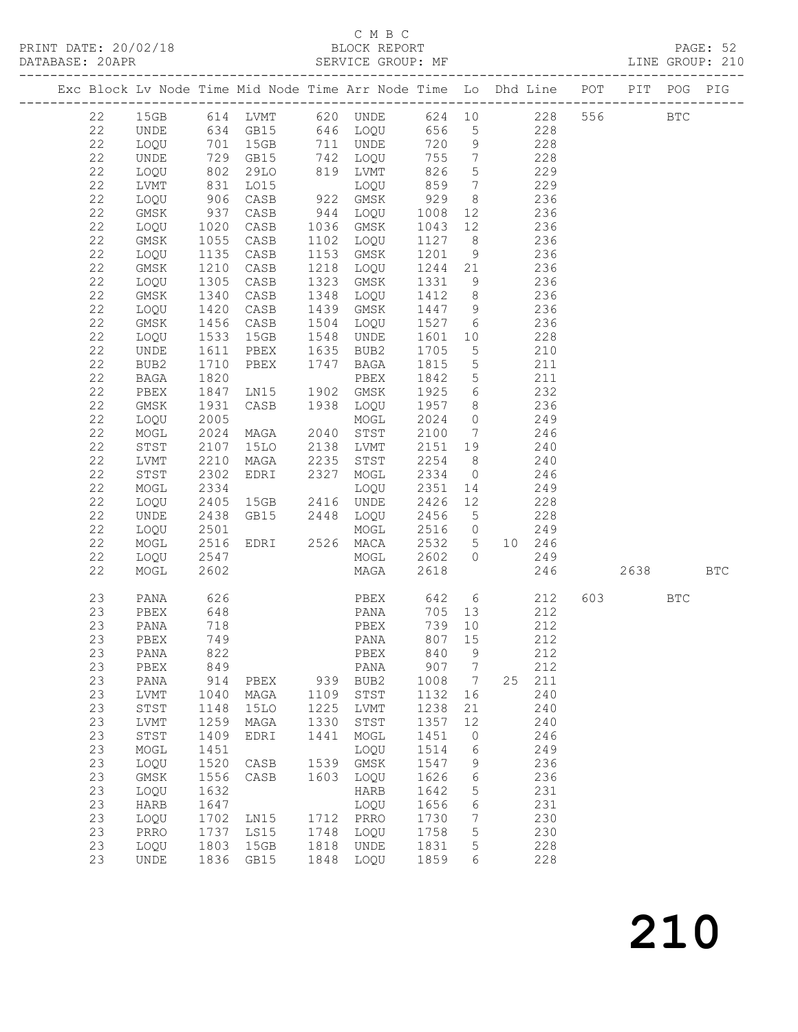C M B C

PRINT DATE: 20/02/18 BLOCK REPORT PAGE: 52
DATABASE: 20APR SERVICE GROUP: MF LINE GROUP: 210

| Exc | Block | Lv | Node | Time | Mid Node | Time | Arr Node | Time | Lo | Dhd | Line | POT | PIT | POG | PIG |
|---|---|---|---|---|---|---|---|---|---|---|---|---|---|---|---|
| | 22 | | 15GB | 614 | LVMT | 620 | UNDE | 624 | 10 | | 228 | 556 | | BTC | |
| | 22 | | UNDE | 634 | GB15 | 646 | LOQU | 656 | 5 | | 228 | | | | |
| | 22 | | LOQU | 701 | 15GB | 711 | UNDE | 720 | 9 | | 228 | | | | |
| | 22 | | UNDE | 729 | GB15 | 742 | LOQU | 755 | 7 | | 228 | | | | |
| | 22 | | LOQU | 802 | 29LO | 819 | LVMT | 826 | 5 | | 229 | | | | |
| | 22 | | LVMT | 831 | LO15 | | LOQU | 859 | 7 | | 229 | | | | |
| | 22 | | LOQU | 906 | CASB | 922 | GMSK | 929 | 8 | | 236 | | | | |
| | 22 | | GMSK | 937 | CASB | 944 | LOQU | 1008 | 12 | | 236 | | | | |
| | 22 | | LOQU | 1020 | CASB | 1036 | GMSK | 1043 | 12 | | 236 | | | | |
| | 22 | | GMSK | 1055 | CASB | 1102 | LOQU | 1127 | 8 | | 236 | | | | |
| | 22 | | LOQU | 1135 | CASB | 1153 | GMSK | 1201 | 9 | | 236 | | | | |
| | 22 | | GMSK | 1210 | CASB | 1218 | LOQU | 1244 | 21 | | 236 | | | | |
| | 22 | | LOQU | 1305 | CASB | 1323 | GMSK | 1331 | 9 | | 236 | | | | |
| | 22 | | GMSK | 1340 | CASB | 1348 | LOQU | 1412 | 8 | | 236 | | | | |
| | 22 | | LOQU | 1420 | CASB | 1439 | GMSK | 1447 | 9 | | 236 | | | | |
| | 22 | | GMSK | 1456 | CASB | 1504 | LOQU | 1527 | 6 | | 236 | | | | |
| | 22 | | LOQU | 1533 | 15GB | 1548 | UNDE | 1601 | 10 | | 228 | | | | |
| | 22 | | UNDE | 1611 | PBEX | 1635 | BUB2 | 1705 | 5 | | 210 | | | | |
| | 22 | | BUB2 | 1710 | PBEX | 1747 | BAGA | 1815 | 5 | | 211 | | | | |
| | 22 | | BAGA | 1820 | | | PBEX | 1842 | 5 | | 211 | | | | |
| | 22 | | PBEX | 1847 | LN15 | 1902 | GMSK | 1925 | 6 | | 232 | | | | |
| | 22 | | GMSK | 1931 | CASB | 1938 | LOQU | 1957 | 8 | | 236 | | | | |
| | 22 | | LOQU | 2005 | | | MOGL | 2024 | 0 | | 249 | | | | |
| | 22 | | MOGL | 2024 | MAGA | 2040 | STST | 2100 | 7 | | 246 | | | | |
| | 22 | | STST | 2107 | 15LO | 2138 | LVMT | 2151 | 19 | | 240 | | | | |
| | 22 | | LVMT | 2210 | MAGA | 2235 | STST | 2254 | 8 | | 240 | | | | |
| | 22 | | STST | 2302 | EDRI | 2327 | MOGL | 2334 | 0 | | 246 | | | | |
| | 22 | | MOGL | 2334 | | | LOQU | 2351 | 14 | | 249 | | | | |
| | 22 | | LOQU | 2405 | 15GB | 2416 | UNDE | 2426 | 12 | | 228 | | | | |
| | 22 | | UNDE | 2438 | GB15 | 2448 | LOQU | 2456 | 5 | | 228 | | | | |
| | 22 | | LOQU | 2501 | | | MOGL | 2516 | 0 | | 249 | | | | |
| | 22 | | MOGL | 2516 | EDRI | 2526 | MACA | 2532 | 5 | 10 | 246 | | | | |
| | 22 | | LOQU | 2547 | | | MOGL | 2602 | 0 | | 249 | | | | |
| | 22 | | MOGL | 2602 | | | MAGA | 2618 | | | 246 | | 2638 | | BTC |
| | 23 | | PANA | 626 | | | PBEX | 642 | 6 | | 212 | 603 | | BTC | |
| | 23 | | PBEX | 648 | | | PANA | 705 | 13 | | 212 | | | | |
| | 23 | | PANA | 718 | | | PBEX | 739 | 10 | | 212 | | | | |
| | 23 | | PBEX | 749 | | | PANA | 807 | 15 | | 212 | | | | |
| | 23 | | PANA | 822 | | | PBEX | 840 | 9 | | 212 | | | | |
| | 23 | | PBEX | 849 | | | PANA | 907 | 7 | | 212 | | | | |
| | 23 | | PANA | 914 | PBEX | 939 | BUB2 | 1008 | 7 | 25 | 211 | | | | |
| | 23 | | LVMT | 1040 | MAGA | 1109 | STST | 1132 | 16 | | 240 | | | | |
| | 23 | | STST | 1148 | 15LO | 1225 | LVMT | 1238 | 21 | | 240 | | | | |
| | 23 | | LVMT | 1259 | MAGA | 1330 | STST | 1357 | 12 | | 240 | | | | |
| | 23 | | STST | 1409 | EDRI | 1441 | MOGL | 1451 | 0 | | 246 | | | | |
| | 23 | | MOGL | 1451 | | | LOQU | 1514 | 6 | | 249 | | | | |
| | 23 | | LOQU | 1520 | CASB | 1539 | GMSK | 1547 | 9 | | 236 | | | | |
| | 23 | | GMSK | 1556 | CASB | 1603 | LOQU | 1626 | 6 | | 236 | | | | |
| | 23 | | LOQU | 1632 | | | HARB | 1642 | 5 | | 231 | | | | |
| | 23 | | HARB | 1647 | | | LOQU | 1656 | 6 | | 231 | | | | |
| | 23 | | LOQU | 1702 | LN15 | 1712 | PRRO | 1730 | 7 | | 230 | | | | |
| | 23 | | PRRO | 1737 | LS15 | 1748 | LOQU | 1758 | 5 | | 230 | | | | |
| | 23 | | LOQU | 1803 | 15GB | 1818 | UNDE | 1831 | 5 | | 228 | | | | |
| | 23 | | UNDE | 1836 | GB15 | 1848 | LOQU | 1859 | 6 | | 228 | | | | |

# 210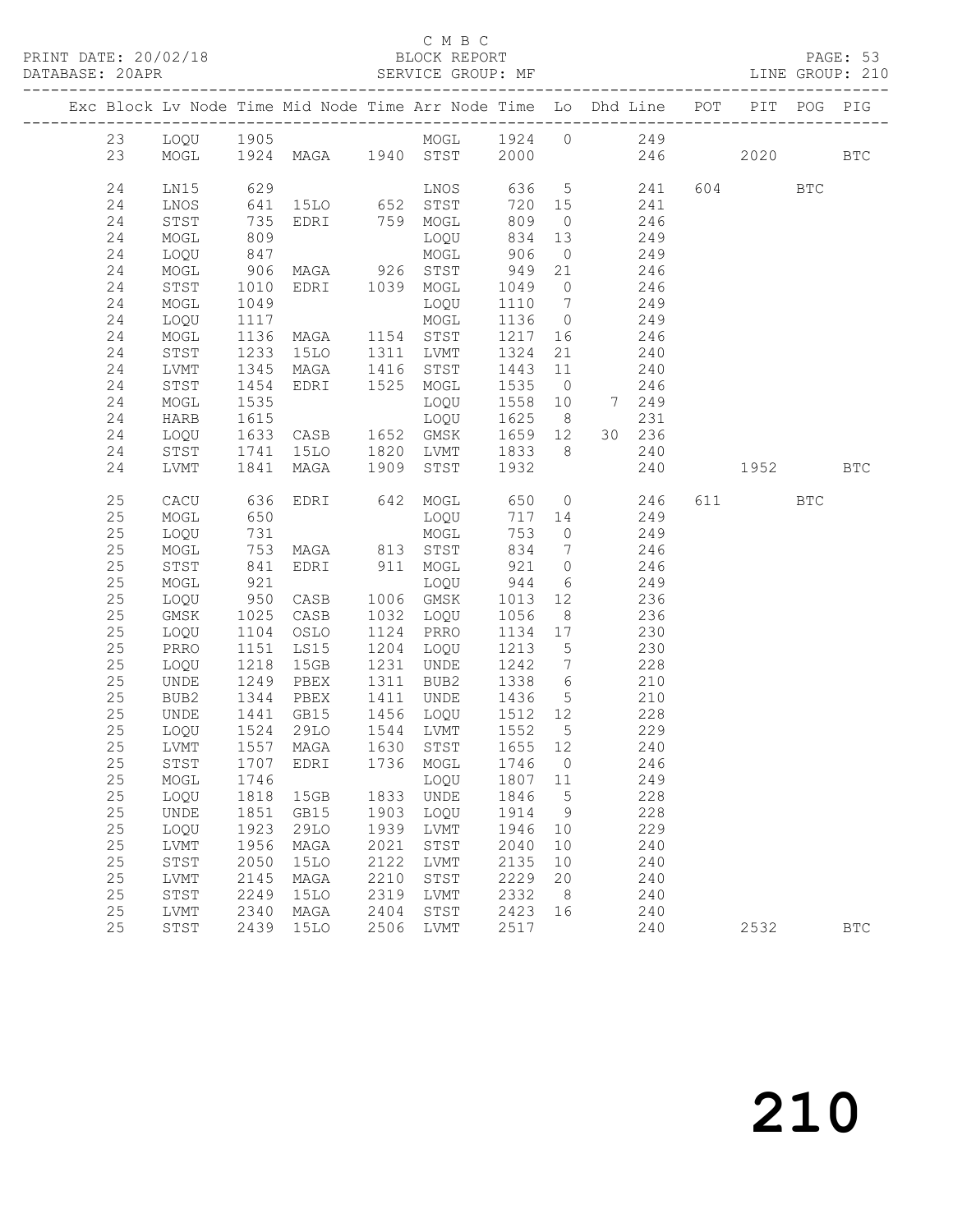C M B C
BLOCK REPORT
SERVICE GROUP: MF

PRINT DATE: 20/02/18
DATABASE: 20APR

PAGE: 53
LINE GROUP: 210

| Exc | Block | Lv | Node | Time | Mid Node | Time | Arr Node | Time | Lo | Dhd | Line | POT | PIT | POG | PIG |
|---|---|---|---|---|---|---|---|---|---|---|---|---|---|---|---|
| | 23 | | LOQU | 1905 | | | MOGL | 1924 | 0 | | 249 | | | | |
| | 23 | | MOGL | 1924 | MAGA | 1940 | STST | 2000 | | | 246 | | 2020 | | BTC |
| | 24 | | LN15 | 629 | | | LNOS | 636 | 5 | | 241 | 604 | | BTC | |
| | 24 | | LNOS | 641 | 15LO | 652 | STST | 720 | 15 | | 241 | | | | |
| | 24 | | STST | 735 | EDRI | 759 | MOGL | 809 | 0 | | 246 | | | | |
| | 24 | | MOGL | 809 | | | LOQU | 834 | 13 | | 249 | | | | |
| | 24 | | LOQU | 847 | | | MOGL | 906 | 0 | | 249 | | | | |
| | 24 | | MOGL | 906 | MAGA | 926 | STST | 949 | 21 | | 246 | | | | |
| | 24 | | STST | 1010 | EDRI | 1039 | MOGL | 1049 | 0 | | 246 | | | | |
| | 24 | | MOGL | 1049 | | | LOQU | 1110 | 7 | | 249 | | | | |
| | 24 | | LOQU | 1117 | | | MOGL | 1136 | 0 | | 249 | | | | |
| | 24 | | MOGL | 1136 | MAGA | 1154 | STST | 1217 | 16 | | 246 | | | | |
| | 24 | | STST | 1233 | 15LO | 1311 | LVMT | 1324 | 21 | | 240 | | | | |
| | 24 | | LVMT | 1345 | MAGA | 1416 | STST | 1443 | 11 | | 240 | | | | |
| | 24 | | STST | 1454 | EDRI | 1525 | MOGL | 1535 | 0 | | 246 | | | | |
| | 24 | | MOGL | 1535 | | | LOQU | 1558 | 10 | 7 | 249 | | | | |
| | 24 | | HARB | 1615 | | | LOQU | 1625 | 8 | | 231 | | | | |
| | 24 | | LOQU | 1633 | CASB | 1652 | GMSK | 1659 | 12 | 30 | 236 | | | | |
| | 24 | | STST | 1741 | 15LO | 1820 | LVMT | 1833 | 8 | | 240 | | | | |
| | 24 | | LVMT | 1841 | MAGA | 1909 | STST | 1932 | | | 240 | | 1952 | | BTC |
| | 25 | | CACU | 636 | EDRI | 642 | MOGL | 650 | 0 | | 246 | 611 | | BTC | |
| | 25 | | MOGL | 650 | | | LOQU | 717 | 14 | | 249 | | | | |
| | 25 | | LOQU | 731 | | | MOGL | 753 | 0 | | 249 | | | | |
| | 25 | | MOGL | 753 | MAGA | 813 | STST | 834 | 7 | | 246 | | | | |
| | 25 | | STST | 841 | EDRI | 911 | MOGL | 921 | 0 | | 246 | | | | |
| | 25 | | MOGL | 921 | | | LOQU | 944 | 6 | | 249 | | | | |
| | 25 | | LOQU | 950 | CASB | 1006 | GMSK | 1013 | 12 | | 236 | | | | |
| | 25 | | GMSK | 1025 | CASB | 1032 | LOQU | 1056 | 8 | | 236 | | | | |
| | 25 | | LOQU | 1104 | OSLO | 1124 | PRRO | 1134 | 17 | | 230 | | | | |
| | 25 | | PRRO | 1151 | LS15 | 1204 | LOQU | 1213 | 5 | | 230 | | | | |
| | 25 | | LOQU | 1218 | 15GB | 1231 | UNDE | 1242 | 7 | | 228 | | | | |
| | 25 | | UNDE | 1249 | PBEX | 1311 | BUB2 | 1338 | 6 | | 210 | | | | |
| | 25 | | BUB2 | 1344 | PBEX | 1411 | UNDE | 1436 | 5 | | 210 | | | | |
| | 25 | | UNDE | 1441 | GB15 | 1456 | LOQU | 1512 | 12 | | 228 | | | | |
| | 25 | | LOQU | 1524 | 29LO | 1544 | LVMT | 1552 | 5 | | 229 | | | | |
| | 25 | | LVMT | 1557 | MAGA | 1630 | STST | 1655 | 12 | | 240 | | | | |
| | 25 | | STST | 1707 | EDRI | 1736 | MOGL | 1746 | 0 | | 246 | | | | |
| | 25 | | MOGL | 1746 | | | LOQU | 1807 | 11 | | 249 | | | | |
| | 25 | | LOQU | 1818 | 15GB | 1833 | UNDE | 1846 | 5 | | 228 | | | | |
| | 25 | | UNDE | 1851 | GB15 | 1903 | LOQU | 1914 | 9 | | 228 | | | | |
| | 25 | | LOQU | 1923 | 29LO | 1939 | LVMT | 1946 | 10 | | 229 | | | | |
| | 25 | | LVMT | 1956 | MAGA | 2021 | STST | 2040 | 10 | | 240 | | | | |
| | 25 | | STST | 2050 | 15LO | 2122 | LVMT | 2135 | 10 | | 240 | | | | |
| | 25 | | LVMT | 2145 | MAGA | 2210 | STST | 2229 | 20 | | 240 | | | | |
| | 25 | | STST | 2249 | 15LO | 2319 | LVMT | 2332 | 8 | | 240 | | | | |
| | 25 | | LVMT | 2340 | MAGA | 2404 | STST | 2423 | 16 | | 240 | | | | |
| | 25 | | STST | 2439 | 15LO | 2506 | LVMT | 2517 | | | 240 | | 2532 | | BTC |

# 210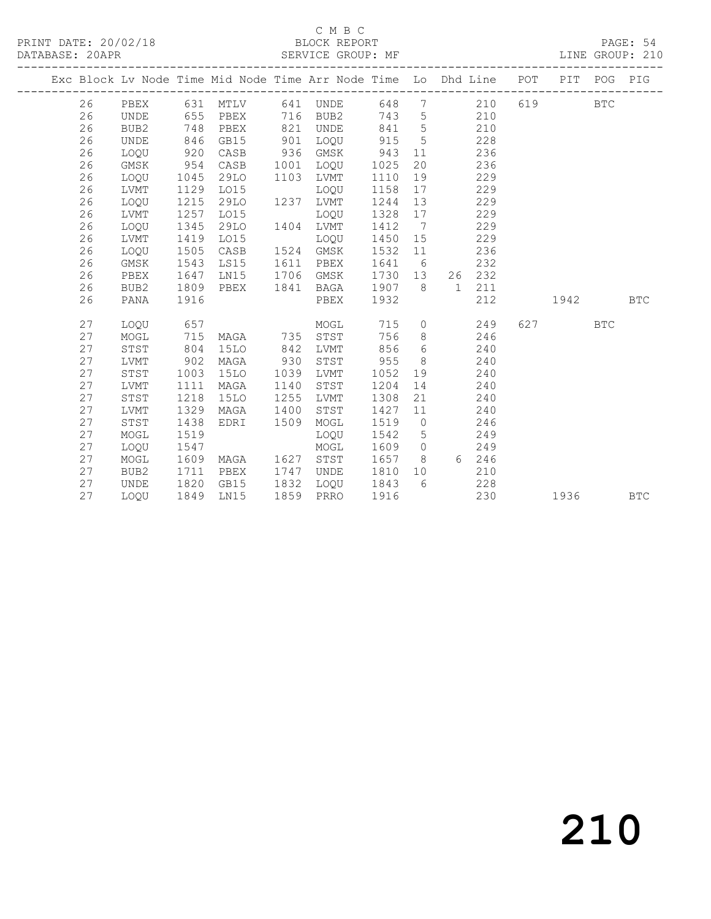C M B C

BLOCK REPORT

SERVICE GROUP: MF

LINE GROUP: 210

| Exc | Block | Lv | Node | Time | Mid Node | Time | Arr Node | Time | Lo | Dhd | Line | POT | PIT | POG | PIG |
|---|---|---|---|---|---|---|---|---|---|---|---|---|---|---|---|
| | 26 | | PBEX | 631 | MTLV | 641 | UNDE | 648 | 7 | | 210 | 619 | | BTC | |
| | 26 | | UNDE | 655 | PBEX | 716 | BUB2 | 743 | 5 | | 210 | | | | |
| | 26 | | BUB2 | 748 | PBEX | 821 | UNDE | 841 | 5 | | 210 | | | | |
| | 26 | | UNDE | 846 | GB15 | 901 | LOQU | 915 | 5 | | 228 | | | | |
| | 26 | | LOQU | 920 | CASB | 936 | GMSK | 943 | 11 | | 236 | | | | |
| | 26 | | GMSK | 954 | CASB | 1001 | LOQU | 1025 | 20 | | 236 | | | | |
| | 26 | | LOQU | 1045 | 29LO | 1103 | LVMT | 1110 | 19 | | 229 | | | | |
| | 26 | | LVMT | 1129 | LO15 | | LOQU | 1158 | 17 | | 229 | | | | |
| | 26 | | LOQU | 1215 | 29LO | 1237 | LVMT | 1244 | 13 | | 229 | | | | |
| | 26 | | LVMT | 1257 | LO15 | | LOQU | 1328 | 17 | | 229 | | | | |
| | 26 | | LOQU | 1345 | 29LO | 1404 | LVMT | 1412 | 7 | | 229 | | | | |
| | 26 | | LVMT | 1419 | LO15 | | LOQU | 1450 | 15 | | 229 | | | | |
| | 26 | | LOQU | 1505 | CASB | 1524 | GMSK | 1532 | 11 | | 236 | | | | |
| | 26 | | GMSK | 1543 | LS15 | 1611 | PBEX | 1641 | 6 | | 232 | | | | |
| | 26 | | PBEX | 1647 | LN15 | 1706 | GMSK | 1730 | 13 | 26 | 232 | | | | |
| | 26 | | BUB2 | 1809 | PBEX | 1841 | BAGA | 1907 | 8 | 1 | 211 | | | | |
| | 26 | | PANA | 1916 | | | PBEX | 1932 | | | 212 | | 1942 | | BTC |
| | 27 | | LOQU | 657 | | | MOGL | 715 | 0 | | 249 | 627 | | BTC | |
| | 27 | | MOGL | 715 | MAGA | 735 | STST | 756 | 8 | | 246 | | | | |
| | 27 | | STST | 804 | 15LO | 842 | LVMT | 856 | 6 | | 240 | | | | |
| | 27 | | LVMT | 902 | MAGA | 930 | STST | 955 | 8 | | 240 | | | | |
| | 27 | | STST | 1003 | 15LO | 1039 | LVMT | 1052 | 19 | | 240 | | | | |
| | 27 | | LVMT | 1111 | MAGA | 1140 | STST | 1204 | 14 | | 240 | | | | |
| | 27 | | STST | 1218 | 15LO | 1255 | LVMT | 1308 | 21 | | 240 | | | | |
| | 27 | | LVMT | 1329 | MAGA | 1400 | STST | 1427 | 11 | | 240 | | | | |
| | 27 | | STST | 1438 | EDRI | 1509 | MOGL | 1519 | 0 | | 246 | | | | |
| | 27 | | MOGL | 1519 | | | LOQU | 1542 | 5 | | 249 | | | | |
| | 27 | | LOQU | 1547 | | | MOGL | 1609 | 0 | | 249 | | | | |
| | 27 | | MOGL | 1609 | MAGA | 1627 | STST | 1657 | 8 | 6 | 246 | | | | |
| | 27 | | BUB2 | 1711 | PBEX | 1747 | UNDE | 1810 | 10 | | 210 | | | | |
| | 27 | | UNDE | 1820 | GB15 | 1832 | LOQU | 1843 | 6 | | 228 | | | | |
| | 27 | | LOQU | 1849 | LN15 | 1859 | PRRO | 1916 | | | 230 | | 1936 | | BTC |

210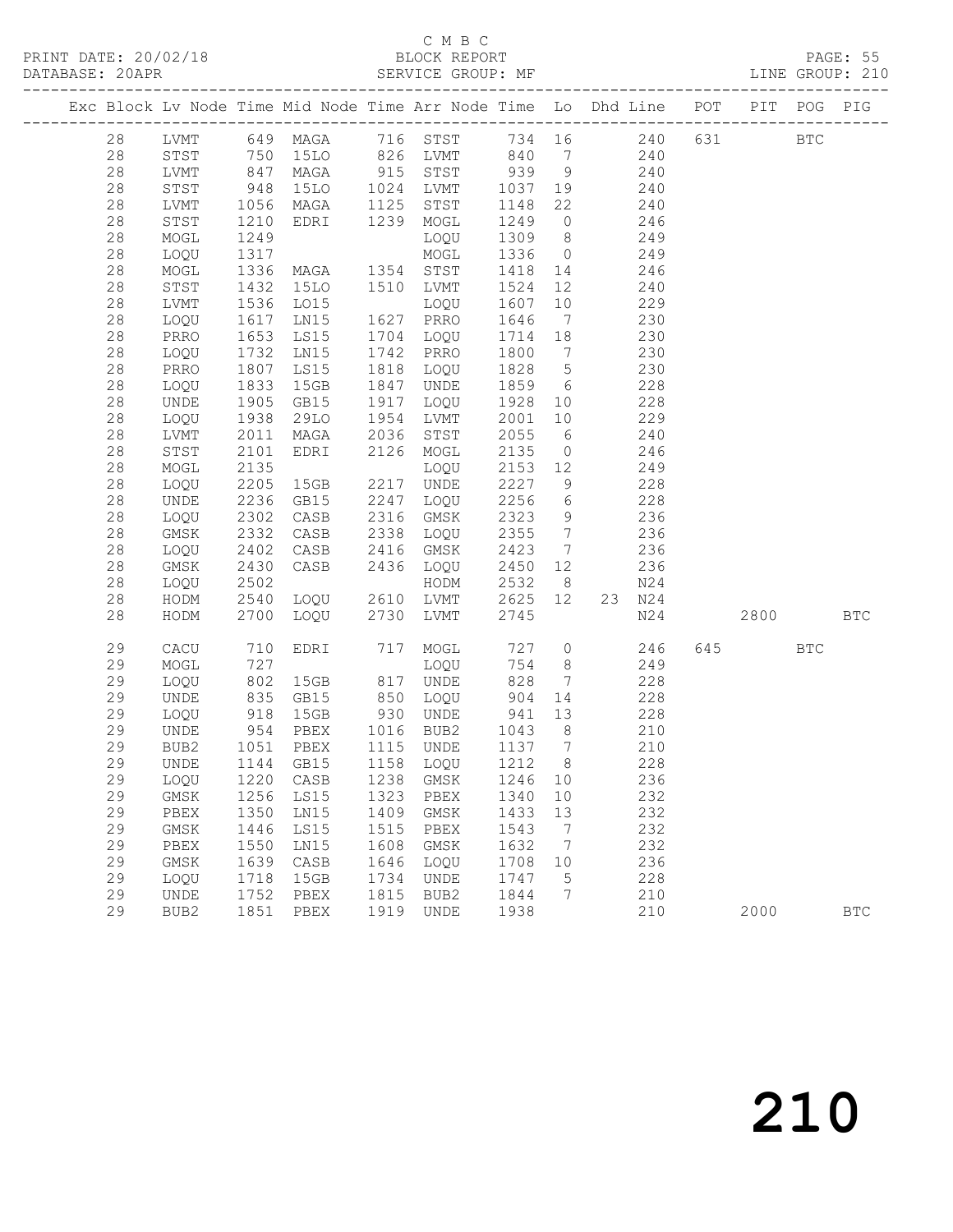C M B C

PRINT DATE: 20/02/18 BLOCK REPORT

DATABASE: 20APR SERVICE GROUP: MF LINE GROUP: 210

| Exc | Block | Lv | Node | Time | Mid Node | Time | Arr Node | Time | Lo | Dhd | Line | POT | PIT | POG | PIG |
|---|---|---|---|---|---|---|---|---|---|---|---|---|---|---|---|
| | 28 | | LVMT | 649 | MAGA | 716 | STST | 734 | 16 | | 240 | 631 | | BTC | |
| | 28 | | STST | 750 | 15LO | 826 | LVMT | 840 | 7 | | 240 | | | | |
| | 28 | | LVMT | 847 | MAGA | 915 | STST | 939 | 9 | | 240 | | | | |
| | 28 | | STST | 948 | 15LO | 1024 | LVMT | 1037 | 19 | | 240 | | | | |
| | 28 | | LVMT | 1056 | MAGA | 1125 | STST | 1148 | 22 | | 240 | | | | |
| | 28 | | STST | 1210 | EDRI | 1239 | MOGL | 1249 | 0 | | 246 | | | | |
| | 28 | | MOGL | 1249 | | | LOQU | 1309 | 8 | | 249 | | | | |
| | 28 | | LOQU | 1317 | | | MOGL | 1336 | 0 | | 249 | | | | |
| | 28 | | MOGL | 1336 | MAGA | 1354 | STST | 1418 | 14 | | 246 | | | | |
| | 28 | | STST | 1432 | 15LO | 1510 | LVMT | 1524 | 12 | | 240 | | | | |
| | 28 | | LVMT | 1536 | LO15 | | LOQU | 1607 | 10 | | 229 | | | | |
| | 28 | | LOQU | 1617 | LN15 | 1627 | PRRO | 1646 | 7 | | 230 | | | | |
| | 28 | | PRRO | 1653 | LS15 | 1704 | LOQU | 1714 | 18 | | 230 | | | | |
| | 28 | | LOQU | 1732 | LN15 | 1742 | PRRO | 1800 | 7 | | 230 | | | | |
| | 28 | | PRRO | 1807 | LS15 | 1818 | LOQU | 1828 | 5 | | 230 | | | | |
| | 28 | | LOQU | 1833 | 15GB | 1847 | UNDE | 1859 | 6 | | 228 | | | | |
| | 28 | | UNDE | 1905 | GB15 | 1917 | LOQU | 1928 | 10 | | 228 | | | | |
| | 28 | | LOQU | 1938 | 29LO | 1954 | LVMT | 2001 | 10 | | 229 | | | | |
| | 28 | | LVMT | 2011 | MAGA | 2036 | STST | 2055 | 6 | | 240 | | | | |
| | 28 | | STST | 2101 | EDRI | 2126 | MOGL | 2135 | 0 | | 246 | | | | |
| | 28 | | MOGL | 2135 | | | LOQU | 2153 | 12 | | 249 | | | | |
| | 28 | | LOQU | 2205 | 15GB | 2217 | UNDE | 2227 | 9 | | 228 | | | | |
| | 28 | | UNDE | 2236 | GB15 | 2247 | LOQU | 2256 | 6 | | 228 | | | | |
| | 28 | | LOQU | 2302 | CASB | 2316 | GMSK | 2323 | 9 | | 236 | | | | |
| | 28 | | GMSK | 2332 | CASB | 2338 | LOQU | 2355 | 7 | | 236 | | | | |
| | 28 | | LOQU | 2402 | CASB | 2416 | GMSK | 2423 | 7 | | 236 | | | | |
| | 28 | | GMSK | 2430 | CASB | 2436 | LOQU | 2450 | 12 | | 236 | | | | |
| | 28 | | LOQU | 2502 | | | HODM | 2532 | 8 | | N24 | | | | |
| | 28 | | HODM | 2540 | LOQU | 2610 | LVMT | 2625 | 12 | 23 | N24 | | | | |
| | 28 | | HODM | 2700 | LOQU | 2730 | LVMT | 2745 | | | N24 | | 2800 | | BTC |
| | 29 | | CACU | 710 | EDRI | 717 | MOGL | 727 | 0 | | 246 | 645 | | BTC | |
| | 29 | | MOGL | 727 | | | LOQU | 754 | 8 | | 249 | | | | |
| | 29 | | LOQU | 802 | 15GB | 817 | UNDE | 828 | 7 | | 228 | | | | |
| | 29 | | UNDE | 835 | GB15 | 850 | LOQU | 904 | 14 | | 228 | | | | |
| | 29 | | LOQU | 918 | 15GB | 930 | UNDE | 941 | 13 | | 228 | | | | |
| | 29 | | UNDE | 954 | PBEX | 1016 | BUB2 | 1043 | 8 | | 210 | | | | |
| | 29 | | BUB2 | 1051 | PBEX | 1115 | UNDE | 1137 | 7 | | 210 | | | | |
| | 29 | | UNDE | 1144 | GB15 | 1158 | LOQU | 1212 | 8 | | 228 | | | | |
| | 29 | | LOQU | 1220 | CASB | 1238 | GMSK | 1246 | 10 | | 236 | | | | |
| | 29 | | GMSK | 1256 | LS15 | 1323 | PBEX | 1340 | 10 | | 232 | | | | |
| | 29 | | PBEX | 1350 | LN15 | 1409 | GMSK | 1433 | 13 | | 232 | | | | |
| | 29 | | GMSK | 1446 | LS15 | 1515 | PBEX | 1543 | 7 | | 232 | | | | |
| | 29 | | PBEX | 1550 | LN15 | 1608 | GMSK | 1632 | 7 | | 232 | | | | |
| | 29 | | GMSK | 1639 | CASB | 1646 | LOQU | 1708 | 10 | | 236 | | | | |
| | 29 | | LOQU | 1718 | 15GB | 1734 | UNDE | 1747 | 5 | | 228 | | | | |
| | 29 | | UNDE | 1752 | PBEX | 1815 | BUB2 | 1844 | 7 | | 210 | | | | |
| | 29 | | BUB2 | 1851 | PBEX | 1919 | UNDE | 1938 | | | 210 | | 2000 | | BTC |

210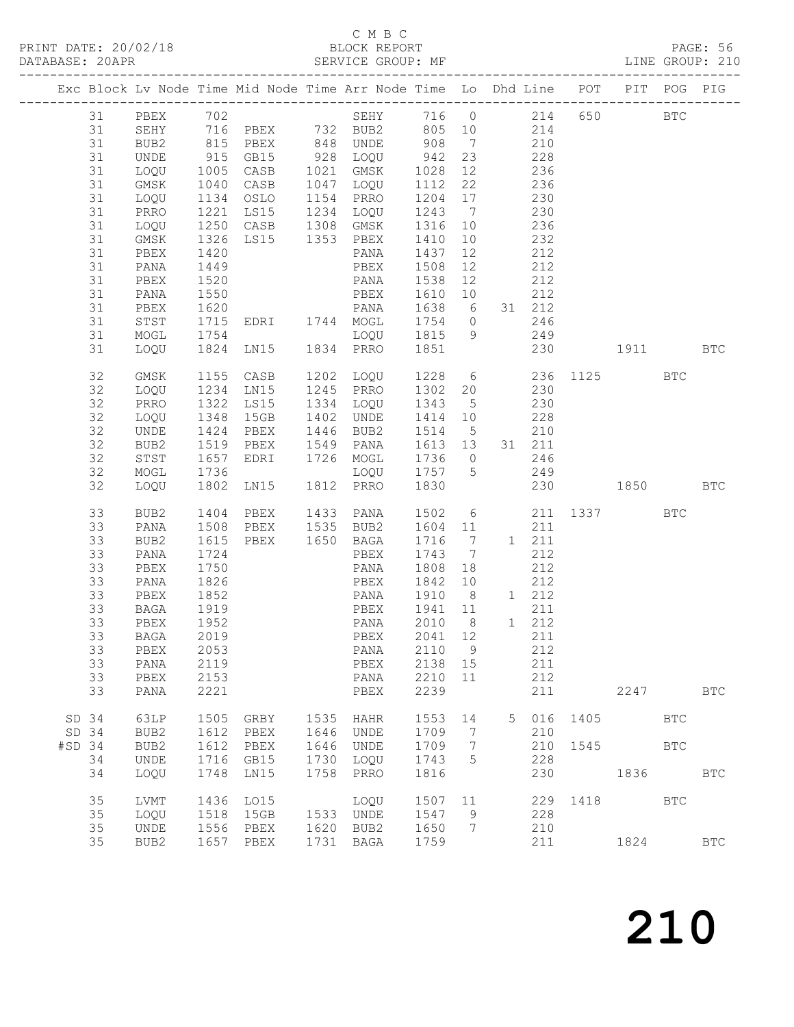C M B C
PRINT DATE: 20/02/18 BLOCK REPORT
DATABASE: 20APR SERVICE GROUP: MF LINE GROUP: 210

| Exc | Block | Lv Node | Time | Mid Node | Time | Arr Node | Time | Lo | Dhd | Line | POT | PIT | POG | PIG |
|---|---|---|---|---|---|---|---|---|---|---|---|---|---|---|
| | 31 | PBEX | 702 | | | SEHY | 716 | 0 | | 214 | 650 | | BTC | |
| | 31 | SEHY | 716 | PBEX | 732 | BUB2 | 805 | 10 | | 214 | | | | |
| | 31 | BUB2 | 815 | PBEX | 848 | UNDE | 908 | 7 | | 210 | | | | |
| | 31 | UNDE | 915 | GB15 | 928 | LOQU | 942 | 23 | | 228 | | | | |
| | 31 | LOQU | 1005 | CASB | 1021 | GMSK | 1028 | 12 | | 236 | | | | |
| | 31 | GMSK | 1040 | CASB | 1047 | LOQU | 1112 | 22 | | 236 | | | | |
| | 31 | LOQU | 1134 | OSLO | 1154 | PRRO | 1204 | 17 | | 230 | | | | |
| | 31 | PRRO | 1221 | LS15 | 1234 | LOQU | 1243 | 7 | | 230 | | | | |
| | 31 | LOQU | 1250 | CASB | 1308 | GMSK | 1316 | 10 | | 236 | | | | |
| | 31 | GMSK | 1326 | LS15 | 1353 | PBEX | 1410 | 10 | | 232 | | | | |
| | 31 | PBEX | 1420 | | | PANA | 1437 | 12 | | 212 | | | | |
| | 31 | PANA | 1449 | | | PBEX | 1508 | 12 | | 212 | | | | |
| | 31 | PBEX | 1520 | | | PANA | 1538 | 12 | | 212 | | | | |
| | 31 | PANA | 1550 | | | PBEX | 1610 | 10 | | 212 | | | | |
| | 31 | PBEX | 1620 | | | PANA | 1638 | 6 | 31 | 212 | | | | |
| | 31 | STST | 1715 | EDRI | 1744 | MOGL | 1754 | 0 | | 246 | | | | |
| | 31 | MOGL | 1754 | | | LOQU | 1815 | 9 | | 249 | | | | |
| | 31 | LOQU | 1824 | LN15 | 1834 | PRRO | 1851 | | | 230 | | 1911 | | BTC |
| | 32 | GMSK | 1155 | CASB | 1202 | LOQU | 1228 | 6 | | 236 | 1125 | | BTC | |
| | 32 | LOQU | 1234 | LN15 | 1245 | PRRO | 1302 | 20 | | 230 | | | | |
| | 32 | PRRO | 1322 | LS15 | 1334 | LOQU | 1343 | 5 | | 230 | | | | |
| | 32 | LOQU | 1348 | 15GB | 1402 | UNDE | 1414 | 10 | | 228 | | | | |
| | 32 | UNDE | 1424 | PBEX | 1446 | BUB2 | 1514 | 5 | | 210 | | | | |
| | 32 | BUB2 | 1519 | PBEX | 1549 | PANA | 1613 | 13 | 31 | 211 | | | | |
| | 32 | STST | 1657 | EDRI | 1726 | MOGL | 1736 | 0 | | 246 | | | | |
| | 32 | MOGL | 1736 | | | LOQU | 1757 | 5 | | 249 | | | | |
| | 32 | LOQU | 1802 | LN15 | 1812 | PRRO | 1830 | | | 230 | | 1850 | | BTC |
| | 33 | BUB2 | 1404 | PBEX | 1433 | PANA | 1502 | 6 | | 211 | 1337 | | BTC | |
| | 33 | PANA | 1508 | PBEX | 1535 | BUB2 | 1604 | 11 | | 211 | | | | |
| | 33 | BUB2 | 1615 | PBEX | 1650 | BAGA | 1716 | 7 | 1 | 211 | | | | |
| | 33 | PANA | 1724 | | | PBEX | 1743 | 7 | | 212 | | | | |
| | 33 | PBEX | 1750 | | | PANA | 1808 | 18 | | 212 | | | | |
| | 33 | PANA | 1826 | | | PBEX | 1842 | 10 | | 212 | | | | |
| | 33 | PBEX | 1852 | | | PANA | 1910 | 8 | 1 | 212 | | | | |
| | 33 | BAGA | 1919 | | | PBEX | 1941 | 11 | | 211 | | | | |
| | 33 | PBEX | 1952 | | | PANA | 2010 | 8 | 1 | 212 | | | | |
| | 33 | BAGA | 2019 | | | PBEX | 2041 | 12 | | 211 | | | | |
| | 33 | PBEX | 2053 | | | PANA | 2110 | 9 | | 212 | | | | |
| | 33 | PANA | 2119 | | | PBEX | 2138 | 15 | | 211 | | | | |
| | 33 | PBEX | 2153 | | | PANA | 2210 | 11 | | 212 | | | | |
| | 33 | PANA | 2221 | | | PBEX | 2239 | | | 211 | | 2247 | | BTC |
| SD | 34 | 63LP | 1505 | GRBY | 1535 | HAHR | 1553 | 14 | 5 | 016 | 1405 | | BTC | |
| SD | 34 | BUB2 | 1612 | PBEX | 1646 | UNDE | 1709 | 7 | | 210 | | | | |
| #SD | 34 | BUB2 | 1612 | PBEX | 1646 | UNDE | 1709 | 7 | | 210 | 1545 | | BTC | |
| | 34 | UNDE | 1716 | GB15 | 1730 | LOQU | 1743 | 5 | | 228 | | | | |
| | 34 | LOQU | 1748 | LN15 | 1758 | PRRO | 1816 | | | 230 | | 1836 | | BTC |
| | 35 | LVMT | 1436 | LO15 | | LOQU | 1507 | 11 | | 229 | 1418 | | BTC | |
| | 35 | LOQU | 1518 | 15GB | 1533 | UNDE | 1547 | 9 | | 228 | | | | |
| | 35 | UNDE | 1556 | PBEX | 1620 | BUB2 | 1650 | 7 | | 210 | | | | |
| | 35 | BUB2 | 1657 | PBEX | 1731 | BAGA | 1759 | | | 211 | | 1824 | | BTC |

210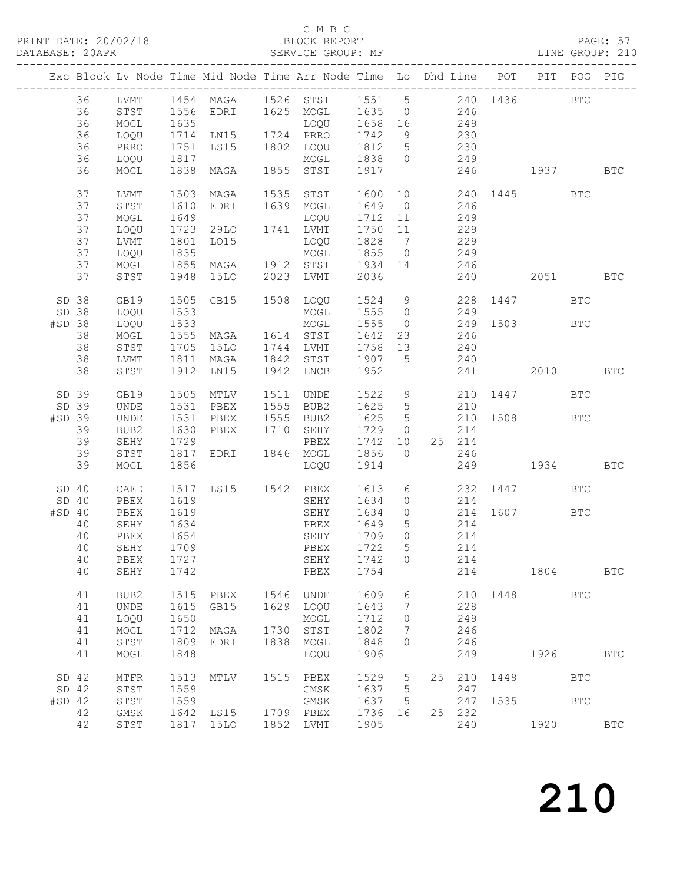C M B C
PRINT DATE: 20/02/18 BLOCK REPORT PAGE: 57
DATABASE: 20APR SERVICE GROUP: MF LINE GROUP: 210

| Exc | Block | Lv Node | Time | Mid Node | Time | Arr Node | Time | Lo | Dhd | Line | POT | PIT | POG | PIG |
|---|---|---|---|---|---|---|---|---|---|---|---|---|---|---|
| | 36 | LVMT | 1454 | MAGA | 1526 | STST | 1551 | 5 | | 240 | 1436 | | BTC | |
| | 36 | STST | 1556 | EDRI | 1625 | MOGL | 1635 | 0 | | 246 | | | | |
| | 36 | MOGL | 1635 | | | LOQU | 1658 | 16 | | 249 | | | | |
| | 36 | LOQU | 1714 | LN15 | 1724 | PRRO | 1742 | 9 | | 230 | | | | |
| | 36 | PRRO | 1751 | LS15 | 1802 | LOQU | 1812 | 5 | | 230 | | | | |
| | 36 | LOQU | 1817 | | | MOGL | 1838 | 0 | | 249 | | | | |
| | 36 | MOGL | 1838 | MAGA | 1855 | STST | 1917 | | | 246 | | 1937 | | BTC |
| | 37 | LVMT | 1503 | MAGA | 1535 | STST | 1600 | 10 | | 240 | 1445 | | BTC | |
| | 37 | STST | 1610 | EDRI | 1639 | MOGL | 1649 | 0 | | 246 | | | | |
| | 37 | MOGL | 1649 | | | LOQU | 1712 | 11 | | 249 | | | | |
| | 37 | LOQU | 1723 | 29LO | 1741 | LVMT | 1750 | 11 | | 229 | | | | |
| | 37 | LVMT | 1801 | LO15 | | LOQU | 1828 | 7 | | 229 | | | | |
| | 37 | LOQU | 1835 | | | MOGL | 1855 | 0 | | 249 | | | | |
| | 37 | MOGL | 1855 | MAGA | 1912 | STST | 1934 | 14 | | 246 | | | | |
| | 37 | STST | 1948 | 15LO | 2023 | LVMT | 2036 | | | 240 | | 2051 | | BTC |
| SD | 38 | GB19 | 1505 | GB15 | 1508 | LOQU | 1524 | 9 | | 228 | 1447 | | BTC | |
| SD | 38 | LOQU | 1533 | | | MOGL | 1555 | 0 | | 249 | | | | |
| #SD | 38 | LOQU | 1533 | | | MOGL | 1555 | 0 | | 249 | 1503 | | BTC | |
| | 38 | MOGL | 1555 | MAGA | 1614 | STST | 1642 | 23 | | 246 | | | | |
| | 38 | STST | 1705 | 15LO | 1744 | LVMT | 1758 | 13 | | 240 | | | | |
| | 38 | LVMT | 1811 | MAGA | 1842 | STST | 1907 | 5 | | 240 | | | | |
| | 38 | STST | 1912 | LN15 | 1942 | LNCB | 1952 | | | 241 | | 2010 | | BTC |
| SD | 39 | GB19 | 1505 | MTLV | 1511 | UNDE | 1522 | 9 | | 210 | 1447 | | BTC | |
| SD | 39 | UNDE | 1531 | PBEX | 1555 | BUB2 | 1625 | 5 | | 210 | | | | |
| #SD | 39 | UNDE | 1531 | PBEX | 1555 | BUB2 | 1625 | 5 | | 210 | 1508 | | BTC | |
| | 39 | BUB2 | 1630 | PBEX | 1710 | SEHY | 1729 | 0 | | 214 | | | | |
| | 39 | SEHY | 1729 | | | PBEX | 1742 | 10 | 25 | 214 | | | | |
| | 39 | STST | 1817 | EDRI | 1846 | MOGL | 1856 | 0 | | 246 | | | | |
| | 39 | MOGL | 1856 | | | LOQU | 1914 | | | 249 | | 1934 | | BTC |
| SD | 40 | CAED | 1517 | LS15 | 1542 | PBEX | 1613 | 6 | | 232 | 1447 | | BTC | |
| SD | 40 | PBEX | 1619 | | | SEHY | 1634 | 0 | | 214 | | | | |
| #SD | 40 | PBEX | 1619 | | | SEHY | 1634 | 0 | | 214 | 1607 | | BTC | |
| | 40 | SEHY | 1634 | | | PBEX | 1649 | 5 | | 214 | | | | |
| | 40 | PBEX | 1654 | | | SEHY | 1709 | 0 | | 214 | | | | |
| | 40 | SEHY | 1709 | | | PBEX | 1722 | 5 | | 214 | | | | |
| | 40 | PBEX | 1727 | | | SEHY | 1742 | 0 | | 214 | | | | |
| | 40 | SEHY | 1742 | | | PBEX | 1754 | | | 214 | | 1804 | | BTC |
| | 41 | BUB2 | 1515 | PBEX | 1546 | UNDE | 1609 | 6 | | 210 | 1448 | | BTC | |
| | 41 | UNDE | 1615 | GB15 | 1629 | LOQU | 1643 | 7 | | 228 | | | | |
| | 41 | LOQU | 1650 | | | MOGL | 1712 | 0 | | 249 | | | | |
| | 41 | MOGL | 1712 | MAGA | 1730 | STST | 1802 | 7 | | 246 | | | | |
| | 41 | STST | 1809 | EDRI | 1838 | MOGL | 1848 | 0 | | 246 | | | | |
| | 41 | MOGL | 1848 | | | LOQU | 1906 | | | 249 | | 1926 | | BTC |
| SD | 42 | MTFR | 1513 | MTLV | 1515 | PBEX | 1529 | 5 | 25 | 210 | 1448 | | BTC | |
| SD | 42 | STST | 1559 | | | GMSK | 1637 | 5 | | 247 | | | | |
| #SD | 42 | STST | 1559 | | | GMSK | 1637 | 5 | | 247 | 1535 | | BTC | |
| | 42 | GMSK | 1642 | LS15 | 1709 | PBEX | 1736 | 16 | 25 | 232 | | | | |
| | 42 | STST | 1817 | 15LO | 1852 | LVMT | 1905 | | | 240 | | 1920 | | BTC |

210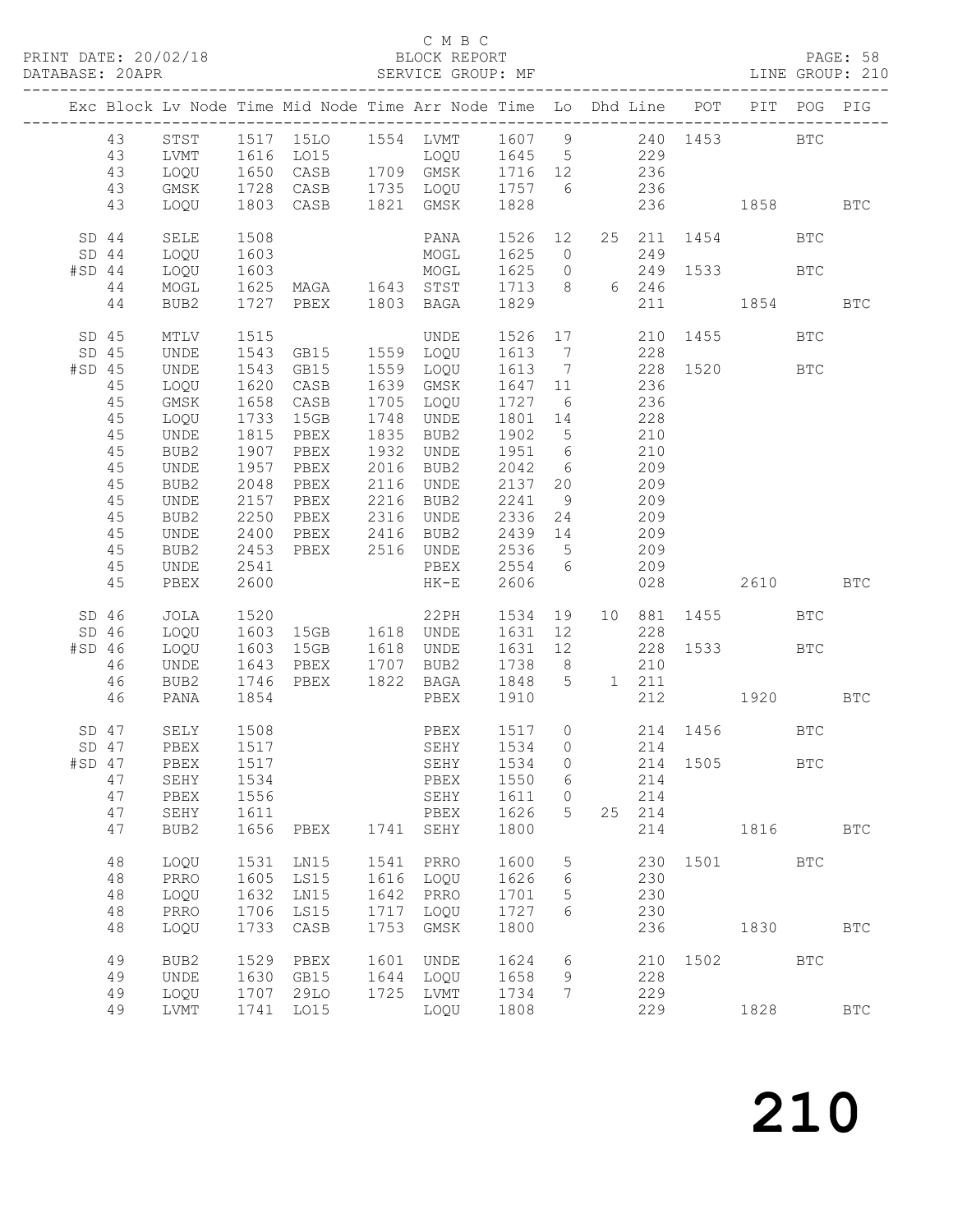C M B C
PRINT DATE: 20/02/18 BLOCK REPORT PAGE: 58
DATABASE: 20APR SERVICE GROUP: MF LINE GROUP: 210

| Exc | Block | Lv | Node | Time | Mid Node | Time | Arr Node | Time | Lo | Dhd | Line | POT | PIT | POG | PIG |
|---|---|---|---|---|---|---|---|---|---|---|---|---|---|---|---|
| | 43 | | STST | 1517 | 15LO | 1554 | LVMT | 1607 | 9 | | 240 | 1453 | | BTC | |
| | 43 | | LVMT | 1616 | LO15 | | LOQU | 1645 | 5 | | 229 | | | | |
| | 43 | | LOQU | 1650 | CASB | 1709 | GMSK | 1716 | 12 | | 236 | | | | |
| | 43 | | GMSK | 1728 | CASB | 1735 | LOQU | 1757 | 6 | | 236 | | | | |
| | 43 | | LOQU | 1803 | CASB | 1821 | GMSK | 1828 | | | 236 | | 1858 | | BTC |
| SD | 44 | | SELE | 1508 | | | PANA | 1526 | 12 | 25 | 211 | 1454 | | BTC | |
| SD | 44 | | LOQU | 1603 | | | MOGL | 1625 | 0 | | 249 | | | | |
| #SD | 44 | | LOQU | 1603 | | | MOGL | 1625 | 0 | | 249 | 1533 | | BTC | |
| | 44 | | MOGL | 1625 | MAGA | 1643 | STST | 1713 | 8 | 6 | 246 | | | | |
| | 44 | | BUB2 | 1727 | PBEX | 1803 | BAGA | 1829 | | | 211 | | 1854 | | BTC |
| SD | 45 | | MTLV | 1515 | | | UNDE | 1526 | 17 | | 210 | 1455 | | BTC | |
| SD | 45 | | UNDE | 1543 | GB15 | 1559 | LOQU | 1613 | 7 | | 228 | | | | |
| #SD | 45 | | UNDE | 1543 | GB15 | 1559 | LOQU | 1613 | 7 | | 228 | 1520 | | BTC | |
| | 45 | | LOQU | 1620 | CASB | 1639 | GMSK | 1647 | 11 | | 236 | | | | |
| | 45 | | GMSK | 1658 | CASB | 1705 | LOQU | 1727 | 6 | | 236 | | | | |
| | 45 | | LOQU | 1733 | 15GB | 1748 | UNDE | 1801 | 14 | | 228 | | | | |
| | 45 | | UNDE | 1815 | PBEX | 1835 | BUB2 | 1902 | 5 | | 210 | | | | |
| | 45 | | BUB2 | 1907 | PBEX | 1932 | UNDE | 1951 | 6 | | 210 | | | | |
| | 45 | | UNDE | 1957 | PBEX | 2016 | BUB2 | 2042 | 6 | | 209 | | | | |
| | 45 | | BUB2 | 2048 | PBEX | 2116 | UNDE | 2137 | 20 | | 209 | | | | |
| | 45 | | UNDE | 2157 | PBEX | 2216 | BUB2 | 2241 | 9 | | 209 | | | | |
| | 45 | | BUB2 | 2250 | PBEX | 2316 | UNDE | 2336 | 24 | | 209 | | | | |
| | 45 | | UNDE | 2400 | PBEX | 2416 | BUB2 | 2439 | 14 | | 209 | | | | |
| | 45 | | BUB2 | 2453 | PBEX | 2516 | UNDE | 2536 | 5 | | 209 | | | | |
| | 45 | | UNDE | 2541 | | | PBEX | 2554 | 6 | | 209 | | | | |
| | 45 | | PBEX | 2600 | | | HK-E | 2606 | | | 028 | | 2610 | | BTC |
| SD | 46 | | JOLA | 1520 | | | 22PH | 1534 | 19 | 10 | 881 | 1455 | | BTC | |
| SD | 46 | | LOQU | 1603 | 15GB | 1618 | UNDE | 1631 | 12 | | 228 | | | | |
| #SD | 46 | | LOQU | 1603 | 15GB | 1618 | UNDE | 1631 | 12 | | 228 | 1533 | | BTC | |
| | 46 | | UNDE | 1643 | PBEX | 1707 | BUB2 | 1738 | 8 | | 210 | | | | |
| | 46 | | BUB2 | 1746 | PBEX | 1822 | BAGA | 1848 | 5 | 1 | 211 | | | | |
| | 46 | | PANA | 1854 | | | PBEX | 1910 | | | 212 | | 1920 | | BTC |
| SD | 47 | | SELY | 1508 | | | PBEX | 1517 | 0 | | 214 | 1456 | | BTC | |
| SD | 47 | | PBEX | 1517 | | | SEHY | 1534 | 0 | | 214 | | | | |
| #SD | 47 | | PBEX | 1517 | | | SEHY | 1534 | 0 | | 214 | 1505 | | BTC | |
| | 47 | | SEHY | 1534 | | | PBEX | 1550 | 6 | | 214 | | | | |
| | 47 | | PBEX | 1556 | | | SEHY | 1611 | 0 | | 214 | | | | |
| | 47 | | SEHY | 1611 | | | PBEX | 1626 | 5 | 25 | 214 | | | | |
| | 47 | | BUB2 | 1656 | PBEX | 1741 | SEHY | 1800 | | | 214 | | 1816 | | BTC |
| | 48 | | LOQU | 1531 | LN15 | 1541 | PRRO | 1600 | 5 | | 230 | 1501 | | BTC | |
| | 48 | | PRRO | 1605 | LS15 | 1616 | LOQU | 1626 | 6 | | 230 | | | | |
| | 48 | | LOQU | 1632 | LN15 | 1642 | PRRO | 1701 | 5 | | 230 | | | | |
| | 48 | | PRRO | 1706 | LS15 | 1717 | LOQU | 1727 | 6 | | 230 | | | | |
| | 48 | | LOQU | 1733 | CASB | 1753 | GMSK | 1800 | | | 236 | | 1830 | | BTC |
| | 49 | | BUB2 | 1529 | PBEX | 1601 | UNDE | 1624 | 6 | | 210 | 1502 | | BTC | |
| | 49 | | UNDE | 1630 | GB15 | 1644 | LOQU | 1658 | 9 | | 228 | | | | |
| | 49 | | LOQU | 1707 | 29LO | 1725 | LVMT | 1734 | 7 | | 229 | | | | |
| | 49 | | LVMT | 1741 | LO15 | | LOQU | 1808 | | | 229 | | 1828 | | BTC |

210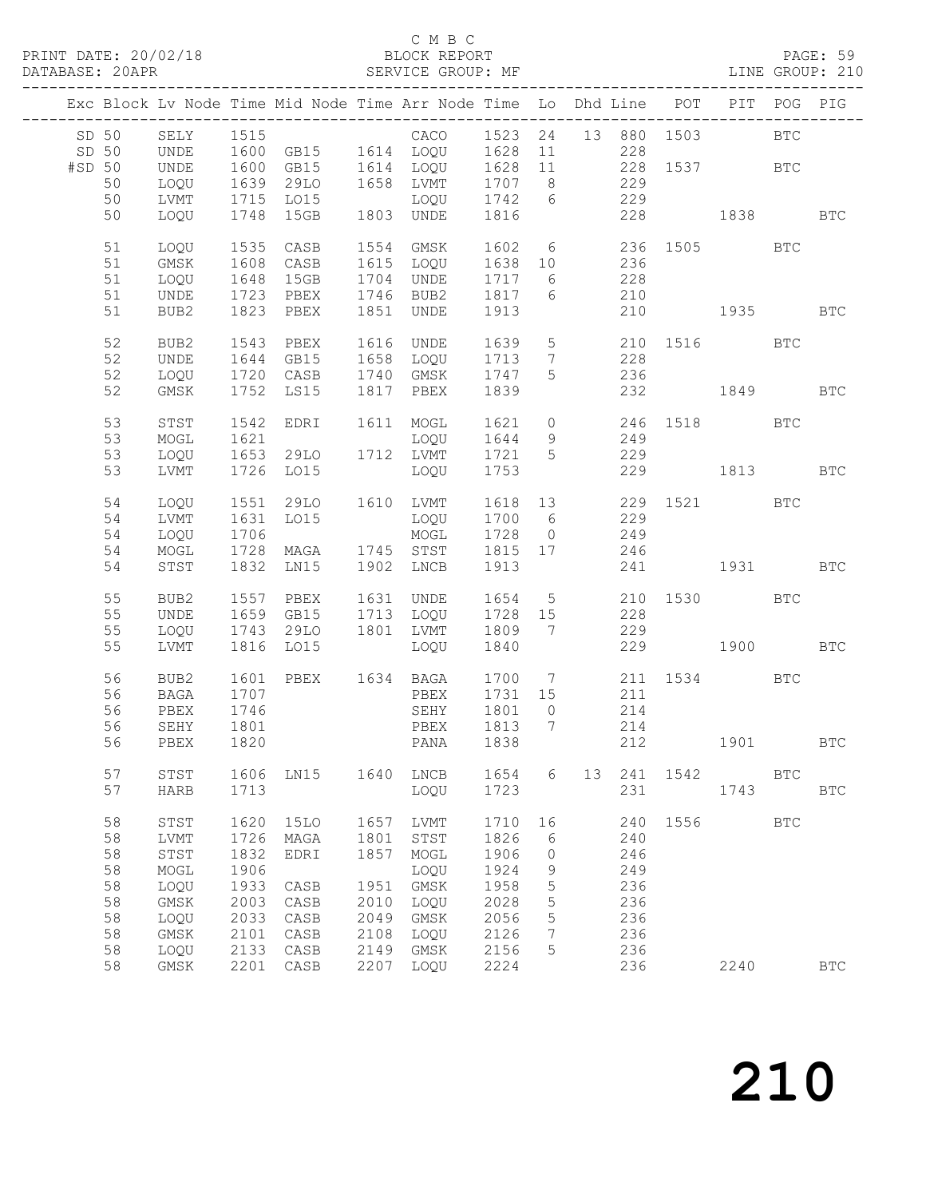C M B C

BLOCK REPORT

SERVICE GROUP: MF

PRINT DATE: 20/02/18
DATABASE: 20APR
PAGE: 59
LINE GROUP: 210

| Exc | Block | Lv | Node | Time | Mid Node | Time | Arr Node | Time | Lo | Dhd | Line | POT | PIT | POG | PIG |
|---|---|---|---|---|---|---|---|---|---|---|---|---|---|---|---|
| SD | 50 | | SELY | 1515 | | | CACO | 1523 | 24 | 13 | 880 | 1503 | | BTC | |
| SD | 50 | | UNDE | 1600 | GB15 | 1614 | LOQU | 1628 | 11 | | 228 | | | | |
| #SD | 50 | | UNDE | 1600 | GB15 | 1614 | LOQU | 1628 | 11 | | 228 | 1537 | | BTC | |
| | 50 | | LOQU | 1639 | 29LO | 1658 | LVMT | 1707 | 8 | | 229 | | | | |
| | 50 | | LVMT | 1715 | LO15 | | LOQU | 1742 | 6 | | 229 | | | | |
| | 50 | | LOQU | 1748 | 15GB | 1803 | UNDE | 1816 | | | 228 | | 1838 | | BTC |
| | 51 | | LOQU | 1535 | CASB | 1554 | GMSK | 1602 | 6 | | 236 | 1505 | | BTC | |
| | 51 | | GMSK | 1608 | CASB | 1615 | LOQU | 1638 | 10 | | 236 | | | | |
| | 51 | | LOQU | 1648 | 15GB | 1704 | UNDE | 1717 | 6 | | 228 | | | | |
| | 51 | | UNDE | 1723 | PBEX | 1746 | BUB2 | 1817 | 6 | | 210 | | | | |
| | 51 | | BUB2 | 1823 | PBEX | 1851 | UNDE | 1913 | | | 210 | | 1935 | | BTC |
| | 52 | | BUB2 | 1543 | PBEX | 1616 | UNDE | 1639 | 5 | | 210 | 1516 | | BTC | |
| | 52 | | UNDE | 1644 | GB15 | 1658 | LOQU | 1713 | 7 | | 228 | | | | |
| | 52 | | LOQU | 1720 | CASB | 1740 | GMSK | 1747 | 5 | | 236 | | | | |
| | 52 | | GMSK | 1752 | LS15 | 1817 | PBEX | 1839 | | | 232 | | 1849 | | BTC |
| | 53 | | STST | 1542 | EDRI | 1611 | MOGL | 1621 | 0 | | 246 | 1518 | | BTC | |
| | 53 | | MOGL | 1621 | | | LOQU | 1644 | 9 | | 249 | | | | |
| | 53 | | LOQU | 1653 | 29LO | 1712 | LVMT | 1721 | 5 | | 229 | | | | |
| | 53 | | LVMT | 1726 | LO15 | | LOQU | 1753 | | | 229 | | 1813 | | BTC |
| | 54 | | LOQU | 1551 | 29LO | 1610 | LVMT | 1618 | 13 | | 229 | 1521 | | BTC | |
| | 54 | | LVMT | 1631 | LO15 | | LOQU | 1700 | 6 | | 229 | | | | |
| | 54 | | LOQU | 1706 | | | MOGL | 1728 | 0 | | 249 | | | | |
| | 54 | | MOGL | 1728 | MAGA | 1745 | STST | 1815 | 17 | | 246 | | | | |
| | 54 | | STST | 1832 | LN15 | 1902 | LNCB | 1913 | | | 241 | | 1931 | | BTC |
| | 55 | | BUB2 | 1557 | PBEX | 1631 | UNDE | 1654 | 5 | | 210 | 1530 | | BTC | |
| | 55 | | UNDE | 1659 | GB15 | 1713 | LOQU | 1728 | 15 | | 228 | | | | |
| | 55 | | LOQU | 1743 | 29LO | 1801 | LVMT | 1809 | 7 | | 229 | | | | |
| | 55 | | LVMT | 1816 | LO15 | | LOQU | 1840 | | | 229 | | 1900 | | BTC |
| | 56 | | BUB2 | 1601 | PBEX | 1634 | BAGA | 1700 | 7 | | 211 | 1534 | | BTC | |
| | 56 | | BAGA | 1707 | | | PBEX | 1731 | 15 | | 211 | | | | |
| | 56 | | PBEX | 1746 | | | SEHY | 1801 | 0 | | 214 | | | | |
| | 56 | | SEHY | 1801 | | | PBEX | 1813 | 7 | | 214 | | | | |
| | 56 | | PBEX | 1820 | | | PANA | 1838 | | | 212 | | 1901 | | BTC |
| | 57 | | STST | 1606 | LN15 | 1640 | LNCB | 1654 | 6 | 13 | 241 | 1542 | | BTC | |
| | 57 | | HARB | 1713 | | | LOQU | 1723 | | | 231 | | 1743 | | BTC |
| | 58 | | STST | 1620 | 15LO | 1657 | LVMT | 1710 | 16 | | 240 | 1556 | | BTC | |
| | 58 | | LVMT | 1726 | MAGA | 1801 | STST | 1826 | 6 | | 240 | | | | |
| | 58 | | STST | 1832 | EDRI | 1857 | MOGL | 1906 | 0 | | 246 | | | | |
| | 58 | | MOGL | 1906 | | | LOQU | 1924 | 9 | | 249 | | | | |
| | 58 | | LOQU | 1933 | CASB | 1951 | GMSK | 1958 | 5 | | 236 | | | | |
| | 58 | | GMSK | 2003 | CASB | 2010 | LOQU | 2028 | 5 | | 236 | | | | |
| | 58 | | LOQU | 2033 | CASB | 2049 | GMSK | 2056 | 5 | | 236 | | | | |
| | 58 | | GMSK | 2101 | CASB | 2108 | LOQU | 2126 | 7 | | 236 | | | | |
| | 58 | | LOQU | 2133 | CASB | 2149 | GMSK | 2156 | 5 | | 236 | | | | |
| | 58 | | GMSK | 2201 | CASB | 2207 | LOQU | 2224 | | | 236 | | 2240 | | BTC |

# 210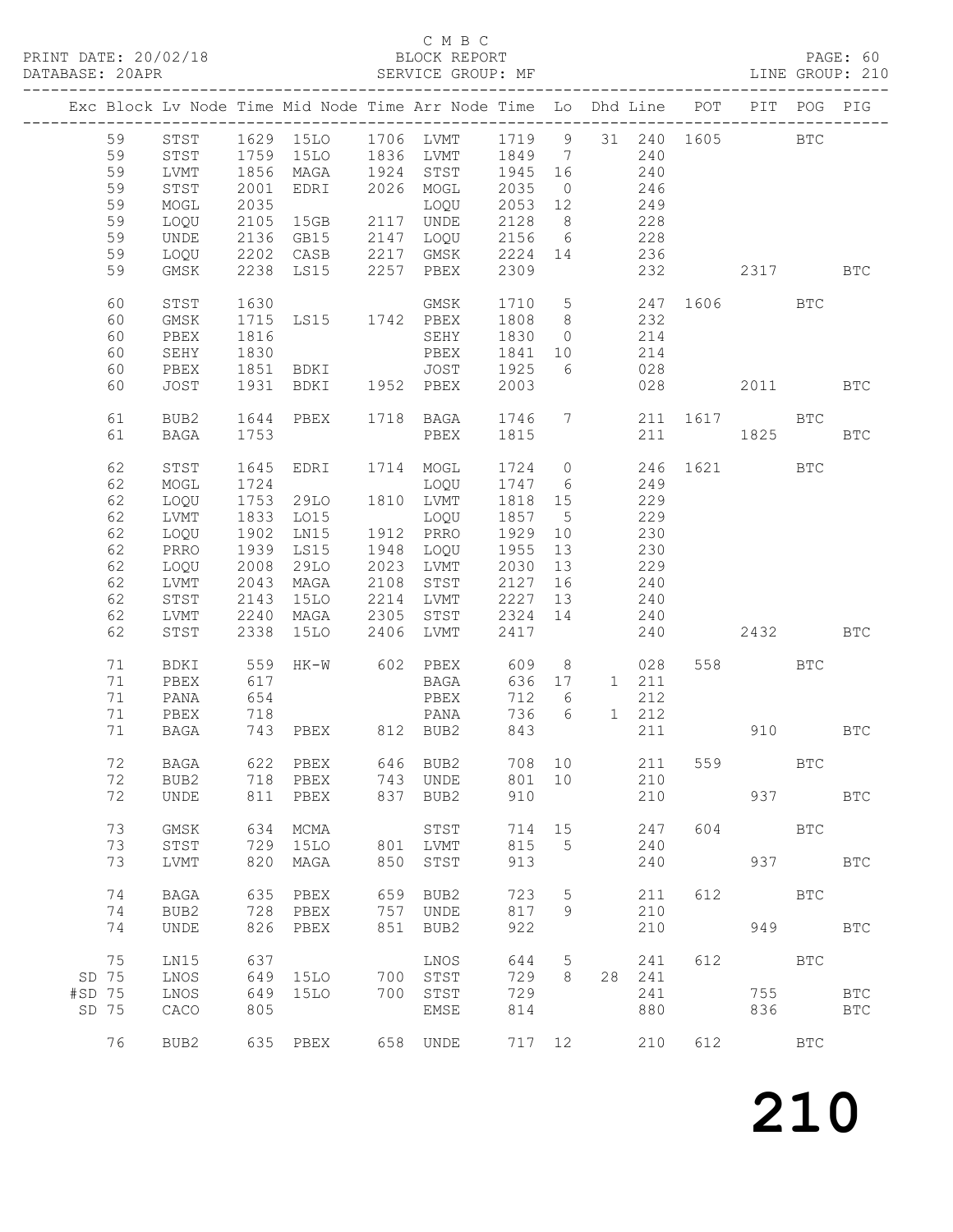C M B C

PRINT DATE: 20/02/18 BLOCK REPORT PAGE: 60
DATABASE: 20APR SERVICE GROUP: MF LINE GROUP: 210

| Exc | Block | Lv | Node | Time | Mid Node | Time | Arr Node | Time | Lo | Dhd | Line | POT | PIT | POG | PIG |
|---|---|---|---|---|---|---|---|---|---|---|---|---|---|---|---|
| | 59 | | STST | 1629 | 15LO | 1706 | LVMT | 1719 | 9 | 31 | 240 | 1605 | | BTC | |
| | 59 | | STST | 1759 | 15LO | 1836 | LVMT | 1849 | 7 | | 240 | | | | |
| | 59 | | LVMT | 1856 | MAGA | 1924 | STST | 1945 | 16 | | 240 | | | | |
| | 59 | | STST | 2001 | EDRI | 2026 | MOGL | 2035 | 0 | | 246 | | | | |
| | 59 | | MOGL | 2035 | | | LOQU | 2053 | 12 | | 249 | | | | |
| | 59 | | LOQU | 2105 | 15GB | 2117 | UNDE | 2128 | 8 | | 228 | | | | |
| | 59 | | UNDE | 2136 | GB15 | 2147 | LOQU | 2156 | 6 | | 228 | | | | |
| | 59 | | LOQU | 2202 | CASB | 2217 | GMSK | 2224 | 14 | | 236 | | | | |
| | 59 | | GMSK | 2238 | LS15 | 2257 | PBEX | 2309 | | | 232 | | 2317 | | BTC |
| | 60 | | STST | 1630 | | | GMSK | 1710 | 5 | | 247 | 1606 | | BTC | |
| | 60 | | GMSK | 1715 | LS15 | 1742 | PBEX | 1808 | 8 | | 232 | | | | |
| | 60 | | PBEX | 1816 | | | SEHY | 1830 | 0 | | 214 | | | | |
| | 60 | | SEHY | 1830 | | | PBEX | 1841 | 10 | | 214 | | | | |
| | 60 | | PBEX | 1851 | BDKI | | JOST | 1925 | 6 | | 028 | | | | |
| | 60 | | JOST | 1931 | BDKI | 1952 | PBEX | 2003 | | | 028 | | 2011 | | BTC |
| | 61 | | BUB2 | 1644 | PBEX | 1718 | BAGA | 1746 | 7 | | 211 | 1617 | | BTC | |
| | 61 | | BAGA | 1753 | | | PBEX | 1815 | | | 211 | | 1825 | | BTC |
| | 62 | | STST | 1645 | EDRI | 1714 | MOGL | 1724 | 0 | | 246 | 1621 | | BTC | |
| | 62 | | MOGL | 1724 | | | LOQU | 1747 | 6 | | 249 | | | | |
| | 62 | | LOQU | 1753 | 29LO | 1810 | LVMT | 1818 | 15 | | 229 | | | | |
| | 62 | | LVMT | 1833 | LO15 | | LOQU | 1857 | 5 | | 229 | | | | |
| | 62 | | LOQU | 1902 | LN15 | 1912 | PRRO | 1929 | 10 | | 230 | | | | |
| | 62 | | PRRO | 1939 | LS15 | 1948 | LOQU | 1955 | 13 | | 230 | | | | |
| | 62 | | LOQU | 2008 | 29LO | 2023 | LVMT | 2030 | 13 | | 229 | | | | |
| | 62 | | LVMT | 2043 | MAGA | 2108 | STST | 2127 | 16 | | 240 | | | | |
| | 62 | | STST | 2143 | 15LO | 2214 | LVMT | 2227 | 13 | | 240 | | | | |
| | 62 | | LVMT | 2240 | MAGA | 2305 | STST | 2324 | 14 | | 240 | | | | |
| | 62 | | STST | 2338 | 15LO | 2406 | LVMT | 2417 | | | 240 | | 2432 | | BTC |
| | 71 | | BDKI | 559 | HK-W | 602 | PBEX | 609 | 8 | | 028 | 558 | | BTC | |
| | 71 | | PBEX | 617 | | | BAGA | 636 | 17 | 1 | 211 | | | | |
| | 71 | | PANA | 654 | | | PBEX | 712 | 6 | | 212 | | | | |
| | 71 | | PBEX | 718 | | | PANA | 736 | 6 | 1 | 212 | | | | |
| | 71 | | BAGA | 743 | PBEX | 812 | BUB2 | 843 | | | 211 | | 910 | | BTC |
| | 72 | | BAGA | 622 | PBEX | 646 | BUB2 | 708 | 10 | | 211 | 559 | | BTC | |
| | 72 | | BUB2 | 718 | PBEX | 743 | UNDE | 801 | 10 | | 210 | | | | |
| | 72 | | UNDE | 811 | PBEX | 837 | BUB2 | 910 | | | 210 | | 937 | | BTC |
| | 73 | | GMSK | 634 | MCMA | | STST | 714 | 15 | | 247 | 604 | | BTC | |
| | 73 | | STST | 729 | 15LO | 801 | LVMT | 815 | 5 | | 240 | | | | |
| | 73 | | LVMT | 820 | MAGA | 850 | STST | 913 | | | 240 | | 937 | | BTC |
| | 74 | | BAGA | 635 | PBEX | 659 | BUB2 | 723 | 5 | | 211 | 612 | | BTC | |
| | 74 | | BUB2 | 728 | PBEX | 757 | UNDE | 817 | 9 | | 210 | | | | |
| | 74 | | UNDE | 826 | PBEX | 851 | BUB2 | 922 | | | 210 | | 949 | | BTC |
| | 75 | | LN15 | 637 | | | LNOS | 644 | 5 | | 241 | 612 | | BTC | |
| SD | 75 | | LNOS | 649 | 15LO | 700 | STST | 729 | 8 | 28 | 241 | | | | |
| #SD | 75 | | LNOS | 649 | 15LO | 700 | STST | 729 | | | 241 | | 755 | | BTC |
| SD | 75 | | CACO | 805 | | | EMSE | 814 | | | 880 | | 836 | | BTC |
| | 76 | | BUB2 | 635 | PBEX | 658 | UNDE | 717 | 12 | | 210 | 612 | | BTC | |

210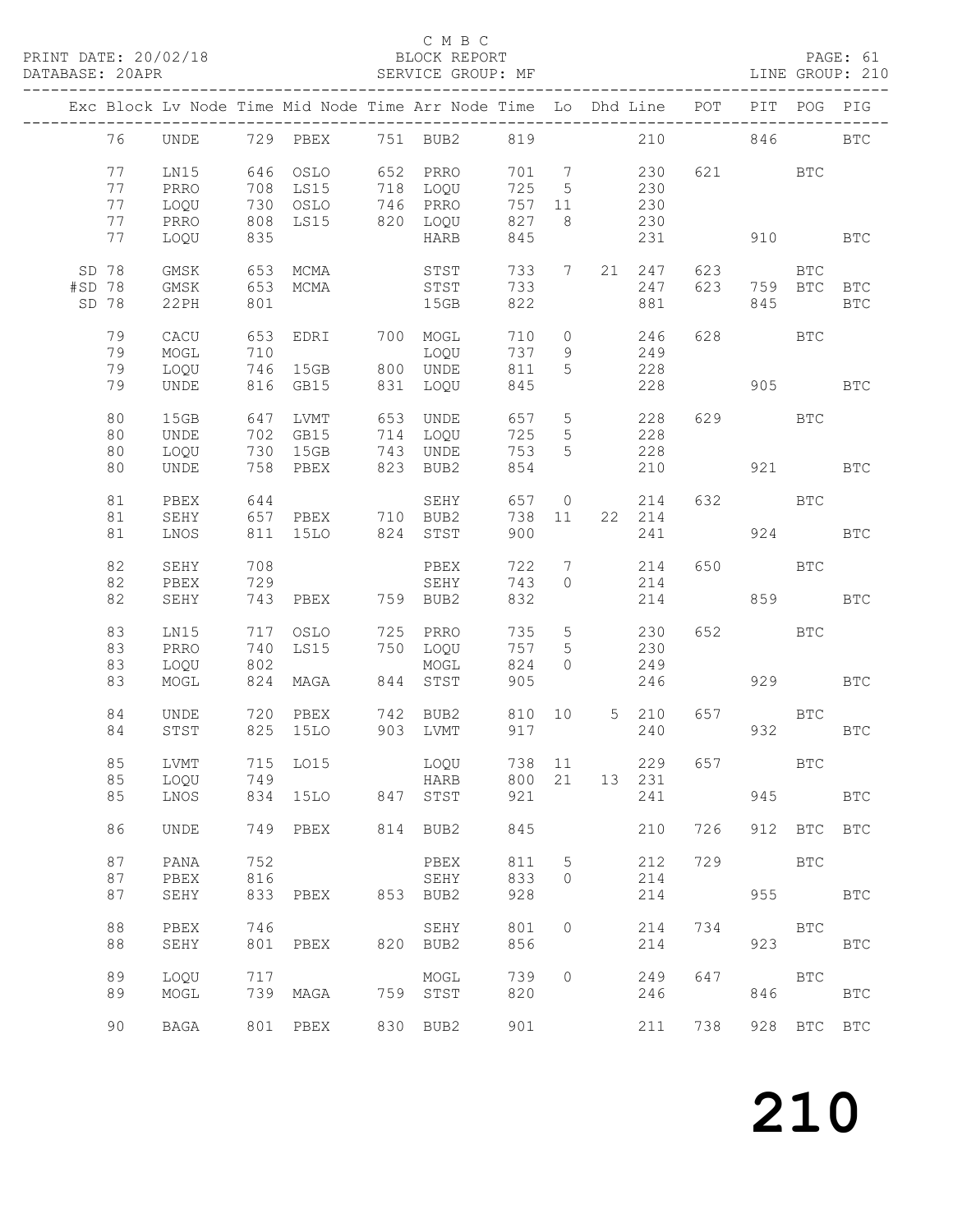C M B C
BLOCK REPORT
SERVICE GROUP: MF

PRINT DATE: 20/02/18
DATABASE: 20APR

LINE GROUP: 210

| Exc | Block | Lv | Node | Time | Mid Node | Time | Arr Node | Time | Lo | Dhd | Line | POT | PIT | POG | PIG |
|---|---|---|---|---|---|---|---|---|---|---|---|---|---|---|---|
| | 76 | | UNDE | 729 | PBEX | 751 | BUB2 | 819 | | | 210 | | 846 | | BTC |
| | 77 | | LN15 | 646 | OSLO | 652 | PRRO | 701 | 7 | | 230 | 621 | | BTC | |
| | 77 | | PRRO | 708 | LS15 | 718 | LOQU | 725 | 5 | | 230 | | | | |
| | 77 | | LOQU | 730 | OSLO | 746 | PRRO | 757 | 11 | | 230 | | | | |
| | 77 | | PRRO | 808 | LS15 | 820 | LOQU | 827 | 8 | | 230 | | | | |
| | 77 | | LOQU | 835 | | | HARB | 845 | | | 231 | | 910 | | BTC |
| SD | 78 | | GMSK | 653 | MCMA | | STST | 733 | 7 | 21 | 247 | 623 | | BTC | |
| #SD | 78 | | GMSK | 653 | MCMA | | STST | 733 | | | 247 | 623 | 759 | BTC | BTC |
| SD | 78 | | 22PH | 801 | | | 15GB | 822 | | | 881 | | 845 | | BTC |
| | 79 | | CACU | 653 | EDRI | 700 | MOGL | 710 | 0 | | 246 | 628 | | BTC | |
| | 79 | | MOGL | 710 | | | LOQU | 737 | 9 | | 249 | | | | |
| | 79 | | LOQU | 746 | 15GB | 800 | UNDE | 811 | 5 | | 228 | | | | |
| | 79 | | UNDE | 816 | GB15 | 831 | LOQU | 845 | | | 228 | | 905 | | BTC |
| | 80 | | 15GB | 647 | LVMT | 653 | UNDE | 657 | 5 | | 228 | 629 | | BTC | |
| | 80 | | UNDE | 702 | GB15 | 714 | LOQU | 725 | 5 | | 228 | | | | |
| | 80 | | LOQU | 730 | 15GB | 743 | UNDE | 753 | 5 | | 228 | | | | |
| | 80 | | UNDE | 758 | PBEX | 823 | BUB2 | 854 | | | 210 | | 921 | | BTC |
| | 81 | | PBEX | 644 | | | SEHY | 657 | 0 | | 214 | 632 | | BTC | |
| | 81 | | SEHY | 657 | PBEX | 710 | BUB2 | 738 | 11 | 22 | 214 | | | | |
| | 81 | | LNOS | 811 | 15LO | 824 | STST | 900 | | | 241 | | 924 | | BTC |
| | 82 | | SEHY | 708 | | | PBEX | 722 | 7 | | 214 | 650 | | BTC | |
| | 82 | | PBEX | 729 | | | SEHY | 743 | 0 | | 214 | | | | |
| | 82 | | SEHY | 743 | PBEX | 759 | BUB2 | 832 | | | 214 | | 859 | | BTC |
| | 83 | | LN15 | 717 | OSLO | 725 | PRRO | 735 | 5 | | 230 | 652 | | BTC | |
| | 83 | | PRRO | 740 | LS15 | 750 | LOQU | 757 | 5 | | 230 | | | | |
| | 83 | | LOQU | 802 | | | MOGL | 824 | 0 | | 249 | | | | |
| | 83 | | MOGL | 824 | MAGA | 844 | STST | 905 | | | 246 | | 929 | | BTC |
| | 84 | | UNDE | 720 | PBEX | 742 | BUB2 | 810 | 10 | 5 | 210 | 657 | | BTC | |
| | 84 | | STST | 825 | 15LO | 903 | LVMT | 917 | | | 240 | | 932 | | BTC |
| | 85 | | LVMT | 715 | LO15 | | LOQU | 738 | 11 | | 229 | 657 | | BTC | |
| | 85 | | LOQU | 749 | | | HARB | 800 | 21 | 13 | 231 | | | | |
| | 85 | | LNOS | 834 | 15LO | 847 | STST | 921 | | | 241 | | 945 | | BTC |
| | 86 | | UNDE | 749 | PBEX | 814 | BUB2 | 845 | | | 210 | 726 | 912 | BTC | BTC |
| | 87 | | PANA | 752 | | | PBEX | 811 | 5 | | 212 | 729 | | BTC | |
| | 87 | | PBEX | 816 | | | SEHY | 833 | 0 | | 214 | | | | |
| | 87 | | SEHY | 833 | PBEX | 853 | BUB2 | 928 | | | 214 | | 955 | | BTC |
| | 88 | | PBEX | 746 | | | SEHY | 801 | 0 | | 214 | 734 | | BTC | |
| | 88 | | SEHY | 801 | PBEX | 820 | BUB2 | 856 | | | 214 | | 923 | | BTC |
| | 89 | | LOQU | 717 | | | MOGL | 739 | 0 | | 249 | 647 | | BTC | |
| | 89 | | MOGL | 739 | MAGA | 759 | STST | 820 | | | 246 | | 846 | | BTC |
| | 90 | | BAGA | 801 | PBEX | 830 | BUB2 | 901 | | | 211 | 738 | 928 | BTC | BTC |

210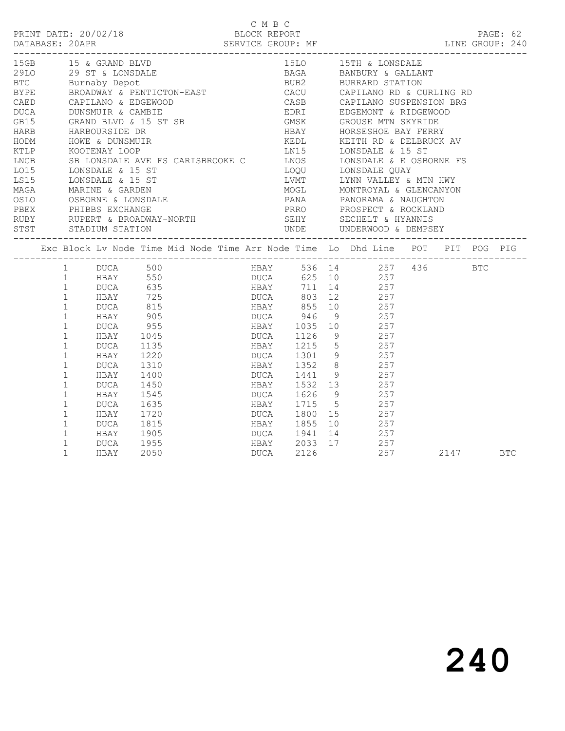C M B C
PRINT DATE: 20/02/18 BLOCK REPORT
DATABASE: 20APR SERVICE GROUP: MF LINE GROUP: 240

| Code | Description | Code | Description |
|---|---|---|---|
| 15GB | 15 & GRAND BLVD | 15LO | 15TH & LONSDALE |
| 29LO | 29 ST & LONSDALE | BAGA | BANBURY & GALLANT |
| BTC | Burnaby Depot | BUB2 | BURRARD STATION |
| BYPE | BROADWAY & PENTICTON-EAST | CACU | CAPILANO RD & CURLING RD |
| CAED | CAPILANO & EDGEWOOD | CASB | CAPILANO SUSPENSION BRG |
| DUCA | DUNSMUIR & CAMBIE | EDRI | EDGEMONT & RIDGEWOOD |
| GB15 | GRAND BLVD & 15 ST SB | GMSK | GROUSE MTN SKYRIDE |
| HARB | HARBOURSIDE DR | HBAY | HORSESHOE BAY FERRY |
| HODM | HOWE & DUNSMUIR | KEDL | KEITH RD & DELBRUCK AV |
| KTLP | KOOTENAY LOOP | LN15 | LONSDALE & 15 ST |
| LNCB | SB LONSDALE AVE FS CARISBROOKE C | LNOS | LONSDALE & E OSBORNE FS |
| LO15 | LONSDALE & 15 ST | LOQU | LONSDALE QUAY |
| LS15 | LONSDALE & 15 ST | LVMT | LYNN VALLEY & MTN HWY |
| MAGA | MARINE & GARDEN | MOGL | MONTROYAL & GLENCANYON |
| OSLO | OSBORNE & LONSDALE | PANA | PANORAMA & NAUGHTON |
| PBEX | PHIBBS EXCHANGE | PRRO | PROSPECT & ROCKLAND |
| RUBY | RUPERT & BROADWAY-NORTH | SEHY | SECHELT & HYANNIS |
| STST | STADIUM STATION | UNDE | UNDERWOOD & DEMPSEY |

| Exc | Block | Lv Node | Time | Mid Node | Time | Arr Node | Time | Lo | Dhd | Line | POT | PIT | POG | PIG |
|---|---|---|---|---|---|---|---|---|---|---|---|---|---|---|
| | 1 | DUCA | 500 | | | HBAY | 536 | 14 | | 257 | 436 | | BTC | |
| | 1 | HBAY | 550 | | | DUCA | 625 | 10 | | 257 | | | | |
| | 1 | DUCA | 635 | | | HBAY | 711 | 14 | | 257 | | | | |
| | 1 | HBAY | 725 | | | DUCA | 803 | 12 | | 257 | | | | |
| | 1 | DUCA | 815 | | | HBAY | 855 | 10 | | 257 | | | | |
| | 1 | HBAY | 905 | | | DUCA | 946 | 9 | | 257 | | | | |
| | 1 | DUCA | 955 | | | HBAY | 1035 | 10 | | 257 | | | | |
| | 1 | HBAY | 1045 | | | DUCA | 1126 | 9 | | 257 | | | | |
| | 1 | DUCA | 1135 | | | HBAY | 1215 | 5 | | 257 | | | | |
| | 1 | HBAY | 1220 | | | DUCA | 1301 | 9 | | 257 | | | | |
| | 1 | DUCA | 1310 | | | HBAY | 1352 | 8 | | 257 | | | | |
| | 1 | HBAY | 1400 | | | DUCA | 1441 | 9 | | 257 | | | | |
| | 1 | DUCA | 1450 | | | HBAY | 1532 | 13 | | 257 | | | | |
| | 1 | HBAY | 1545 | | | DUCA | 1626 | 9 | | 257 | | | | |
| | 1 | DUCA | 1635 | | | HBAY | 1715 | 5 | | 257 | | | | |
| | 1 | HBAY | 1720 | | | DUCA | 1800 | 15 | | 257 | | | | |
| | 1 | DUCA | 1815 | | | HBAY | 1855 | 10 | | 257 | | | | |
| | 1 | HBAY | 1905 | | | DUCA | 1941 | 14 | | 257 | | | | |
| | 1 | DUCA | 1955 | | | HBAY | 2033 | 17 | | 257 | | | | |
| | 1 | HBAY | 2050 | | | DUCA | 2126 | | | 257 | | 2147 | | BTC |

# 240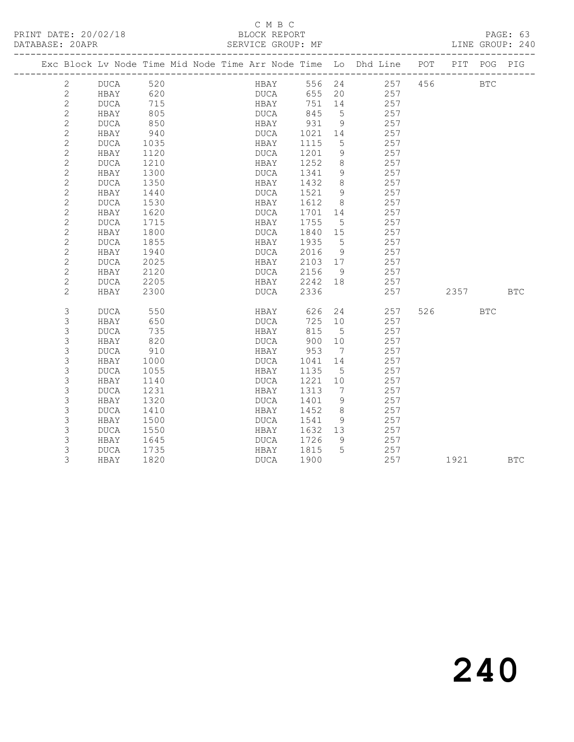C M B C

PRINT DATE: 20/02/18 BLOCK REPORT

DATABASE: 20APR SERVICE GROUP: MF LINE GROUP: 240

| Exc | Block | Lv | Node | Time | Mid Node | Time | Arr Node | Time | Lo | Dhd Line | POT | PIT | POG | PIG |
|---|---|---|---|---|---|---|---|---|---|---|---|---|---|---|
| | 2 | | DUCA | 520 | | | HBAY | 556 | 24 | 257 | 456 | | BTC | |
| | 2 | | HBAY | 620 | | | DUCA | 655 | 20 | 257 | | | | |
| | 2 | | DUCA | 715 | | | HBAY | 751 | 14 | 257 | | | | |
| | 2 | | HBAY | 805 | | | DUCA | 845 | 5 | 257 | | | | |
| | 2 | | DUCA | 850 | | | HBAY | 931 | 9 | 257 | | | | |
| | 2 | | HBAY | 940 | | | DUCA | 1021 | 14 | 257 | | | | |
| | 2 | | DUCA | 1035 | | | HBAY | 1115 | 5 | 257 | | | | |
| | 2 | | HBAY | 1120 | | | DUCA | 1201 | 9 | 257 | | | | |
| | 2 | | DUCA | 1210 | | | HBAY | 1252 | 8 | 257 | | | | |
| | 2 | | HBAY | 1300 | | | DUCA | 1341 | 9 | 257 | | | | |
| | 2 | | DUCA | 1350 | | | HBAY | 1432 | 8 | 257 | | | | |
| | 2 | | HBAY | 1440 | | | DUCA | 1521 | 9 | 257 | | | | |
| | 2 | | DUCA | 1530 | | | HBAY | 1612 | 8 | 257 | | | | |
| | 2 | | HBAY | 1620 | | | DUCA | 1701 | 14 | 257 | | | | |
| | 2 | | DUCA | 1715 | | | HBAY | 1755 | 5 | 257 | | | | |
| | 2 | | HBAY | 1800 | | | DUCA | 1840 | 15 | 257 | | | | |
| | 2 | | DUCA | 1855 | | | HBAY | 1935 | 5 | 257 | | | | |
| | 2 | | HBAY | 1940 | | | DUCA | 2016 | 9 | 257 | | | | |
| | 2 | | DUCA | 2025 | | | HBAY | 2103 | 17 | 257 | | | | |
| | 2 | | HBAY | 2120 | | | DUCA | 2156 | 9 | 257 | | | | |
| | 2 | | DUCA | 2205 | | | HBAY | 2242 | 18 | 257 | | | | |
| | 2 | | HBAY | 2300 | | | DUCA | 2336 | | 257 | | 2357 | | BTC |
| | 3 | | DUCA | 550 | | | HBAY | 626 | 24 | 257 | 526 | | BTC | |
| | 3 | | HBAY | 650 | | | DUCA | 725 | 10 | 257 | | | | |
| | 3 | | DUCA | 735 | | | HBAY | 815 | 5 | 257 | | | | |
| | 3 | | HBAY | 820 | | | DUCA | 900 | 10 | 257 | | | | |
| | 3 | | DUCA | 910 | | | HBAY | 953 | 7 | 257 | | | | |
| | 3 | | HBAY | 1000 | | | DUCA | 1041 | 14 | 257 | | | | |
| | 3 | | DUCA | 1055 | | | HBAY | 1135 | 5 | 257 | | | | |
| | 3 | | HBAY | 1140 | | | DUCA | 1221 | 10 | 257 | | | | |
| | 3 | | DUCA | 1231 | | | HBAY | 1313 | 7 | 257 | | | | |
| | 3 | | HBAY | 1320 | | | DUCA | 1401 | 9 | 257 | | | | |
| | 3 | | DUCA | 1410 | | | HBAY | 1452 | 8 | 257 | | | | |
| | 3 | | HBAY | 1500 | | | DUCA | 1541 | 9 | 257 | | | | |
| | 3 | | DUCA | 1550 | | | HBAY | 1632 | 13 | 257 | | | | |
| | 3 | | HBAY | 1645 | | | DUCA | 1726 | 9 | 257 | | | | |
| | 3 | | DUCA | 1735 | | | HBAY | 1815 | 5 | 257 | | | | |
| | 3 | | HBAY | 1820 | | | DUCA | 1900 | | 257 | | 1921 | | BTC |

# 240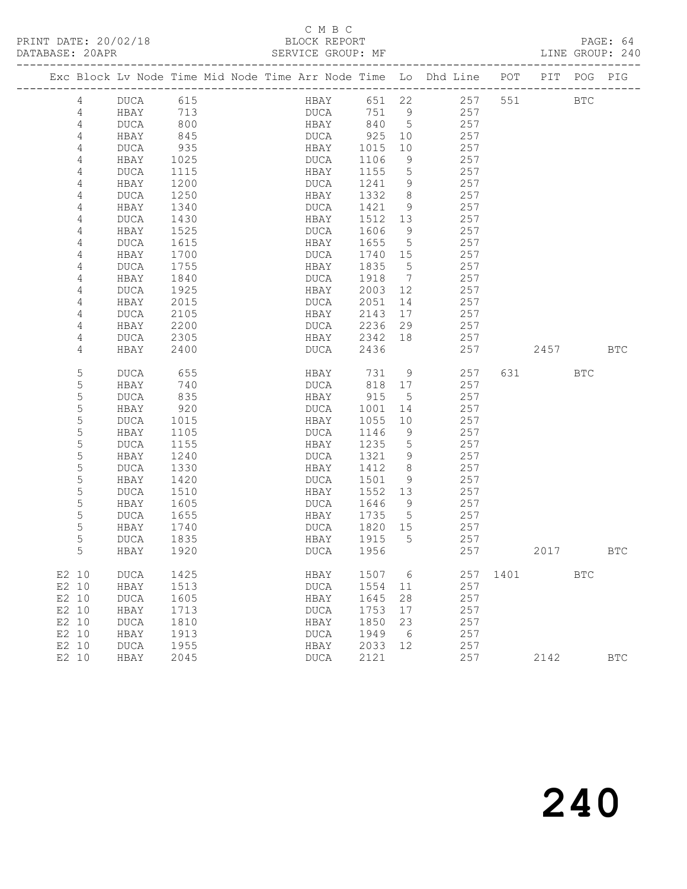C M B C

PRINT DATE: 20/02/18 BLOCK REPORT PAGE: 64

DATABASE: 20APR SERVICE GROUP: MF LINE GROUP: 240

| Exc | Block | Lv | Node | Time | Mid Node | Time | Arr Node | Time | Lo | Dhd Line | POT | PIT | POG | PIG |
|---|---|---|---|---|---|---|---|---|---|---|---|---|---|---|
| | 4 | | DUCA | 615 | | | HBAY | 651 | 22 | 257 | 551 | | BTC | |
| | 4 | | HBAY | 713 | | | DUCA | 751 | 9 | 257 | | | | |
| | 4 | | DUCA | 800 | | | HBAY | 840 | 5 | 257 | | | | |
| | 4 | | HBAY | 845 | | | DUCA | 925 | 10 | 257 | | | | |
| | 4 | | DUCA | 935 | | | HBAY | 1015 | 10 | 257 | | | | |
| | 4 | | HBAY | 1025 | | | DUCA | 1106 | 9 | 257 | | | | |
| | 4 | | DUCA | 1115 | | | HBAY | 1155 | 5 | 257 | | | | |
| | 4 | | HBAY | 1200 | | | DUCA | 1241 | 9 | 257 | | | | |
| | 4 | | DUCA | 1250 | | | HBAY | 1332 | 8 | 257 | | | | |
| | 4 | | HBAY | 1340 | | | DUCA | 1421 | 9 | 257 | | | | |
| | 4 | | DUCA | 1430 | | | HBAY | 1512 | 13 | 257 | | | | |
| | 4 | | HBAY | 1525 | | | DUCA | 1606 | 9 | 257 | | | | |
| | 4 | | DUCA | 1615 | | | HBAY | 1655 | 5 | 257 | | | | |
| | 4 | | HBAY | 1700 | | | DUCA | 1740 | 15 | 257 | | | | |
| | 4 | | DUCA | 1755 | | | HBAY | 1835 | 5 | 257 | | | | |
| | 4 | | HBAY | 1840 | | | DUCA | 1918 | 7 | 257 | | | | |
| | 4 | | DUCA | 1925 | | | HBAY | 2003 | 12 | 257 | | | | |
| | 4 | | HBAY | 2015 | | | DUCA | 2051 | 14 | 257 | | | | |
| | 4 | | DUCA | 2105 | | | HBAY | 2143 | 17 | 257 | | | | |
| | 4 | | HBAY | 2200 | | | DUCA | 2236 | 29 | 257 | | | | |
| | 4 | | DUCA | 2305 | | | HBAY | 2342 | 18 | 257 | | | | |
| | 4 | | HBAY | 2400 | | | DUCA | 2436 | | 257 | | 2457 | | BTC |
| | 5 | | DUCA | 655 | | | HBAY | 731 | 9 | 257 | 631 | | BTC | |
| | 5 | | HBAY | 740 | | | DUCA | 818 | 17 | 257 | | | | |
| | 5 | | DUCA | 835 | | | HBAY | 915 | 5 | 257 | | | | |
| | 5 | | HBAY | 920 | | | DUCA | 1001 | 14 | 257 | | | | |
| | 5 | | DUCA | 1015 | | | HBAY | 1055 | 10 | 257 | | | | |
| | 5 | | HBAY | 1105 | | | DUCA | 1146 | 9 | 257 | | | | |
| | 5 | | DUCA | 1155 | | | HBAY | 1235 | 5 | 257 | | | | |
| | 5 | | HBAY | 1240 | | | DUCA | 1321 | 9 | 257 | | | | |
| | 5 | | DUCA | 1330 | | | HBAY | 1412 | 8 | 257 | | | | |
| | 5 | | HBAY | 1420 | | | DUCA | 1501 | 9 | 257 | | | | |
| | 5 | | DUCA | 1510 | | | HBAY | 1552 | 13 | 257 | | | | |
| | 5 | | HBAY | 1605 | | | DUCA | 1646 | 9 | 257 | | | | |
| | 5 | | DUCA | 1655 | | | HBAY | 1735 | 5 | 257 | | | | |
| | 5 | | HBAY | 1740 | | | DUCA | 1820 | 15 | 257 | | | | |
| | 5 | | DUCA | 1835 | | | HBAY | 1915 | 5 | 257 | | | | |
| | 5 | | HBAY | 1920 | | | DUCA | 1956 | | 257 | | 2017 | | BTC |
| E2 | 10 | | DUCA | 1425 | | | HBAY | 1507 | 6 | 257 | 1401 | | BTC | |
| E2 | 10 | | HBAY | 1513 | | | DUCA | 1554 | 11 | 257 | | | | |
| E2 | 10 | | DUCA | 1605 | | | HBAY | 1645 | 28 | 257 | | | | |
| E2 | 10 | | HBAY | 1713 | | | DUCA | 1753 | 17 | 257 | | | | |
| E2 | 10 | | DUCA | 1810 | | | HBAY | 1850 | 23 | 257 | | | | |
| E2 | 10 | | HBAY | 1913 | | | DUCA | 1949 | 6 | 257 | | | | |
| E2 | 10 | | DUCA | 1955 | | | HBAY | 2033 | 12 | 257 | | | | |
| E2 | 10 | | HBAY | 2045 | | | DUCA | 2121 | | 257 | | 2142 | | BTC |

# 240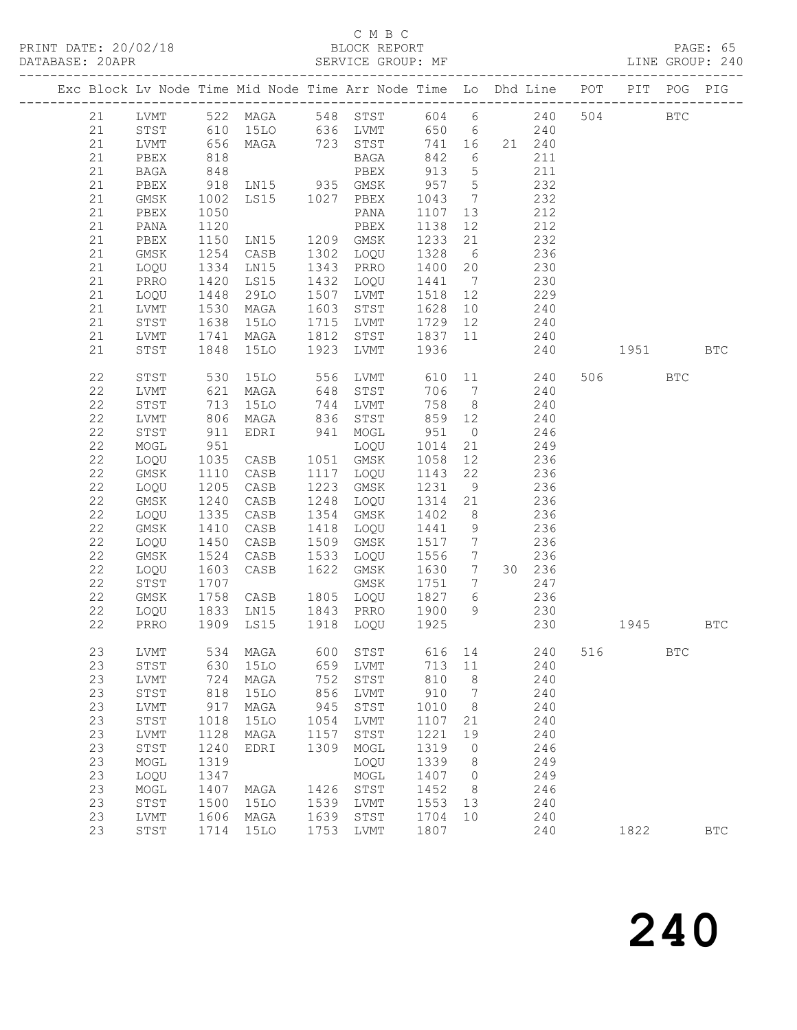C M B C

PRINT DATE: 20/02/18 BLOCK REPORT PAGE: 65
DATABASE: 20APR SERVICE GROUP: MF LINE GROUP: 240

| Exc | Block | Lv | Node | Time | Mid Node | Time | Arr Node | Time | Lo | Dhd | Line | POT | PIT | POG | PIG |
|---|---|---|---|---|---|---|---|---|---|---|---|---|---|---|---|
| | 21 | | LVMT | 522 | MAGA | 548 | STST | 604 | 6 | | 240 | 504 | | BTC | |
| | 21 | | STST | 610 | 15LO | 636 | LVMT | 650 | 6 | | 240 | | | | |
| | 21 | | LVMT | 656 | MAGA | 723 | STST | 741 | 16 | 21 | 240 | | | | |
| | 21 | | PBEX | 818 | | | BAGA | 842 | 6 | | 211 | | | | |
| | 21 | | BAGA | 848 | | | PBEX | 913 | 5 | | 211 | | | | |
| | 21 | | PBEX | 918 | LN15 | 935 | GMSK | 957 | 5 | | 232 | | | | |
| | 21 | | GMSK | 1002 | LS15 | 1027 | PBEX | 1043 | 7 | | 232 | | | | |
| | 21 | | PBEX | 1050 | | | PANA | 1107 | 13 | | 212 | | | | |
| | 21 | | PANA | 1120 | | | PBEX | 1138 | 12 | | 212 | | | | |
| | 21 | | PBEX | 1150 | LN15 | 1209 | GMSK | 1233 | 21 | | 232 | | | | |
| | 21 | | GMSK | 1254 | CASB | 1302 | LOQU | 1328 | 6 | | 236 | | | | |
| | 21 | | LOQU | 1334 | LN15 | 1343 | PRRO | 1400 | 20 | | 230 | | | | |
| | 21 | | PRRO | 1420 | LS15 | 1432 | LOQU | 1441 | 7 | | 230 | | | | |
| | 21 | | LOQU | 1448 | 29LO | 1507 | LVMT | 1518 | 12 | | 229 | | | | |
| | 21 | | LVMT | 1530 | MAGA | 1603 | STST | 1628 | 10 | | 240 | | | | |
| | 21 | | STST | 1638 | 15LO | 1715 | LVMT | 1729 | 12 | | 240 | | | | |
| | 21 | | LVMT | 1741 | MAGA | 1812 | STST | 1837 | 11 | | 240 | | | | |
| | 21 | | STST | 1848 | 15LO | 1923 | LVMT | 1936 | | | 240 | | 1951 | | BTC |
| | 22 | | STST | 530 | 15LO | 556 | LVMT | 610 | 11 | | 240 | 506 | | BTC | |
| | 22 | | LVMT | 621 | MAGA | 648 | STST | 706 | 7 | | 240 | | | | |
| | 22 | | STST | 713 | 15LO | 744 | LVMT | 758 | 8 | | 240 | | | | |
| | 22 | | LVMT | 806 | MAGA | 836 | STST | 859 | 12 | | 240 | | | | |
| | 22 | | STST | 911 | EDRI | 941 | MOGL | 951 | 0 | | 246 | | | | |
| | 22 | | MOGL | 951 | | | LOQU | 1014 | 21 | | 249 | | | | |
| | 22 | | LOQU | 1035 | CASB | 1051 | GMSK | 1058 | 12 | | 236 | | | | |
| | 22 | | GMSK | 1110 | CASB | 1117 | LOQU | 1143 | 22 | | 236 | | | | |
| | 22 | | LOQU | 1205 | CASB | 1223 | GMSK | 1231 | 9 | | 236 | | | | |
| | 22 | | GMSK | 1240 | CASB | 1248 | LOQU | 1314 | 21 | | 236 | | | | |
| | 22 | | LOQU | 1335 | CASB | 1354 | GMSK | 1402 | 8 | | 236 | | | | |
| | 22 | | GMSK | 1410 | CASB | 1418 | LOQU | 1441 | 9 | | 236 | | | | |
| | 22 | | LOQU | 1450 | CASB | 1509 | GMSK | 1517 | 7 | | 236 | | | | |
| | 22 | | GMSK | 1524 | CASB | 1533 | LOQU | 1556 | 7 | | 236 | | | | |
| | 22 | | LOQU | 1603 | CASB | 1622 | GMSK | 1630 | 7 | 30 | 236 | | | | |
| | 22 | | STST | 1707 | | | GMSK | 1751 | 7 | | 247 | | | | |
| | 22 | | GMSK | 1758 | CASB | 1805 | LOQU | 1827 | 6 | | 236 | | | | |
| | 22 | | LOQU | 1833 | LN15 | 1843 | PRRO | 1900 | 9 | | 230 | | | | |
| | 22 | | PRRO | 1909 | LS15 | 1918 | LOQU | 1925 | | | 230 | | 1945 | | BTC |
| | 23 | | LVMT | 534 | MAGA | 600 | STST | 616 | 14 | | 240 | 516 | | BTC | |
| | 23 | | STST | 630 | 15LO | 659 | LVMT | 713 | 11 | | 240 | | | | |
| | 23 | | LVMT | 724 | MAGA | 752 | STST | 810 | 8 | | 240 | | | | |
| | 23 | | STST | 818 | 15LO | 856 | LVMT | 910 | 7 | | 240 | | | | |
| | 23 | | LVMT | 917 | MAGA | 945 | STST | 1010 | 8 | | 240 | | | | |
| | 23 | | STST | 1018 | 15LO | 1054 | LVMT | 1107 | 21 | | 240 | | | | |
| | 23 | | LVMT | 1128 | MAGA | 1157 | STST | 1221 | 19 | | 240 | | | | |
| | 23 | | STST | 1240 | EDRI | 1309 | MOGL | 1319 | 0 | | 246 | | | | |
| | 23 | | MOGL | 1319 | | | LOQU | 1339 | 8 | | 249 | | | | |
| | 23 | | LOQU | 1347 | | | MOGL | 1407 | 0 | | 249 | | | | |
| | 23 | | MOGL | 1407 | MAGA | 1426 | STST | 1452 | 8 | | 246 | | | | |
| | 23 | | STST | 1500 | 15LO | 1539 | LVMT | 1553 | 13 | | 240 | | | | |
| | 23 | | LVMT | 1606 | MAGA | 1639 | STST | 1704 | 10 | | 240 | | | | |
| | 23 | | STST | 1714 | 15LO | 1753 | LVMT | 1807 | | | 240 | | 1822 | | BTC |

# 240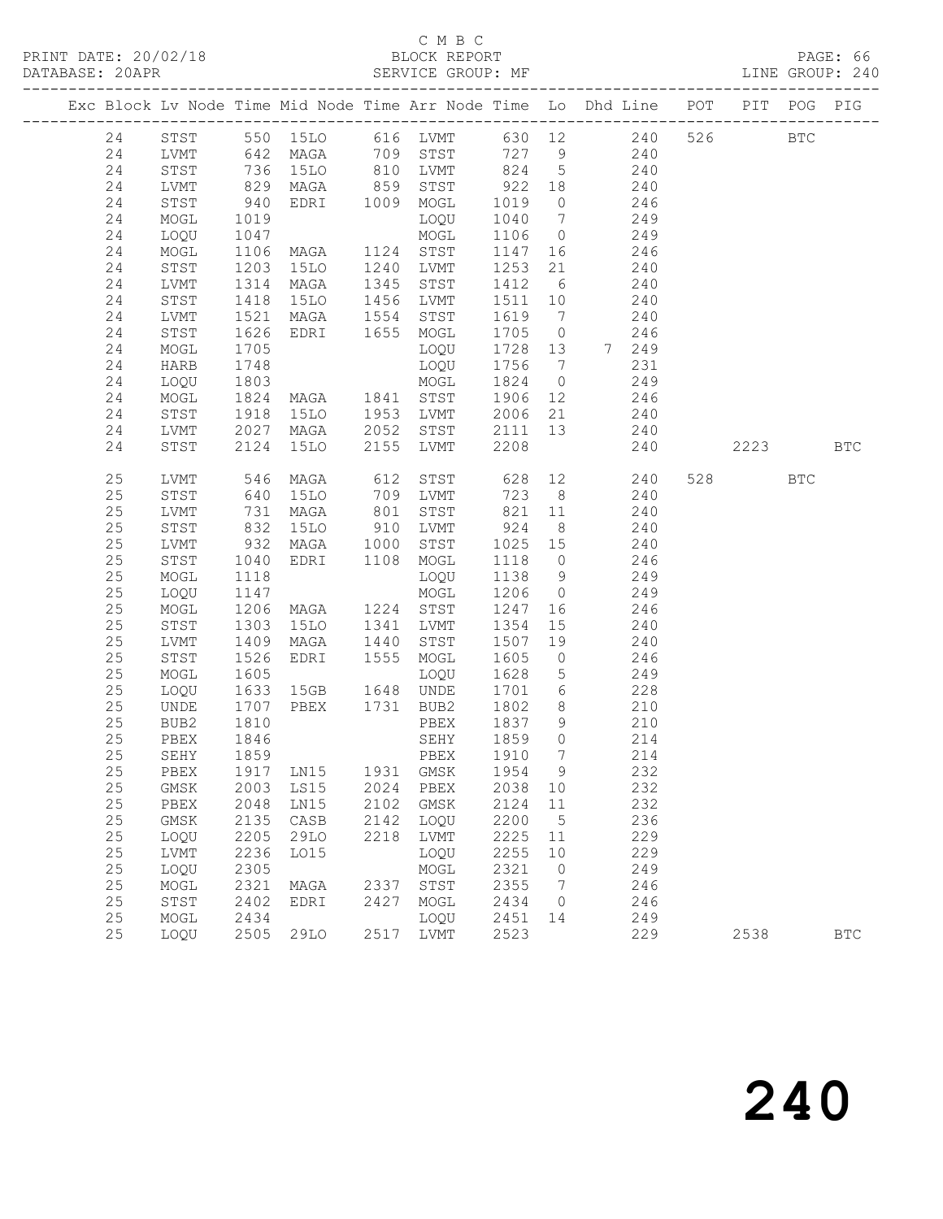C M B C

PRINT DATE: 20/02/18 BLOCK REPORT PAGE: 66
DATABASE: 20APR SERVICE GROUP: MF LINE GROUP: 240

| Exc | Block | Lv | Node | Time | Mid Node | Time | Arr Node | Time | Lo | Dhd Line | POT | PIT | POG | PIG |
|---|---|---|---|---|---|---|---|---|---|---|---|---|---|---|
| | 24 | | STST | 550 | 15LO | 616 | LVMT | 630 | 12 | 240 | 526 | | BTC | |
| | 24 | | LVMT | 642 | MAGA | 709 | STST | 727 | 9 | 240 | | | | |
| | 24 | | STST | 736 | 15LO | 810 | LVMT | 824 | 5 | 240 | | | | |
| | 24 | | LVMT | 829 | MAGA | 859 | STST | 922 | 18 | 240 | | | | |
| | 24 | | STST | 940 | EDRI | 1009 | MOGL | 1019 | 0 | 246 | | | | |
| | 24 | | MOGL | 1019 | | | LOQU | 1040 | 7 | 249 | | | | |
| | 24 | | LOQU | 1047 | | | MOGL | 1106 | 0 | 249 | | | | |
| | 24 | | MOGL | 1106 | MAGA | 1124 | STST | 1147 | 16 | 246 | | | | |
| | 24 | | STST | 1203 | 15LO | 1240 | LVMT | 1253 | 21 | 240 | | | | |
| | 24 | | LVMT | 1314 | MAGA | 1345 | STST | 1412 | 6 | 240 | | | | |
| | 24 | | STST | 1418 | 15LO | 1456 | LVMT | 1511 | 10 | 240 | | | | |
| | 24 | | LVMT | 1521 | MAGA | 1554 | STST | 1619 | 7 | 240 | | | | |
| | 24 | | STST | 1626 | EDRI | 1655 | MOGL | 1705 | 0 | 246 | | | | |
| | 24 | | MOGL | 1705 | | | LOQU | 1728 | 13 | 7 249 | | | | |
| | 24 | | HARB | 1748 | | | LOQU | 1756 | 7 | 231 | | | | |
| | 24 | | LOQU | 1803 | | | MOGL | 1824 | 0 | 249 | | | | |
| | 24 | | MOGL | 1824 | MAGA | 1841 | STST | 1906 | 12 | 246 | | | | |
| | 24 | | STST | 1918 | 15LO | 1953 | LVMT | 2006 | 21 | 240 | | | | |
| | 24 | | LVMT | 2027 | MAGA | 2052 | STST | 2111 | 13 | 240 | | | | |
| | 24 | | STST | 2124 | 15LO | 2155 | LVMT | 2208 | | 240 | | 2223 | | BTC |
| | 25 | | LVMT | 546 | MAGA | 612 | STST | 628 | 12 | 240 | 528 | | BTC | |
| | 25 | | STST | 640 | 15LO | 709 | LVMT | 723 | 8 | 240 | | | | |
| | 25 | | LVMT | 731 | MAGA | 801 | STST | 821 | 11 | 240 | | | | |
| | 25 | | STST | 832 | 15LO | 910 | LVMT | 924 | 8 | 240 | | | | |
| | 25 | | LVMT | 932 | MAGA | 1000 | STST | 1025 | 15 | 240 | | | | |
| | 25 | | STST | 1040 | EDRI | 1108 | MOGL | 1118 | 0 | 246 | | | | |
| | 25 | | MOGL | 1118 | | | LOQU | 1138 | 9 | 249 | | | | |
| | 25 | | LOQU | 1147 | | | MOGL | 1206 | 0 | 249 | | | | |
| | 25 | | MOGL | 1206 | MAGA | 1224 | STST | 1247 | 16 | 246 | | | | |
| | 25 | | STST | 1303 | 15LO | 1341 | LVMT | 1354 | 15 | 240 | | | | |
| | 25 | | LVMT | 1409 | MAGA | 1440 | STST | 1507 | 19 | 240 | | | | |
| | 25 | | STST | 1526 | EDRI | 1555 | MOGL | 1605 | 0 | 246 | | | | |
| | 25 | | MOGL | 1605 | | | LOQU | 1628 | 5 | 249 | | | | |
| | 25 | | LOQU | 1633 | 15GB | 1648 | UNDE | 1701 | 6 | 228 | | | | |
| | 25 | | UNDE | 1707 | PBEX | 1731 | BUB2 | 1802 | 8 | 210 | | | | |
| | 25 | | BUB2 | 1810 | | | PBEX | 1837 | 9 | 210 | | | | |
| | 25 | | PBEX | 1846 | | | SEHY | 1859 | 0 | 214 | | | | |
| | 25 | | SEHY | 1859 | | | PBEX | 1910 | 7 | 214 | | | | |
| | 25 | | PBEX | 1917 | LN15 | 1931 | GMSK | 1954 | 9 | 232 | | | | |
| | 25 | | GMSK | 2003 | LS15 | 2024 | PBEX | 2038 | 10 | 232 | | | | |
| | 25 | | PBEX | 2048 | LN15 | 2102 | GMSK | 2124 | 11 | 232 | | | | |
| | 25 | | GMSK | 2135 | CASB | 2142 | LOQU | 2200 | 5 | 236 | | | | |
| | 25 | | LOQU | 2205 | 29LO | 2218 | LVMT | 2225 | 11 | 229 | | | | |
| | 25 | | LVMT | 2236 | LO15 | | LOQU | 2255 | 10 | 229 | | | | |
| | 25 | | LOQU | 2305 | | | MOGL | 2321 | 0 | 249 | | | | |
| | 25 | | MOGL | 2321 | MAGA | 2337 | STST | 2355 | 7 | 246 | | | | |
| | 25 | | STST | 2402 | EDRI | 2427 | MOGL | 2434 | 0 | 246 | | | | |
| | 25 | | MOGL | 2434 | | | LOQU | 2451 | 14 | 249 | | | | |
| | 25 | | LOQU | 2505 | 29LO | 2517 | LVMT | 2523 | | 229 | | 2538 | | BTC |

# 240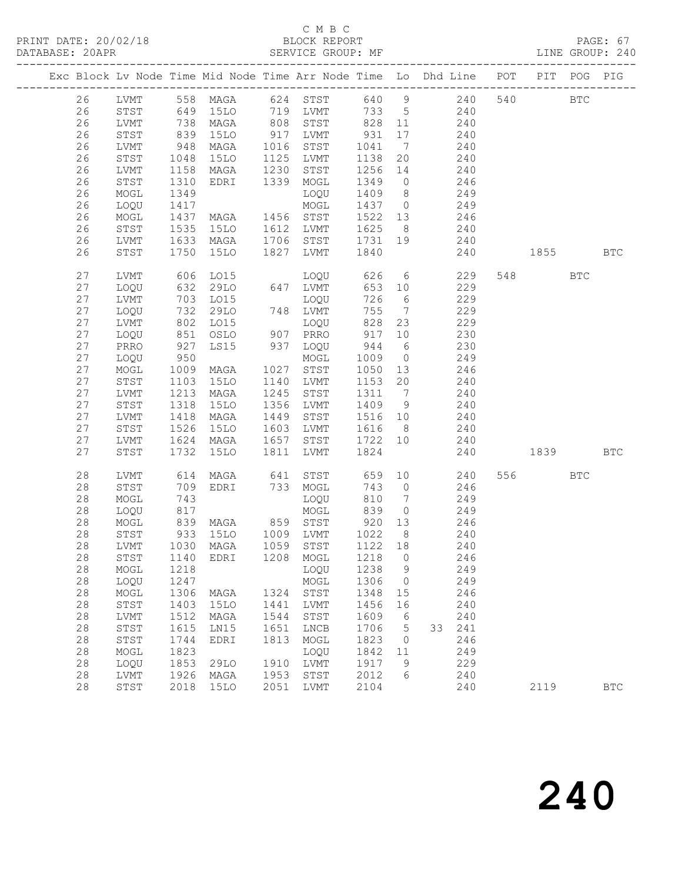C M B C
PRINT DATE: 20/02/18 BLOCK REPORT PAGE: 67
DATABASE: 20APR SERVICE GROUP: MF LINE GROUP: 240

| Exc | Block | Lv | Node | Time | Mid Node | Time | Arr Node | Time | Lo | Dhd Line | POT | PIT | POG | PIG |
|---|---|---|---|---|---|---|---|---|---|---|---|---|---|---|
| | 26 | | LVMT | 558 | MAGA | 624 | STST | 640 | 9 | 240 | 540 | | BTC | |
| | 26 | | STST | 649 | 15LO | 719 | LVMT | 733 | 5 | 240 | | | | |
| | 26 | | LVMT | 738 | MAGA | 808 | STST | 828 | 11 | 240 | | | | |
| | 26 | | STST | 839 | 15LO | 917 | LVMT | 931 | 17 | 240 | | | | |
| | 26 | | LVMT | 948 | MAGA | 1016 | STST | 1041 | 7 | 240 | | | | |
| | 26 | | STST | 1048 | 15LO | 1125 | LVMT | 1138 | 20 | 240 | | | | |
| | 26 | | LVMT | 1158 | MAGA | 1230 | STST | 1256 | 14 | 240 | | | | |
| | 26 | | STST | 1310 | EDRI | 1339 | MOGL | 1349 | 0 | 246 | | | | |
| | 26 | | MOGL | 1349 | | | LOQU | 1409 | 8 | 249 | | | | |
| | 26 | | LOQU | 1417 | | | MOGL | 1437 | 0 | 249 | | | | |
| | 26 | | MOGL | 1437 | MAGA | 1456 | STST | 1522 | 13 | 246 | | | | |
| | 26 | | STST | 1535 | 15LO | 1612 | LVMT | 1625 | 8 | 240 | | | | |
| | 26 | | LVMT | 1633 | MAGA | 1706 | STST | 1731 | 19 | 240 | | | | |
| | 26 | | STST | 1750 | 15LO | 1827 | LVMT | 1840 | | 240 | | 1855 | | BTC |
| | 27 | | LVMT | 606 | LO15 | | LOQU | 626 | 6 | 229 | 548 | | BTC | |
| | 27 | | LOQU | 632 | 29LO | 647 | LVMT | 653 | 10 | 229 | | | | |
| | 27 | | LVMT | 703 | LO15 | | LOQU | 726 | 6 | 229 | | | | |
| | 27 | | LOQU | 732 | 29LO | 748 | LVMT | 755 | 7 | 229 | | | | |
| | 27 | | LVMT | 802 | LO15 | | LOQU | 828 | 23 | 229 | | | | |
| | 27 | | LOQU | 851 | OSLO | 907 | PRRO | 917 | 10 | 230 | | | | |
| | 27 | | PRRO | 927 | LS15 | 937 | LOQU | 944 | 6 | 230 | | | | |
| | 27 | | LOQU | 950 | | | MOGL | 1009 | 0 | 249 | | | | |
| | 27 | | MOGL | 1009 | MAGA | 1027 | STST | 1050 | 13 | 246 | | | | |
| | 27 | | STST | 1103 | 15LO | 1140 | LVMT | 1153 | 20 | 240 | | | | |
| | 27 | | LVMT | 1213 | MAGA | 1245 | STST | 1311 | 7 | 240 | | | | |
| | 27 | | STST | 1318 | 15LO | 1356 | LVMT | 1409 | 9 | 240 | | | | |
| | 27 | | LVMT | 1418 | MAGA | 1449 | STST | 1516 | 10 | 240 | | | | |
| | 27 | | STST | 1526 | 15LO | 1603 | LVMT | 1616 | 8 | 240 | | | | |
| | 27 | | LVMT | 1624 | MAGA | 1657 | STST | 1722 | 10 | 240 | | | | |
| | 27 | | STST | 1732 | 15LO | 1811 | LVMT | 1824 | | 240 | | 1839 | | BTC |
| | 28 | | LVMT | 614 | MAGA | 641 | STST | 659 | 10 | 240 | 556 | | BTC | |
| | 28 | | STST | 709 | EDRI | 733 | MOGL | 743 | 0 | 246 | | | | |
| | 28 | | MOGL | 743 | | | LOQU | 810 | 7 | 249 | | | | |
| | 28 | | LOQU | 817 | | | MOGL | 839 | 0 | 249 | | | | |
| | 28 | | MOGL | 839 | MAGA | 859 | STST | 920 | 13 | 246 | | | | |
| | 28 | | STST | 933 | 15LO | 1009 | LVMT | 1022 | 8 | 240 | | | | |
| | 28 | | LVMT | 1030 | MAGA | 1059 | STST | 1122 | 18 | 240 | | | | |
| | 28 | | STST | 1140 | EDRI | 1208 | MOGL | 1218 | 0 | 246 | | | | |
| | 28 | | MOGL | 1218 | | | LOQU | 1238 | 9 | 249 | | | | |
| | 28 | | LOQU | 1247 | | | MOGL | 1306 | 0 | 249 | | | | |
| | 28 | | MOGL | 1306 | MAGA | 1324 | STST | 1348 | 15 | 246 | | | | |
| | 28 | | STST | 1403 | 15LO | 1441 | LVMT | 1456 | 16 | 240 | | | | |
| | 28 | | LVMT | 1512 | MAGA | 1544 | STST | 1609 | 6 | 240 | | | | |
| | 28 | | STST | 1615 | LN15 | 1651 | LNCB | 1706 | 5 | 33 241 | | | | |
| | 28 | | STST | 1744 | EDRI | 1813 | MOGL | 1823 | 0 | 246 | | | | |
| | 28 | | MOGL | 1823 | | | LOQU | 1842 | 11 | 249 | | | | |
| | 28 | | LOQU | 1853 | 29LO | 1910 | LVMT | 1917 | 9 | 229 | | | | |
| | 28 | | LVMT | 1926 | MAGA | 1953 | STST | 2012 | 6 | 240 | | | | |
| | 28 | | STST | 2018 | 15LO | 2051 | LVMT | 2104 | | 240 | | 2119 | | BTC |

240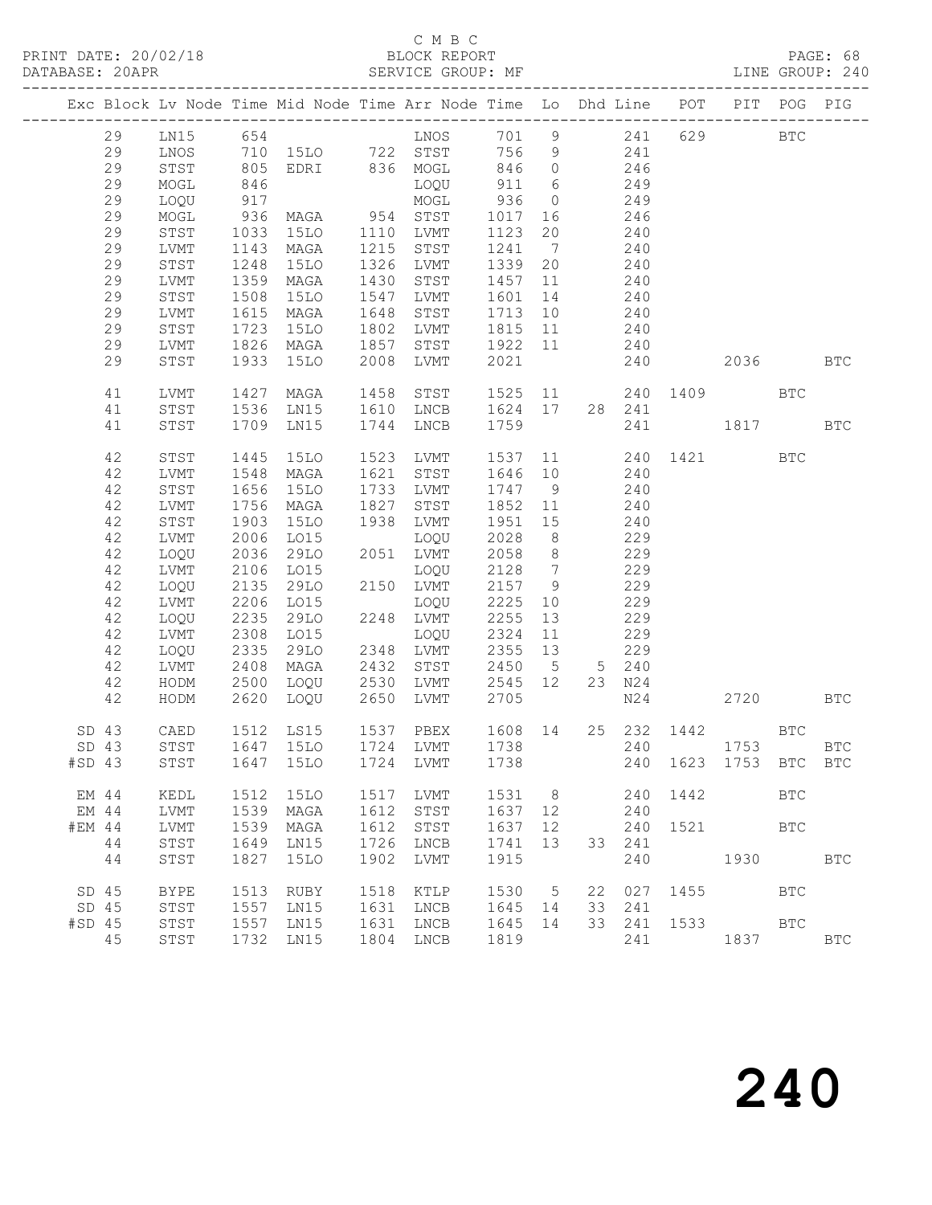C M B C
PRINT DATE: 20/02/18 BLOCK REPORT
DATABASE: 20APR SERVICE GROUP: MF LINE GROUP: 240

| Exc | Block | Lv | Node | Time | Mid Node | Time | Arr Node | Time | Lo | Dhd | Line | POT | PIT | POG | PIG |
|---|---|---|---|---|---|---|---|---|---|---|---|---|---|---|---|
| | 29 | | LN15 | 654 | | | LNOS | 701 | 9 | | 241 | 629 | | BTC | |
| | 29 | | LNOS | 710 | 15LO | 722 | STST | 756 | 9 | | 241 | | | | |
| | 29 | | STST | 805 | EDRI | 836 | MOGL | 846 | 0 | | 246 | | | | |
| | 29 | | MOGL | 846 | | | LOQU | 911 | 6 | | 249 | | | | |
| | 29 | | LOQU | 917 | | | MOGL | 936 | 0 | | 249 | | | | |
| | 29 | | MOGL | 936 | MAGA | 954 | STST | 1017 | 16 | | 246 | | | | |
| | 29 | | STST | 1033 | 15LO | 1110 | LVMT | 1123 | 20 | | 240 | | | | |
| | 29 | | LVMT | 1143 | MAGA | 1215 | STST | 1241 | 7 | | 240 | | | | |
| | 29 | | STST | 1248 | 15LO | 1326 | LVMT | 1339 | 20 | | 240 | | | | |
| | 29 | | LVMT | 1359 | MAGA | 1430 | STST | 1457 | 11 | | 240 | | | | |
| | 29 | | STST | 1508 | 15LO | 1547 | LVMT | 1601 | 14 | | 240 | | | | |
| | 29 | | LVMT | 1615 | MAGA | 1648 | STST | 1713 | 10 | | 240 | | | | |
| | 29 | | STST | 1723 | 15LO | 1802 | LVMT | 1815 | 11 | | 240 | | | | |
| | 29 | | LVMT | 1826 | MAGA | 1857 | STST | 1922 | 11 | | 240 | | | | |
| | 29 | | STST | 1933 | 15LO | 2008 | LVMT | 2021 | | | 240 | | 2036 | | BTC |
| | 41 | | LVMT | 1427 | MAGA | 1458 | STST | 1525 | 11 | | 240 | 1409 | | BTC | |
| | 41 | | STST | 1536 | LN15 | 1610 | LNCB | 1624 | 17 | 28 | 241 | | | | |
| | 41 | | STST | 1709 | LN15 | 1744 | LNCB | 1759 | | | 241 | | 1817 | | BTC |
| | 42 | | STST | 1445 | 15LO | 1523 | LVMT | 1537 | 11 | | 240 | 1421 | | BTC | |
| | 42 | | LVMT | 1548 | MAGA | 1621 | STST | 1646 | 10 | | 240 | | | | |
| | 42 | | STST | 1656 | 15LO | 1733 | LVMT | 1747 | 9 | | 240 | | | | |
| | 42 | | LVMT | 1756 | MAGA | 1827 | STST | 1852 | 11 | | 240 | | | | |
| | 42 | | STST | 1903 | 15LO | 1938 | LVMT | 1951 | 15 | | 240 | | | | |
| | 42 | | LVMT | 2006 | LO15 | | LOQU | 2028 | 8 | | 229 | | | | |
| | 42 | | LOQU | 2036 | 29LO | 2051 | LVMT | 2058 | 8 | | 229 | | | | |
| | 42 | | LVMT | 2106 | LO15 | | LOQU | 2128 | 7 | | 229 | | | | |
| | 42 | | LOQU | 2135 | 29LO | 2150 | LVMT | 2157 | 9 | | 229 | | | | |
| | 42 | | LVMT | 2206 | LO15 | | LOQU | 2225 | 10 | | 229 | | | | |
| | 42 | | LOQU | 2235 | 29LO | 2248 | LVMT | 2255 | 13 | | 229 | | | | |
| | 42 | | LVMT | 2308 | LO15 | | LOQU | 2324 | 11 | | 229 | | | | |
| | 42 | | LOQU | 2335 | 29LO | 2348 | LVMT | 2355 | 13 | | 229 | | | | |
| | 42 | | LVMT | 2408 | MAGA | 2432 | STST | 2450 | 5 | 5 | 240 | | | | |
| | 42 | | HODM | 2500 | LOQU | 2530 | LVMT | 2545 | 12 | 23 | N24 | | | | |
| | 42 | | HODM | 2620 | LOQU | 2650 | LVMT | 2705 | | | N24 | | 2720 | | BTC |
| SD | 43 | | CAED | 1512 | LS15 | 1537 | PBEX | 1608 | 14 | 25 | 232 | 1442 | | BTC | |
| SD | 43 | | STST | 1647 | 15LO | 1724 | LVMT | 1738 | | | 240 | | 1753 | | BTC |
| #SD | 43 | | STST | 1647 | 15LO | 1724 | LVMT | 1738 | | | 240 | 1623 | 1753 | BTC | BTC |
| EM | 44 | | KEDL | 1512 | 15LO | 1517 | LVMT | 1531 | 8 | | 240 | 1442 | | BTC | |
| EM | 44 | | LVMT | 1539 | MAGA | 1612 | STST | 1637 | 12 | | 240 | | | | |
| #EM | 44 | | LVMT | 1539 | MAGA | 1612 | STST | 1637 | 12 | | 240 | 1521 | | BTC | |
| | 44 | | STST | 1649 | LN15 | 1726 | LNCB | 1741 | 13 | 33 | 241 | | | | |
| | 44 | | STST | 1827 | 15LO | 1902 | LVMT | 1915 | | | 240 | | 1930 | | BTC |
| SD | 45 | | BYPE | 1513 | RUBY | 1518 | KTLP | 1530 | 5 | 22 | 027 | 1455 | | BTC | |
| SD | 45 | | STST | 1557 | LN15 | 1631 | LNCB | 1645 | 14 | 33 | 241 | | | | |
| #SD | 45 | | STST | 1557 | LN15 | 1631 | LNCB | 1645 | 14 | 33 | 241 | 1533 | | BTC | |
| | 45 | | STST | 1732 | LN15 | 1804 | LNCB | 1819 | | | 241 | | 1837 | | BTC |

# 240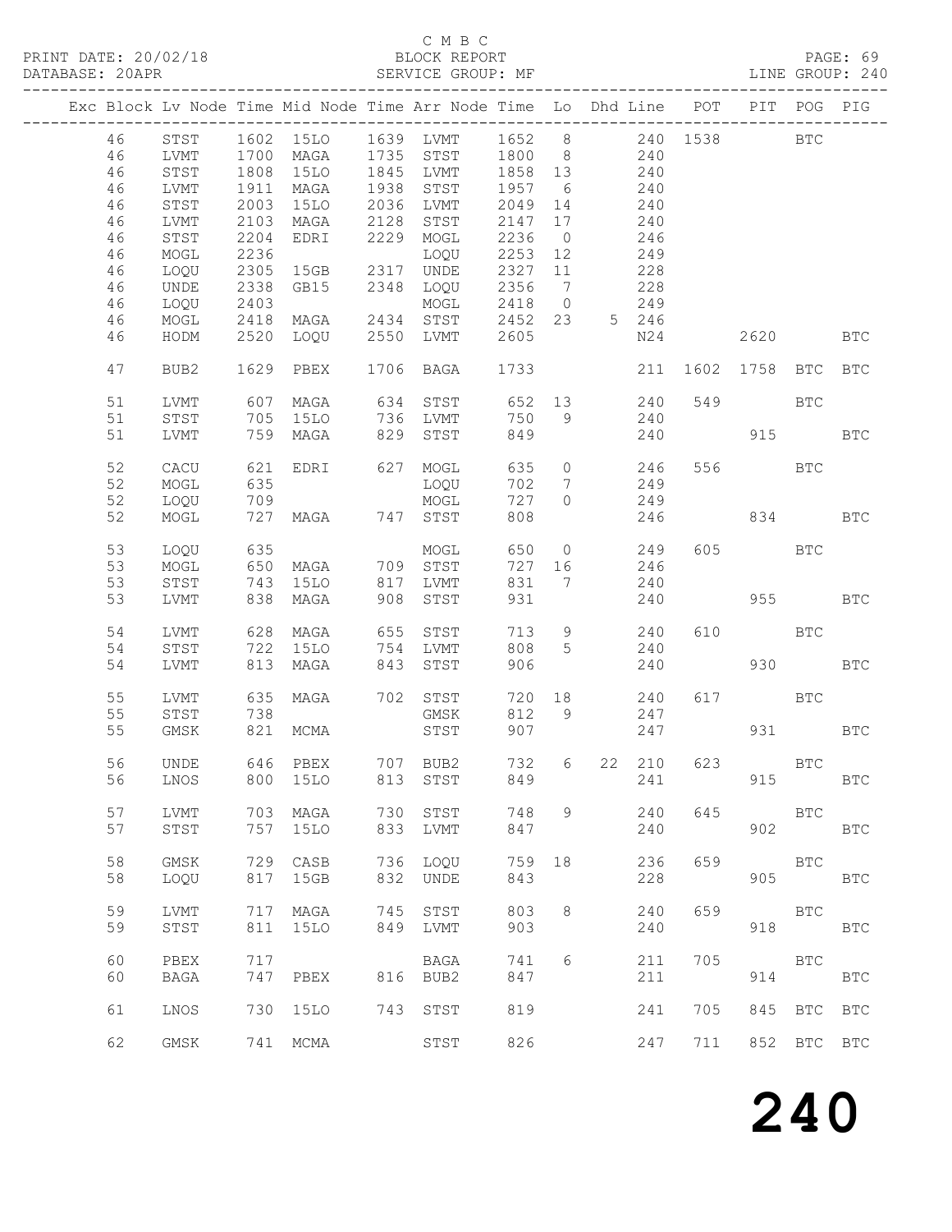C M B C

BLOCK REPORT

SERVICE GROUP: MF

| Exc | Block | Lv | Node | Time | Mid Node | Time | Arr Node | Time | Lo | Dhd | Line | POT | PIT | POG | PIG |
|---|---|---|---|---|---|---|---|---|---|---|---|---|---|---|---|
| | 46 | | STST | 1602 | 15LO | 1639 | LVMT | 1652 | 8 | | 240 | 1538 | | BTC | |
| | 46 | | LVMT | 1700 | MAGA | 1735 | STST | 1800 | 8 | | 240 | | | | |
| | 46 | | STST | 1808 | 15LO | 1845 | LVMT | 1858 | 13 | | 240 | | | | |
| | 46 | | LVMT | 1911 | MAGA | 1938 | STST | 1957 | 6 | | 240 | | | | |
| | 46 | | STST | 2003 | 15LO | 2036 | LVMT | 2049 | 14 | | 240 | | | | |
| | 46 | | LVMT | 2103 | MAGA | 2128 | STST | 2147 | 17 | | 240 | | | | |
| | 46 | | STST | 2204 | EDRI | 2229 | MOGL | 2236 | 0 | | 246 | | | | |
| | 46 | | MOGL | 2236 | | | LOQU | 2253 | 12 | | 249 | | | | |
| | 46 | | LOQU | 2305 | 15GB | 2317 | UNDE | 2327 | 11 | | 228 | | | | |
| | 46 | | UNDE | 2338 | GB15 | 2348 | LOQU | 2356 | 7 | | 228 | | | | |
| | 46 | | LOQU | 2403 | | | MOGL | 2418 | 0 | | 249 | | | | |
| | 46 | | MOGL | 2418 | MAGA | 2434 | STST | 2452 | 23 | 5 | 246 | | | | |
| | 46 | | HODM | 2520 | LOQU | 2550 | LVMT | 2605 | | | N24 | | 2620 | | BTC |
| | 47 | | BUB2 | 1629 | PBEX | 1706 | BAGA | 1733 | | | 211 | 1602 | 1758 | BTC | BTC |
| | 51 | | LVMT | 607 | MAGA | 634 | STST | 652 | 13 | | 240 | 549 | | BTC | |
| | 51 | | STST | 705 | 15LO | 736 | LVMT | 750 | 9 | | 240 | | | | |
| | 51 | | LVMT | 759 | MAGA | 829 | STST | 849 | | | 240 | | 915 | | BTC |
| | 52 | | CACU | 621 | EDRI | 627 | MOGL | 635 | 0 | | 246 | 556 | | BTC | |
| | 52 | | MOGL | 635 | | | LOQU | 702 | 7 | | 249 | | | | |
| | 52 | | LOQU | 709 | | | MOGL | 727 | 0 | | 249 | | | | |
| | 52 | | MOGL | 727 | MAGA | 747 | STST | 808 | | | 246 | | 834 | | BTC |
| | 53 | | LOQU | 635 | | | MOGL | 650 | 0 | | 249 | 605 | | BTC | |
| | 53 | | MOGL | 650 | MAGA | 709 | STST | 727 | 16 | | 246 | | | | |
| | 53 | | STST | 743 | 15LO | 817 | LVMT | 831 | 7 | | 240 | | | | |
| | 53 | | LVMT | 838 | MAGA | 908 | STST | 931 | | | 240 | | 955 | | BTC |
| | 54 | | LVMT | 628 | MAGA | 655 | STST | 713 | 9 | | 240 | 610 | | BTC | |
| | 54 | | STST | 722 | 15LO | 754 | LVMT | 808 | 5 | | 240 | | | | |
| | 54 | | LVMT | 813 | MAGA | 843 | STST | 906 | | | 240 | | 930 | | BTC |
| | 55 | | LVMT | 635 | MAGA | 702 | STST | 720 | 18 | | 240 | 617 | | BTC | |
| | 55 | | STST | 738 | | | GMSK | 812 | 9 | | 247 | | | | |
| | 55 | | GMSK | 821 | MCMA | | STST | 907 | | | 247 | | 931 | | BTC |
| | 56 | | UNDE | 646 | PBEX | 707 | BUB2 | 732 | 6 | 22 | 210 | 623 | | BTC | |
| | 56 | | LNOS | 800 | 15LO | 813 | STST | 849 | | | 241 | | 915 | | BTC |
| | 57 | | LVMT | 703 | MAGA | 730 | STST | 748 | 9 | | 240 | 645 | | BTC | |
| | 57 | | STST | 757 | 15LO | 833 | LVMT | 847 | | | 240 | | 902 | | BTC |
| | 58 | | GMSK | 729 | CASB | 736 | LOQU | 759 | 18 | | 236 | 659 | | BTC | |
| | 58 | | LOQU | 817 | 15GB | 832 | UNDE | 843 | | | 228 | | 905 | | BTC |
| | 59 | | LVMT | 717 | MAGA | 745 | STST | 803 | 8 | | 240 | 659 | | BTC | |
| | 59 | | STST | 811 | 15LO | 849 | LVMT | 903 | | | 240 | | 918 | | BTC |
| | 60 | | PBEX | 717 | | | BAGA | 741 | 6 | | 211 | 705 | | BTC | |
| | 60 | | BAGA | 747 | PBEX | 816 | BUB2 | 847 | | | 211 | | 914 | | BTC |
| | 61 | | LNOS | 730 | 15LO | 743 | STST | 819 | | | 241 | 705 | 845 | BTC | BTC |
| | 62 | | GMSK | 741 | MCMA | | STST | 826 | | | 247 | 711 | 852 | BTC | BTC |

240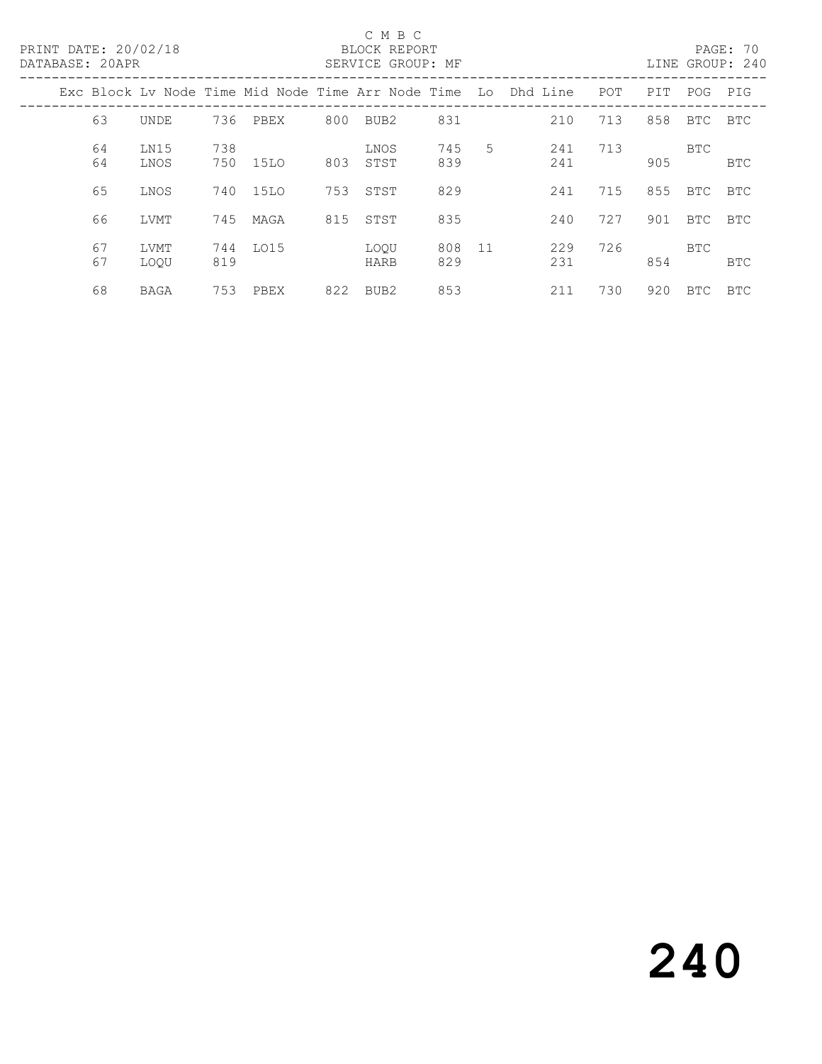C M B C

PRINT DATE: 20/02/18 BLOCK REPORT

DATABASE: 20APR SERVICE GROUP: MF LINE GROUP: 240

| Exc | Block | Lv Node | Time | Mid Node | Time | Arr Node | Time | Lo | Dhd Line | POT | PIT | POG | PIG |
|---|---|---|---|---|---|---|---|---|---|---|---|---|---|
| | 63 | UNDE | 736 | PBEX | 800 | BUB2 | 831 | | 210 | 713 | 858 | BTC | BTC |
| | 64 | LN15 | 738 | | | LNOS | 745 | 5 | 241 | 713 | | BTC | |
| | 64 | LNOS | 750 | 15LO | 803 | STST | 839 | | 241 | | 905 | | BTC |
| | 65 | LNOS | 740 | 15LO | 753 | STST | 829 | | 241 | 715 | 855 | BTC | BTC |
| | 66 | LVMT | 745 | MAGA | 815 | STST | 835 | | 240 | 727 | 901 | BTC | BTC |
| | 67 | LVMT | 744 | LO15 | | LOQU | 808 | 11 | 229 | 726 | | BTC | |
| | 67 | LOQU | 819 | | | HARB | 829 | | 231 | | 854 | | BTC |
| | 68 | BAGA | 753 | PBEX | 822 | BUB2 | 853 | | 211 | 730 | 920 | BTC | BTC |

# 240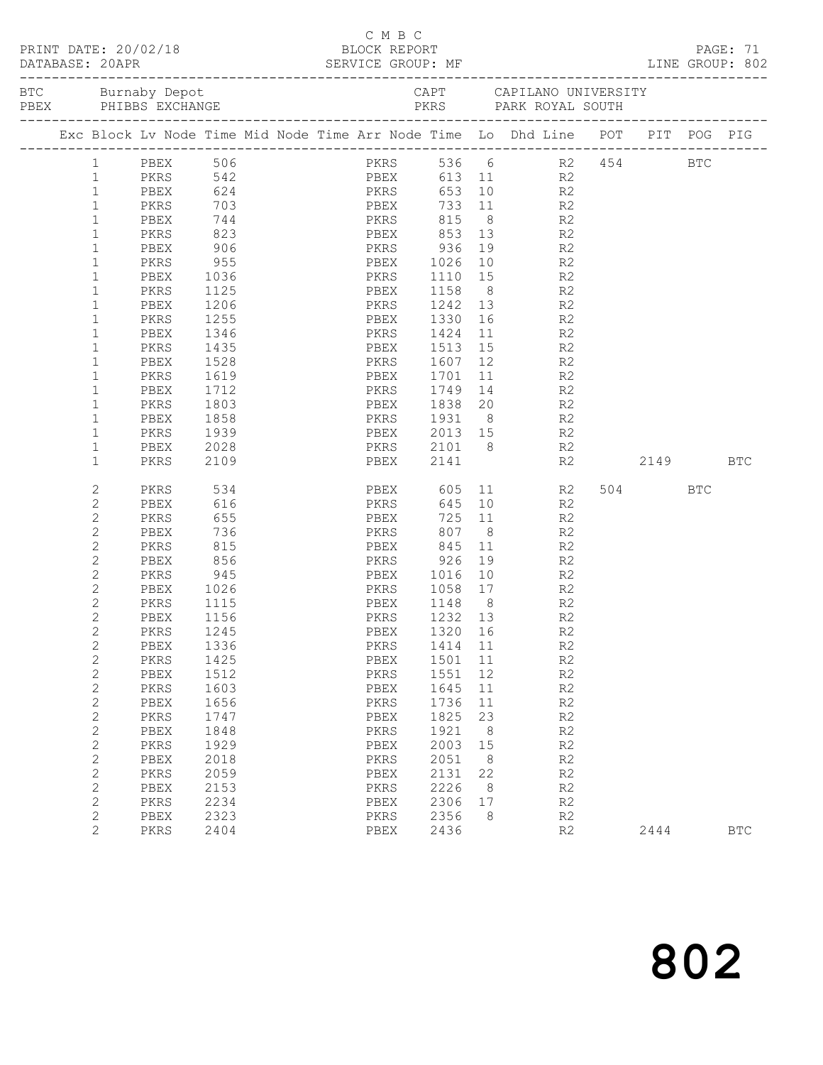C M B C

PRINT DATE: 20/02/18 BLOCK REPORT

DATABASE: 20APR SERVICE GROUP: MF LINE GROUP: 802

BTC Burnaby Depot CAPT CAPILANO UNIVERSITY
PBEX PHIBBS EXCHANGE PKRS PARK ROYAL SOUTH

| Exc | Block | Lv | Node | Time | Mid | Node | Time | Arr Node | Time | Lo | Dhd | Line | POT | PIT | POG | PIG |
|---|---|---|---|---|---|---|---|---|---|---|---|---|---|---|---|---|
| | 1 | | PBEX | 506 | | | | PKRS | 536 | 6 | | R2 | 454 | | BTC | |
| | 1 | | PKRS | 542 | | | | PBEX | 613 | 11 | | R2 | | | | |
| | 1 | | PBEX | 624 | | | | PKRS | 653 | 10 | | R2 | | | | |
| | 1 | | PKRS | 703 | | | | PBEX | 733 | 11 | | R2 | | | | |
| | 1 | | PBEX | 744 | | | | PKRS | 815 | 8 | | R2 | | | | |
| | 1 | | PKRS | 823 | | | | PBEX | 853 | 13 | | R2 | | | | |
| | 1 | | PBEX | 906 | | | | PKRS | 936 | 19 | | R2 | | | | |
| | 1 | | PKRS | 955 | | | | PBEX | 1026 | 10 | | R2 | | | | |
| | 1 | | PBEX | 1036 | | | | PKRS | 1110 | 15 | | R2 | | | | |
| | 1 | | PKRS | 1125 | | | | PBEX | 1158 | 8 | | R2 | | | | |
| | 1 | | PBEX | 1206 | | | | PKRS | 1242 | 13 | | R2 | | | | |
| | 1 | | PKRS | 1255 | | | | PBEX | 1330 | 16 | | R2 | | | | |
| | 1 | | PBEX | 1346 | | | | PKRS | 1424 | 11 | | R2 | | | | |
| | 1 | | PKRS | 1435 | | | | PBEX | 1513 | 15 | | R2 | | | | |
| | 1 | | PBEX | 1528 | | | | PKRS | 1607 | 12 | | R2 | | | | |
| | 1 | | PKRS | 1619 | | | | PBEX | 1701 | 11 | | R2 | | | | |
| | 1 | | PBEX | 1712 | | | | PKRS | 1749 | 14 | | R2 | | | | |
| | 1 | | PKRS | 1803 | | | | PBEX | 1838 | 20 | | R2 | | | | |
| | 1 | | PBEX | 1858 | | | | PKRS | 1931 | 8 | | R2 | | | | |
| | 1 | | PKRS | 1939 | | | | PBEX | 2013 | 15 | | R2 | | | | |
| | 1 | | PBEX | 2028 | | | | PKRS | 2101 | 8 | | R2 | | | | |
| | 1 | | PKRS | 2109 | | | | PBEX | 2141 | | | R2 | | 2149 | | BTC |
| | 2 | | PKRS | 534 | | | | PBEX | 605 | 11 | | R2 | 504 | | BTC | |
| | 2 | | PBEX | 616 | | | | PKRS | 645 | 10 | | R2 | | | | |
| | 2 | | PKRS | 655 | | | | PBEX | 725 | 11 | | R2 | | | | |
| | 2 | | PBEX | 736 | | | | PKRS | 807 | 8 | | R2 | | | | |
| | 2 | | PKRS | 815 | | | | PBEX | 845 | 11 | | R2 | | | | |
| | 2 | | PBEX | 856 | | | | PKRS | 926 | 19 | | R2 | | | | |
| | 2 | | PKRS | 945 | | | | PBEX | 1016 | 10 | | R2 | | | | |
| | 2 | | PBEX | 1026 | | | | PKRS | 1058 | 17 | | R2 | | | | |
| | 2 | | PKRS | 1115 | | | | PBEX | 1148 | 8 | | R2 | | | | |
| | 2 | | PBEX | 1156 | | | | PKRS | 1232 | 13 | | R2 | | | | |
| | 2 | | PKRS | 1245 | | | | PBEX | 1320 | 16 | | R2 | | | | |
| | 2 | | PBEX | 1336 | | | | PKRS | 1414 | 11 | | R2 | | | | |
| | 2 | | PKRS | 1425 | | | | PBEX | 1501 | 11 | | R2 | | | | |
| | 2 | | PBEX | 1512 | | | | PKRS | 1551 | 12 | | R2 | | | | |
| | 2 | | PKRS | 1603 | | | | PBEX | 1645 | 11 | | R2 | | | | |
| | 2 | | PBEX | 1656 | | | | PKRS | 1736 | 11 | | R2 | | | | |
| | 2 | | PKRS | 1747 | | | | PBEX | 1825 | 23 | | R2 | | | | |
| | 2 | | PBEX | 1848 | | | | PKRS | 1921 | 8 | | R2 | | | | |
| | 2 | | PKRS | 1929 | | | | PBEX | 2003 | 15 | | R2 | | | | |
| | 2 | | PBEX | 2018 | | | | PKRS | 2051 | 8 | | R2 | | | | |
| | 2 | | PKRS | 2059 | | | | PBEX | 2131 | 22 | | R2 | | | | |
| | 2 | | PBEX | 2153 | | | | PKRS | 2226 | 8 | | R2 | | | | |
| | 2 | | PKRS | 2234 | | | | PBEX | 2306 | 17 | | R2 | | | | |
| | 2 | | PBEX | 2323 | | | | PKRS | 2356 | 8 | | R2 | | | | |
| | 2 | | PKRS | 2404 | | | | PBEX | 2436 | | | R2 | | 2444 | | BTC |

802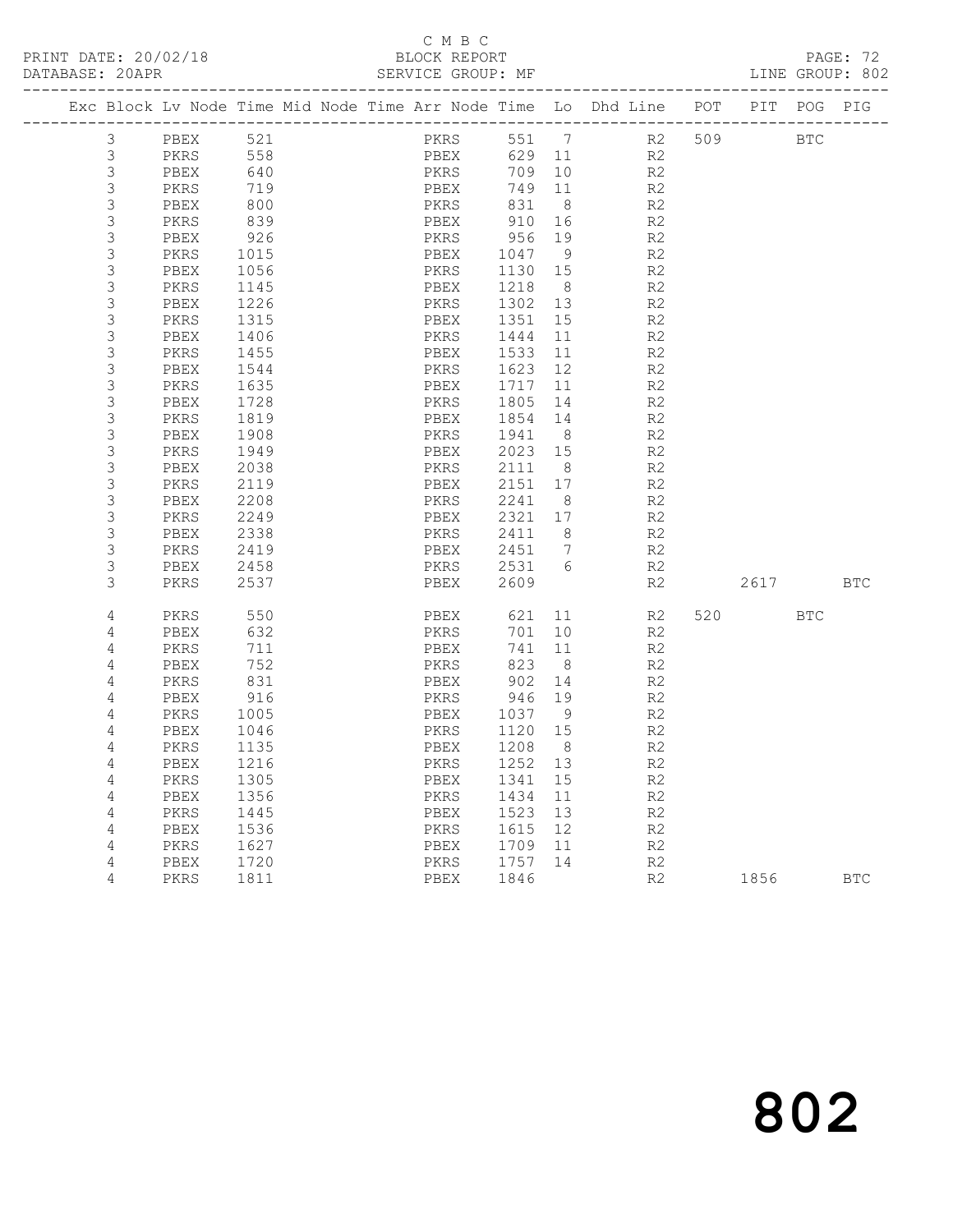C M B C
BLOCK REPORT
SERVICE GROUP: MF

PRINT DATE: 20/02/18
DATABASE: 20APR
LINE GROUP: 802

| Exc | Block | Lv | Node | Time | Mid Node | Time | Arr Node | Time | Lo | Dhd Line | POT | PIT | POG | PIG |
|---|---|---|---|---|---|---|---|---|---|---|---|---|---|---|
| | 3 | | PBEX | 521 | | | PKRS | 551 | 7 | R2 | 509 | | BTC | |
| | 3 | | PKRS | 558 | | | PBEX | 629 | 11 | R2 | | | | |
| | 3 | | PBEX | 640 | | | PKRS | 709 | 10 | R2 | | | | |
| | 3 | | PKRS | 719 | | | PBEX | 749 | 11 | R2 | | | | |
| | 3 | | PBEX | 800 | | | PKRS | 831 | 8 | R2 | | | | |
| | 3 | | PKRS | 839 | | | PBEX | 910 | 16 | R2 | | | | |
| | 3 | | PBEX | 926 | | | PKRS | 956 | 19 | R2 | | | | |
| | 3 | | PKRS | 1015 | | | PBEX | 1047 | 9 | R2 | | | | |
| | 3 | | PBEX | 1056 | | | PKRS | 1130 | 15 | R2 | | | | |
| | 3 | | PKRS | 1145 | | | PBEX | 1218 | 8 | R2 | | | | |
| | 3 | | PBEX | 1226 | | | PKRS | 1302 | 13 | R2 | | | | |
| | 3 | | PKRS | 1315 | | | PBEX | 1351 | 15 | R2 | | | | |
| | 3 | | PBEX | 1406 | | | PKRS | 1444 | 11 | R2 | | | | |
| | 3 | | PKRS | 1455 | | | PBEX | 1533 | 11 | R2 | | | | |
| | 3 | | PBEX | 1544 | | | PKRS | 1623 | 12 | R2 | | | | |
| | 3 | | PKRS | 1635 | | | PBEX | 1717 | 11 | R2 | | | | |
| | 3 | | PBEX | 1728 | | | PKRS | 1805 | 14 | R2 | | | | |
| | 3 | | PKRS | 1819 | | | PBEX | 1854 | 14 | R2 | | | | |
| | 3 | | PBEX | 1908 | | | PKRS | 1941 | 8 | R2 | | | | |
| | 3 | | PKRS | 1949 | | | PBEX | 2023 | 15 | R2 | | | | |
| | 3 | | PBEX | 2038 | | | PKRS | 2111 | 8 | R2 | | | | |
| | 3 | | PKRS | 2119 | | | PBEX | 2151 | 17 | R2 | | | | |
| | 3 | | PBEX | 2208 | | | PKRS | 2241 | 8 | R2 | | | | |
| | 3 | | PKRS | 2249 | | | PBEX | 2321 | 17 | R2 | | | | |
| | 3 | | PBEX | 2338 | | | PKRS | 2411 | 8 | R2 | | | | |
| | 3 | | PKRS | 2419 | | | PBEX | 2451 | 7 | R2 | | | | |
| | 3 | | PBEX | 2458 | | | PKRS | 2531 | 6 | R2 | | | | |
| | 3 | | PKRS | 2537 | | | PBEX | 2609 | | R2 | | 2617 | | BTC |
| | 4 | | PKRS | 550 | | | PBEX | 621 | 11 | R2 | 520 | | BTC | |
| | 4 | | PBEX | 632 | | | PKRS | 701 | 10 | R2 | | | | |
| | 4 | | PKRS | 711 | | | PBEX | 741 | 11 | R2 | | | | |
| | 4 | | PBEX | 752 | | | PKRS | 823 | 8 | R2 | | | | |
| | 4 | | PKRS | 831 | | | PBEX | 902 | 14 | R2 | | | | |
| | 4 | | PBEX | 916 | | | PKRS | 946 | 19 | R2 | | | | |
| | 4 | | PKRS | 1005 | | | PBEX | 1037 | 9 | R2 | | | | |
| | 4 | | PBEX | 1046 | | | PKRS | 1120 | 15 | R2 | | | | |
| | 4 | | PKRS | 1135 | | | PBEX | 1208 | 8 | R2 | | | | |
| | 4 | | PBEX | 1216 | | | PKRS | 1252 | 13 | R2 | | | | |
| | 4 | | PKRS | 1305 | | | PBEX | 1341 | 15 | R2 | | | | |
| | 4 | | PBEX | 1356 | | | PKRS | 1434 | 11 | R2 | | | | |
| | 4 | | PKRS | 1445 | | | PBEX | 1523 | 13 | R2 | | | | |
| | 4 | | PBEX | 1536 | | | PKRS | 1615 | 12 | R2 | | | | |
| | 4 | | PKRS | 1627 | | | PBEX | 1709 | 11 | R2 | | | | |
| | 4 | | PBEX | 1720 | | | PKRS | 1757 | 14 | R2 | | | | |
| | 4 | | PKRS | 1811 | | | PBEX | 1846 | | R2 | | 1856 | | BTC |

802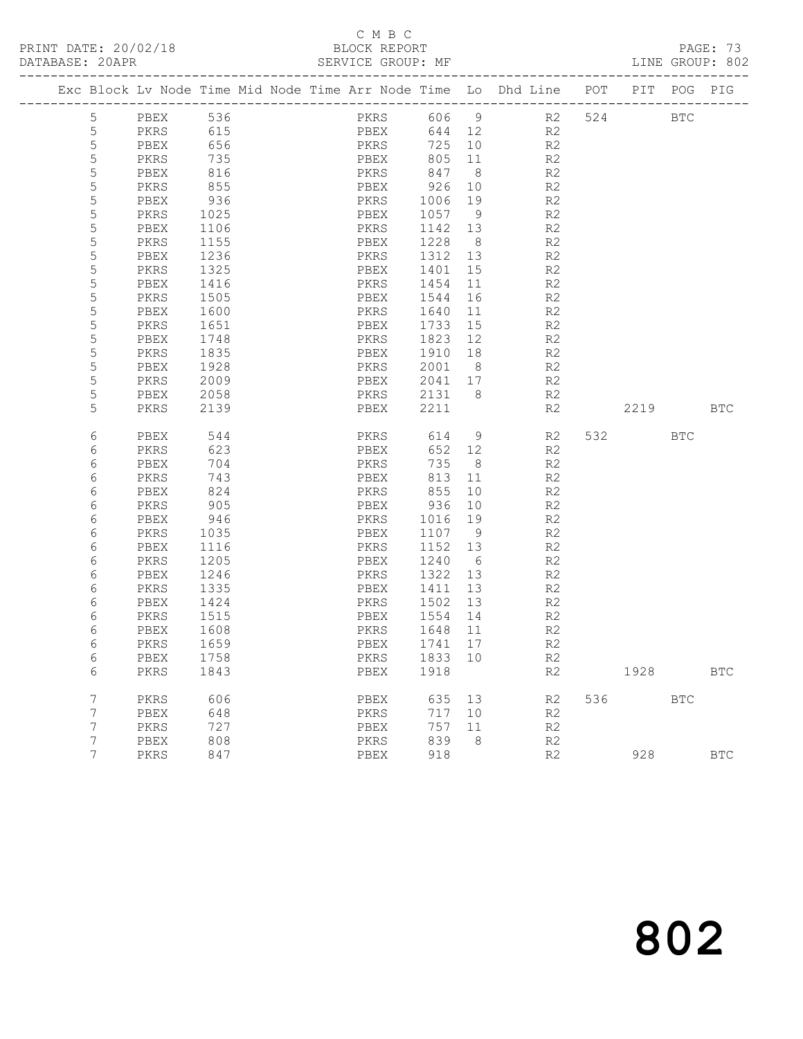C M B C
PRINT DATE: 20/02/18 BLOCK REPORT
DATABASE: 20APR SERVICE GROUP: MF LINE GROUP: 802

| Exc | Block | Lv | Node | Time | Mid Node | Time | Arr Node | Time | Lo | Dhd Line | POT | PIT | POG | PIG |
|---|---|---|---|---|---|---|---|---|---|---|---|---|---|---|
| | 5 | | PBEX | 536 | | | PKRS | 606 | 9 | R2 | 524 | | BTC | |
| | 5 | | PKRS | 615 | | | PBEX | 644 | 12 | R2 | | | | |
| | 5 | | PBEX | 656 | | | PKRS | 725 | 10 | R2 | | | | |
| | 5 | | PKRS | 735 | | | PBEX | 805 | 11 | R2 | | | | |
| | 5 | | PBEX | 816 | | | PKRS | 847 | 8 | R2 | | | | |
| | 5 | | PKRS | 855 | | | PBEX | 926 | 10 | R2 | | | | |
| | 5 | | PBEX | 936 | | | PKRS | 1006 | 19 | R2 | | | | |
| | 5 | | PKRS | 1025 | | | PBEX | 1057 | 9 | R2 | | | | |
| | 5 | | PBEX | 1106 | | | PKRS | 1142 | 13 | R2 | | | | |
| | 5 | | PKRS | 1155 | | | PBEX | 1228 | 8 | R2 | | | | |
| | 5 | | PBEX | 1236 | | | PKRS | 1312 | 13 | R2 | | | | |
| | 5 | | PKRS | 1325 | | | PBEX | 1401 | 15 | R2 | | | | |
| | 5 | | PBEX | 1416 | | | PKRS | 1454 | 11 | R2 | | | | |
| | 5 | | PKRS | 1505 | | | PBEX | 1544 | 16 | R2 | | | | |
| | 5 | | PBEX | 1600 | | | PKRS | 1640 | 11 | R2 | | | | |
| | 5 | | PKRS | 1651 | | | PBEX | 1733 | 15 | R2 | | | | |
| | 5 | | PBEX | 1748 | | | PKRS | 1823 | 12 | R2 | | | | |
| | 5 | | PKRS | 1835 | | | PBEX | 1910 | 18 | R2 | | | | |
| | 5 | | PBEX | 1928 | | | PKRS | 2001 | 8 | R2 | | | | |
| | 5 | | PKRS | 2009 | | | PBEX | 2041 | 17 | R2 | | | | |
| | 5 | | PBEX | 2058 | | | PKRS | 2131 | 8 | R2 | | | | |
| | 5 | | PKRS | 2139 | | | PBEX | 2211 | | R2 | | 2219 | | BTC |
| | 6 | | PBEX | 544 | | | PKRS | 614 | 9 | R2 | 532 | | BTC | |
| | 6 | | PKRS | 623 | | | PBEX | 652 | 12 | R2 | | | | |
| | 6 | | PBEX | 704 | | | PKRS | 735 | 8 | R2 | | | | |
| | 6 | | PKRS | 743 | | | PBEX | 813 | 11 | R2 | | | | |
| | 6 | | PBEX | 824 | | | PKRS | 855 | 10 | R2 | | | | |
| | 6 | | PKRS | 905 | | | PBEX | 936 | 10 | R2 | | | | |
| | 6 | | PBEX | 946 | | | PKRS | 1016 | 19 | R2 | | | | |
| | 6 | | PKRS | 1035 | | | PBEX | 1107 | 9 | R2 | | | | |
| | 6 | | PBEX | 1116 | | | PKRS | 1152 | 13 | R2 | | | | |
| | 6 | | PKRS | 1205 | | | PBEX | 1240 | 6 | R2 | | | | |
| | 6 | | PBEX | 1246 | | | PKRS | 1322 | 13 | R2 | | | | |
| | 6 | | PKRS | 1335 | | | PBEX | 1411 | 13 | R2 | | | | |
| | 6 | | PBEX | 1424 | | | PKRS | 1502 | 13 | R2 | | | | |
| | 6 | | PKRS | 1515 | | | PBEX | 1554 | 14 | R2 | | | | |
| | 6 | | PBEX | 1608 | | | PKRS | 1648 | 11 | R2 | | | | |
| | 6 | | PKRS | 1659 | | | PBEX | 1741 | 17 | R2 | | | | |
| | 6 | | PBEX | 1758 | | | PKRS | 1833 | 10 | R2 | | | | |
| | 6 | | PKRS | 1843 | | | PBEX | 1918 | | R2 | | 1928 | | BTC |
| | 7 | | PKRS | 606 | | | PBEX | 635 | 13 | R2 | 536 | | BTC | |
| | 7 | | PBEX | 648 | | | PKRS | 717 | 10 | R2 | | | | |
| | 7 | | PKRS | 727 | | | PBEX | 757 | 11 | R2 | | | | |
| | 7 | | PBEX | 808 | | | PKRS | 839 | 8 | R2 | | | | |
| | 7 | | PKRS | 847 | | | PBEX | 918 | | R2 | | 928 | | BTC |

802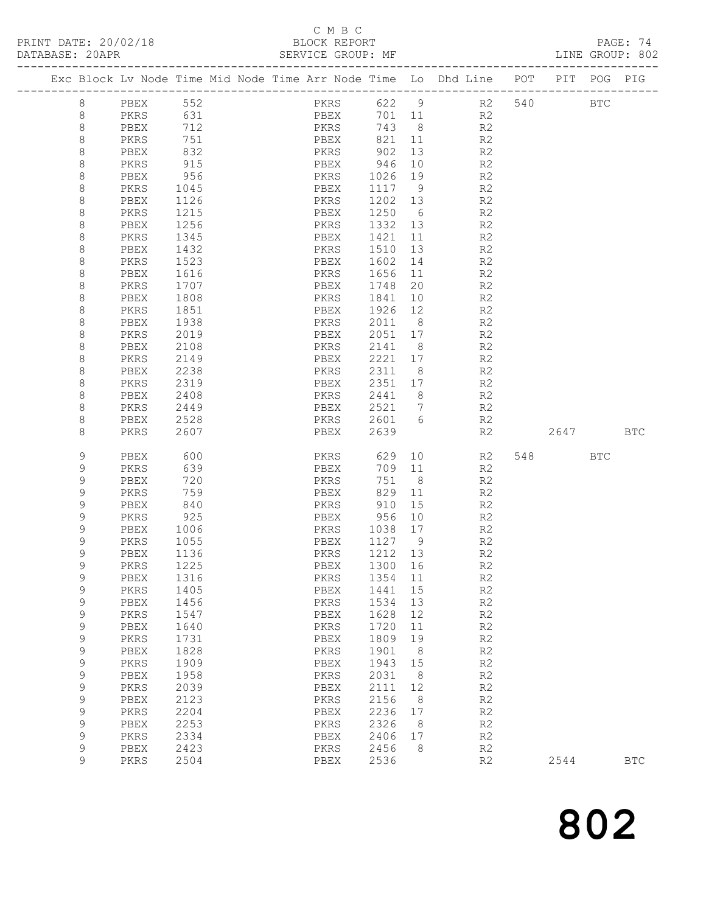C M B C

PRINT DATE: 20/02/18 BLOCK REPORT

DATABASE: 20APR SERVICE GROUP: MF LINE GROUP: 802

| Exc | Block | Lv | Node | Time | Mid Node | Time | Arr Node | Time | Lo | Dhd Line | POT | PIT | POG | PIG |
|---|---|---|---|---|---|---|---|---|---|---|---|---|---|---|
| | 8 | | PBEX | 552 | | | PKRS | 622 | 9 | R2 | 540 | | BTC | |
| | 8 | | PKRS | 631 | | | PBEX | 701 | 11 | R2 | | | | |
| | 8 | | PBEX | 712 | | | PKRS | 743 | 8 | R2 | | | | |
| | 8 | | PKRS | 751 | | | PBEX | 821 | 11 | R2 | | | | |
| | 8 | | PBEX | 832 | | | PKRS | 902 | 13 | R2 | | | | |
| | 8 | | PKRS | 915 | | | PBEX | 946 | 10 | R2 | | | | |
| | 8 | | PBEX | 956 | | | PKRS | 1026 | 19 | R2 | | | | |
| | 8 | | PKRS | 1045 | | | PBEX | 1117 | 9 | R2 | | | | |
| | 8 | | PBEX | 1126 | | | PKRS | 1202 | 13 | R2 | | | | |
| | 8 | | PKRS | 1215 | | | PBEX | 1250 | 6 | R2 | | | | |
| | 8 | | PBEX | 1256 | | | PKRS | 1332 | 13 | R2 | | | | |
| | 8 | | PKRS | 1345 | | | PBEX | 1421 | 11 | R2 | | | | |
| | 8 | | PBEX | 1432 | | | PKRS | 1510 | 13 | R2 | | | | |
| | 8 | | PKRS | 1523 | | | PBEX | 1602 | 14 | R2 | | | | |
| | 8 | | PBEX | 1616 | | | PKRS | 1656 | 11 | R2 | | | | |
| | 8 | | PKRS | 1707 | | | PBEX | 1748 | 20 | R2 | | | | |
| | 8 | | PBEX | 1808 | | | PKRS | 1841 | 10 | R2 | | | | |
| | 8 | | PKRS | 1851 | | | PBEX | 1926 | 12 | R2 | | | | |
| | 8 | | PBEX | 1938 | | | PKRS | 2011 | 8 | R2 | | | | |
| | 8 | | PKRS | 2019 | | | PBEX | 2051 | 17 | R2 | | | | |
| | 8 | | PBEX | 2108 | | | PKRS | 2141 | 8 | R2 | | | | |
| | 8 | | PKRS | 2149 | | | PBEX | 2221 | 17 | R2 | | | | |
| | 8 | | PBEX | 2238 | | | PKRS | 2311 | 8 | R2 | | | | |
| | 8 | | PKRS | 2319 | | | PBEX | 2351 | 17 | R2 | | | | |
| | 8 | | PBEX | 2408 | | | PKRS | 2441 | 8 | R2 | | | | |
| | 8 | | PKRS | 2449 | | | PBEX | 2521 | 7 | R2 | | | | |
| | 8 | | PBEX | 2528 | | | PKRS | 2601 | 6 | R2 | | | | |
| | 8 | | PKRS | 2607 | | | PBEX | 2639 | | R2 | | 2647 | | BTC |
| | 9 | | PBEX | 600 | | | PKRS | 629 | 10 | R2 | 548 | | BTC | |
| | 9 | | PKRS | 639 | | | PBEX | 709 | 11 | R2 | | | | |
| | 9 | | PBEX | 720 | | | PKRS | 751 | 8 | R2 | | | | |
| | 9 | | PKRS | 759 | | | PBEX | 829 | 11 | R2 | | | | |
| | 9 | | PBEX | 840 | | | PKRS | 910 | 15 | R2 | | | | |
| | 9 | | PKRS | 925 | | | PBEX | 956 | 10 | R2 | | | | |
| | 9 | | PBEX | 1006 | | | PKRS | 1038 | 17 | R2 | | | | |
| | 9 | | PKRS | 1055 | | | PBEX | 1127 | 9 | R2 | | | | |
| | 9 | | PBEX | 1136 | | | PKRS | 1212 | 13 | R2 | | | | |
| | 9 | | PKRS | 1225 | | | PBEX | 1300 | 16 | R2 | | | | |
| | 9 | | PBEX | 1316 | | | PKRS | 1354 | 11 | R2 | | | | |
| | 9 | | PKRS | 1405 | | | PBEX | 1441 | 15 | R2 | | | | |
| | 9 | | PBEX | 1456 | | | PKRS | 1534 | 13 | R2 | | | | |
| | 9 | | PKRS | 1547 | | | PBEX | 1628 | 12 | R2 | | | | |
| | 9 | | PBEX | 1640 | | | PKRS | 1720 | 11 | R2 | | | | |
| | 9 | | PKRS | 1731 | | | PBEX | 1809 | 19 | R2 | | | | |
| | 9 | | PBEX | 1828 | | | PKRS | 1901 | 8 | R2 | | | | |
| | 9 | | PKRS | 1909 | | | PBEX | 1943 | 15 | R2 | | | | |
| | 9 | | PBEX | 1958 | | | PKRS | 2031 | 8 | R2 | | | | |
| | 9 | | PKRS | 2039 | | | PBEX | 2111 | 12 | R2 | | | | |
| | 9 | | PBEX | 2123 | | | PKRS | 2156 | 8 | R2 | | | | |
| | 9 | | PKRS | 2204 | | | PBEX | 2236 | 17 | R2 | | | | |
| | 9 | | PBEX | 2253 | | | PKRS | 2326 | 8 | R2 | | | | |
| | 9 | | PKRS | 2334 | | | PBEX | 2406 | 17 | R2 | | | | |
| | 9 | | PBEX | 2423 | | | PKRS | 2456 | 8 | R2 | | | | |
| | 9 | | PKRS | 2504 | | | PBEX | 2536 | | R2 | | 2544 | | BTC |

# 802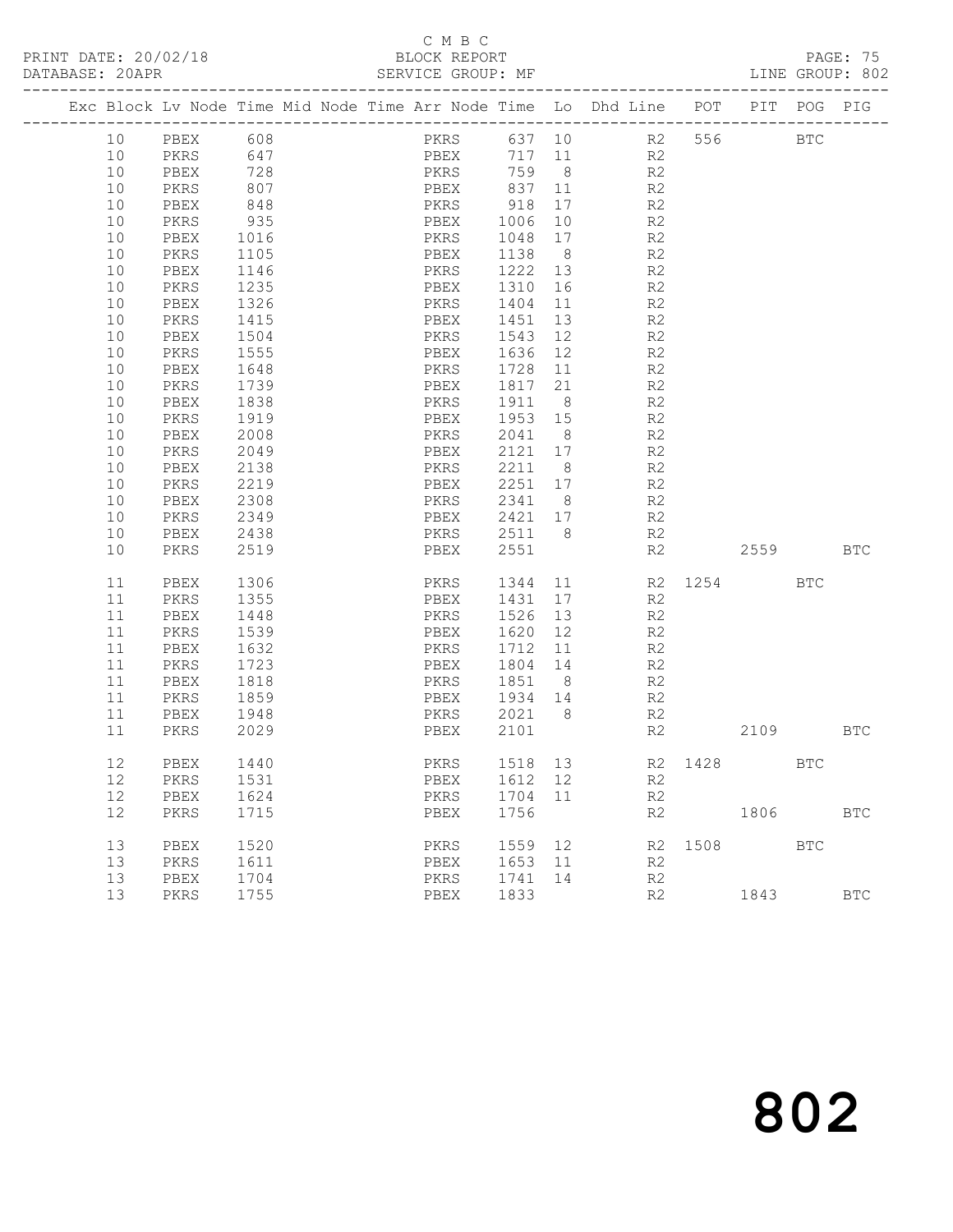C M B C
BLOCK REPORT
SERVICE GROUP: MF

PRINT DATE: 20/02/18
DATABASE: 20APR
LINE GROUP: 802

| Exc | Block | Lv | Node | Time | Mid Node | Time | Arr Node | Time | Lo | Dhd Line | POT | PIT | POG | PIG |
|---|---|---|---|---|---|---|---|---|---|---|---|---|---|---|
| | 10 | | PBEX | 608 | | | PKRS | 637 | 10 | R2 | 556 | | BTC | |
| | 10 | | PKRS | 647 | | | PBEX | 717 | 11 | R2 | | | | |
| | 10 | | PBEX | 728 | | | PKRS | 759 | 8 | R2 | | | | |
| | 10 | | PKRS | 807 | | | PBEX | 837 | 11 | R2 | | | | |
| | 10 | | PBEX | 848 | | | PKRS | 918 | 17 | R2 | | | | |
| | 10 | | PKRS | 935 | | | PBEX | 1006 | 10 | R2 | | | | |
| | 10 | | PBEX | 1016 | | | PKRS | 1048 | 17 | R2 | | | | |
| | 10 | | PKRS | 1105 | | | PBEX | 1138 | 8 | R2 | | | | |
| | 10 | | PBEX | 1146 | | | PKRS | 1222 | 13 | R2 | | | | |
| | 10 | | PKRS | 1235 | | | PBEX | 1310 | 16 | R2 | | | | |
| | 10 | | PBEX | 1326 | | | PKRS | 1404 | 11 | R2 | | | | |
| | 10 | | PKRS | 1415 | | | PBEX | 1451 | 13 | R2 | | | | |
| | 10 | | PBEX | 1504 | | | PKRS | 1543 | 12 | R2 | | | | |
| | 10 | | PKRS | 1555 | | | PBEX | 1636 | 12 | R2 | | | | |
| | 10 | | PBEX | 1648 | | | PKRS | 1728 | 11 | R2 | | | | |
| | 10 | | PKRS | 1739 | | | PBEX | 1817 | 21 | R2 | | | | |
| | 10 | | PBEX | 1838 | | | PKRS | 1911 | 8 | R2 | | | | |
| | 10 | | PKRS | 1919 | | | PBEX | 1953 | 15 | R2 | | | | |
| | 10 | | PBEX | 2008 | | | PKRS | 2041 | 8 | R2 | | | | |
| | 10 | | PKRS | 2049 | | | PBEX | 2121 | 17 | R2 | | | | |
| | 10 | | PBEX | 2138 | | | PKRS | 2211 | 8 | R2 | | | | |
| | 10 | | PKRS | 2219 | | | PBEX | 2251 | 17 | R2 | | | | |
| | 10 | | PBEX | 2308 | | | PKRS | 2341 | 8 | R2 | | | | |
| | 10 | | PKRS | 2349 | | | PBEX | 2421 | 17 | R2 | | | | |
| | 10 | | PBEX | 2438 | | | PKRS | 2511 | 8 | R2 | | | | |
| | 10 | | PKRS | 2519 | | | PBEX | 2551 | | R2 | | 2559 | | BTC |
| | 11 | | PBEX | 1306 | | | PKRS | 1344 | 11 | R2 | 1254 | | BTC | |
| | 11 | | PKRS | 1355 | | | PBEX | 1431 | 17 | R2 | | | | |
| | 11 | | PBEX | 1448 | | | PKRS | 1526 | 13 | R2 | | | | |
| | 11 | | PKRS | 1539 | | | PBEX | 1620 | 12 | R2 | | | | |
| | 11 | | PBEX | 1632 | | | PKRS | 1712 | 11 | R2 | | | | |
| | 11 | | PKRS | 1723 | | | PBEX | 1804 | 14 | R2 | | | | |
| | 11 | | PBEX | 1818 | | | PKRS | 1851 | 8 | R2 | | | | |
| | 11 | | PKRS | 1859 | | | PBEX | 1934 | 14 | R2 | | | | |
| | 11 | | PBEX | 1948 | | | PKRS | 2021 | 8 | R2 | | | | |
| | 11 | | PKRS | 2029 | | | PBEX | 2101 | | R2 | | 2109 | | BTC |
| | 12 | | PBEX | 1440 | | | PKRS | 1518 | 13 | R2 | 1428 | | BTC | |
| | 12 | | PKRS | 1531 | | | PBEX | 1612 | 12 | R2 | | | | |
| | 12 | | PBEX | 1624 | | | PKRS | 1704 | 11 | R2 | | | | |
| | 12 | | PKRS | 1715 | | | PBEX | 1756 | | R2 | | 1806 | | BTC |
| | 13 | | PBEX | 1520 | | | PKRS | 1559 | 12 | R2 | 1508 | | BTC | |
| | 13 | | PKRS | 1611 | | | PBEX | 1653 | 11 | R2 | | | | |
| | 13 | | PBEX | 1704 | | | PKRS | 1741 | 14 | R2 | | | | |
| | 13 | | PKRS | 1755 | | | PBEX | 1833 | | R2 | | 1843 | | BTC |

802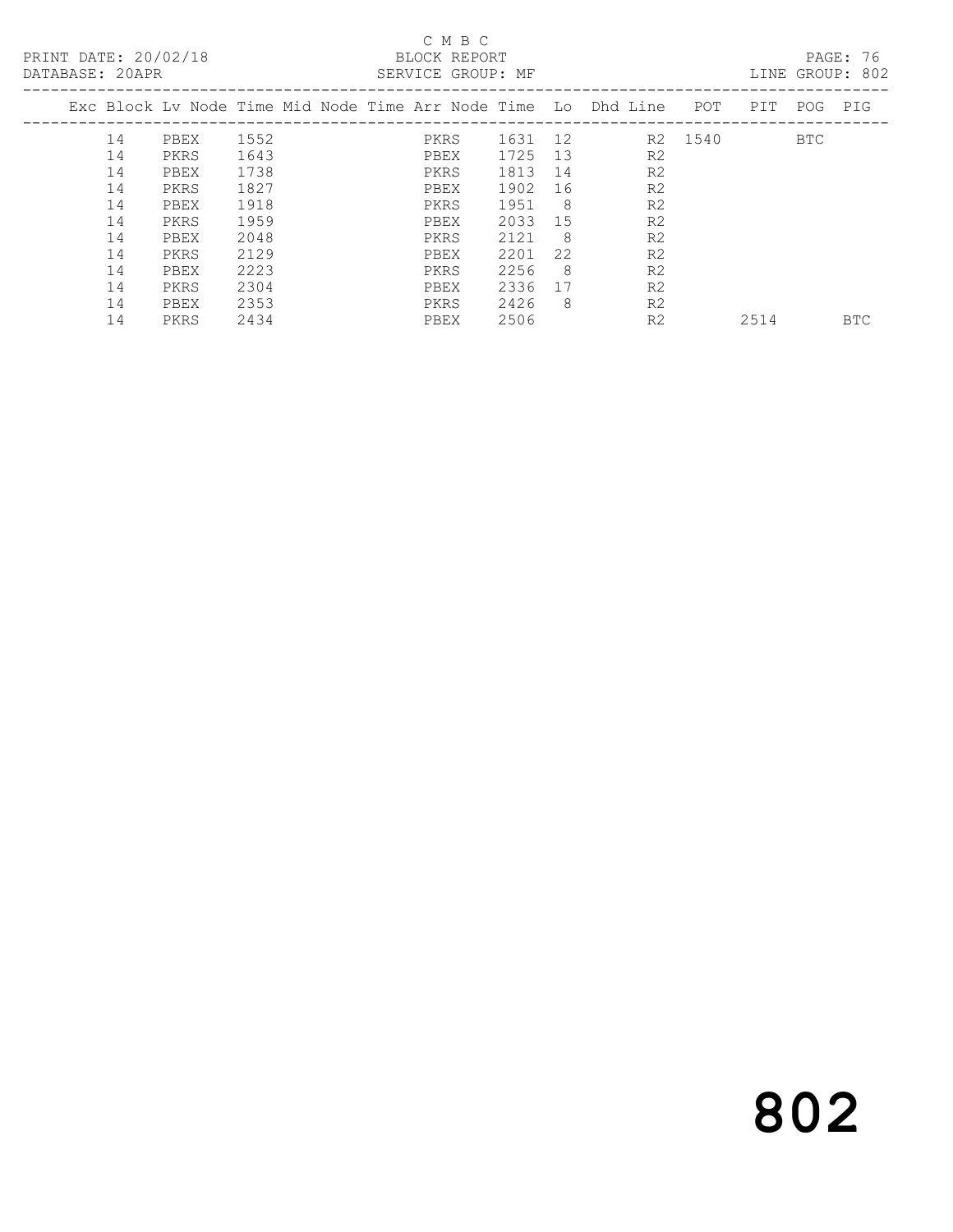C M B C

BLOCK REPORT

SERVICE GROUP: MF

PRINT DATE: 20/02/18
DATABASE: 20APR
LINE GROUP: 802

| Exc | Block | Lv | Node | Time | Mid Node | Time | Arr Node | Time | Lo | Dhd Line | POT | PIT | POG | PIG |
|---|---|---|---|---|---|---|---|---|---|---|---|---|---|---|
| | 14 | | PBEX | 1552 | | | PKRS | 1631 | 12 | R2 | 1540 | | BTC | |
| | 14 | | PKRS | 1643 | | | PBEX | 1725 | 13 | R2 | | | | |
| | 14 | | PBEX | 1738 | | | PKRS | 1813 | 14 | R2 | | | | |
| | 14 | | PKRS | 1827 | | | PBEX | 1902 | 16 | R2 | | | | |
| | 14 | | PBEX | 1918 | | | PKRS | 1951 | 8 | R2 | | | | |
| | 14 | | PKRS | 1959 | | | PBEX | 2033 | 15 | R2 | | | | |
| | 14 | | PBEX | 2048 | | | PKRS | 2121 | 8 | R2 | | | | |
| | 14 | | PKRS | 2129 | | | PBEX | 2201 | 22 | R2 | | | | |
| | 14 | | PBEX | 2223 | | | PKRS | 2256 | 8 | R2 | | | | |
| | 14 | | PKRS | 2304 | | | PBEX | 2336 | 17 | R2 | | | | |
| | 14 | | PBEX | 2353 | | | PKRS | 2426 | 8 | R2 | | | | |
| | 14 | | PKRS | 2434 | | | PBEX | 2506 | | R2 | | 2514 | | BTC |

802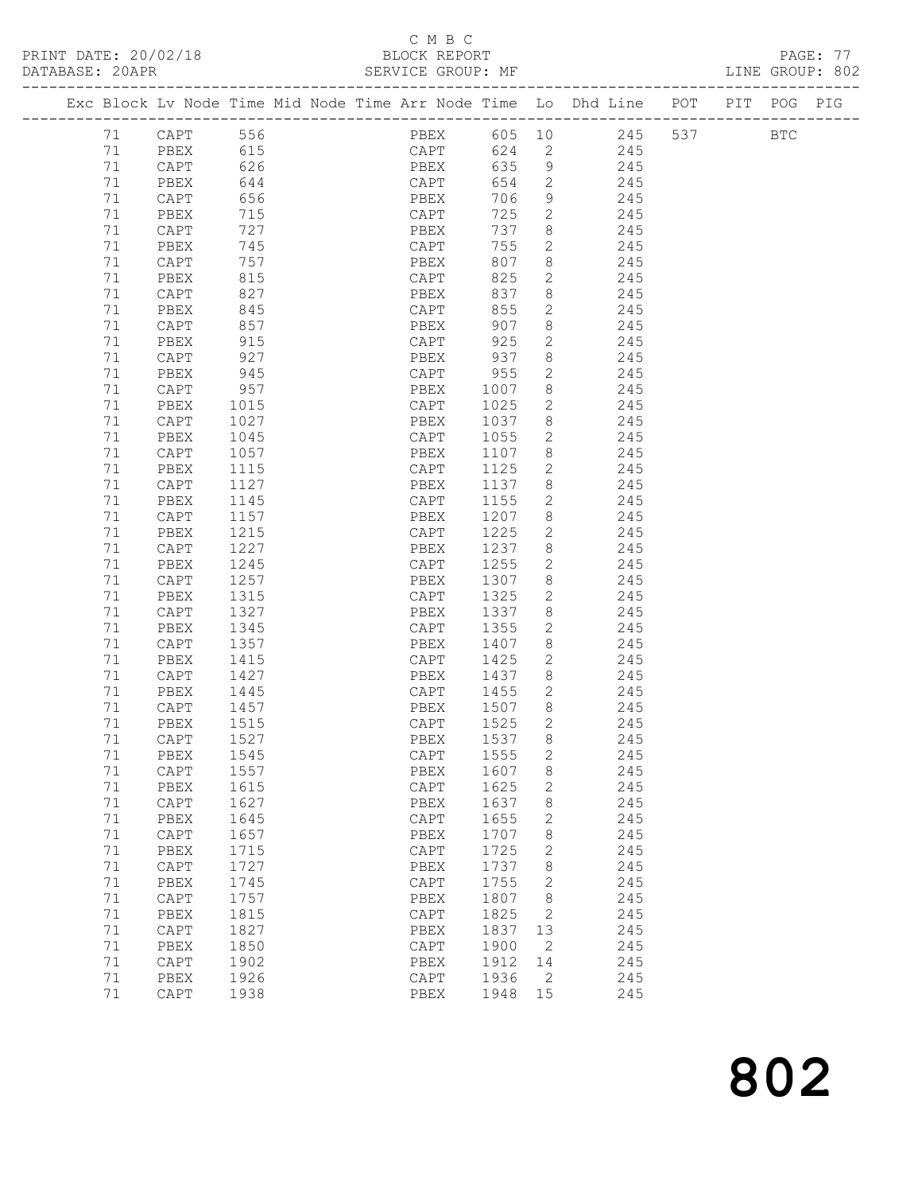C M B C
BLOCK REPORT
SERVICE GROUP: MF

PRINT DATE: 20/02/18
DATABASE: 20APR
LINE GROUP: 802

| Exc | Block | Lv | Node | Time | Mid | Node | Time | Arr | Node | Time | Lo | Dhd | Line | POT | PIT | POG | PIG |
|---|---|---|---|---|---|---|---|---|---|---|---|---|---|---|---|---|---|
| | 71 | | CAPT | 556 | | | | | PBEX | 605 | 10 | | 245 | 537 | | BTC | |
| | 71 | | PBEX | 615 | | | | | CAPT | 624 | 2 | | 245 | | | | |
| | 71 | | CAPT | 626 | | | | | PBEX | 635 | 9 | | 245 | | | | |
| | 71 | | PBEX | 644 | | | | | CAPT | 654 | 2 | | 245 | | | | |
| | 71 | | CAPT | 656 | | | | | PBEX | 706 | 9 | | 245 | | | | |
| | 71 | | PBEX | 715 | | | | | CAPT | 725 | 2 | | 245 | | | | |
| | 71 | | CAPT | 727 | | | | | PBEX | 737 | 8 | | 245 | | | | |
| | 71 | | PBEX | 745 | | | | | CAPT | 755 | 2 | | 245 | | | | |
| | 71 | | CAPT | 757 | | | | | PBEX | 807 | 8 | | 245 | | | | |
| | 71 | | PBEX | 815 | | | | | CAPT | 825 | 2 | | 245 | | | | |
| | 71 | | CAPT | 827 | | | | | PBEX | 837 | 8 | | 245 | | | | |
| | 71 | | PBEX | 845 | | | | | CAPT | 855 | 2 | | 245 | | | | |
| | 71 | | CAPT | 857 | | | | | PBEX | 907 | 8 | | 245 | | | | |
| | 71 | | PBEX | 915 | | | | | CAPT | 925 | 2 | | 245 | | | | |
| | 71 | | CAPT | 927 | | | | | PBEX | 937 | 8 | | 245 | | | | |
| | 71 | | PBEX | 945 | | | | | CAPT | 955 | 2 | | 245 | | | | |
| | 71 | | CAPT | 957 | | | | | PBEX | 1007 | 8 | | 245 | | | | |
| | 71 | | PBEX | 1015 | | | | | CAPT | 1025 | 2 | | 245 | | | | |
| | 71 | | CAPT | 1027 | | | | | PBEX | 1037 | 8 | | 245 | | | | |
| | 71 | | PBEX | 1045 | | | | | CAPT | 1055 | 2 | | 245 | | | | |
| | 71 | | CAPT | 1057 | | | | | PBEX | 1107 | 8 | | 245 | | | | |
| | 71 | | PBEX | 1115 | | | | | CAPT | 1125 | 2 | | 245 | | | | |
| | 71 | | CAPT | 1127 | | | | | PBEX | 1137 | 8 | | 245 | | | | |
| | 71 | | PBEX | 1145 | | | | | CAPT | 1155 | 2 | | 245 | | | | |
| | 71 | | CAPT | 1157 | | | | | PBEX | 1207 | 8 | | 245 | | | | |
| | 71 | | PBEX | 1215 | | | | | CAPT | 1225 | 2 | | 245 | | | | |
| | 71 | | CAPT | 1227 | | | | | PBEX | 1237 | 8 | | 245 | | | | |
| | 71 | | PBEX | 1245 | | | | | CAPT | 1255 | 2 | | 245 | | | | |
| | 71 | | CAPT | 1257 | | | | | PBEX | 1307 | 8 | | 245 | | | | |
| | 71 | | PBEX | 1315 | | | | | CAPT | 1325 | 2 | | 245 | | | | |
| | 71 | | CAPT | 1327 | | | | | PBEX | 1337 | 8 | | 245 | | | | |
| | 71 | | PBEX | 1345 | | | | | CAPT | 1355 | 2 | | 245 | | | | |
| | 71 | | CAPT | 1357 | | | | | PBEX | 1407 | 8 | | 245 | | | | |
| | 71 | | PBEX | 1415 | | | | | CAPT | 1425 | 2 | | 245 | | | | |
| | 71 | | CAPT | 1427 | | | | | PBEX | 1437 | 8 | | 245 | | | | |
| | 71 | | PBEX | 1445 | | | | | CAPT | 1455 | 2 | | 245 | | | | |
| | 71 | | CAPT | 1457 | | | | | PBEX | 1507 | 8 | | 245 | | | | |
| | 71 | | PBEX | 1515 | | | | | CAPT | 1525 | 2 | | 245 | | | | |
| | 71 | | CAPT | 1527 | | | | | PBEX | 1537 | 8 | | 245 | | | | |
| | 71 | | PBEX | 1545 | | | | | CAPT | 1555 | 2 | | 245 | | | | |
| | 71 | | CAPT | 1557 | | | | | PBEX | 1607 | 8 | | 245 | | | | |
| | 71 | | PBEX | 1615 | | | | | CAPT | 1625 | 2 | | 245 | | | | |
| | 71 | | CAPT | 1627 | | | | | PBEX | 1637 | 8 | | 245 | | | | |
| | 71 | | PBEX | 1645 | | | | | CAPT | 1655 | 2 | | 245 | | | | |
| | 71 | | CAPT | 1657 | | | | | PBEX | 1707 | 8 | | 245 | | | | |
| | 71 | | PBEX | 1715 | | | | | CAPT | 1725 | 2 | | 245 | | | | |
| | 71 | | CAPT | 1727 | | | | | PBEX | 1737 | 8 | | 245 | | | | |
| | 71 | | PBEX | 1745 | | | | | CAPT | 1755 | 2 | | 245 | | | | |
| | 71 | | CAPT | 1757 | | | | | PBEX | 1807 | 8 | | 245 | | | | |
| | 71 | | PBEX | 1815 | | | | | CAPT | 1825 | 2 | | 245 | | | | |
| | 71 | | CAPT | 1827 | | | | | PBEX | 1837 | 13 | | 245 | | | | |
| | 71 | | PBEX | 1850 | | | | | CAPT | 1900 | 2 | | 245 | | | | |
| | 71 | | CAPT | 1902 | | | | | PBEX | 1912 | 14 | | 245 | | | | |
| | 71 | | PBEX | 1926 | | | | | CAPT | 1936 | 2 | | 245 | | | | |
| | 71 | | CAPT | 1938 | | | | | PBEX | 1948 | 15 | | 245 | | | | |

802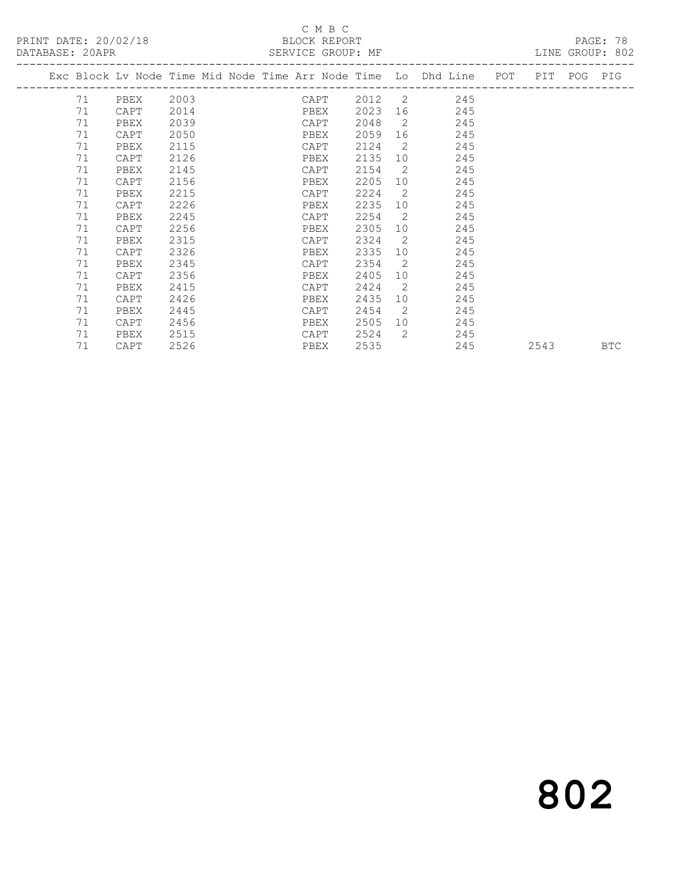C M B C
BLOCK REPORT
SERVICE GROUP: MF

PRINT DATE: 20/02/18
DATABASE: 20APR

LINE GROUP: 802

| Exc | Block | Lv | Node | Time | Mid Node | Time | Arr Node | Time | Lo | Dhd Line | POT | PIT | POG | PIG |
|---|---|---|---|---|---|---|---|---|---|---|---|---|---|---|
| | 71 | | PBEX | 2003 | | | CAPT | 2012 | 2 | 245 | | | | |
| | 71 | | CAPT | 2014 | | | PBEX | 2023 | 16 | 245 | | | | |
| | 71 | | PBEX | 2039 | | | CAPT | 2048 | 2 | 245 | | | | |
| | 71 | | CAPT | 2050 | | | PBEX | 2059 | 16 | 245 | | | | |
| | 71 | | PBEX | 2115 | | | CAPT | 2124 | 2 | 245 | | | | |
| | 71 | | CAPT | 2126 | | | PBEX | 2135 | 10 | 245 | | | | |
| | 71 | | PBEX | 2145 | | | CAPT | 2154 | 2 | 245 | | | | |
| | 71 | | CAPT | 2156 | | | PBEX | 2205 | 10 | 245 | | | | |
| | 71 | | PBEX | 2215 | | | CAPT | 2224 | 2 | 245 | | | | |
| | 71 | | CAPT | 2226 | | | PBEX | 2235 | 10 | 245 | | | | |
| | 71 | | PBEX | 2245 | | | CAPT | 2254 | 2 | 245 | | | | |
| | 71 | | CAPT | 2256 | | | PBEX | 2305 | 10 | 245 | | | | |
| | 71 | | PBEX | 2315 | | | CAPT | 2324 | 2 | 245 | | | | |
| | 71 | | CAPT | 2326 | | | PBEX | 2335 | 10 | 245 | | | | |
| | 71 | | PBEX | 2345 | | | CAPT | 2354 | 2 | 245 | | | | |
| | 71 | | CAPT | 2356 | | | PBEX | 2405 | 10 | 245 | | | | |
| | 71 | | PBEX | 2415 | | | CAPT | 2424 | 2 | 245 | | | | |
| | 71 | | CAPT | 2426 | | | PBEX | 2435 | 10 | 245 | | | | |
| | 71 | | PBEX | 2445 | | | CAPT | 2454 | 2 | 245 | | | | |
| | 71 | | CAPT | 2456 | | | PBEX | 2505 | 10 | 245 | | | | |
| | 71 | | PBEX | 2515 | | | CAPT | 2524 | 2 | 245 | | | | |
| | 71 | | CAPT | 2526 | | | PBEX | 2535 | | 245 | | 2543 | | BTC |

# 802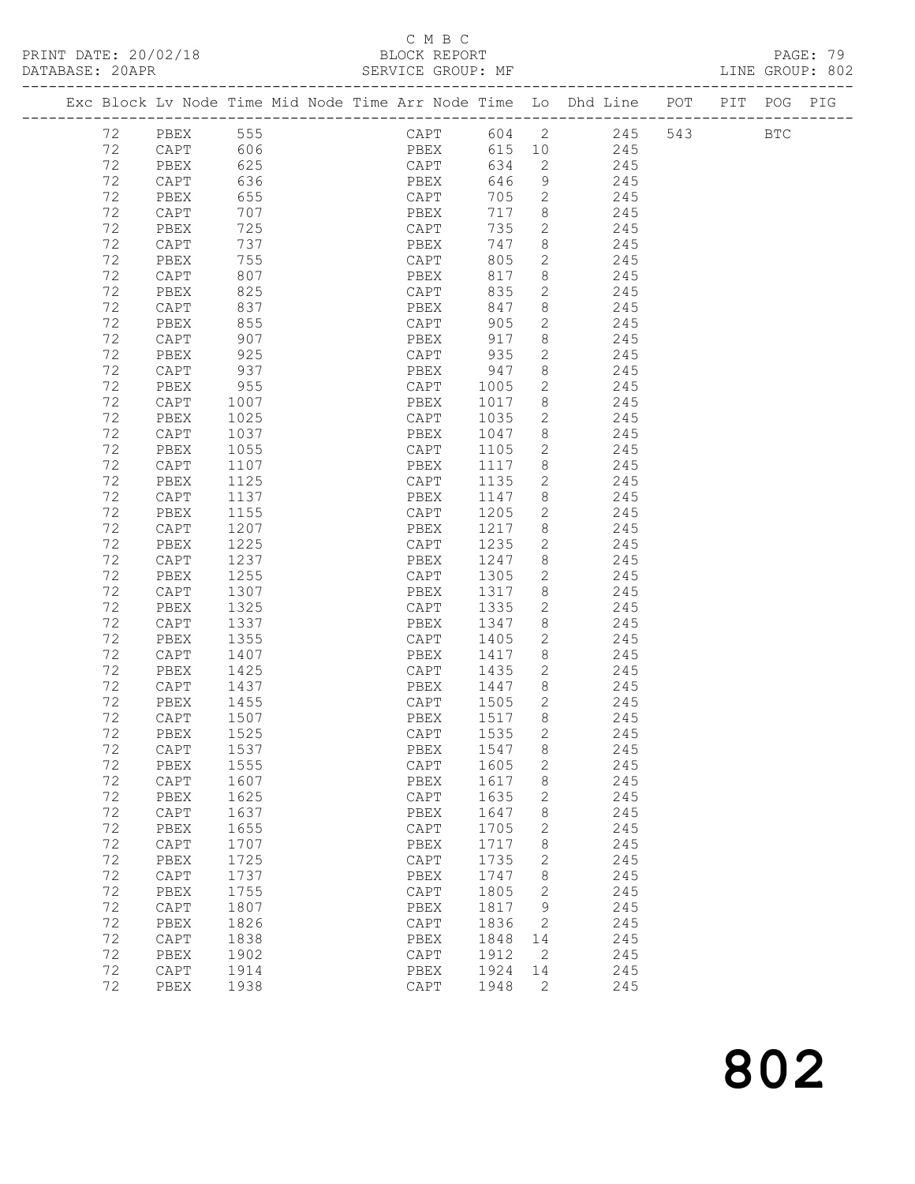C M B C

PRINT DATE: 20/02/18 BLOCK REPORT

DATABASE: 20APR SERVICE GROUP: MF LINE GROUP: 802

| Exc | Block | Lv | Node | Time | Mid | Node | Time | Arr | Node | Time | Lo | Dhd | Line | POT | PIT | POG | PIG |
|---|---|---|---|---|---|---|---|---|---|---|---|---|---|---|---|---|---|
| | 72 | | PBEX | 555 | | | | | CAPT | 604 | 2 | | 245 | 543 | | BTC | |
| | 72 | | CAPT | 606 | | | | | PBEX | 615 | 10 | | 245 | | | | |
| | 72 | | PBEX | 625 | | | | | CAPT | 634 | 2 | | 245 | | | | |
| | 72 | | CAPT | 636 | | | | | PBEX | 646 | 9 | | 245 | | | | |
| | 72 | | PBEX | 655 | | | | | CAPT | 705 | 2 | | 245 | | | | |
| | 72 | | CAPT | 707 | | | | | PBEX | 717 | 8 | | 245 | | | | |
| | 72 | | PBEX | 725 | | | | | CAPT | 735 | 2 | | 245 | | | | |
| | 72 | | CAPT | 737 | | | | | PBEX | 747 | 8 | | 245 | | | | |
| | 72 | | PBEX | 755 | | | | | CAPT | 805 | 2 | | 245 | | | | |
| | 72 | | CAPT | 807 | | | | | PBEX | 817 | 8 | | 245 | | | | |
| | 72 | | PBEX | 825 | | | | | CAPT | 835 | 2 | | 245 | | | | |
| | 72 | | CAPT | 837 | | | | | PBEX | 847 | 8 | | 245 | | | | |
| | 72 | | PBEX | 855 | | | | | CAPT | 905 | 2 | | 245 | | | | |
| | 72 | | CAPT | 907 | | | | | PBEX | 917 | 8 | | 245 | | | | |
| | 72 | | PBEX | 925 | | | | | CAPT | 935 | 2 | | 245 | | | | |
| | 72 | | CAPT | 937 | | | | | PBEX | 947 | 8 | | 245 | | | | |
| | 72 | | PBEX | 955 | | | | | CAPT | 1005 | 2 | | 245 | | | | |
| | 72 | | CAPT | 1007 | | | | | PBEX | 1017 | 8 | | 245 | | | | |
| | 72 | | PBEX | 1025 | | | | | CAPT | 1035 | 2 | | 245 | | | | |
| | 72 | | CAPT | 1037 | | | | | PBEX | 1047 | 8 | | 245 | | | | |
| | 72 | | PBEX | 1055 | | | | | CAPT | 1105 | 2 | | 245 | | | | |
| | 72 | | CAPT | 1107 | | | | | PBEX | 1117 | 8 | | 245 | | | | |
| | 72 | | PBEX | 1125 | | | | | CAPT | 1135 | 2 | | 245 | | | | |
| | 72 | | CAPT | 1137 | | | | | PBEX | 1147 | 8 | | 245 | | | | |
| | 72 | | PBEX | 1155 | | | | | CAPT | 1205 | 2 | | 245 | | | | |
| | 72 | | CAPT | 1207 | | | | | PBEX | 1217 | 8 | | 245 | | | | |
| | 72 | | PBEX | 1225 | | | | | CAPT | 1235 | 2 | | 245 | | | | |
| | 72 | | CAPT | 1237 | | | | | PBEX | 1247 | 8 | | 245 | | | | |
| | 72 | | PBEX | 1255 | | | | | CAPT | 1305 | 2 | | 245 | | | | |
| | 72 | | CAPT | 1307 | | | | | PBEX | 1317 | 8 | | 245 | | | | |
| | 72 | | PBEX | 1325 | | | | | CAPT | 1335 | 2 | | 245 | | | | |
| | 72 | | CAPT | 1337 | | | | | PBEX | 1347 | 8 | | 245 | | | | |
| | 72 | | PBEX | 1355 | | | | | CAPT | 1405 | 2 | | 245 | | | | |
| | 72 | | CAPT | 1407 | | | | | PBEX | 1417 | 8 | | 245 | | | | |
| | 72 | | PBEX | 1425 | | | | | CAPT | 1435 | 2 | | 245 | | | | |
| | 72 | | CAPT | 1437 | | | | | PBEX | 1447 | 8 | | 245 | | | | |
| | 72 | | PBEX | 1455 | | | | | CAPT | 1505 | 2 | | 245 | | | | |
| | 72 | | CAPT | 1507 | | | | | PBEX | 1517 | 8 | | 245 | | | | |
| | 72 | | PBEX | 1525 | | | | | CAPT | 1535 | 2 | | 245 | | | | |
| | 72 | | CAPT | 1537 | | | | | PBEX | 1547 | 8 | | 245 | | | | |
| | 72 | | PBEX | 1555 | | | | | CAPT | 1605 | 2 | | 245 | | | | |
| | 72 | | CAPT | 1607 | | | | | PBEX | 1617 | 8 | | 245 | | | | |
| | 72 | | PBEX | 1625 | | | | | CAPT | 1635 | 2 | | 245 | | | | |
| | 72 | | CAPT | 1637 | | | | | PBEX | 1647 | 8 | | 245 | | | | |
| | 72 | | PBEX | 1655 | | | | | CAPT | 1705 | 2 | | 245 | | | | |
| | 72 | | CAPT | 1707 | | | | | PBEX | 1717 | 8 | | 245 | | | | |
| | 72 | | PBEX | 1725 | | | | | CAPT | 1735 | 2 | | 245 | | | | |
| | 72 | | CAPT | 1737 | | | | | PBEX | 1747 | 8 | | 245 | | | | |
| | 72 | | PBEX | 1755 | | | | | CAPT | 1805 | 2 | | 245 | | | | |
| | 72 | | CAPT | 1807 | | | | | PBEX | 1817 | 9 | | 245 | | | | |
| | 72 | | PBEX | 1826 | | | | | CAPT | 1836 | 2 | | 245 | | | | |
| | 72 | | CAPT | 1838 | | | | | PBEX | 1848 | 14 | | 245 | | | | |
| | 72 | | PBEX | 1902 | | | | | CAPT | 1912 | 2 | | 245 | | | | |
| | 72 | | CAPT | 1914 | | | | | PBEX | 1924 | 14 | | 245 | | | | |
| | 72 | | PBEX | 1938 | | | | | CAPT | 1948 | 2 | | 245 | | | | |

802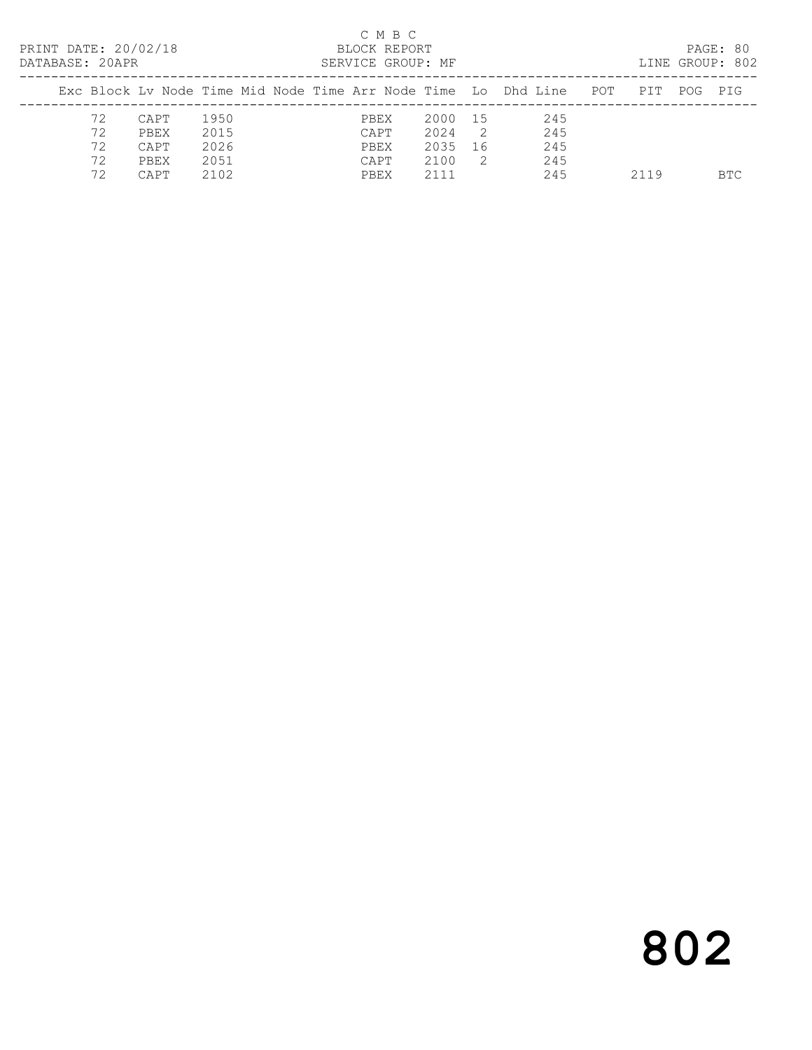C M B C
BLOCK REPORT
SERVICE GROUP: MF

PRINT DATE: 20/02/18
DATABASE: 20APR
LINE GROUP: 802

| Exc | Block | Lv | Node | Time | Mid Node | Time | Arr Node | Time | Lo | Dhd | Line | POT | PIT | POG | PIG |
|---|---|---|---|---|---|---|---|---|---|---|---|---|---|---|---|
| | 72 | | CAPT | 1950 | | | PBEX | 2000 | 15 | | 245 | | | | |
| | 72 | | PBEX | 2015 | | | CAPT | 2024 | 2 | | 245 | | | | |
| | 72 | | CAPT | 2026 | | | PBEX | 2035 | 16 | | 245 | | | | |
| | 72 | | PBEX | 2051 | | | CAPT | 2100 | 2 | | 245 | | | | |
| | 72 | | CAPT | 2102 | | | PBEX | 2111 | | | 245 | | 2119 | | BTC |

# 802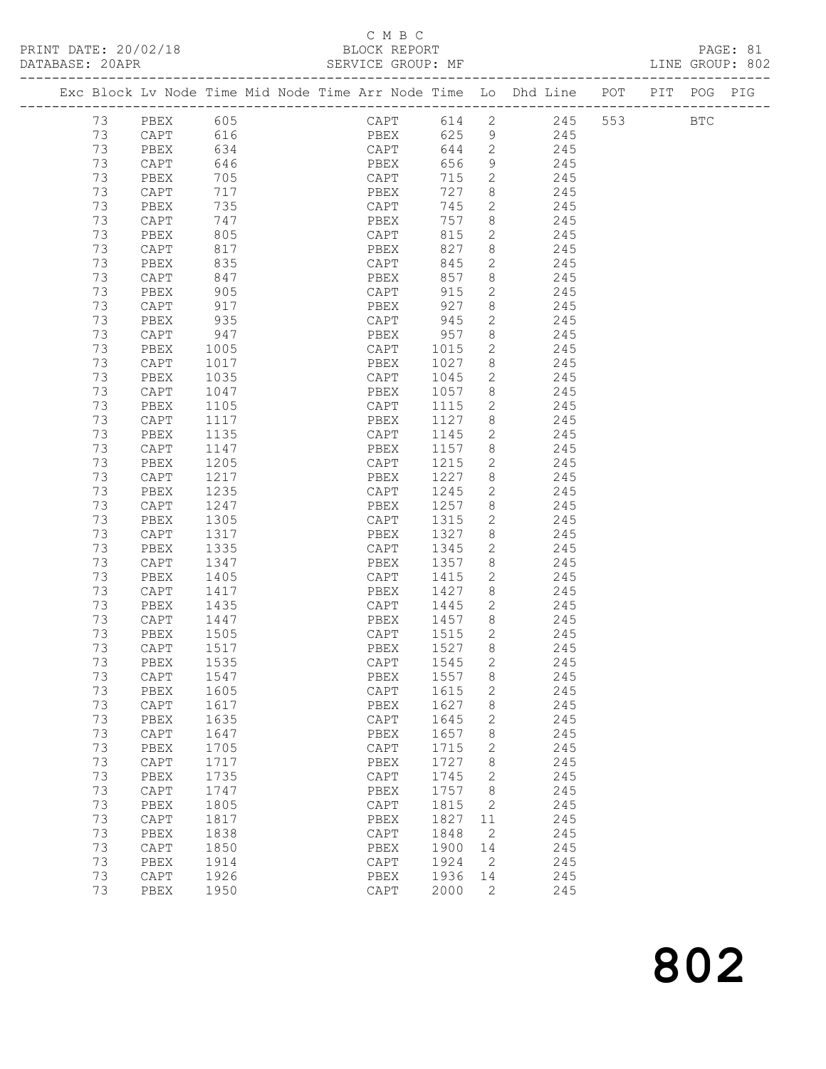C M B C
PRINT DATE: 20/02/18 BLOCK REPORT
DATABASE: 20APR SERVICE GROUP: MF LINE GROUP: 802

| Exc | Block | Lv | Node | Time | Mid Node | Time | Arr Node | Time | Lo | Dhd Line | POT | PIT | POG | PIG |
|---|---|---|---|---|---|---|---|---|---|---|---|---|---|---|
| | 73 | | PBEX | 605 | | | CAPT | 614 | 2 | 245 | 553 | | BTC | |
| | 73 | | CAPT | 616 | | | PBEX | 625 | 9 | 245 | | | | |
| | 73 | | PBEX | 634 | | | CAPT | 644 | 2 | 245 | | | | |
| | 73 | | CAPT | 646 | | | PBEX | 656 | 9 | 245 | | | | |
| | 73 | | PBEX | 705 | | | CAPT | 715 | 2 | 245 | | | | |
| | 73 | | CAPT | 717 | | | PBEX | 727 | 8 | 245 | | | | |
| | 73 | | PBEX | 735 | | | CAPT | 745 | 2 | 245 | | | | |
| | 73 | | CAPT | 747 | | | PBEX | 757 | 8 | 245 | | | | |
| | 73 | | PBEX | 805 | | | CAPT | 815 | 2 | 245 | | | | |
| | 73 | | CAPT | 817 | | | PBEX | 827 | 8 | 245 | | | | |
| | 73 | | PBEX | 835 | | | CAPT | 845 | 2 | 245 | | | | |
| | 73 | | CAPT | 847 | | | PBEX | 857 | 8 | 245 | | | | |
| | 73 | | PBEX | 905 | | | CAPT | 915 | 2 | 245 | | | | |
| | 73 | | CAPT | 917 | | | PBEX | 927 | 8 | 245 | | | | |
| | 73 | | PBEX | 935 | | | CAPT | 945 | 2 | 245 | | | | |
| | 73 | | CAPT | 947 | | | PBEX | 957 | 8 | 245 | | | | |
| | 73 | | PBEX | 1005 | | | CAPT | 1015 | 2 | 245 | | | | |
| | 73 | | CAPT | 1017 | | | PBEX | 1027 | 8 | 245 | | | | |
| | 73 | | PBEX | 1035 | | | CAPT | 1045 | 2 | 245 | | | | |
| | 73 | | CAPT | 1047 | | | PBEX | 1057 | 8 | 245 | | | | |
| | 73 | | PBEX | 1105 | | | CAPT | 1115 | 2 | 245 | | | | |
| | 73 | | CAPT | 1117 | | | PBEX | 1127 | 8 | 245 | | | | |
| | 73 | | PBEX | 1135 | | | CAPT | 1145 | 2 | 245 | | | | |
| | 73 | | CAPT | 1147 | | | PBEX | 1157 | 8 | 245 | | | | |
| | 73 | | PBEX | 1205 | | | CAPT | 1215 | 2 | 245 | | | | |
| | 73 | | CAPT | 1217 | | | PBEX | 1227 | 8 | 245 | | | | |
| | 73 | | PBEX | 1235 | | | CAPT | 1245 | 2 | 245 | | | | |
| | 73 | | CAPT | 1247 | | | PBEX | 1257 | 8 | 245 | | | | |
| | 73 | | PBEX | 1305 | | | CAPT | 1315 | 2 | 245 | | | | |
| | 73 | | CAPT | 1317 | | | PBEX | 1327 | 8 | 245 | | | | |
| | 73 | | PBEX | 1335 | | | CAPT | 1345 | 2 | 245 | | | | |
| | 73 | | CAPT | 1347 | | | PBEX | 1357 | 8 | 245 | | | | |
| | 73 | | PBEX | 1405 | | | CAPT | 1415 | 2 | 245 | | | | |
| | 73 | | CAPT | 1417 | | | PBEX | 1427 | 8 | 245 | | | | |
| | 73 | | PBEX | 1435 | | | CAPT | 1445 | 2 | 245 | | | | |
| | 73 | | CAPT | 1447 | | | PBEX | 1457 | 8 | 245 | | | | |
| | 73 | | PBEX | 1505 | | | CAPT | 1515 | 2 | 245 | | | | |
| | 73 | | CAPT | 1517 | | | PBEX | 1527 | 8 | 245 | | | | |
| | 73 | | PBEX | 1535 | | | CAPT | 1545 | 2 | 245 | | | | |
| | 73 | | CAPT | 1547 | | | PBEX | 1557 | 8 | 245 | | | | |
| | 73 | | PBEX | 1605 | | | CAPT | 1615 | 2 | 245 | | | | |
| | 73 | | CAPT | 1617 | | | PBEX | 1627 | 8 | 245 | | | | |
| | 73 | | PBEX | 1635 | | | CAPT | 1645 | 2 | 245 | | | | |
| | 73 | | CAPT | 1647 | | | PBEX | 1657 | 8 | 245 | | | | |
| | 73 | | PBEX | 1705 | | | CAPT | 1715 | 2 | 245 | | | | |
| | 73 | | CAPT | 1717 | | | PBEX | 1727 | 8 | 245 | | | | |
| | 73 | | PBEX | 1735 | | | CAPT | 1745 | 2 | 245 | | | | |
| | 73 | | CAPT | 1747 | | | PBEX | 1757 | 8 | 245 | | | | |
| | 73 | | PBEX | 1805 | | | CAPT | 1815 | 2 | 245 | | | | |
| | 73 | | CAPT | 1817 | | | PBEX | 1827 | 11 | 245 | | | | |
| | 73 | | PBEX | 1838 | | | CAPT | 1848 | 2 | 245 | | | | |
| | 73 | | CAPT | 1850 | | | PBEX | 1900 | 14 | 245 | | | | |
| | 73 | | PBEX | 1914 | | | CAPT | 1924 | 2 | 245 | | | | |
| | 73 | | CAPT | 1926 | | | PBEX | 1936 | 14 | 245 | | | | |
| | 73 | | PBEX | 1950 | | | CAPT | 2000 | 2 | 245 | | | | |

802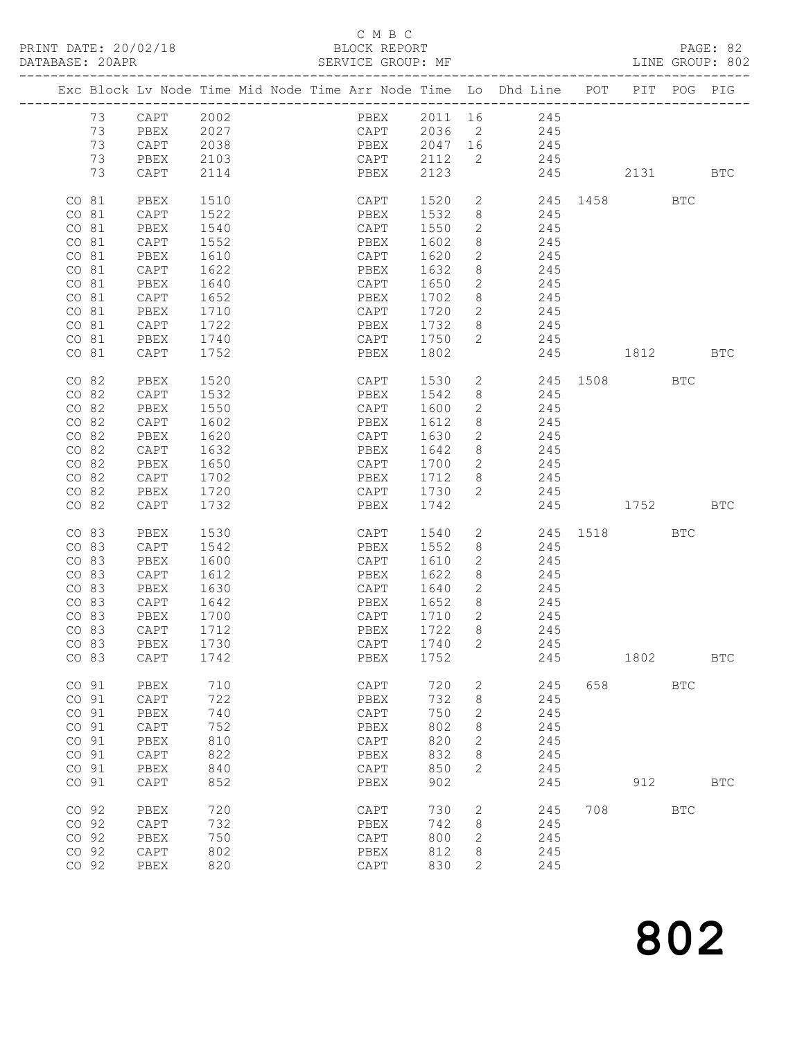C M B C
PRINT DATE: 20/02/18 BLOCK REPORT
DATABASE: 20APR SERVICE GROUP: MF LINE GROUP: 802

| Exc | Block | Lv | Node | Time | Mid Node | Time | Arr Node | Time | Lo | Dhd Line | POT | PIT | POG | PIG |
|---|---|---|---|---|---|---|---|---|---|---|---|---|---|---|
| | 73 | | CAPT | 2002 | | | PBEX | 2011 | 16 | 245 | | | | |
| | 73 | | PBEX | 2027 | | | CAPT | 2036 | 2 | 245 | | | | |
| | 73 | | CAPT | 2038 | | | PBEX | 2047 | 16 | 245 | | | | |
| | 73 | | PBEX | 2103 | | | CAPT | 2112 | 2 | 245 | | | | |
| | 73 | | CAPT | 2114 | | | PBEX | 2123 | | 245 | | 2131 | | BTC |
| CO | 81 | | PBEX | 1510 | | | CAPT | 1520 | 2 | 245 | 1458 | | BTC | |
| CO | 81 | | CAPT | 1522 | | | PBEX | 1532 | 8 | 245 | | | | |
| CO | 81 | | PBEX | 1540 | | | CAPT | 1550 | 2 | 245 | | | | |
| CO | 81 | | CAPT | 1552 | | | PBEX | 1602 | 8 | 245 | | | | |
| CO | 81 | | PBEX | 1610 | | | CAPT | 1620 | 2 | 245 | | | | |
| CO | 81 | | CAPT | 1622 | | | PBEX | 1632 | 8 | 245 | | | | |
| CO | 81 | | PBEX | 1640 | | | CAPT | 1650 | 2 | 245 | | | | |
| CO | 81 | | CAPT | 1652 | | | PBEX | 1702 | 8 | 245 | | | | |
| CO | 81 | | PBEX | 1710 | | | CAPT | 1720 | 2 | 245 | | | | |
| CO | 81 | | CAPT | 1722 | | | PBEX | 1732 | 8 | 245 | | | | |
| CO | 81 | | PBEX | 1740 | | | CAPT | 1750 | 2 | 245 | | | | |
| CO | 81 | | CAPT | 1752 | | | PBEX | 1802 | | 245 | | 1812 | | BTC |
| CO | 82 | | PBEX | 1520 | | | CAPT | 1530 | 2 | 245 | 1508 | | BTC | |
| CO | 82 | | CAPT | 1532 | | | PBEX | 1542 | 8 | 245 | | | | |
| CO | 82 | | PBEX | 1550 | | | CAPT | 1600 | 2 | 245 | | | | |
| CO | 82 | | CAPT | 1602 | | | PBEX | 1612 | 8 | 245 | | | | |
| CO | 82 | | PBEX | 1620 | | | CAPT | 1630 | 2 | 245 | | | | |
| CO | 82 | | CAPT | 1632 | | | PBEX | 1642 | 8 | 245 | | | | |
| CO | 82 | | PBEX | 1650 | | | CAPT | 1700 | 2 | 245 | | | | |
| CO | 82 | | CAPT | 1702 | | | PBEX | 1712 | 8 | 245 | | | | |
| CO | 82 | | PBEX | 1720 | | | CAPT | 1730 | 2 | 245 | | | | |
| CO | 82 | | CAPT | 1732 | | | PBEX | 1742 | | 245 | | 1752 | | BTC |
| CO | 83 | | PBEX | 1530 | | | CAPT | 1540 | 2 | 245 | 1518 | | BTC | |
| CO | 83 | | CAPT | 1542 | | | PBEX | 1552 | 8 | 245 | | | | |
| CO | 83 | | PBEX | 1600 | | | CAPT | 1610 | 2 | 245 | | | | |
| CO | 83 | | CAPT | 1612 | | | PBEX | 1622 | 8 | 245 | | | | |
| CO | 83 | | PBEX | 1630 | | | CAPT | 1640 | 2 | 245 | | | | |
| CO | 83 | | CAPT | 1642 | | | PBEX | 1652 | 8 | 245 | | | | |
| CO | 83 | | PBEX | 1700 | | | CAPT | 1710 | 2 | 245 | | | | |
| CO | 83 | | CAPT | 1712 | | | PBEX | 1722 | 8 | 245 | | | | |
| CO | 83 | | PBEX | 1730 | | | CAPT | 1740 | 2 | 245 | | | | |
| CO | 83 | | CAPT | 1742 | | | PBEX | 1752 | | 245 | | 1802 | | BTC |
| CO | 91 | | PBEX | 710 | | | CAPT | 720 | 2 | 245 | 658 | | BTC | |
| CO | 91 | | CAPT | 722 | | | PBEX | 732 | 8 | 245 | | | | |
| CO | 91 | | PBEX | 740 | | | CAPT | 750 | 2 | 245 | | | | |
| CO | 91 | | CAPT | 752 | | | PBEX | 802 | 8 | 245 | | | | |
| CO | 91 | | PBEX | 810 | | | CAPT | 820 | 2 | 245 | | | | |
| CO | 91 | | CAPT | 822 | | | PBEX | 832 | 8 | 245 | | | | |
| CO | 91 | | PBEX | 840 | | | CAPT | 850 | 2 | 245 | | | | |
| CO | 91 | | CAPT | 852 | | | PBEX | 902 | | 245 | | 912 | | BTC |
| CO | 92 | | PBEX | 720 | | | CAPT | 730 | 2 | 245 | 708 | | BTC | |
| CO | 92 | | CAPT | 732 | | | PBEX | 742 | 8 | 245 | | | | |
| CO | 92 | | PBEX | 750 | | | CAPT | 800 | 2 | 245 | | | | |
| CO | 92 | | CAPT | 802 | | | PBEX | 812 | 8 | 245 | | | | |
| CO | 92 | | PBEX | 820 | | | CAPT | 830 | 2 | 245 | | | | |

# 802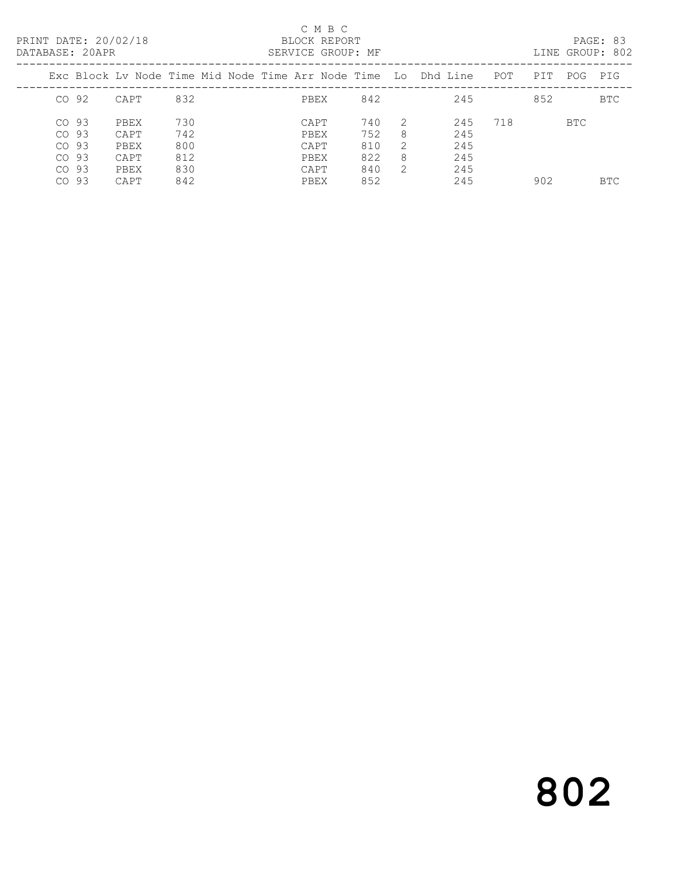C M B C
PRINT DATE: 20/02/18 BLOCK REPORT
DATABASE: 20APR SERVICE GROUP: MF LINE GROUP: 802

| Exc | Block | Lv Node | Time | Mid Node | Time | Arr Node | Time | Lo | Dhd Line | POT | PIT | POG | PIG |
|---|---|---|---|---|---|---|---|---|---|---|---|---|---|
| CO | 92 | CAPT | 832 | | | PBEX | 842 | | 245 | | 852 | | BTC |
| CO | 93 | PBEX | 730 | | | CAPT | 740 | 2 | 245 | 718 | | BTC | |
| CO | 93 | CAPT | 742 | | | PBEX | 752 | 8 | 245 | | | | |
| CO | 93 | PBEX | 800 | | | CAPT | 810 | 2 | 245 | | | | |
| CO | 93 | CAPT | 812 | | | PBEX | 822 | 8 | 245 | | | | |
| CO | 93 | PBEX | 830 | | | CAPT | 840 | 2 | 245 | | | | |
| CO | 93 | CAPT | 842 | | | PBEX | 852 | | 245 | | 902 | | BTC |

# 802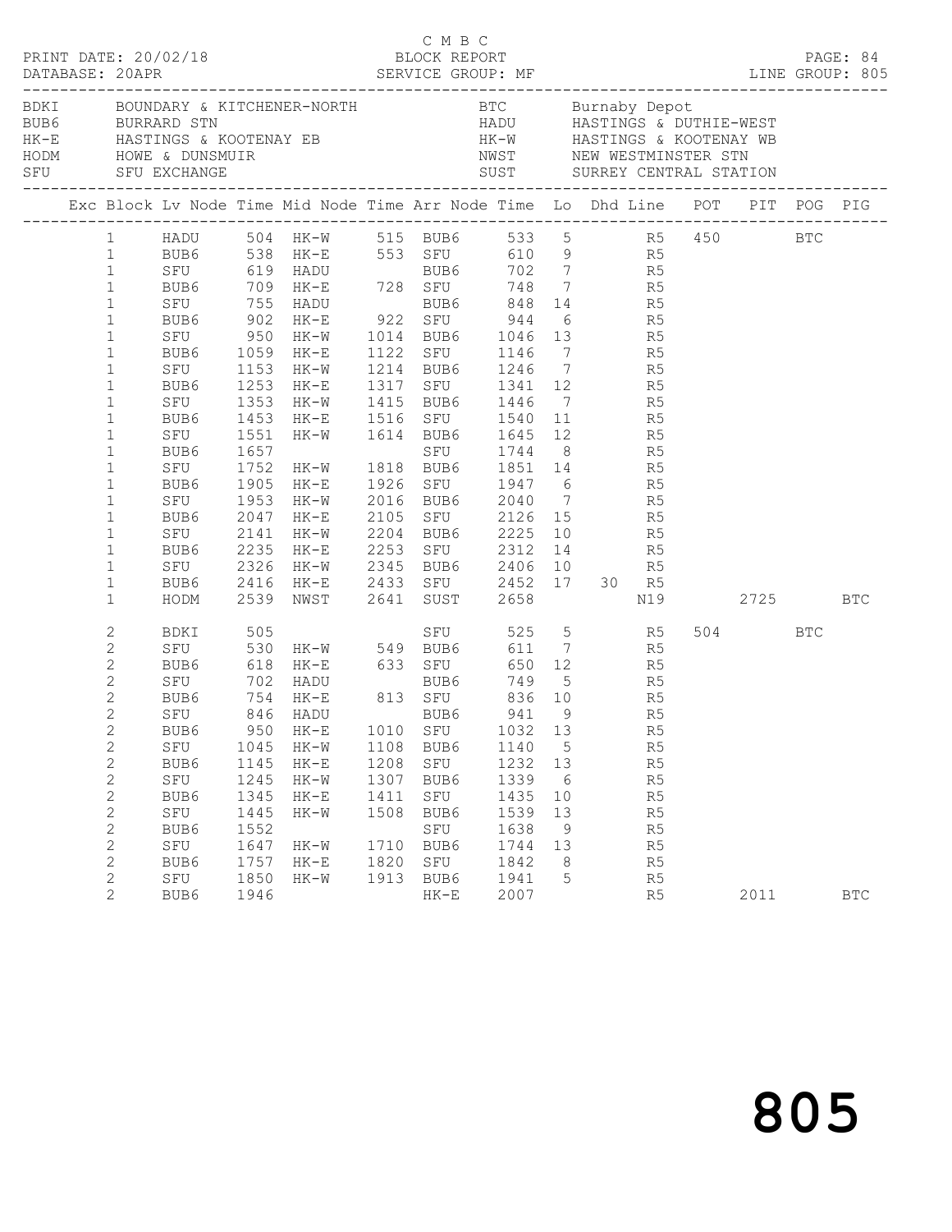PRINT DATE: 20/02/18 — C M B C — BLOCK REPORT
DATABASE: 20APR — SERVICE GROUP: MF — LINE GROUP: 805

| Code | Location | Code | Location |
|---|---|---|---|
| BDKI | BOUNDARY & KITCHENER-NORTH | BTC | Burnaby Depot |
| BUB6 | BURRARD STN | HADU | HASTINGS & DUTHIE-WEST |
| HK-E | HASTINGS & KOOTENAY EB | HK-W | HASTINGS & KOOTENAY WB |
| HODM | HOWE & DUNSMUIR | NWST | NEW WESTMINSTER STN |
| SFU | SFU EXCHANGE | SUST | SURREY CENTRAL STATION |

| Exc | Block | Lv Node | Time | Mid Node | Time | Arr Node | Time | Lo | Dhd | Line | POT | PIT | POG | PIG |
|---|---|---|---|---|---|---|---|---|---|---|---|---|---|---|
| | 1 | HADU | 504 | HK-W | 515 | BUB6 | 533 | 5 | | R5 | 450 | | BTC | |
| | 1 | BUB6 | 538 | HK-E | 553 | SFU | 610 | 9 | | R5 | | | | |
| | 1 | SFU | 619 | HADU | | BUB6 | 702 | 7 | | R5 | | | | |
| | 1 | BUB6 | 709 | HK-E | 728 | SFU | 748 | 7 | | R5 | | | | |
| | 1 | SFU | 755 | HADU | | BUB6 | 848 | 14 | | R5 | | | | |
| | 1 | BUB6 | 902 | HK-E | 922 | SFU | 944 | 6 | | R5 | | | | |
| | 1 | SFU | 950 | HK-W | 1014 | BUB6 | 1046 | 13 | | R5 | | | | |
| | 1 | BUB6 | 1059 | HK-E | 1122 | SFU | 1146 | 7 | | R5 | | | | |
| | 1 | SFU | 1153 | HK-W | 1214 | BUB6 | 1246 | 7 | | R5 | | | | |
| | 1 | BUB6 | 1253 | HK-E | 1317 | SFU | 1341 | 12 | | R5 | | | | |
| | 1 | SFU | 1353 | HK-W | 1415 | BUB6 | 1446 | 7 | | R5 | | | | |
| | 1 | BUB6 | 1453 | HK-E | 1516 | SFU | 1540 | 11 | | R5 | | | | |
| | 1 | SFU | 1551 | HK-W | 1614 | BUB6 | 1645 | 12 | | R5 | | | | |
| | 1 | BUB6 | 1657 | | | SFU | 1744 | 8 | | R5 | | | | |
| | 1 | SFU | 1752 | HK-W | 1818 | BUB6 | 1851 | 14 | | R5 | | | | |
| | 1 | BUB6 | 1905 | HK-E | 1926 | SFU | 1947 | 6 | | R5 | | | | |
| | 1 | SFU | 1953 | HK-W | 2016 | BUB6 | 2040 | 7 | | R5 | | | | |
| | 1 | BUB6 | 2047 | HK-E | 2105 | SFU | 2126 | 15 | | R5 | | | | |
| | 1 | SFU | 2141 | HK-W | 2204 | BUB6 | 2225 | 10 | | R5 | | | | |
| | 1 | BUB6 | 2235 | HK-E | 2253 | SFU | 2312 | 14 | | R5 | | | | |
| | 1 | SFU | 2326 | HK-W | 2345 | BUB6 | 2406 | 10 | | R5 | | | | |
| | 1 | BUB6 | 2416 | HK-E | 2433 | SFU | 2452 | 17 | 30 | R5 | | | | |
| | 1 | HODM | 2539 | NWST | 2641 | SUST | 2658 | | | N19 | | 2725 | | BTC |
| | 2 | BDKI | 505 | | | SFU | 525 | 5 | | R5 | 504 | | BTC | |
| | 2 | SFU | 530 | HK-W | 549 | BUB6 | 611 | 7 | | R5 | | | | |
| | 2 | BUB6 | 618 | HK-E | 633 | SFU | 650 | 12 | | R5 | | | | |
| | 2 | SFU | 702 | HADU | | BUB6 | 749 | 5 | | R5 | | | | |
| | 2 | BUB6 | 754 | HK-E | 813 | SFU | 836 | 10 | | R5 | | | | |
| | 2 | SFU | 846 | HADU | | BUB6 | 941 | 9 | | R5 | | | | |
| | 2 | BUB6 | 950 | HK-E | 1010 | SFU | 1032 | 13 | | R5 | | | | |
| | 2 | SFU | 1045 | HK-W | 1108 | BUB6 | 1140 | 5 | | R5 | | | | |
| | 2 | BUB6 | 1145 | HK-E | 1208 | SFU | 1232 | 13 | | R5 | | | | |
| | 2 | SFU | 1245 | HK-W | 1307 | BUB6 | 1339 | 6 | | R5 | | | | |
| | 2 | BUB6 | 1345 | HK-E | 1411 | SFU | 1435 | 10 | | R5 | | | | |
| | 2 | SFU | 1445 | HK-W | 1508 | BUB6 | 1539 | 13 | | R5 | | | | |
| | 2 | BUB6 | 1552 | | | SFU | 1638 | 9 | | R5 | | | | |
| | 2 | SFU | 1647 | HK-W | 1710 | BUB6 | 1744 | 13 | | R5 | | | | |
| | 2 | BUB6 | 1757 | HK-E | 1820 | SFU | 1842 | 8 | | R5 | | | | |
| | 2 | SFU | 1850 | HK-W | 1913 | BUB6 | 1941 | 5 | | R5 | | | | |
| | 2 | BUB6 | 1946 | | | HK-E | 2007 | | | R5 | | 2011 | | BTC |

805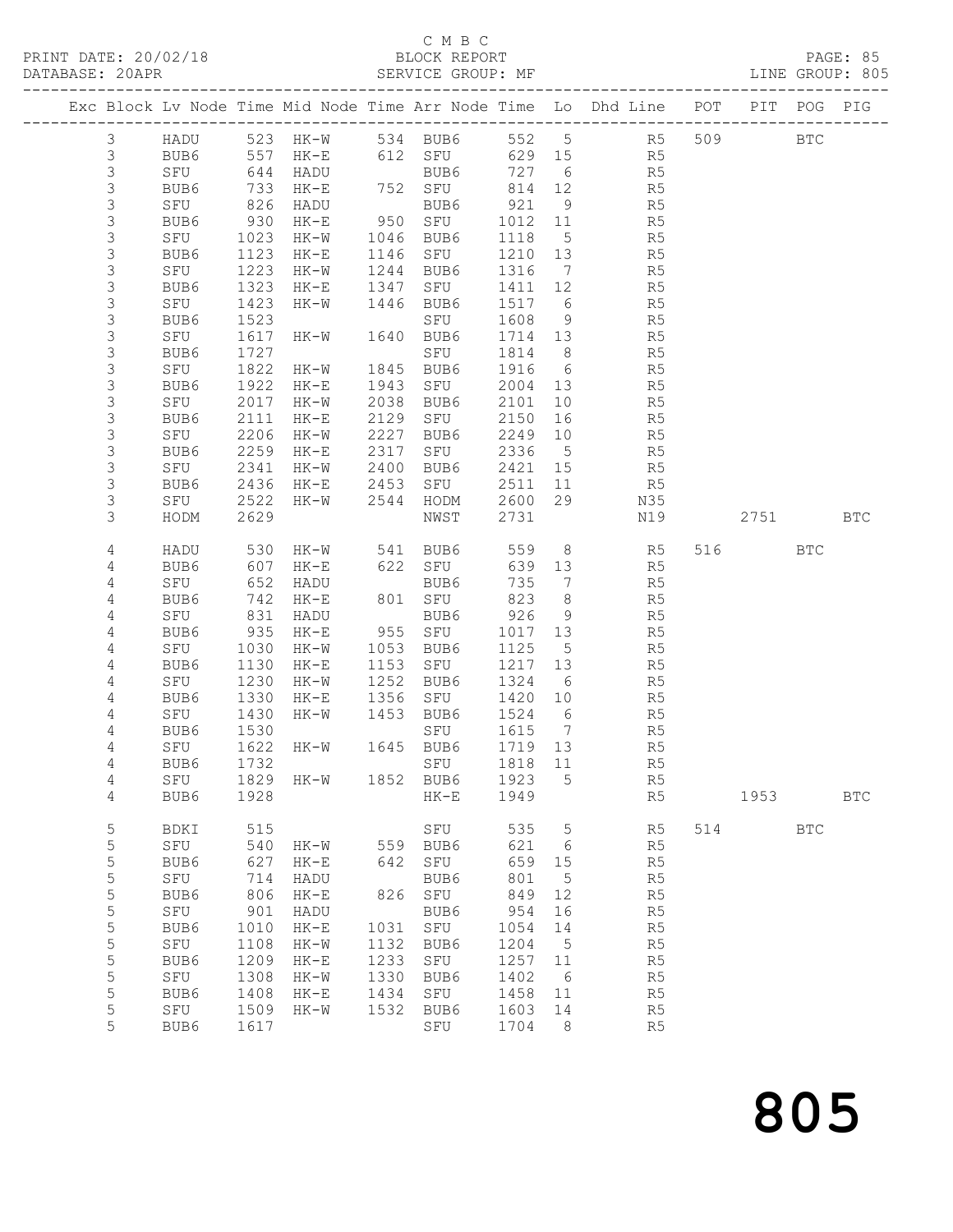C M B C

PRINT DATE: 20/02/18 BLOCK REPORT

DATABASE: 20APR SERVICE GROUP: MF LINE GROUP: 805

| Exc | Block | Lv | Node | Time | Mid Node | Time | Arr Node | Time | Lo | Dhd Line | POT | PIT | POG | PIG |
|---|---|---|---|---|---|---|---|---|---|---|---|---|---|---|
| | 3 | | HADU | 523 | HK-W | 534 | BUB6 | 552 | 5 | R5 | 509 | | BTC | |
| | 3 | | BUB6 | 557 | HK-E | 612 | SFU | 629 | 15 | R5 | | | | |
| | 3 | | SFU | 644 | HADU | | BUB6 | 727 | 6 | R5 | | | | |
| | 3 | | BUB6 | 733 | HK-E | 752 | SFU | 814 | 12 | R5 | | | | |
| | 3 | | SFU | 826 | HADU | | BUB6 | 921 | 9 | R5 | | | | |
| | 3 | | BUB6 | 930 | HK-E | 950 | SFU | 1012 | 11 | R5 | | | | |
| | 3 | | SFU | 1023 | HK-W | 1046 | BUB6 | 1118 | 5 | R5 | | | | |
| | 3 | | BUB6 | 1123 | HK-E | 1146 | SFU | 1210 | 13 | R5 | | | | |
| | 3 | | SFU | 1223 | HK-W | 1244 | BUB6 | 1316 | 7 | R5 | | | | |
| | 3 | | BUB6 | 1323 | HK-E | 1347 | SFU | 1411 | 12 | R5 | | | | |
| | 3 | | SFU | 1423 | HK-W | 1446 | BUB6 | 1517 | 6 | R5 | | | | |
| | 3 | | BUB6 | 1523 | | | SFU | 1608 | 9 | R5 | | | | |
| | 3 | | SFU | 1617 | HK-W | 1640 | BUB6 | 1714 | 13 | R5 | | | | |
| | 3 | | BUB6 | 1727 | | | SFU | 1814 | 8 | R5 | | | | |
| | 3 | | SFU | 1822 | HK-W | 1845 | BUB6 | 1916 | 6 | R5 | | | | |
| | 3 | | BUB6 | 1922 | HK-E | 1943 | SFU | 2004 | 13 | R5 | | | | |
| | 3 | | SFU | 2017 | HK-W | 2038 | BUB6 | 2101 | 10 | R5 | | | | |
| | 3 | | BUB6 | 2111 | HK-E | 2129 | SFU | 2150 | 16 | R5 | | | | |
| | 3 | | SFU | 2206 | HK-W | 2227 | BUB6 | 2249 | 10 | R5 | | | | |
| | 3 | | BUB6 | 2259 | HK-E | 2317 | SFU | 2336 | 5 | R5 | | | | |
| | 3 | | SFU | 2341 | HK-W | 2400 | BUB6 | 2421 | 15 | R5 | | | | |
| | 3 | | BUB6 | 2436 | HK-E | 2453 | SFU | 2511 | 11 | R5 | | | | |
| | 3 | | SFU | 2522 | HK-W | 2544 | HODM | 2600 | 29 | N35 | | | | |
| | 3 | | HODM | 2629 | | | NWST | 2731 | | N19 | | 2751 | | BTC |
| | 4 | | HADU | 530 | HK-W | 541 | BUB6 | 559 | 8 | R5 | 516 | | BTC | |
| | 4 | | BUB6 | 607 | HK-E | 622 | SFU | 639 | 13 | R5 | | | | |
| | 4 | | SFU | 652 | HADU | | BUB6 | 735 | 7 | R5 | | | | |
| | 4 | | BUB6 | 742 | HK-E | 801 | SFU | 823 | 8 | R5 | | | | |
| | 4 | | SFU | 831 | HADU | | BUB6 | 926 | 9 | R5 | | | | |
| | 4 | | BUB6 | 935 | HK-E | 955 | SFU | 1017 | 13 | R5 | | | | |
| | 4 | | SFU | 1030 | HK-W | 1053 | BUB6 | 1125 | 5 | R5 | | | | |
| | 4 | | BUB6 | 1130 | HK-E | 1153 | SFU | 1217 | 13 | R5 | | | | |
| | 4 | | SFU | 1230 | HK-W | 1252 | BUB6 | 1324 | 6 | R5 | | | | |
| | 4 | | BUB6 | 1330 | HK-E | 1356 | SFU | 1420 | 10 | R5 | | | | |
| | 4 | | SFU | 1430 | HK-W | 1453 | BUB6 | 1524 | 6 | R5 | | | | |
| | 4 | | BUB6 | 1530 | | | SFU | 1615 | 7 | R5 | | | | |
| | 4 | | SFU | 1622 | HK-W | 1645 | BUB6 | 1719 | 13 | R5 | | | | |
| | 4 | | BUB6 | 1732 | | | SFU | 1818 | 11 | R5 | | | | |
| | 4 | | SFU | 1829 | HK-W | 1852 | BUB6 | 1923 | 5 | R5 | | | | |
| | 4 | | BUB6 | 1928 | | | HK-E | 1949 | | R5 | | 1953 | | BTC |
| | 5 | | BDKI | 515 | | | SFU | 535 | 5 | R5 | 514 | | BTC | |
| | 5 | | SFU | 540 | HK-W | 559 | BUB6 | 621 | 6 | R5 | | | | |
| | 5 | | BUB6 | 627 | HK-E | 642 | SFU | 659 | 15 | R5 | | | | |
| | 5 | | SFU | 714 | HADU | | BUB6 | 801 | 5 | R5 | | | | |
| | 5 | | BUB6 | 806 | HK-E | 826 | SFU | 849 | 12 | R5 | | | | |
| | 5 | | SFU | 901 | HADU | | BUB6 | 954 | 16 | R5 | | | | |
| | 5 | | BUB6 | 1010 | HK-E | 1031 | SFU | 1054 | 14 | R5 | | | | |
| | 5 | | SFU | 1108 | HK-W | 1132 | BUB6 | 1204 | 5 | R5 | | | | |
| | 5 | | BUB6 | 1209 | HK-E | 1233 | SFU | 1257 | 11 | R5 | | | | |
| | 5 | | SFU | 1308 | HK-W | 1330 | BUB6 | 1402 | 6 | R5 | | | | |
| | 5 | | BUB6 | 1408 | HK-E | 1434 | SFU | 1458 | 11 | R5 | | | | |
| | 5 | | SFU | 1509 | HK-W | 1532 | BUB6 | 1603 | 14 | R5 | | | | |
| | 5 | | BUB6 | 1617 | | | SFU | 1704 | 8 | R5 | | | | |

805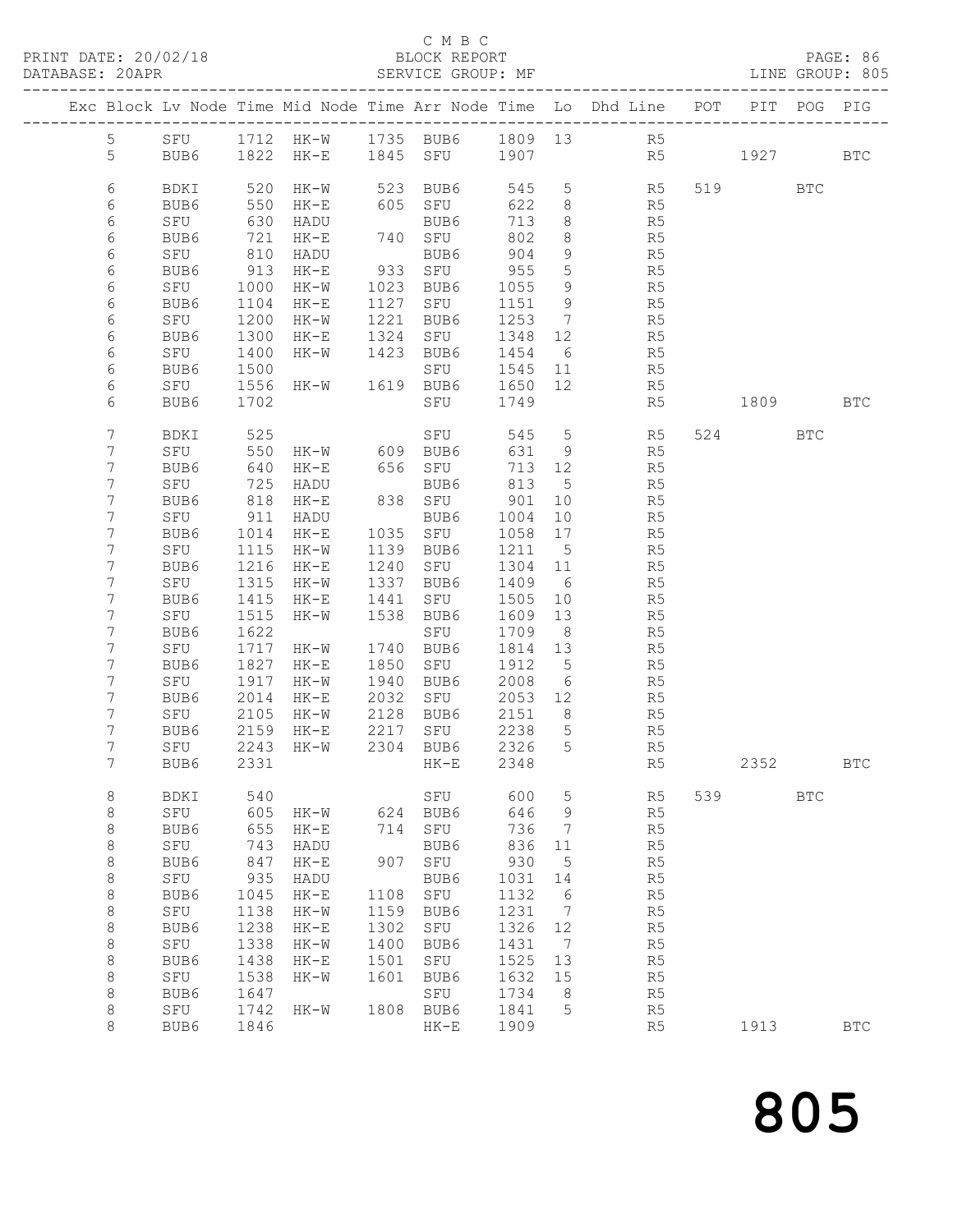C M B C
PRINT DATE: 20/02/18 BLOCK REPORT PAGE: 86
DATABASE: 20APR SERVICE GROUP: MF LINE GROUP: 805

| Exc | Block | Lv | Node | Time | Mid Node | Time | Arr Node | Time | Lo | Dhd Line | POT | PIT | POG | PIG |
|---|---|---|---|---|---|---|---|---|---|---|---|---|---|---|
| | 5 | | SFU | 1712 | HK-W | 1735 | BUB6 | 1809 | 13 | R5 | | | | |
| | 5 | | BUB6 | 1822 | HK-E | 1845 | SFU | 1907 | | R5 | | 1927 | | BTC |
| | 6 | | BDKI | 520 | HK-W | 523 | BUB6 | 545 | 5 | R5 | 519 | | BTC | |
| | 6 | | BUB6 | 550 | HK-E | 605 | SFU | 622 | 8 | R5 | | | | |
| | 6 | | SFU | 630 | HADU | | BUB6 | 713 | 8 | R5 | | | | |
| | 6 | | BUB6 | 721 | HK-E | 740 | SFU | 802 | 8 | R5 | | | | |
| | 6 | | SFU | 810 | HADU | | BUB6 | 904 | 9 | R5 | | | | |
| | 6 | | BUB6 | 913 | HK-E | 933 | SFU | 955 | 5 | R5 | | | | |
| | 6 | | SFU | 1000 | HK-W | 1023 | BUB6 | 1055 | 9 | R5 | | | | |
| | 6 | | BUB6 | 1104 | HK-E | 1127 | SFU | 1151 | 9 | R5 | | | | |
| | 6 | | SFU | 1200 | HK-W | 1221 | BUB6 | 1253 | 7 | R5 | | | | |
| | 6 | | BUB6 | 1300 | HK-E | 1324 | SFU | 1348 | 12 | R5 | | | | |
| | 6 | | SFU | 1400 | HK-W | 1423 | BUB6 | 1454 | 6 | R5 | | | | |
| | 6 | | BUB6 | 1500 | | | SFU | 1545 | 11 | R5 | | | | |
| | 6 | | SFU | 1556 | HK-W | 1619 | BUB6 | 1650 | 12 | R5 | | | | |
| | 6 | | BUB6 | 1702 | | | SFU | 1749 | | R5 | | 1809 | | BTC |
| | 7 | | BDKI | 525 | | | SFU | 545 | 5 | R5 | 524 | | BTC | |
| | 7 | | SFU | 550 | HK-W | 609 | BUB6 | 631 | 9 | R5 | | | | |
| | 7 | | BUB6 | 640 | HK-E | 656 | SFU | 713 | 12 | R5 | | | | |
| | 7 | | SFU | 725 | HADU | | BUB6 | 813 | 5 | R5 | | | | |
| | 7 | | BUB6 | 818 | HK-E | 838 | SFU | 901 | 10 | R5 | | | | |
| | 7 | | SFU | 911 | HADU | | BUB6 | 1004 | 10 | R5 | | | | |
| | 7 | | BUB6 | 1014 | HK-E | 1035 | SFU | 1058 | 17 | R5 | | | | |
| | 7 | | SFU | 1115 | HK-W | 1139 | BUB6 | 1211 | 5 | R5 | | | | |
| | 7 | | BUB6 | 1216 | HK-E | 1240 | SFU | 1304 | 11 | R5 | | | | |
| | 7 | | SFU | 1315 | HK-W | 1337 | BUB6 | 1409 | 6 | R5 | | | | |
| | 7 | | BUB6 | 1415 | HK-E | 1441 | SFU | 1505 | 10 | R5 | | | | |
| | 7 | | SFU | 1515 | HK-W | 1538 | BUB6 | 1609 | 13 | R5 | | | | |
| | 7 | | BUB6 | 1622 | | | SFU | 1709 | 8 | R5 | | | | |
| | 7 | | SFU | 1717 | HK-W | 1740 | BUB6 | 1814 | 13 | R5 | | | | |
| | 7 | | BUB6 | 1827 | HK-E | 1850 | SFU | 1912 | 5 | R5 | | | | |
| | 7 | | SFU | 1917 | HK-W | 1940 | BUB6 | 2008 | 6 | R5 | | | | |
| | 7 | | BUB6 | 2014 | HK-E | 2032 | SFU | 2053 | 12 | R5 | | | | |
| | 7 | | SFU | 2105 | HK-W | 2128 | BUB6 | 2151 | 8 | R5 | | | | |
| | 7 | | BUB6 | 2159 | HK-E | 2217 | SFU | 2238 | 5 | R5 | | | | |
| | 7 | | SFU | 2243 | HK-W | 2304 | BUB6 | 2326 | 5 | R5 | | | | |
| | 7 | | BUB6 | 2331 | | | HK-E | 2348 | | R5 | | 2352 | | BTC |
| | 8 | | BDKI | 540 | | | SFU | 600 | 5 | R5 | 539 | | BTC | |
| | 8 | | SFU | 605 | HK-W | 624 | BUB6 | 646 | 9 | R5 | | | | |
| | 8 | | BUB6 | 655 | HK-E | 714 | SFU | 736 | 7 | R5 | | | | |
| | 8 | | SFU | 743 | HADU | | BUB6 | 836 | 11 | R5 | | | | |
| | 8 | | BUB6 | 847 | HK-E | 907 | SFU | 930 | 5 | R5 | | | | |
| | 8 | | SFU | 935 | HADU | | BUB6 | 1031 | 14 | R5 | | | | |
| | 8 | | BUB6 | 1045 | HK-E | 1108 | SFU | 1132 | 6 | R5 | | | | |
| | 8 | | SFU | 1138 | HK-W | 1159 | BUB6 | 1231 | 7 | R5 | | | | |
| | 8 | | BUB6 | 1238 | HK-E | 1302 | SFU | 1326 | 12 | R5 | | | | |
| | 8 | | SFU | 1338 | HK-W | 1400 | BUB6 | 1431 | 7 | R5 | | | | |
| | 8 | | BUB6 | 1438 | HK-E | 1501 | SFU | 1525 | 13 | R5 | | | | |
| | 8 | | SFU | 1538 | HK-W | 1601 | BUB6 | 1632 | 15 | R5 | | | | |
| | 8 | | BUB6 | 1647 | | | SFU | 1734 | 8 | R5 | | | | |
| | 8 | | SFU | 1742 | HK-W | 1808 | BUB6 | 1841 | 5 | R5 | | | | |
| | 8 | | BUB6 | 1846 | | | HK-E | 1909 | | R5 | | 1913 | | BTC |

805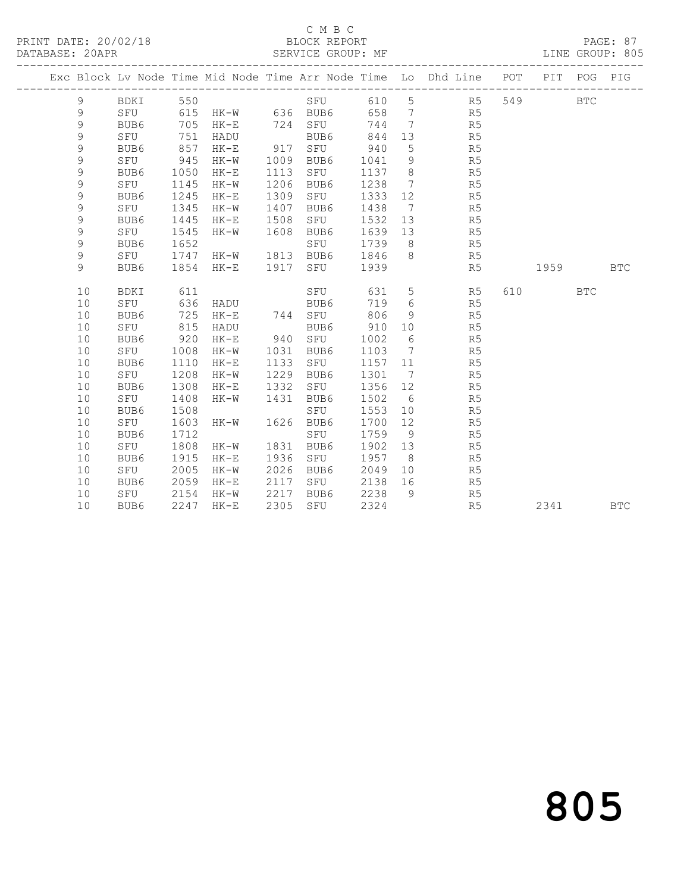C M B C

PRINT DATE: 20/02/18 BLOCK REPORT PAGE: 87
DATABASE: 20APR SERVICE GROUP: MF LINE GROUP: 805

| Exc | Block | Lv | Node | Time | Mid Node | Time | Arr Node | Time | Lo | Dhd Line | POT | PIT | POG | PIG |
|---|---|---|---|---|---|---|---|---|---|---|---|---|---|---|
| | 9 | | BDKI | 550 | | | SFU | 610 | 5 | R5 | 549 | | BTC | |
| | 9 | | SFU | 615 | HK-W | 636 | BUB6 | 658 | 7 | R5 | | | | |
| | 9 | | BUB6 | 705 | HK-E | 724 | SFU | 744 | 7 | R5 | | | | |
| | 9 | | SFU | 751 | HADU | | BUB6 | 844 | 13 | R5 | | | | |
| | 9 | | BUB6 | 857 | HK-E | 917 | SFU | 940 | 5 | R5 | | | | |
| | 9 | | SFU | 945 | HK-W | 1009 | BUB6 | 1041 | 9 | R5 | | | | |
| | 9 | | BUB6 | 1050 | HK-E | 1113 | SFU | 1137 | 8 | R5 | | | | |
| | 9 | | SFU | 1145 | HK-W | 1206 | BUB6 | 1238 | 7 | R5 | | | | |
| | 9 | | BUB6 | 1245 | HK-E | 1309 | SFU | 1333 | 12 | R5 | | | | |
| | 9 | | SFU | 1345 | HK-W | 1407 | BUB6 | 1438 | 7 | R5 | | | | |
| | 9 | | BUB6 | 1445 | HK-E | 1508 | SFU | 1532 | 13 | R5 | | | | |
| | 9 | | SFU | 1545 | HK-W | 1608 | BUB6 | 1639 | 13 | R5 | | | | |
| | 9 | | BUB6 | 1652 | | | SFU | 1739 | 8 | R5 | | | | |
| | 9 | | SFU | 1747 | HK-W | 1813 | BUB6 | 1846 | 8 | R5 | | | | |
| | 9 | | BUB6 | 1854 | HK-E | 1917 | SFU | 1939 | | R5 | | 1959 | | BTC |
| | 10 | | BDKI | 611 | | | SFU | 631 | 5 | R5 | 610 | | BTC | |
| | 10 | | SFU | 636 | HADU | | BUB6 | 719 | 6 | R5 | | | | |
| | 10 | | BUB6 | 725 | HK-E | 744 | SFU | 806 | 9 | R5 | | | | |
| | 10 | | SFU | 815 | HADU | | BUB6 | 910 | 10 | R5 | | | | |
| | 10 | | BUB6 | 920 | HK-E | 940 | SFU | 1002 | 6 | R5 | | | | |
| | 10 | | SFU | 1008 | HK-W | 1031 | BUB6 | 1103 | 7 | R5 | | | | |
| | 10 | | BUB6 | 1110 | HK-E | 1133 | SFU | 1157 | 11 | R5 | | | | |
| | 10 | | SFU | 1208 | HK-W | 1229 | BUB6 | 1301 | 7 | R5 | | | | |
| | 10 | | BUB6 | 1308 | HK-E | 1332 | SFU | 1356 | 12 | R5 | | | | |
| | 10 | | SFU | 1408 | HK-W | 1431 | BUB6 | 1502 | 6 | R5 | | | | |
| | 10 | | BUB6 | 1508 | | | SFU | 1553 | 10 | R5 | | | | |
| | 10 | | SFU | 1603 | HK-W | 1626 | BUB6 | 1700 | 12 | R5 | | | | |
| | 10 | | BUB6 | 1712 | | | SFU | 1759 | 9 | R5 | | | | |
| | 10 | | SFU | 1808 | HK-W | 1831 | BUB6 | 1902 | 13 | R5 | | | | |
| | 10 | | BUB6 | 1915 | HK-E | 1936 | SFU | 1957 | 8 | R5 | | | | |
| | 10 | | SFU | 2005 | HK-W | 2026 | BUB6 | 2049 | 10 | R5 | | | | |
| | 10 | | BUB6 | 2059 | HK-E | 2117 | SFU | 2138 | 16 | R5 | | | | |
| | 10 | | SFU | 2154 | HK-W | 2217 | BUB6 | 2238 | 9 | R5 | | | | |
| | 10 | | BUB6 | 2247 | HK-E | 2305 | SFU | 2324 | | R5 | | 2341 | | BTC |

805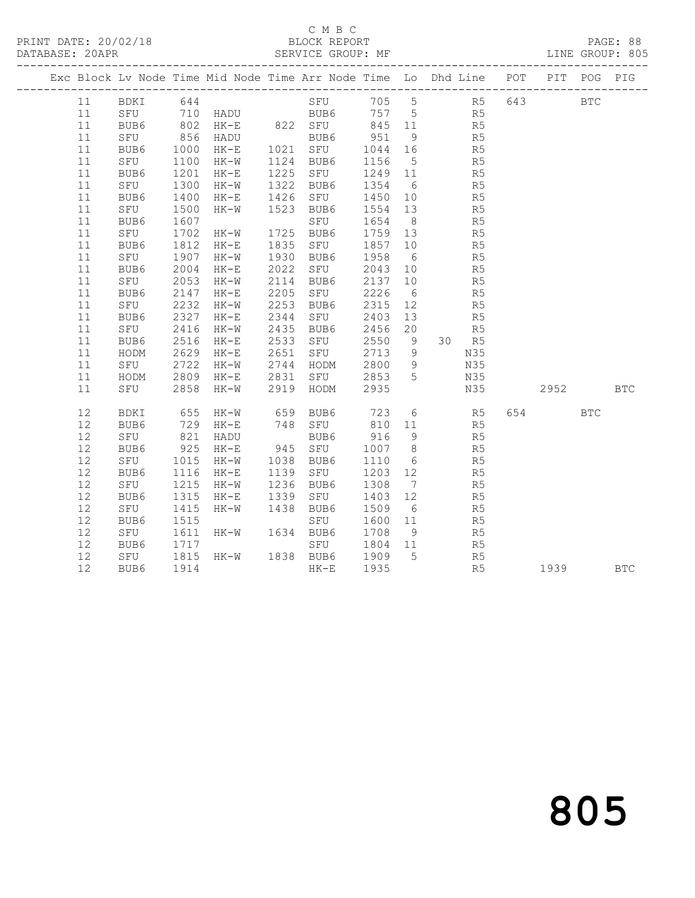C M B C

PRINT DATE: 20/02/18 BLOCK REPORT PAGE: 88
DATABASE: 20APR SERVICE GROUP: MF LINE GROUP: 805

| Exc | Block | Lv | Node | Time | Mid Node | Time | Arr Node | Time | Lo | Dhd | Line | POT | PIT | POG | PIG |
|---|---|---|---|---|---|---|---|---|---|---|---|---|---|---|---|
| | 11 | | BDKI | 644 | | | SFU | 705 | 5 | | R5 | 643 | | BTC | |
| | 11 | | SFU | 710 | HADU | | BUB6 | 757 | 5 | | R5 | | | | |
| | 11 | | BUB6 | 802 | HK-E | 822 | SFU | 845 | 11 | | R5 | | | | |
| | 11 | | SFU | 856 | HADU | | BUB6 | 951 | 9 | | R5 | | | | |
| | 11 | | BUB6 | 1000 | HK-E | 1021 | SFU | 1044 | 16 | | R5 | | | | |
| | 11 | | SFU | 1100 | HK-W | 1124 | BUB6 | 1156 | 5 | | R5 | | | | |
| | 11 | | BUB6 | 1201 | HK-E | 1225 | SFU | 1249 | 11 | | R5 | | | | |
| | 11 | | SFU | 1300 | HK-W | 1322 | BUB6 | 1354 | 6 | | R5 | | | | |
| | 11 | | BUB6 | 1400 | HK-E | 1426 | SFU | 1450 | 10 | | R5 | | | | |
| | 11 | | SFU | 1500 | HK-W | 1523 | BUB6 | 1554 | 13 | | R5 | | | | |
| | 11 | | BUB6 | 1607 | | | SFU | 1654 | 8 | | R5 | | | | |
| | 11 | | SFU | 1702 | HK-W | 1725 | BUB6 | 1759 | 13 | | R5 | | | | |
| | 11 | | BUB6 | 1812 | HK-E | 1835 | SFU | 1857 | 10 | | R5 | | | | |
| | 11 | | SFU | 1907 | HK-W | 1930 | BUB6 | 1958 | 6 | | R5 | | | | |
| | 11 | | BUB6 | 2004 | HK-E | 2022 | SFU | 2043 | 10 | | R5 | | | | |
| | 11 | | SFU | 2053 | HK-W | 2114 | BUB6 | 2137 | 10 | | R5 | | | | |
| | 11 | | BUB6 | 2147 | HK-E | 2205 | SFU | 2226 | 6 | | R5 | | | | |
| | 11 | | SFU | 2232 | HK-W | 2253 | BUB6 | 2315 | 12 | | R5 | | | | |
| | 11 | | BUB6 | 2327 | HK-E | 2344 | SFU | 2403 | 13 | | R5 | | | | |
| | 11 | | SFU | 2416 | HK-W | 2435 | BUB6 | 2456 | 20 | | R5 | | | | |
| | 11 | | BUB6 | 2516 | HK-E | 2533 | SFU | 2550 | 9 | 30 | R5 | | | | |
| | 11 | | HODM | 2629 | HK-E | 2651 | SFU | 2713 | 9 | | N35 | | | | |
| | 11 | | SFU | 2722 | HK-W | 2744 | HODM | 2800 | 9 | | N35 | | | | |
| | 11 | | HODM | 2809 | HK-E | 2831 | SFU | 2853 | 5 | | N35 | | | | |
| | 11 | | SFU | 2858 | HK-W | 2919 | HODM | 2935 | | | N35 | | 2952 | | BTC |
| | 12 | | BDKI | 655 | HK-W | 659 | BUB6 | 723 | 6 | | R5 | 654 | | BTC | |
| | 12 | | BUB6 | 729 | HK-E | 748 | SFU | 810 | 11 | | R5 | | | | |
| | 12 | | SFU | 821 | HADU | | BUB6 | 916 | 9 | | R5 | | | | |
| | 12 | | BUB6 | 925 | HK-E | 945 | SFU | 1007 | 8 | | R5 | | | | |
| | 12 | | SFU | 1015 | HK-W | 1038 | BUB6 | 1110 | 6 | | R5 | | | | |
| | 12 | | BUB6 | 1116 | HK-E | 1139 | SFU | 1203 | 12 | | R5 | | | | |
| | 12 | | SFU | 1215 | HK-W | 1236 | BUB6 | 1308 | 7 | | R5 | | | | |
| | 12 | | BUB6 | 1315 | HK-E | 1339 | SFU | 1403 | 12 | | R5 | | | | |
| | 12 | | SFU | 1415 | HK-W | 1438 | BUB6 | 1509 | 6 | | R5 | | | | |
| | 12 | | BUB6 | 1515 | | | SFU | 1600 | 11 | | R5 | | | | |
| | 12 | | SFU | 1611 | HK-W | 1634 | BUB6 | 1708 | 9 | | R5 | | | | |
| | 12 | | BUB6 | 1717 | | | SFU | 1804 | 11 | | R5 | | | | |
| | 12 | | SFU | 1815 | HK-W | 1838 | BUB6 | 1909 | 5 | | R5 | | | | |
| | 12 | | BUB6 | 1914 | | | HK-E | 1935 | | | R5 | | 1939 | | BTC |

805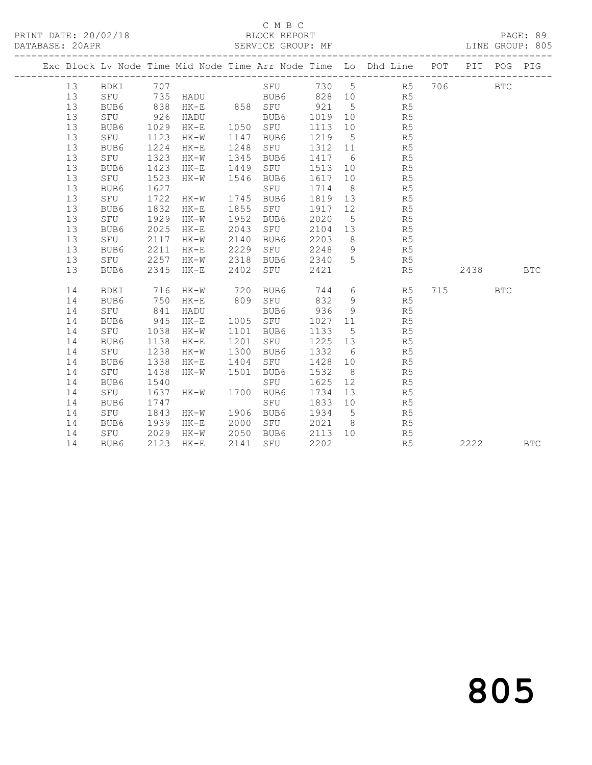C M B C
PRINT DATE: 20/02/18 BLOCK REPORT
DATABASE: 20APR SERVICE GROUP: MF LINE GROUP: 805

| Exc | Block | Lv | Node | Time | Mid Node | Time | Arr Node | Time | Lo | Dhd Line | POT | PIT | POG | PIG |
|---|---|---|---|---|---|---|---|---|---|---|---|---|---|---|
| | 13 | | BDKI | 707 | | | SFU | 730 | 5 | R5 | 706 | | BTC | |
| | 13 | | SFU | 735 | HADU | | BUB6 | 828 | 10 | R5 | | | | |
| | 13 | | BUB6 | 838 | HK-E | 858 | SFU | 921 | 5 | R5 | | | | |
| | 13 | | SFU | 926 | HADU | | BUB6 | 1019 | 10 | R5 | | | | |
| | 13 | | BUB6 | 1029 | HK-E | 1050 | SFU | 1113 | 10 | R5 | | | | |
| | 13 | | SFU | 1123 | HK-W | 1147 | BUB6 | 1219 | 5 | R5 | | | | |
| | 13 | | BUB6 | 1224 | HK-E | 1248 | SFU | 1312 | 11 | R5 | | | | |
| | 13 | | SFU | 1323 | HK-W | 1345 | BUB6 | 1417 | 6 | R5 | | | | |
| | 13 | | BUB6 | 1423 | HK-E | 1449 | SFU | 1513 | 10 | R5 | | | | |
| | 13 | | SFU | 1523 | HK-W | 1546 | BUB6 | 1617 | 10 | R5 | | | | |
| | 13 | | BUB6 | 1627 | | | SFU | 1714 | 8 | R5 | | | | |
| | 13 | | SFU | 1722 | HK-W | 1745 | BUB6 | 1819 | 13 | R5 | | | | |
| | 13 | | BUB6 | 1832 | HK-E | 1855 | SFU | 1917 | 12 | R5 | | | | |
| | 13 | | SFU | 1929 | HK-W | 1952 | BUB6 | 2020 | 5 | R5 | | | | |
| | 13 | | BUB6 | 2025 | HK-E | 2043 | SFU | 2104 | 13 | R5 | | | | |
| | 13 | | SFU | 2117 | HK-W | 2140 | BUB6 | 2203 | 8 | R5 | | | | |
| | 13 | | BUB6 | 2211 | HK-E | 2229 | SFU | 2248 | 9 | R5 | | | | |
| | 13 | | SFU | 2257 | HK-W | 2318 | BUB6 | 2340 | 5 | R5 | | | | |
| | 13 | | BUB6 | 2345 | HK-E | 2402 | SFU | 2421 | | R5 | | 2438 | | BTC |
| | 14 | | BDKI | 716 | HK-W | 720 | BUB6 | 744 | 6 | R5 | 715 | | BTC | |
| | 14 | | BUB6 | 750 | HK-E | 809 | SFU | 832 | 9 | R5 | | | | |
| | 14 | | SFU | 841 | HADU | | BUB6 | 936 | 9 | R5 | | | | |
| | 14 | | BUB6 | 945 | HK-E | 1005 | SFU | 1027 | 11 | R5 | | | | |
| | 14 | | SFU | 1038 | HK-W | 1101 | BUB6 | 1133 | 5 | R5 | | | | |
| | 14 | | BUB6 | 1138 | HK-E | 1201 | SFU | 1225 | 13 | R5 | | | | |
| | 14 | | SFU | 1238 | HK-W | 1300 | BUB6 | 1332 | 6 | R5 | | | | |
| | 14 | | BUB6 | 1338 | HK-E | 1404 | SFU | 1428 | 10 | R5 | | | | |
| | 14 | | SFU | 1438 | HK-W | 1501 | BUB6 | 1532 | 8 | R5 | | | | |
| | 14 | | BUB6 | 1540 | | | SFU | 1625 | 12 | R5 | | | | |
| | 14 | | SFU | 1637 | HK-W | 1700 | BUB6 | 1734 | 13 | R5 | | | | |
| | 14 | | BUB6 | 1747 | | | SFU | 1833 | 10 | R5 | | | | |
| | 14 | | SFU | 1843 | HK-W | 1906 | BUB6 | 1934 | 5 | R5 | | | | |
| | 14 | | BUB6 | 1939 | HK-E | 2000 | SFU | 2021 | 8 | R5 | | | | |
| | 14 | | SFU | 2029 | HK-W | 2050 | BUB6 | 2113 | 10 | R5 | | | | |
| | 14 | | BUB6 | 2123 | HK-E | 2141 | SFU | 2202 | | R5 | | 2222 | | BTC |

805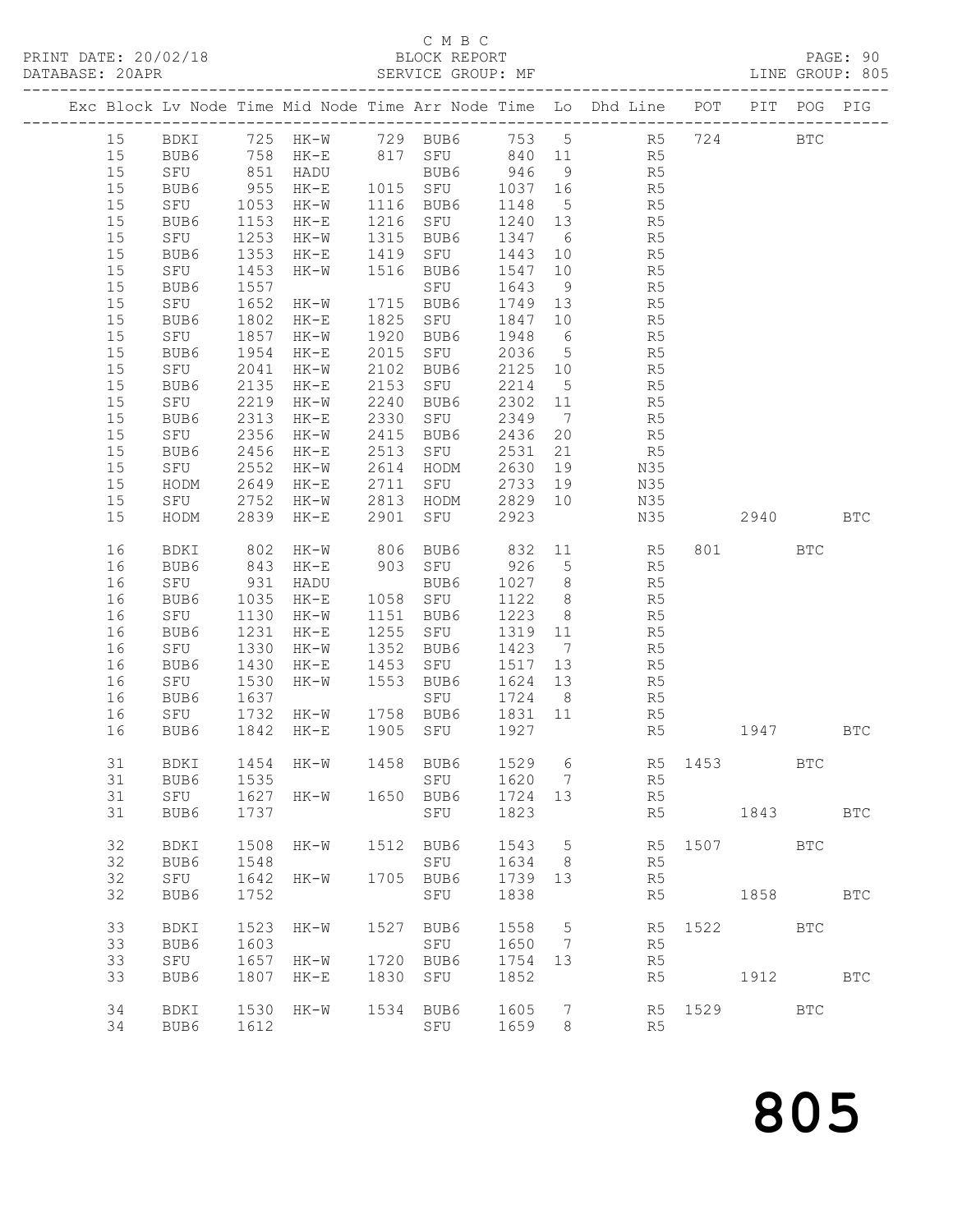C M B C
PRINT DATE: 20/02/18 BLOCK REPORT PAGE: 90
DATABASE: 20APR SERVICE GROUP: MF LINE GROUP: 805

| Exc | Block | Lv | Node | Time | Mid Node | Time | Arr Node | Time | Lo | Dhd Line | POT | PIT | POG | PIG |
|---|---|---|---|---|---|---|---|---|---|---|---|---|---|---|
| | 15 | | BDKI | 725 | HK-W | 729 | BUB6 | 753 | 5 | R5 | 724 | | BTC | |
| | 15 | | BUB6 | 758 | HK-E | 817 | SFU | 840 | 11 | R5 | | | | |
| | 15 | | SFU | 851 | HADU | | BUB6 | 946 | 9 | R5 | | | | |
| | 15 | | BUB6 | 955 | HK-E | 1015 | SFU | 1037 | 16 | R5 | | | | |
| | 15 | | SFU | 1053 | HK-W | 1116 | BUB6 | 1148 | 5 | R5 | | | | |
| | 15 | | BUB6 | 1153 | HK-E | 1216 | SFU | 1240 | 13 | R5 | | | | |
| | 15 | | SFU | 1253 | HK-W | 1315 | BUB6 | 1347 | 6 | R5 | | | | |
| | 15 | | BUB6 | 1353 | HK-E | 1419 | SFU | 1443 | 10 | R5 | | | | |
| | 15 | | SFU | 1453 | HK-W | 1516 | BUB6 | 1547 | 10 | R5 | | | | |
| | 15 | | BUB6 | 1557 | | | SFU | 1643 | 9 | R5 | | | | |
| | 15 | | SFU | 1652 | HK-W | 1715 | BUB6 | 1749 | 13 | R5 | | | | |
| | 15 | | BUB6 | 1802 | HK-E | 1825 | SFU | 1847 | 10 | R5 | | | | |
| | 15 | | SFU | 1857 | HK-W | 1920 | BUB6 | 1948 | 6 | R5 | | | | |
| | 15 | | BUB6 | 1954 | HK-E | 2015 | SFU | 2036 | 5 | R5 | | | | |
| | 15 | | SFU | 2041 | HK-W | 2102 | BUB6 | 2125 | 10 | R5 | | | | |
| | 15 | | BUB6 | 2135 | HK-E | 2153 | SFU | 2214 | 5 | R5 | | | | |
| | 15 | | SFU | 2219 | HK-W | 2240 | BUB6 | 2302 | 11 | R5 | | | | |
| | 15 | | BUB6 | 2313 | HK-E | 2330 | SFU | 2349 | 7 | R5 | | | | |
| | 15 | | SFU | 2356 | HK-W | 2415 | BUB6 | 2436 | 20 | R5 | | | | |
| | 15 | | BUB6 | 2456 | HK-E | 2513 | SFU | 2531 | 21 | R5 | | | | |
| | 15 | | SFU | 2552 | HK-W | 2614 | HODM | 2630 | 19 | N35 | | | | |
| | 15 | | HODM | 2649 | HK-E | 2711 | SFU | 2733 | 19 | N35 | | | | |
| | 15 | | SFU | 2752 | HK-W | 2813 | HODM | 2829 | 10 | N35 | | | | |
| | 15 | | HODM | 2839 | HK-E | 2901 | SFU | 2923 | | N35 | | 2940 | | BTC |
| | 16 | | BDKI | 802 | HK-W | 806 | BUB6 | 832 | 11 | R5 | 801 | | BTC | |
| | 16 | | BUB6 | 843 | HK-E | 903 | SFU | 926 | 5 | R5 | | | | |
| | 16 | | SFU | 931 | HADU | | BUB6 | 1027 | 8 | R5 | | | | |
| | 16 | | BUB6 | 1035 | HK-E | 1058 | SFU | 1122 | 8 | R5 | | | | |
| | 16 | | SFU | 1130 | HK-W | 1151 | BUB6 | 1223 | 8 | R5 | | | | |
| | 16 | | BUB6 | 1231 | HK-E | 1255 | SFU | 1319 | 11 | R5 | | | | |
| | 16 | | SFU | 1330 | HK-W | 1352 | BUB6 | 1423 | 7 | R5 | | | | |
| | 16 | | BUB6 | 1430 | HK-E | 1453 | SFU | 1517 | 13 | R5 | | | | |
| | 16 | | SFU | 1530 | HK-W | 1553 | BUB6 | 1624 | 13 | R5 | | | | |
| | 16 | | BUB6 | 1637 | | | SFU | 1724 | 8 | R5 | | | | |
| | 16 | | SFU | 1732 | HK-W | 1758 | BUB6 | 1831 | 11 | R5 | | | | |
| | 16 | | BUB6 | 1842 | HK-E | 1905 | SFU | 1927 | | R5 | | 1947 | | BTC |
| | 31 | | BDKI | 1454 | HK-W | 1458 | BUB6 | 1529 | 6 | R5 | 1453 | | BTC | |
| | 31 | | BUB6 | 1535 | | | SFU | 1620 | 7 | R5 | | | | |
| | 31 | | SFU | 1627 | HK-W | 1650 | BUB6 | 1724 | 13 | R5 | | | | |
| | 31 | | BUB6 | 1737 | | | SFU | 1823 | | R5 | | 1843 | | BTC |
| | 32 | | BDKI | 1508 | HK-W | 1512 | BUB6 | 1543 | 5 | R5 | 1507 | | BTC | |
| | 32 | | BUB6 | 1548 | | | SFU | 1634 | 8 | R5 | | | | |
| | 32 | | SFU | 1642 | HK-W | 1705 | BUB6 | 1739 | 13 | R5 | | | | |
| | 32 | | BUB6 | 1752 | | | SFU | 1838 | | R5 | | 1858 | | BTC |
| | 33 | | BDKI | 1523 | HK-W | 1527 | BUB6 | 1558 | 5 | R5 | 1522 | | BTC | |
| | 33 | | BUB6 | 1603 | | | SFU | 1650 | 7 | R5 | | | | |
| | 33 | | SFU | 1657 | HK-W | 1720 | BUB6 | 1754 | 13 | R5 | | | | |
| | 33 | | BUB6 | 1807 | HK-E | 1830 | SFU | 1852 | | R5 | | 1912 | | BTC |
| | 34 | | BDKI | 1530 | HK-W | 1534 | BUB6 | 1605 | 7 | R5 | 1529 | | BTC | |
| | 34 | | BUB6 | 1612 | | | SFU | 1659 | 8 | R5 | | | | |

805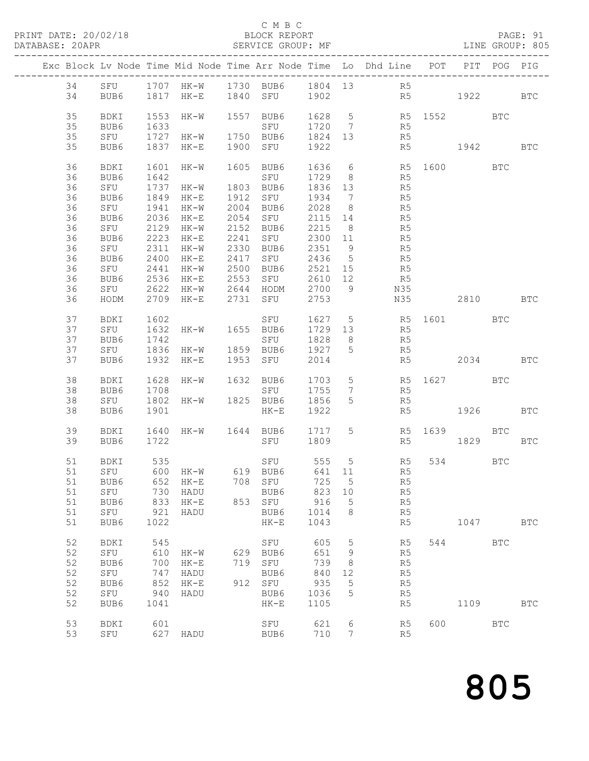C M B C
BLOCK REPORT
SERVICE GROUP: MF

PRINT DATE: 20/02/18
DATABASE: 20APR
PAGE: 91
LINE GROUP: 805

| Exc | Block | Lv | Node | Time | Mid Node | Time | Arr Node | Time | Lo | Dhd Line | POT | PIT | POG | PIG |
|---|---|---|---|---|---|---|---|---|---|---|---|---|---|---|
| | 34 | | SFU | 1707 | HK-W | 1730 | BUB6 | 1804 | 13 | R5 | | | | |
| | 34 | | BUB6 | 1817 | HK-E | 1840 | SFU | 1902 | | R5 | | 1922 | | BTC |
| | 35 | | BDKI | 1553 | HK-W | 1557 | BUB6 | 1628 | 5 | R5 | 1552 | | BTC | |
| | 35 | | BUB6 | 1633 | | | SFU | 1720 | 7 | R5 | | | | |
| | 35 | | SFU | 1727 | HK-W | 1750 | BUB6 | 1824 | 13 | R5 | | | | |
| | 35 | | BUB6 | 1837 | HK-E | 1900 | SFU | 1922 | | R5 | | 1942 | | BTC |
| | 36 | | BDKI | 1601 | HK-W | 1605 | BUB6 | 1636 | 6 | R5 | 1600 | | BTC | |
| | 36 | | BUB6 | 1642 | | | SFU | 1729 | 8 | R5 | | | | |
| | 36 | | SFU | 1737 | HK-W | 1803 | BUB6 | 1836 | 13 | R5 | | | | |
| | 36 | | BUB6 | 1849 | HK-E | 1912 | SFU | 1934 | 7 | R5 | | | | |
| | 36 | | SFU | 1941 | HK-W | 2004 | BUB6 | 2028 | 8 | R5 | | | | |
| | 36 | | BUB6 | 2036 | HK-E | 2054 | SFU | 2115 | 14 | R5 | | | | |
| | 36 | | SFU | 2129 | HK-W | 2152 | BUB6 | 2215 | 8 | R5 | | | | |
| | 36 | | BUB6 | 2223 | HK-E | 2241 | SFU | 2300 | 11 | R5 | | | | |
| | 36 | | SFU | 2311 | HK-W | 2330 | BUB6 | 2351 | 9 | R5 | | | | |
| | 36 | | BUB6 | 2400 | HK-E | 2417 | SFU | 2436 | 5 | R5 | | | | |
| | 36 | | SFU | 2441 | HK-W | 2500 | BUB6 | 2521 | 15 | R5 | | | | |
| | 36 | | BUB6 | 2536 | HK-E | 2553 | SFU | 2610 | 12 | R5 | | | | |
| | 36 | | SFU | 2622 | HK-W | 2644 | HODM | 2700 | 9 | N35 | | | | |
| | 36 | | HODM | 2709 | HK-E | 2731 | SFU | 2753 | | N35 | | 2810 | | BTC |
| | 37 | | BDKI | 1602 | | | SFU | 1627 | 5 | R5 | 1601 | | BTC | |
| | 37 | | SFU | 1632 | HK-W | 1655 | BUB6 | 1729 | 13 | R5 | | | | |
| | 37 | | BUB6 | 1742 | | | SFU | 1828 | 8 | R5 | | | | |
| | 37 | | SFU | 1836 | HK-W | 1859 | BUB6 | 1927 | 5 | R5 | | | | |
| | 37 | | BUB6 | 1932 | HK-E | 1953 | SFU | 2014 | | R5 | | 2034 | | BTC |
| | 38 | | BDKI | 1628 | HK-W | 1632 | BUB6 | 1703 | 5 | R5 | 1627 | | BTC | |
| | 38 | | BUB6 | 1708 | | | SFU | 1755 | 7 | R5 | | | | |
| | 38 | | SFU | 1802 | HK-W | 1825 | BUB6 | 1856 | 5 | R5 | | | | |
| | 38 | | BUB6 | 1901 | | | HK-E | 1922 | | R5 | | 1926 | | BTC |
| | 39 | | BDKI | 1640 | HK-W | 1644 | BUB6 | 1717 | 5 | R5 | 1639 | | BTC | |
| | 39 | | BUB6 | 1722 | | | SFU | 1809 | | R5 | | 1829 | | BTC |
| | 51 | | BDKI | 535 | | | SFU | 555 | 5 | R5 | 534 | | BTC | |
| | 51 | | SFU | 600 | HK-W | 619 | BUB6 | 641 | 11 | R5 | | | | |
| | 51 | | BUB6 | 652 | HK-E | 708 | SFU | 725 | 5 | R5 | | | | |
| | 51 | | SFU | 730 | HADU | | BUB6 | 823 | 10 | R5 | | | | |
| | 51 | | BUB6 | 833 | HK-E | 853 | SFU | 916 | 5 | R5 | | | | |
| | 51 | | SFU | 921 | HADU | | BUB6 | 1014 | 8 | R5 | | | | |
| | 51 | | BUB6 | 1022 | | | HK-E | 1043 | | R5 | | 1047 | | BTC |
| | 52 | | BDKI | 545 | | | SFU | 605 | 5 | R5 | 544 | | BTC | |
| | 52 | | SFU | 610 | HK-W | 629 | BUB6 | 651 | 9 | R5 | | | | |
| | 52 | | BUB6 | 700 | HK-E | 719 | SFU | 739 | 8 | R5 | | | | |
| | 52 | | SFU | 747 | HADU | | BUB6 | 840 | 12 | R5 | | | | |
| | 52 | | BUB6 | 852 | HK-E | 912 | SFU | 935 | 5 | R5 | | | | |
| | 52 | | SFU | 940 | HADU | | BUB6 | 1036 | 5 | R5 | | | | |
| | 52 | | BUB6 | 1041 | | | HK-E | 1105 | | R5 | | 1109 | | BTC |
| | 53 | | BDKI | 601 | | | SFU | 621 | 6 | R5 | 600 | | BTC | |
| | 53 | | SFU | 627 | HADU | | BUB6 | 710 | 7 | R5 | | | | |

805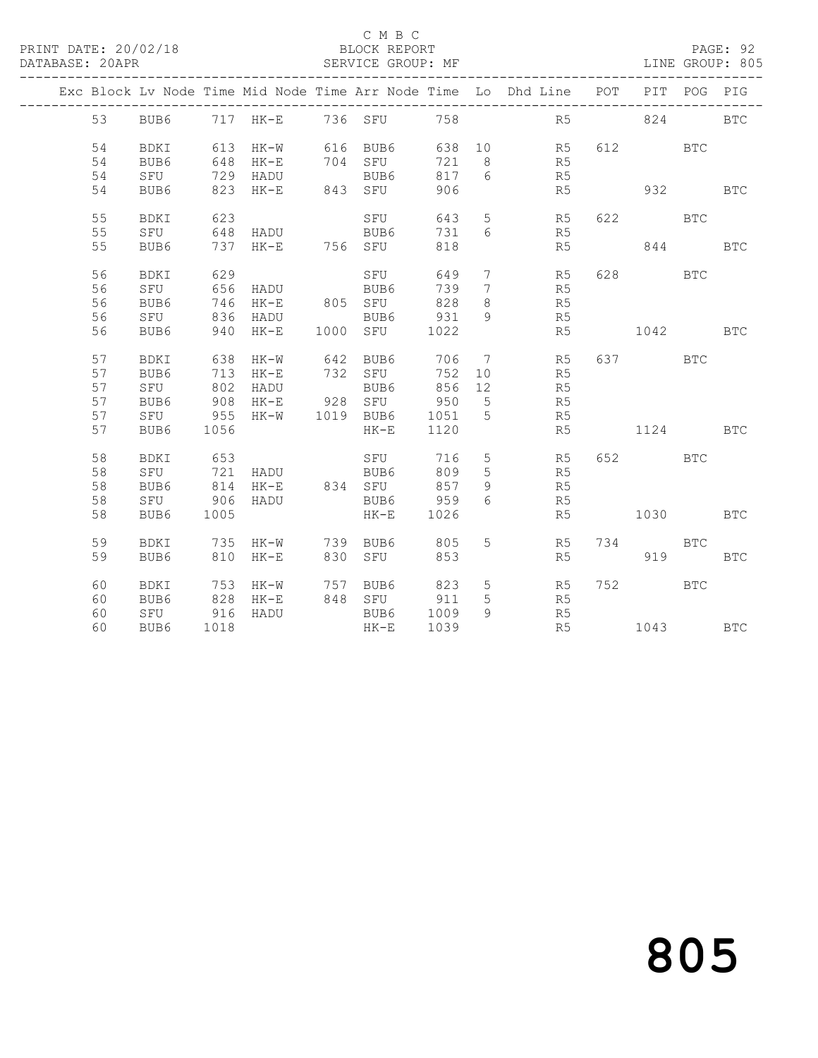C M B C

PRINT DATE: 20/02/18 BLOCK REPORT
DATABASE: 20APR SERVICE GROUP: MF LINE GROUP: 805

| Exc | Block | Lv | Node | Time | Mid Node | Time | Arr Node | Time | Lo | Dhd Line | POT | PIT | POG | PIG |
|---|---|---|---|---|---|---|---|---|---|---|---|---|---|---|
| | 53 | | BUB6 | 717 | HK-E | 736 | SFU | 758 | | R5 | | 824 | | BTC |
| | 54 | | BDKI | 613 | HK-W | 616 | BUB6 | 638 | 10 | R5 | 612 | | BTC | |
| | 54 | | BUB6 | 648 | HK-E | 704 | SFU | 721 | 8 | R5 | | | | |
| | 54 | | SFU | 729 | HADU | | BUB6 | 817 | 6 | R5 | | | | |
| | 54 | | BUB6 | 823 | HK-E | 843 | SFU | 906 | | R5 | | 932 | | BTC |
| | 55 | | BDKI | 623 | | | SFU | 643 | 5 | R5 | 622 | | BTC | |
| | 55 | | SFU | 648 | HADU | | BUB6 | 731 | 6 | R5 | | | | |
| | 55 | | BUB6 | 737 | HK-E | 756 | SFU | 818 | | R5 | | 844 | | BTC |
| | 56 | | BDKI | 629 | | | SFU | 649 | 7 | R5 | 628 | | BTC | |
| | 56 | | SFU | 656 | HADU | | BUB6 | 739 | 7 | R5 | | | | |
| | 56 | | BUB6 | 746 | HK-E | 805 | SFU | 828 | 8 | R5 | | | | |
| | 56 | | SFU | 836 | HADU | | BUB6 | 931 | 9 | R5 | | | | |
| | 56 | | BUB6 | 940 | HK-E | 1000 | SFU | 1022 | | R5 | | 1042 | | BTC |
| | 57 | | BDKI | 638 | HK-W | 642 | BUB6 | 706 | 7 | R5 | 637 | | BTC | |
| | 57 | | BUB6 | 713 | HK-E | 732 | SFU | 752 | 10 | R5 | | | | |
| | 57 | | SFU | 802 | HADU | | BUB6 | 856 | 12 | R5 | | | | |
| | 57 | | BUB6 | 908 | HK-E | 928 | SFU | 950 | 5 | R5 | | | | |
| | 57 | | SFU | 955 | HK-W | 1019 | BUB6 | 1051 | 5 | R5 | | | | |
| | 57 | | BUB6 | 1056 | | | HK-E | 1120 | | R5 | | 1124 | | BTC |
| | 58 | | BDKI | 653 | | | SFU | 716 | 5 | R5 | 652 | | BTC | |
| | 58 | | SFU | 721 | HADU | | BUB6 | 809 | 5 | R5 | | | | |
| | 58 | | BUB6 | 814 | HK-E | 834 | SFU | 857 | 9 | R5 | | | | |
| | 58 | | SFU | 906 | HADU | | BUB6 | 959 | 6 | R5 | | | | |
| | 58 | | BUB6 | 1005 | | | HK-E | 1026 | | R5 | | 1030 | | BTC |
| | 59 | | BDKI | 735 | HK-W | 739 | BUB6 | 805 | 5 | R5 | 734 | | BTC | |
| | 59 | | BUB6 | 810 | HK-E | 830 | SFU | 853 | | R5 | | 919 | | BTC |
| | 60 | | BDKI | 753 | HK-W | 757 | BUB6 | 823 | 5 | R5 | 752 | | BTC | |
| | 60 | | BUB6 | 828 | HK-E | 848 | SFU | 911 | 5 | R5 | | | | |
| | 60 | | SFU | 916 | HADU | | BUB6 | 1009 | 9 | R5 | | | | |
| | 60 | | BUB6 | 1018 | | | HK-E | 1039 | | R5 | | 1043 | | BTC |

805